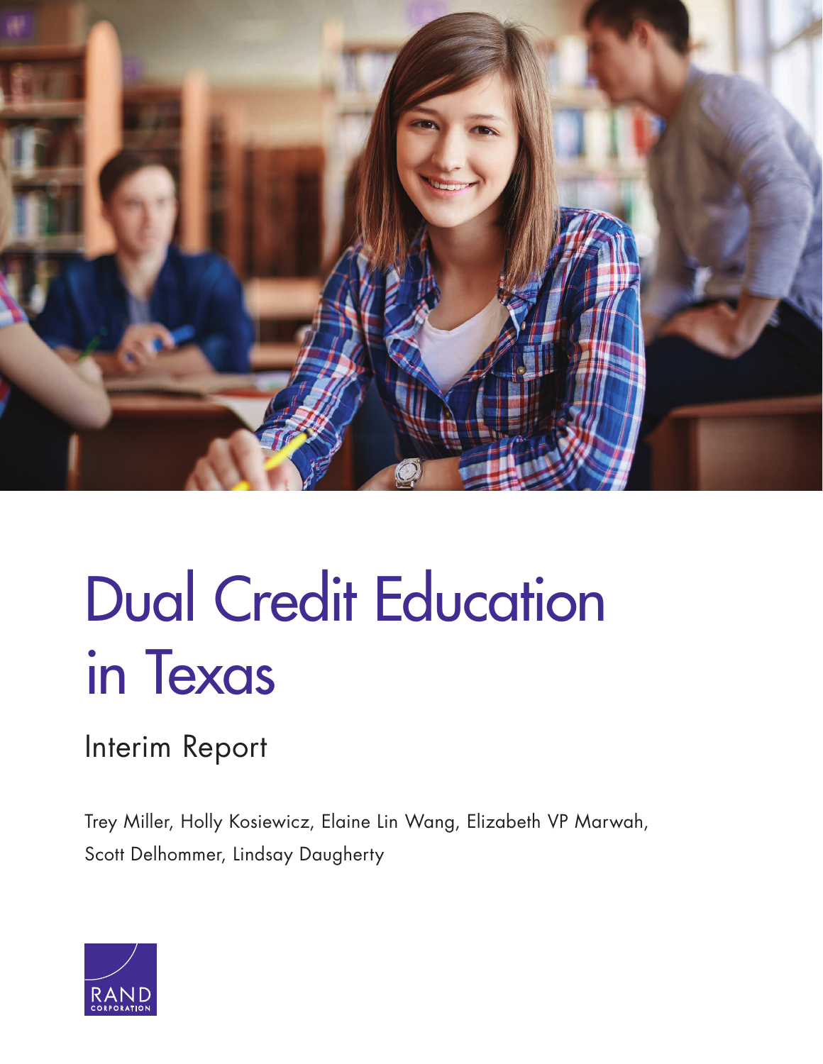# Dual Credit Education in Texas

## Interim Report

Trey Miller, Holly Kosiewicz, Elaine Lin Wang, Elizabeth VP Marwah, Scott Delhommer, Lindsay Daugherty

RAND CORPORATION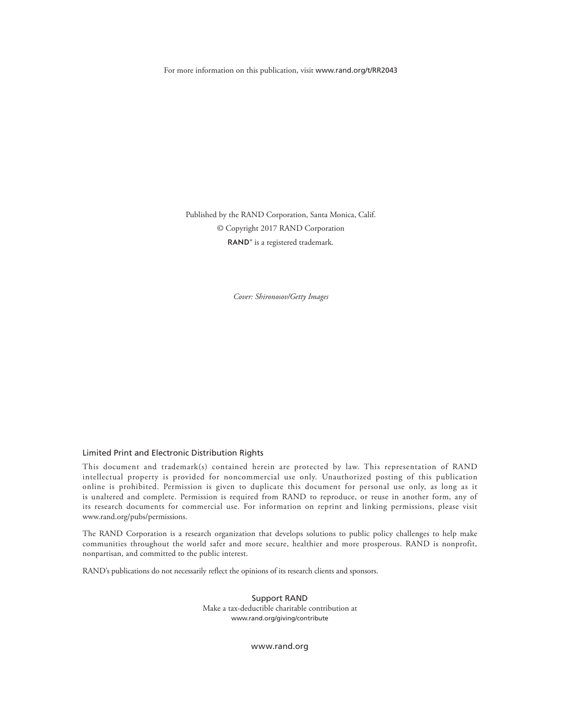For more information on this publication, visit www.rand.org/t/RR2043

Published by the RAND Corporation, Santa Monica, Calif.

© Copyright 2017 RAND Corporation

RAND® is a registered trademark.

*Cover: Shironosov/Getty Images*

### Limited Print and Electronic Distribution Rights

This document and trademark(s) contained herein are protected by law. This representation of RAND intellectual property is provided for noncommercial use only. Unauthorized posting of this publication online is prohibited. Permission is given to duplicate this document for personal use only, as long as it is unaltered and complete. Permission is required from RAND to reproduce, or reuse in another form, any of its research documents for commercial use. For information on reprint and linking permissions, please visit www.rand.org/pubs/permissions.

The RAND Corporation is a research organization that develops solutions to public policy challenges to help make communities throughout the world safer and more secure, healthier and more prosperous. RAND is nonprofit, nonpartisan, and committed to the public interest.

RAND's publications do not necessarily reflect the opinions of its research clients and sponsors.

Support RAND

Make a tax-deductible charitable contribution at

www.rand.org/giving/contribute

www.rand.org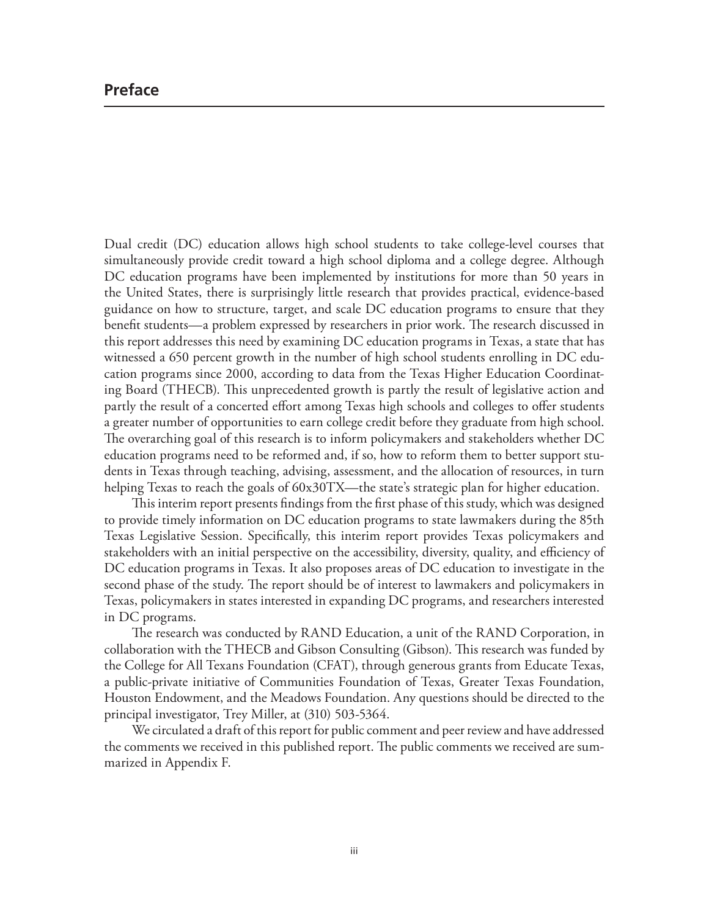## Preface

Dual credit (DC) education allows high school students to take college-level courses that simultaneously provide credit toward a high school diploma and a college degree. Although DC education programs have been implemented by institutions for more than 50 years in the United States, there is surprisingly little research that provides practical, evidence-based guidance on how to structure, target, and scale DC education programs to ensure that they benefit students—a problem expressed by researchers in prior work. The research discussed in this report addresses this need by examining DC education programs in Texas, a state that has witnessed a 650 percent growth in the number of high school students enrolling in DC education programs since 2000, according to data from the Texas Higher Education Coordinating Board (THECB). This unprecedented growth is partly the result of legislative action and partly the result of a concerted effort among Texas high schools and colleges to offer students a greater number of opportunities to earn college credit before they graduate from high school. The overarching goal of this research is to inform policymakers and stakeholders whether DC education programs need to be reformed and, if so, how to reform them to better support students in Texas through teaching, advising, assessment, and the allocation of resources, in turn helping Texas to reach the goals of 60x30TX—the state's strategic plan for higher education.

This interim report presents findings from the first phase of this study, which was designed to provide timely information on DC education programs to state lawmakers during the 85th Texas Legislative Session. Specifically, this interim report provides Texas policymakers and stakeholders with an initial perspective on the accessibility, diversity, quality, and efficiency of DC education programs in Texas. It also proposes areas of DC education to investigate in the second phase of the study. The report should be of interest to lawmakers and policymakers in Texas, policymakers in states interested in expanding DC programs, and researchers interested in DC programs.

The research was conducted by RAND Education, a unit of the RAND Corporation, in collaboration with the THECB and Gibson Consulting (Gibson). This research was funded by the College for All Texans Foundation (CFAT), through generous grants from Educate Texas, a public-private initiative of Communities Foundation of Texas, Greater Texas Foundation, Houston Endowment, and the Meadows Foundation. Any questions should be directed to the principal investigator, Trey Miller, at (310) 503-5364.

We circulated a draft of this report for public comment and peer review and have addressed the comments we received in this published report. The public comments we received are summarized in Appendix F.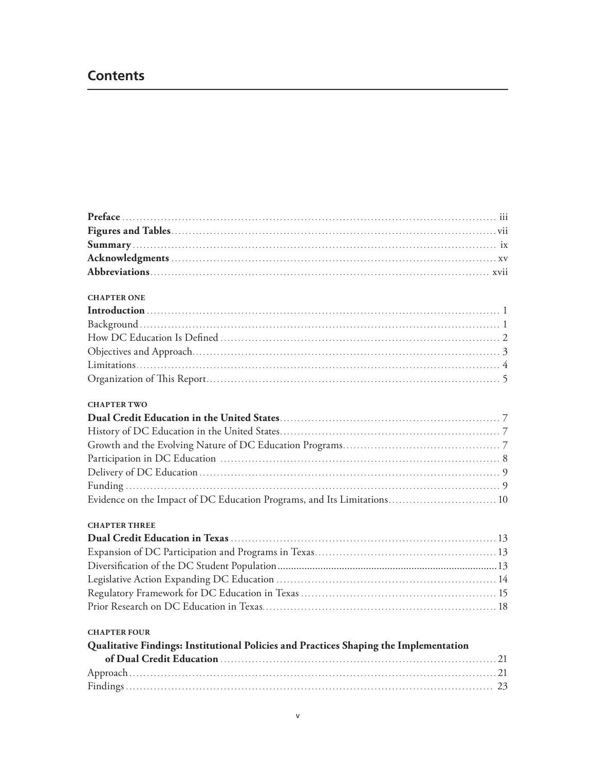# Contents

**Preface** ... iii
**Figures and Tables** ... vii
**Summary** ... ix
**Acknowledgments** ... xv
**Abbreviations** ... xvii

CHAPTER ONE

**Introduction** ... 1
Background ... 1
How DC Education Is Defined ... 2
Objectives and Approach ... 3
Limitations ... 4
Organization of This Report ... 5

CHAPTER TWO

**Dual Credit Education in the United States** ... 7
History of DC Education in the United States ... 7
Growth and the Evolving Nature of DC Education Programs ... 7
Participation in DC Education ... 8
Delivery of DC Education ... 9
Funding ... 9
Evidence on the Impact of DC Education Programs, and Its Limitations ... 10

CHAPTER THREE

**Dual Credit Education in Texas** ... 13
Expansion of DC Participation and Programs in Texas ... 13
Diversification of the DC Student Population ... 13
Legislative Action Expanding DC Education ... 14
Regulatory Framework for DC Education in Texas ... 15
Prior Research on DC Education in Texas ... 18

CHAPTER FOUR

**Qualitative Findings: Institutional Policies and Practices Shaping the Implementation of Dual Credit Education** ... 21
Approach ... 21
Findings ... 23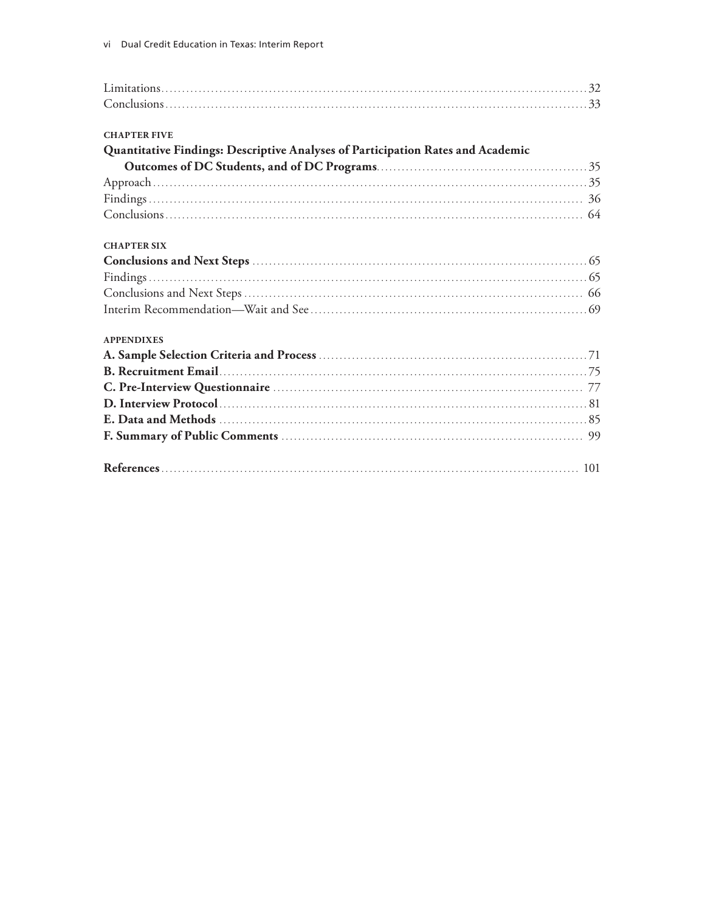Limitations ..... 32
Conclusions ..... 33

**CHAPTER FIVE**

**Quantitative Findings: Descriptive Analyses of Participation Rates and Academic Outcomes of DC Students, and of DC Programs** ..... 35
Approach ..... 35
Findings ..... 36
Conclusions ..... 64

**CHAPTER SIX**

**Conclusions and Next Steps** ..... 65
Findings ..... 65
Conclusions and Next Steps ..... 66
Interim Recommendation—Wait and See ..... 69

**APPENDIXES**

**A. Sample Selection Criteria and Process** ..... 71
**B. Recruitment Email** ..... 75
**C. Pre-Interview Questionnaire** ..... 77
**D. Interview Protocol** ..... 81
**E. Data and Methods** ..... 85
**F. Summary of Public Comments** ..... 99

**References** ..... 101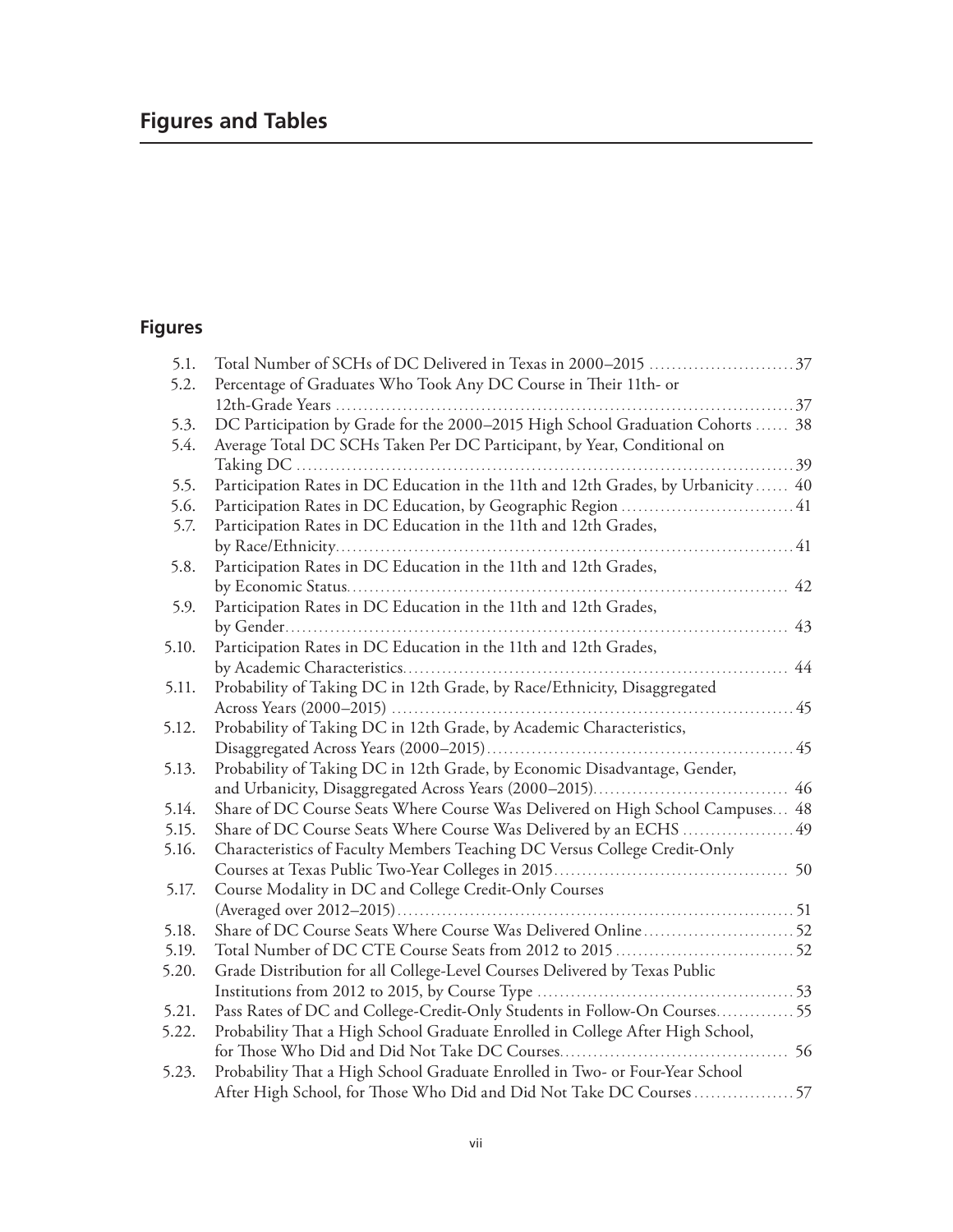# Figures and Tables

## Figures

| | | |
|---|---|---|
| 5.1. | Total Number of SCHs of DC Delivered in Texas in 2000–2015 | 37 |
| 5.2. | Percentage of Graduates Who Took Any DC Course in Their 11th- or 12th-Grade Years | 37 |
| 5.3. | DC Participation by Grade for the 2000–2015 High School Graduation Cohorts | 38 |
| 5.4. | Average Total DC SCHs Taken Per DC Participant, by Year, Conditional on Taking DC | 39 |
| 5.5. | Participation Rates in DC Education in the 11th and 12th Grades, by Urbanicity | 40 |
| 5.6. | Participation Rates in DC Education, by Geographic Region | 41 |
| 5.7. | Participation Rates in DC Education in the 11th and 12th Grades, by Race/Ethnicity | 41 |
| 5.8. | Participation Rates in DC Education in the 11th and 12th Grades, by Economic Status | 42 |
| 5.9. | Participation Rates in DC Education in the 11th and 12th Grades, by Gender | 43 |
| 5.10. | Participation Rates in DC Education in the 11th and 12th Grades, by Academic Characteristics | 44 |
| 5.11. | Probability of Taking DC in 12th Grade, by Race/Ethnicity, Disaggregated Across Years (2000–2015) | 45 |
| 5.12. | Probability of Taking DC in 12th Grade, by Academic Characteristics, Disaggregated Across Years (2000–2015) | 45 |
| 5.13. | Probability of Taking DC in 12th Grade, by Economic Disadvantage, Gender, and Urbanicity, Disaggregated Across Years (2000–2015) | 46 |
| 5.14. | Share of DC Course Seats Where Course Was Delivered on High School Campuses | 48 |
| 5.15. | Share of DC Course Seats Where Course Was Delivered by an ECHS | 49 |
| 5.16. | Characteristics of Faculty Members Teaching DC Versus College Credit-Only Courses at Texas Public Two-Year Colleges in 2015 | 50 |
| 5.17. | Course Modality in DC and College Credit-Only Courses (Averaged over 2012–2015) | 51 |
| 5.18. | Share of DC Course Seats Where Course Was Delivered Online | 52 |
| 5.19. | Total Number of DC CTE Course Seats from 2012 to 2015 | 52 |
| 5.20. | Grade Distribution for all College-Level Courses Delivered by Texas Public Institutions from 2012 to 2015, by Course Type | 53 |
| 5.21. | Pass Rates of DC and College-Credit-Only Students in Follow-On Courses | 55 |
| 5.22. | Probability That a High School Graduate Enrolled in College After High School, for Those Who Did and Did Not Take DC Courses | 56 |
| 5.23. | Probability That a High School Graduate Enrolled in Two- or Four-Year School After High School, for Those Who Did and Did Not Take DC Courses | 57 |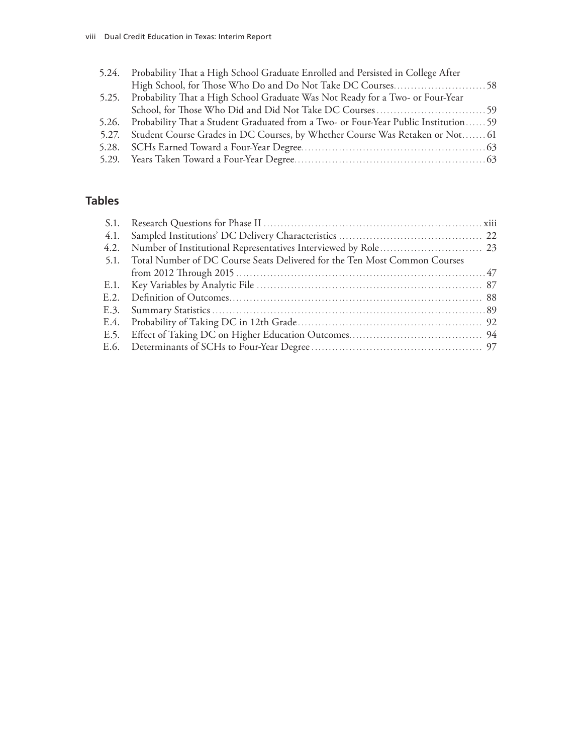5.24. Probability That a High School Graduate Enrolled and Persisted in College After High School, for Those Who Do and Do Not Take DC Courses....................................58
5.25. Probability That a High School Graduate Was Not Ready for a Two- or Four-Year School, for Those Who Did and Did Not Take DC Courses....................................59
5.26. Probability That a Student Graduated from a Two- or Four-Year Public Institution......59
5.27. Student Course Grades in DC Courses, by Whether Course Was Retaken or Not.......61
5.28. SCHs Earned Toward a Four-Year Degree....................................................63
5.29. Years Taken Toward a Four-Year Degree....................................................63

## Tables

S.1. Research Questions for Phase II....................................................xiii
4.1. Sampled Institutions' DC Delivery Characteristics....................................................22
4.2. Number of Institutional Representatives Interviewed by Role....................................................23
5.1. Total Number of DC Course Seats Delivered for the Ten Most Common Courses from 2012 Through 2015....................................................47
E.1. Key Variables by Analytic File....................................................87
E.2. Definition of Outcomes....................................................88
E.3. Summary Statistics....................................................89
E.4. Probability of Taking DC in 12th Grade....................................................92
E.5. Effect of Taking DC on Higher Education Outcomes....................................................94
E.6. Determinants of SCHs to Four-Year Degree....................................................97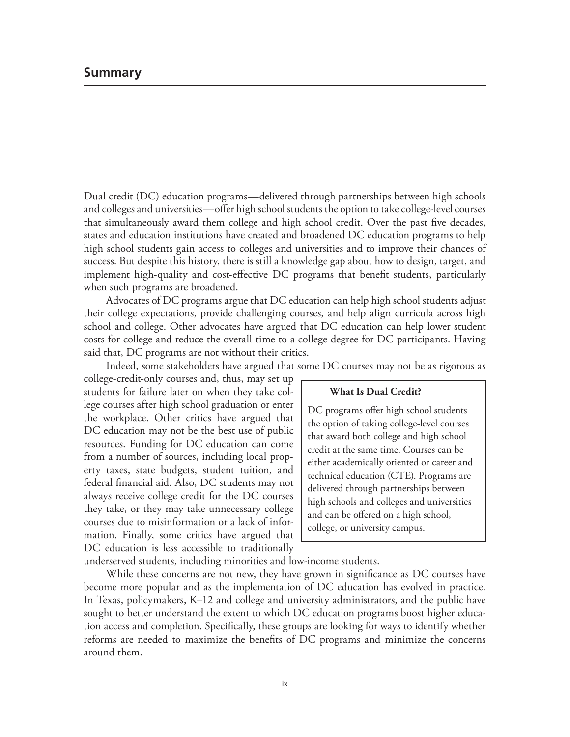## Summary

Dual credit (DC) education programs—delivered through partnerships between high schools and colleges and universities—offer high school students the option to take college-level courses that simultaneously award them college and high school credit. Over the past five decades, states and education institutions have created and broadened DC education programs to help high school students gain access to colleges and universities and to improve their chances of success. But despite this history, there is still a knowledge gap about how to design, target, and implement high-quality and cost-effective DC programs that benefit students, particularly when such programs are broadened.

Advocates of DC programs argue that DC education can help high school students adjust their college expectations, provide challenging courses, and help align curricula across high school and college. Other advocates have argued that DC education can help lower student costs for college and reduce the overall time to a college degree for DC participants. Having said that, DC programs are not without their critics.

Indeed, some stakeholders have argued that some DC courses may not be as rigorous as college-credit-only courses and, thus, may set up students for failure later on when they take college courses after high school graduation or enter the workplace. Other critics have argued that DC education may not be the best use of public resources. Funding for DC education can come from a number of sources, including local property taxes, state budgets, student tuition, and federal financial aid. Also, DC students may not always receive college credit for the DC courses they take, or they may take unnecessary college courses due to misinformation or a lack of information. Finally, some critics have argued that DC education is less accessible to traditionally underserved students, including minorities and low-income students.

> **What Is Dual Credit?**
>
> DC programs offer high school students the option of taking college-level courses that award both college and high school credit at the same time. Courses can be either academically oriented or career and technical education (CTE). Programs are delivered through partnerships between high schools and colleges and universities and can be offered on a high school, college, or university campus.

While these concerns are not new, they have grown in significance as DC courses have become more popular and as the implementation of DC education has evolved in practice. In Texas, policymakers, K–12 and college and university administrators, and the public have sought to better understand the extent to which DC education programs boost higher education access and completion. Specifically, these groups are looking for ways to identify whether reforms are needed to maximize the benefits of DC programs and minimize the concerns around them.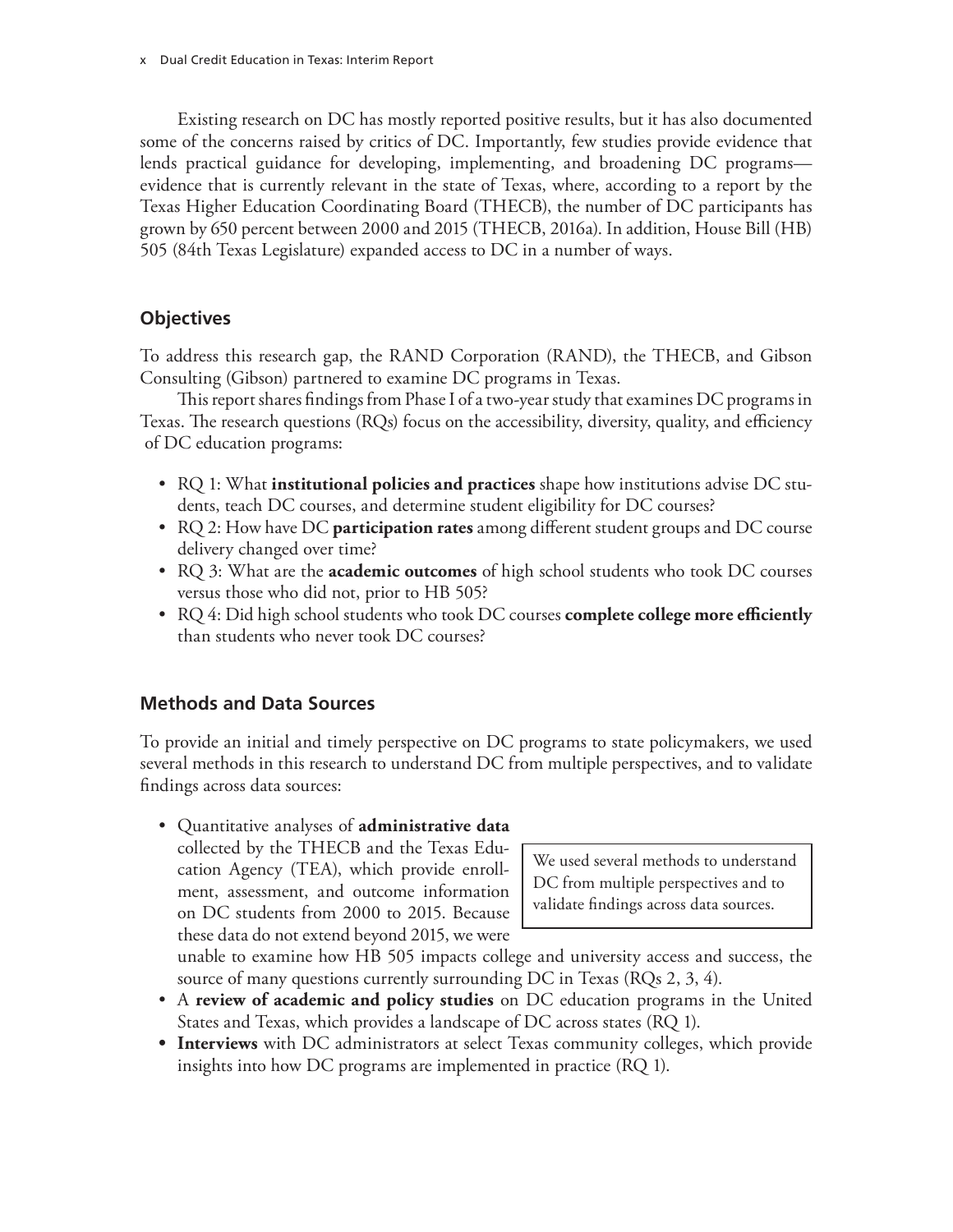Existing research on DC has mostly reported positive results, but it has also documented some of the concerns raised by critics of DC. Importantly, few studies provide evidence that lends practical guidance for developing, implementing, and broadening DC programs—evidence that is currently relevant in the state of Texas, where, according to a report by the Texas Higher Education Coordinating Board (THECB), the number of DC participants has grown by 650 percent between 2000 and 2015 (THECB, 2016a). In addition, House Bill (HB) 505 (84th Texas Legislature) expanded access to DC in a number of ways.

## Objectives

To address this research gap, the RAND Corporation (RAND), the THECB, and Gibson Consulting (Gibson) partnered to examine DC programs in Texas.

This report shares findings from Phase I of a two-year study that examines DC programs in Texas. The research questions (RQs) focus on the accessibility, diversity, quality, and efficiency of DC education programs:

- RQ 1: What **institutional policies and practices** shape how institutions advise DC students, teach DC courses, and determine student eligibility for DC courses?
- RQ 2: How have DC **participation rates** among different student groups and DC course delivery changed over time?
- RQ 3: What are the **academic outcomes** of high school students who took DC courses versus those who did not, prior to HB 505?
- RQ 4: Did high school students who took DC courses **complete college more efficiently** than students who never took DC courses?

## Methods and Data Sources

To provide an initial and timely perspective on DC programs to state policymakers, we used several methods in this research to understand DC from multiple perspectives, and to validate findings across data sources:

- Quantitative analyses of **administrative data** collected by the THECB and the Texas Education Agency (TEA), which provide enrollment, assessment, and outcome information on DC students from 2000 to 2015. Because these data do not extend beyond 2015, we were unable to examine how HB 505 impacts college and university access and success, the source of many questions currently surrounding DC in Texas (RQs 2, 3, 4).
- A **review of academic and policy studies** on DC education programs in the United States and Texas, which provides a landscape of DC across states (RQ 1).
- **Interviews** with DC administrators at select Texas community colleges, which provide insights into how DC programs are implemented in practice (RQ 1).

> We used several methods to understand DC from multiple perspectives and to validate findings across data sources.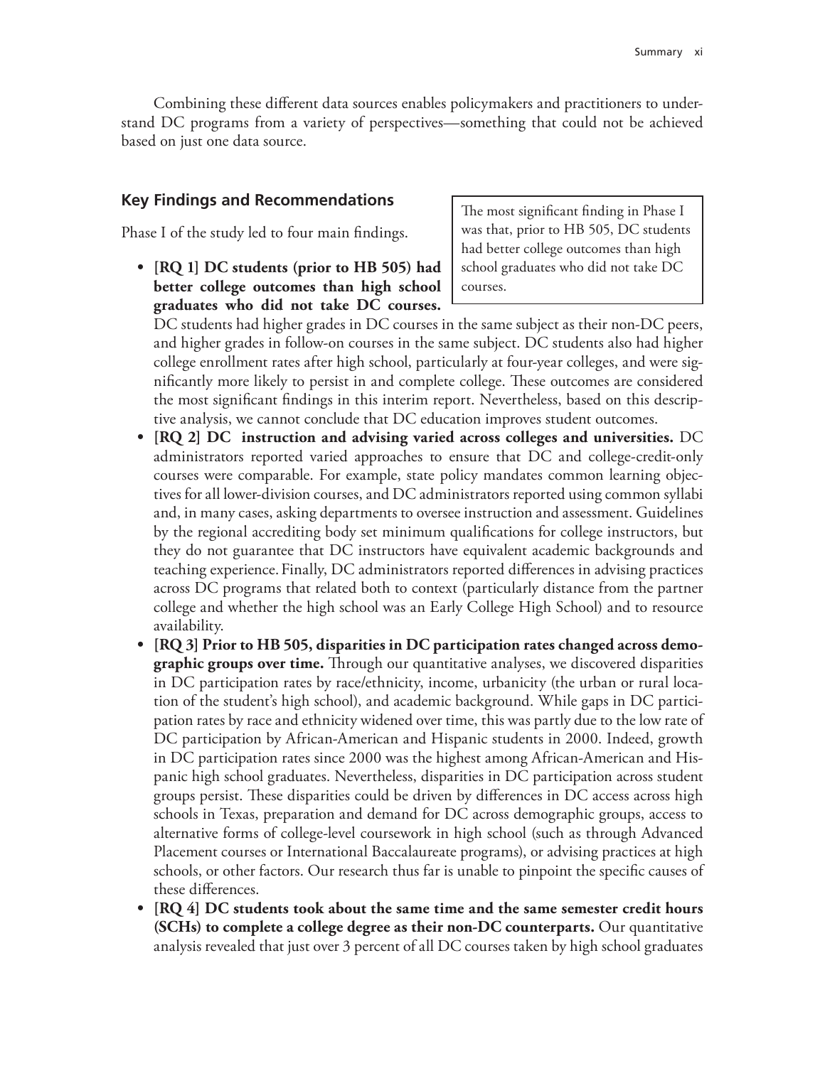Combining these different data sources enables policymakers and practitioners to understand DC programs from a variety of perspectives—something that could not be achieved based on just one data source.

## Key Findings and Recommendations

> The most significant finding in Phase I was that, prior to HB 505, DC students had better college outcomes than high school graduates who did not take DC courses.

Phase I of the study led to four main findings.

- **[RQ 1] DC students (prior to HB 505) had better college outcomes than high school graduates who did not take DC courses.** DC students had higher grades in DC courses in the same subject as their non-DC peers, and higher grades in follow-on courses in the same subject. DC students also had higher college enrollment rates after high school, particularly at four-year colleges, and were significantly more likely to persist in and complete college. These outcomes are considered the most significant findings in this interim report. Nevertheless, based on this descriptive analysis, we cannot conclude that DC education improves student outcomes.
- **[RQ 2] DC instruction and advising varied across colleges and universities.** DC administrators reported varied approaches to ensure that DC and college-credit-only courses were comparable. For example, state policy mandates common learning objectives for all lower-division courses, and DC administrators reported using common syllabi and, in many cases, asking departments to oversee instruction and assessment. Guidelines by the regional accrediting body set minimum qualifications for college instructors, but they do not guarantee that DC instructors have equivalent academic backgrounds and teaching experience. Finally, DC administrators reported differences in advising practices across DC programs that related both to context (particularly distance from the partner college and whether the high school was an Early College High School) and to resource availability.
- **[RQ 3] Prior to HB 505, disparities in DC participation rates changed across demographic groups over time.** Through our quantitative analyses, we discovered disparities in DC participation rates by race/ethnicity, income, urbanicity (the urban or rural location of the student's high school), and academic background. While gaps in DC participation rates by race and ethnicity widened over time, this was partly due to the low rate of DC participation by African-American and Hispanic students in 2000. Indeed, growth in DC participation rates since 2000 was the highest among African-American and Hispanic high school graduates. Nevertheless, disparities in DC participation across student groups persist. These disparities could be driven by differences in DC access across high schools in Texas, preparation and demand for DC across demographic groups, access to alternative forms of college-level coursework in high school (such as through Advanced Placement courses or International Baccalaureate programs), or advising practices at high schools, or other factors. Our research thus far is unable to pinpoint the specific causes of these differences.
- **[RQ 4] DC students took about the same time and the same semester credit hours (SCHs) to complete a college degree as their non-DC counterparts.** Our quantitative analysis revealed that just over 3 percent of all DC courses taken by high school graduates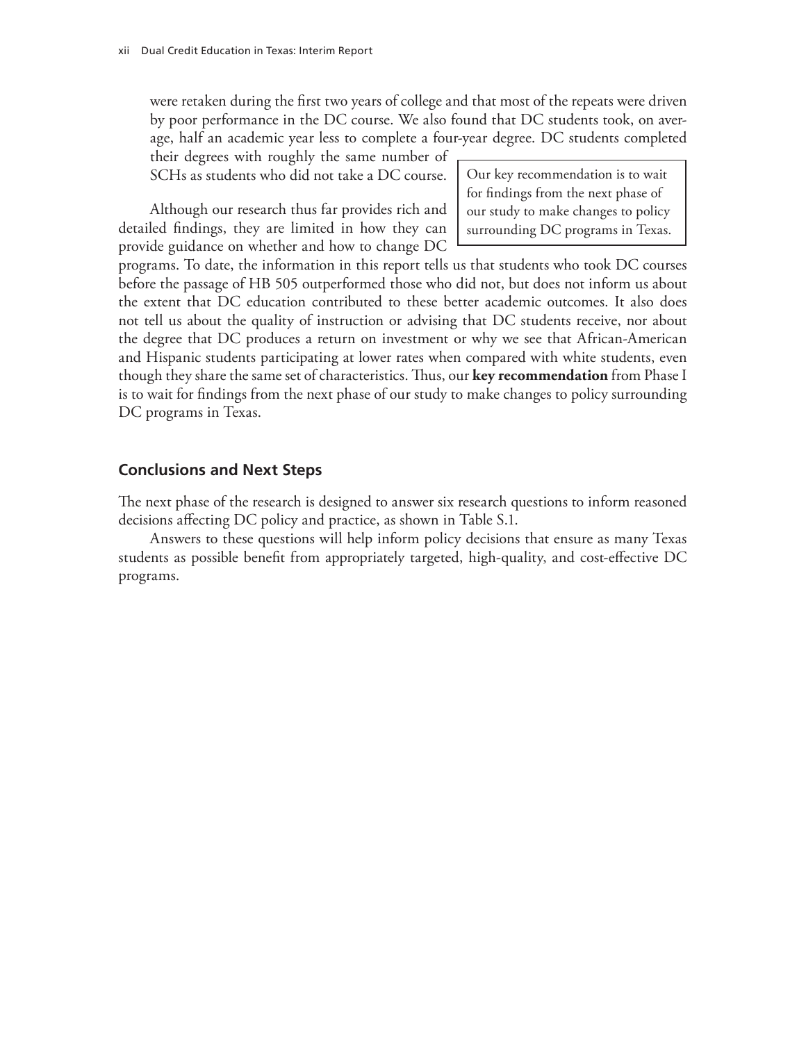were retaken during the first two years of college and that most of the repeats were driven by poor performance in the DC course. We also found that DC students took, on average, half an academic year less to complete a four-year degree. DC students completed their degrees with roughly the same number of SCHs as students who did not take a DC course.

> Our key recommendation is to wait for findings from the next phase of our study to make changes to policy surrounding DC programs in Texas.

Although our research thus far provides rich and detailed findings, they are limited in how they can provide guidance on whether and how to change DC programs. To date, the information in this report tells us that students who took DC courses before the passage of HB 505 outperformed those who did not, but does not inform us about the extent that DC education contributed to these better academic outcomes. It also does not tell us about the quality of instruction or advising that DC students receive, nor about the degree that DC produces a return on investment or why we see that African-American and Hispanic students participating at lower rates when compared with white students, even though they share the same set of characteristics. Thus, our **key recommendation** from Phase I is to wait for findings from the next phase of our study to make changes to policy surrounding DC programs in Texas.

## Conclusions and Next Steps

The next phase of the research is designed to answer six research questions to inform reasoned decisions affecting DC policy and practice, as shown in Table S.1.

Answers to these questions will help inform policy decisions that ensure as many Texas students as possible benefit from appropriately targeted, high-quality, and cost-effective DC programs.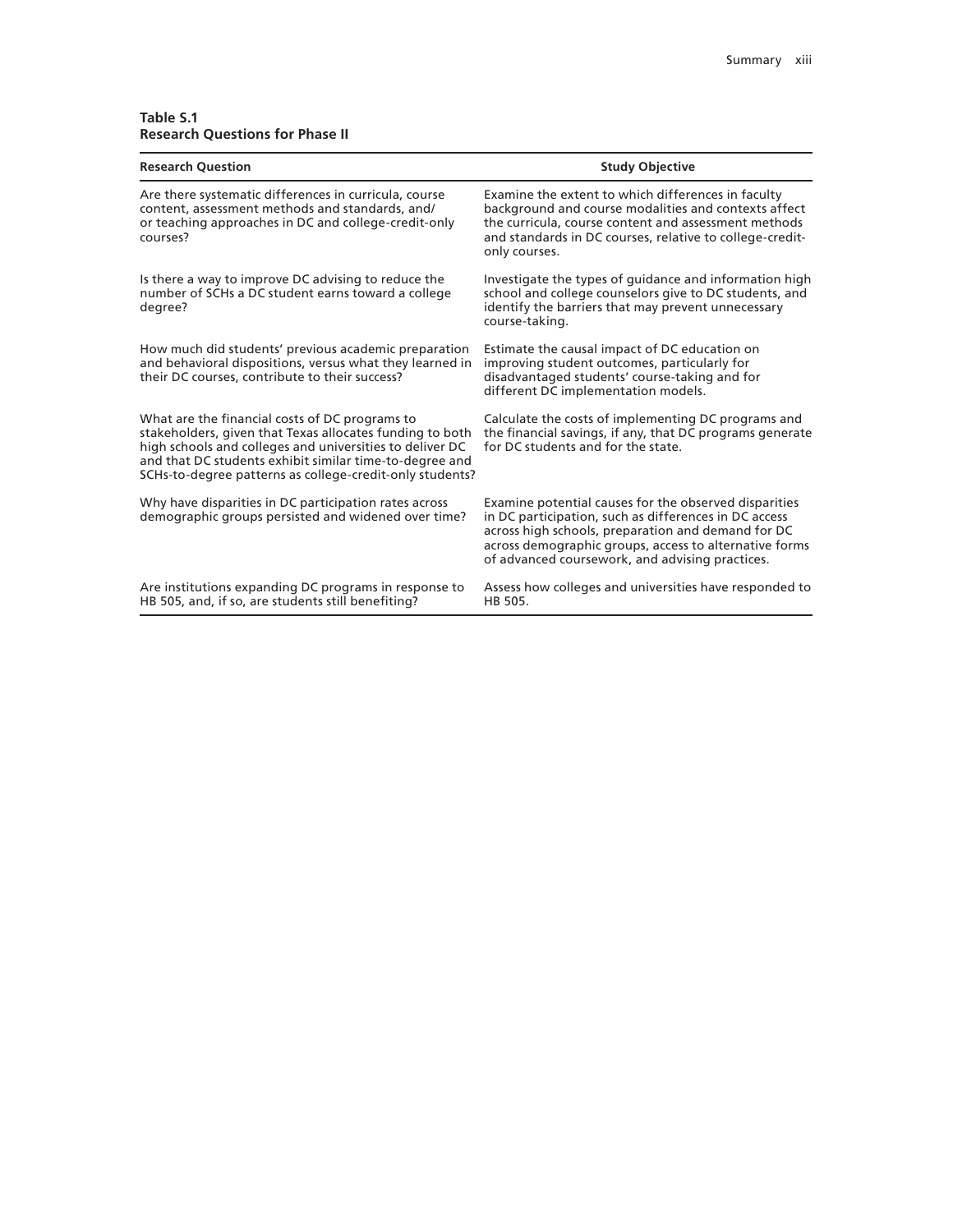**Table S.1**
**Research Questions for Phase II**

| Research Question | Study Objective |
|---|---|
| Are there systematic differences in curricula, course content, assessment methods and standards, and/or teaching approaches in DC and college-credit-only courses? | Examine the extent to which differences in faculty background and course modalities and contexts affect the curricula, course content and assessment methods and standards in DC courses, relative to college-credit-only courses. |
| Is there a way to improve DC advising to reduce the number of SCHs a DC student earns toward a college degree? | Investigate the types of guidance and information high school and college counselors give to DC students, and identify the barriers that may prevent unnecessary course-taking. |
| How much did students' previous academic preparation and behavioral dispositions, versus what they learned in their DC courses, contribute to their success? | Estimate the causal impact of DC education on improving student outcomes, particularly for disadvantaged students' course-taking and for different DC implementation models. |
| What are the financial costs of DC programs to stakeholders, given that Texas allocates funding to both high schools and colleges and universities to deliver DC and that DC students exhibit similar time-to-degree and SCHs-to-degree patterns as college-credit-only students? | Calculate the costs of implementing DC programs and the financial savings, if any, that DC programs generate for DC students and for the state. |
| Why have disparities in DC participation rates across demographic groups persisted and widened over time? | Examine potential causes for the observed disparities in DC participation, such as differences in DC access across high schools, preparation and demand for DC across demographic groups, access to alternative forms of advanced coursework, and advising practices. |
| Are institutions expanding DC programs in response to HB 505, and, if so, are students still benefiting? | Assess how colleges and universities have responded to HB 505. |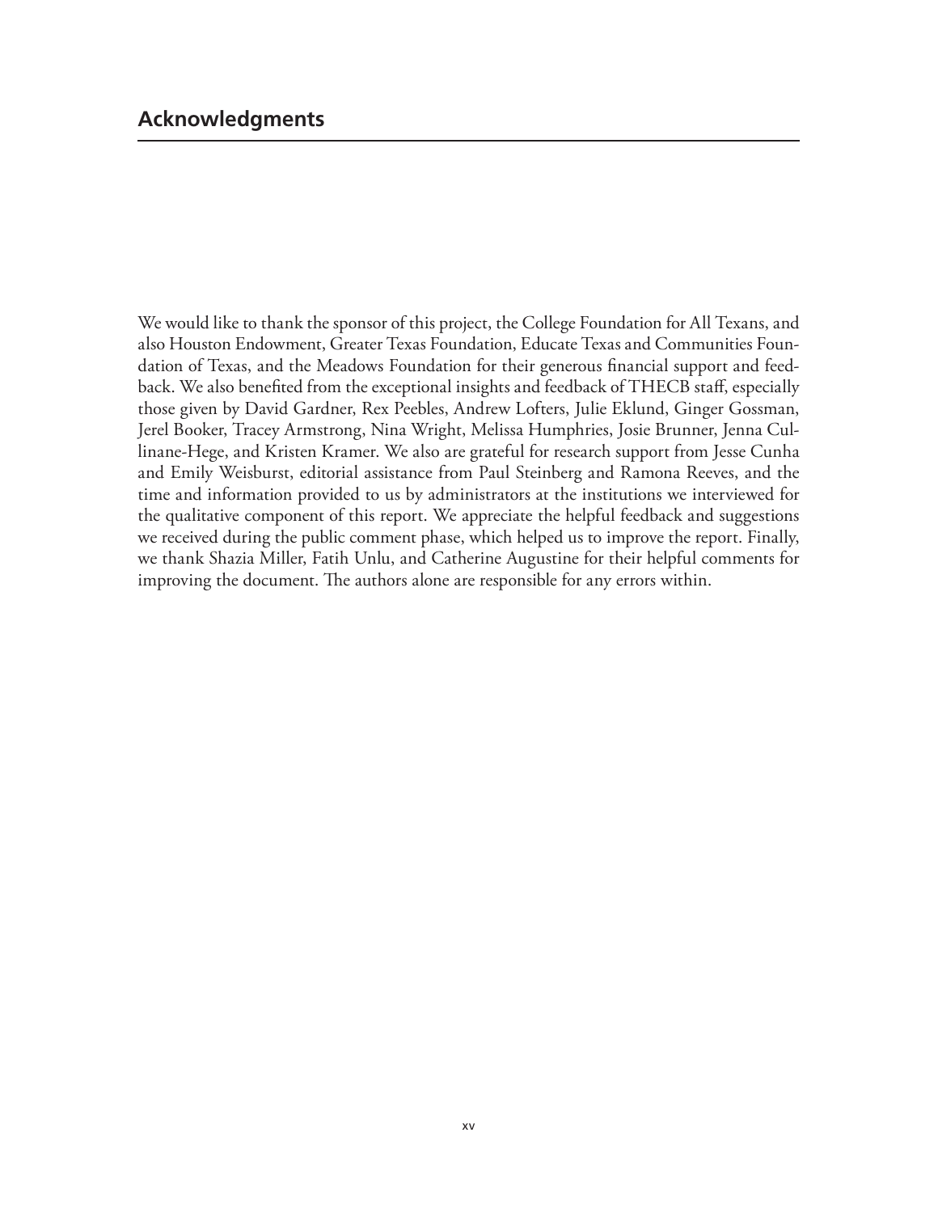## Acknowledgments

We would like to thank the sponsor of this project, the College Foundation for All Texans, and also Houston Endowment, Greater Texas Foundation, Educate Texas and Communities Foundation of Texas, and the Meadows Foundation for their generous financial support and feedback. We also benefited from the exceptional insights and feedback of THECB staff, especially those given by David Gardner, Rex Peebles, Andrew Lofters, Julie Eklund, Ginger Gossman, Jerel Booker, Tracey Armstrong, Nina Wright, Melissa Humphries, Josie Brunner, Jenna Cullinane-Hege, and Kristen Kramer. We also are grateful for research support from Jesse Cunha and Emily Weisburst, editorial assistance from Paul Steinberg and Ramona Reeves, and the time and information provided to us by administrators at the institutions we interviewed for the qualitative component of this report. We appreciate the helpful feedback and suggestions we received during the public comment phase, which helped us to improve the report. Finally, we thank Shazia Miller, Fatih Unlu, and Catherine Augustine for their helpful comments for improving the document. The authors alone are responsible for any errors within.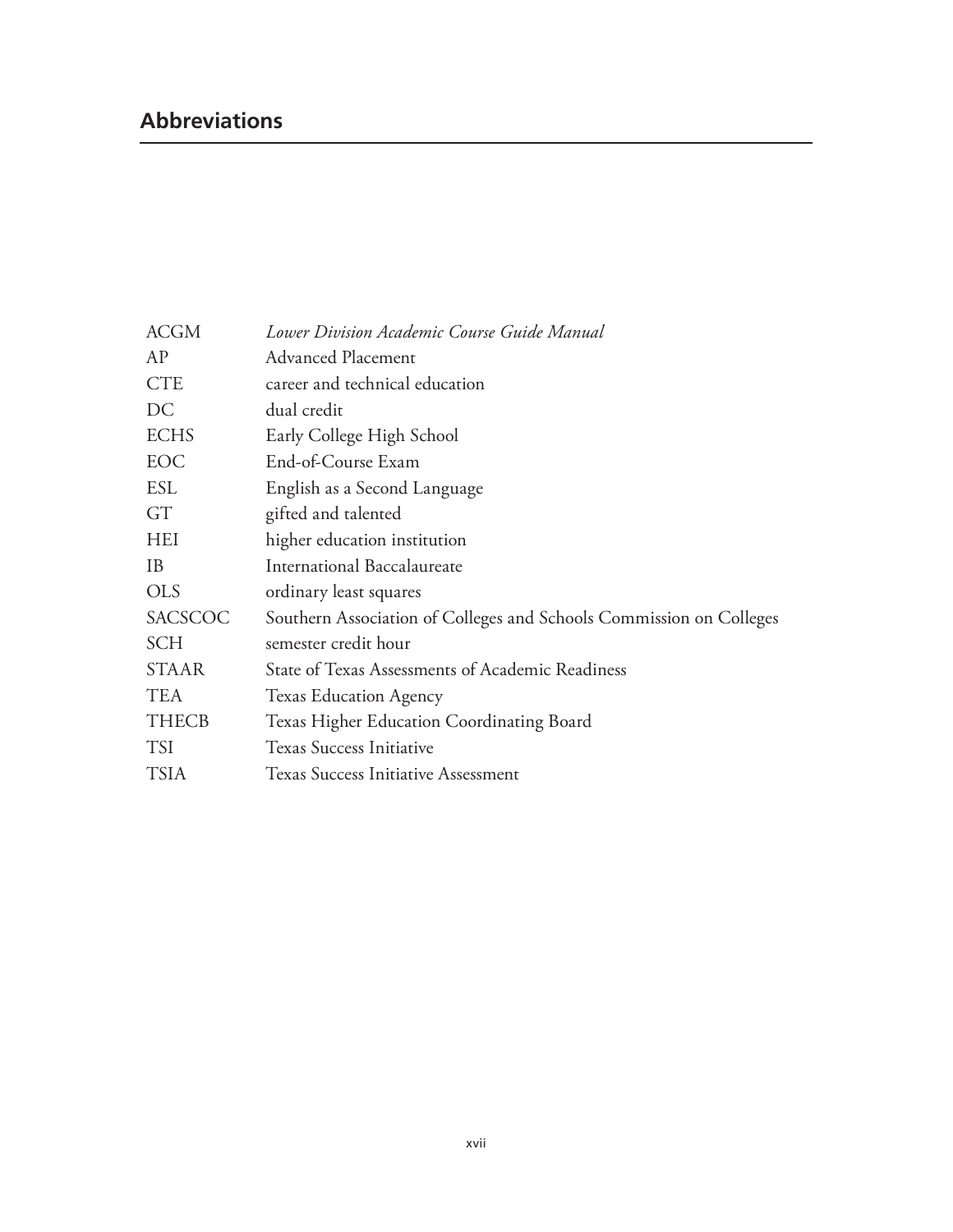## Abbreviations

| | |
|---|---|
| ACGM | *Lower Division Academic Course Guide Manual* |
| AP | Advanced Placement |
| CTE | career and technical education |
| DC | dual credit |
| ECHS | Early College High School |
| EOC | End-of-Course Exam |
| ESL | English as a Second Language |
| GT | gifted and talented |
| HEI | higher education institution |
| IB | International Baccalaureate |
| OLS | ordinary least squares |
| SACSCOC | Southern Association of Colleges and Schools Commission on Colleges |
| SCH | semester credit hour |
| STAAR | State of Texas Assessments of Academic Readiness |
| TEA | Texas Education Agency |
| THECB | Texas Higher Education Coordinating Board |
| TSI | Texas Success Initiative |
| TSIA | Texas Success Initiative Assessment |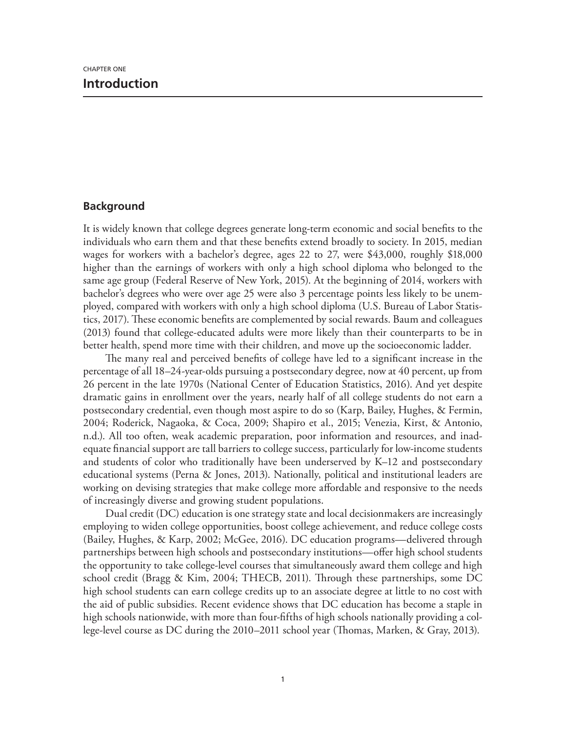CHAPTER ONE

# Introduction

## Background

It is widely known that college degrees generate long-term economic and social benefits to the individuals who earn them and that these benefits extend broadly to society. In 2015, median wages for workers with a bachelor's degree, ages 22 to 27, were $43,000, roughly $18,000 higher than the earnings of workers with only a high school diploma who belonged to the same age group (Federal Reserve of New York, 2015). At the beginning of 2014, workers with bachelor's degrees who were over age 25 were also 3 percentage points less likely to be unemployed, compared with workers with only a high school diploma (U.S. Bureau of Labor Statistics, 2017). These economic benefits are complemented by social rewards. Baum and colleagues (2013) found that college-educated adults were more likely than their counterparts to be in better health, spend more time with their children, and move up the socioeconomic ladder.

The many real and perceived benefits of college have led to a significant increase in the percentage of all 18–24-year-olds pursuing a postsecondary degree, now at 40 percent, up from 26 percent in the late 1970s (National Center of Education Statistics, 2016). And yet despite dramatic gains in enrollment over the years, nearly half of all college students do not earn a postsecondary credential, even though most aspire to do so (Karp, Bailey, Hughes, & Fermin, 2004; Roderick, Nagaoka, & Coca, 2009; Shapiro et al., 2015; Venezia, Kirst, & Antonio, n.d.). All too often, weak academic preparation, poor information and resources, and inadequate financial support are tall barriers to college success, particularly for low-income students and students of color who traditionally have been underserved by K–12 and postsecondary educational systems (Perna & Jones, 2013). Nationally, political and institutional leaders are working on devising strategies that make college more affordable and responsive to the needs of increasingly diverse and growing student populations.

Dual credit (DC) education is one strategy state and local decisionmakers are increasingly employing to widen college opportunities, boost college achievement, and reduce college costs (Bailey, Hughes, & Karp, 2002; McGee, 2016). DC education programs—delivered through partnerships between high schools and postsecondary institutions—offer high school students the opportunity to take college-level courses that simultaneously award them college and high school credit (Bragg & Kim, 2004; THECB, 2011). Through these partnerships, some DC high school students can earn college credits up to an associate degree at little to no cost with the aid of public subsidies. Recent evidence shows that DC education has become a staple in high schools nationwide, with more than four-fifths of high schools nationally providing a college-level course as DC during the 2010–2011 school year (Thomas, Marken, & Gray, 2013).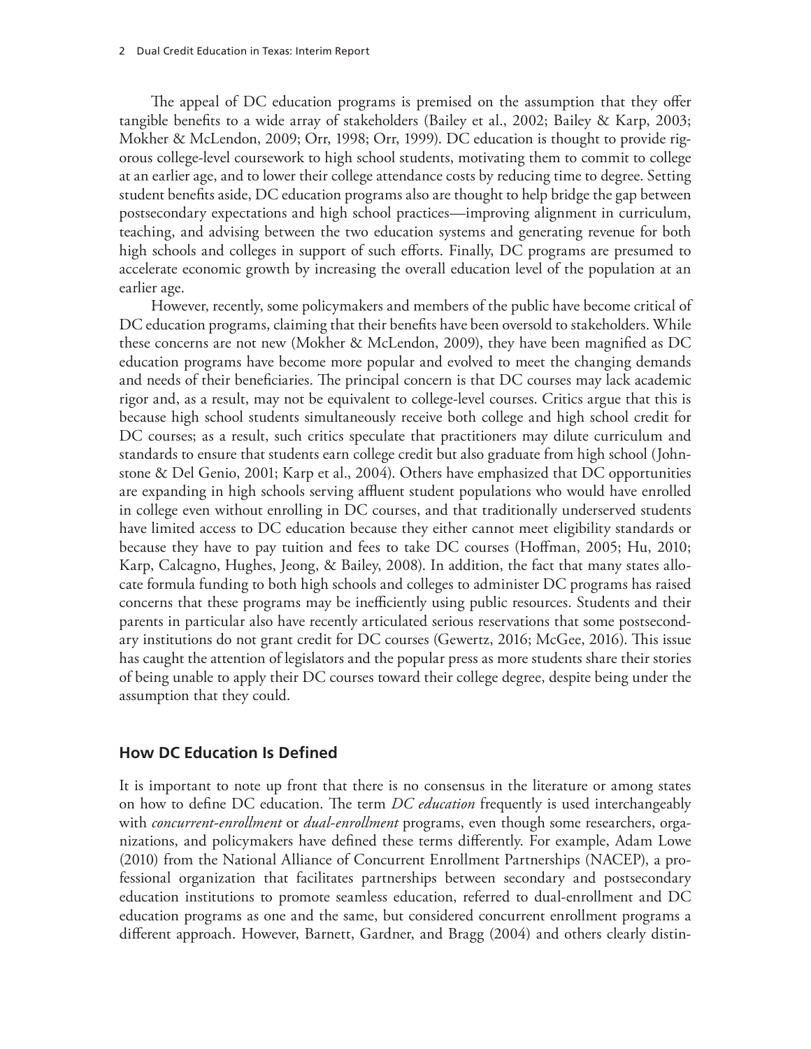The appeal of DC education programs is premised on the assumption that they offer tangible benefits to a wide array of stakeholders (Bailey et al., 2002; Bailey & Karp, 2003; Mokher & McLendon, 2009; Orr, 1998; Orr, 1999). DC education is thought to provide rigorous college-level coursework to high school students, motivating them to commit to college at an earlier age, and to lower their college attendance costs by reducing time to degree. Setting student benefits aside, DC education programs also are thought to help bridge the gap between postsecondary expectations and high school practices—improving alignment in curriculum, teaching, and advising between the two education systems and generating revenue for both high schools and colleges in support of such efforts. Finally, DC programs are presumed to accelerate economic growth by increasing the overall education level of the population at an earlier age.

However, recently, some policymakers and members of the public have become critical of DC education programs, claiming that their benefits have been oversold to stakeholders. While these concerns are not new (Mokher & McLendon, 2009), they have been magnified as DC education programs have become more popular and evolved to meet the changing demands and needs of their beneficiaries. The principal concern is that DC courses may lack academic rigor and, as a result, may not be equivalent to college-level courses. Critics argue that this is because high school students simultaneously receive both college and high school credit for DC courses; as a result, such critics speculate that practitioners may dilute curriculum and standards to ensure that students earn college credit but also graduate from high school (Johnstone & Del Genio, 2001; Karp et al., 2004). Others have emphasized that DC opportunities are expanding in high schools serving affluent student populations who would have enrolled in college even without enrolling in DC courses, and that traditionally underserved students have limited access to DC education because they either cannot meet eligibility standards or because they have to pay tuition and fees to take DC courses (Hoffman, 2005; Hu, 2010; Karp, Calcagno, Hughes, Jeong, & Bailey, 2008). In addition, the fact that many states allocate formula funding to both high schools and colleges to administer DC programs has raised concerns that these programs may be inefficiently using public resources. Students and their parents in particular also have recently articulated serious reservations that some postsecondary institutions do not grant credit for DC courses (Gewertz, 2016; McGee, 2016). This issue has caught the attention of legislators and the popular press as more students share their stories of being unable to apply their DC courses toward their college degree, despite being under the assumption that they could.

## How DC Education Is Defined

It is important to note up front that there is no consensus in the literature or among states on how to define DC education. The term *DC education* frequently is used interchangeably with *concurrent-enrollment* or *dual-enrollment* programs, even though some researchers, organizations, and policymakers have defined these terms differently. For example, Adam Lowe (2010) from the National Alliance of Concurrent Enrollment Partnerships (NACEP), a professional organization that facilitates partnerships between secondary and postsecondary education institutions to promote seamless education, referred to dual-enrollment and DC education programs as one and the same, but considered concurrent enrollment programs a different approach. However, Barnett, Gardner, and Bragg (2004) and others clearly distin-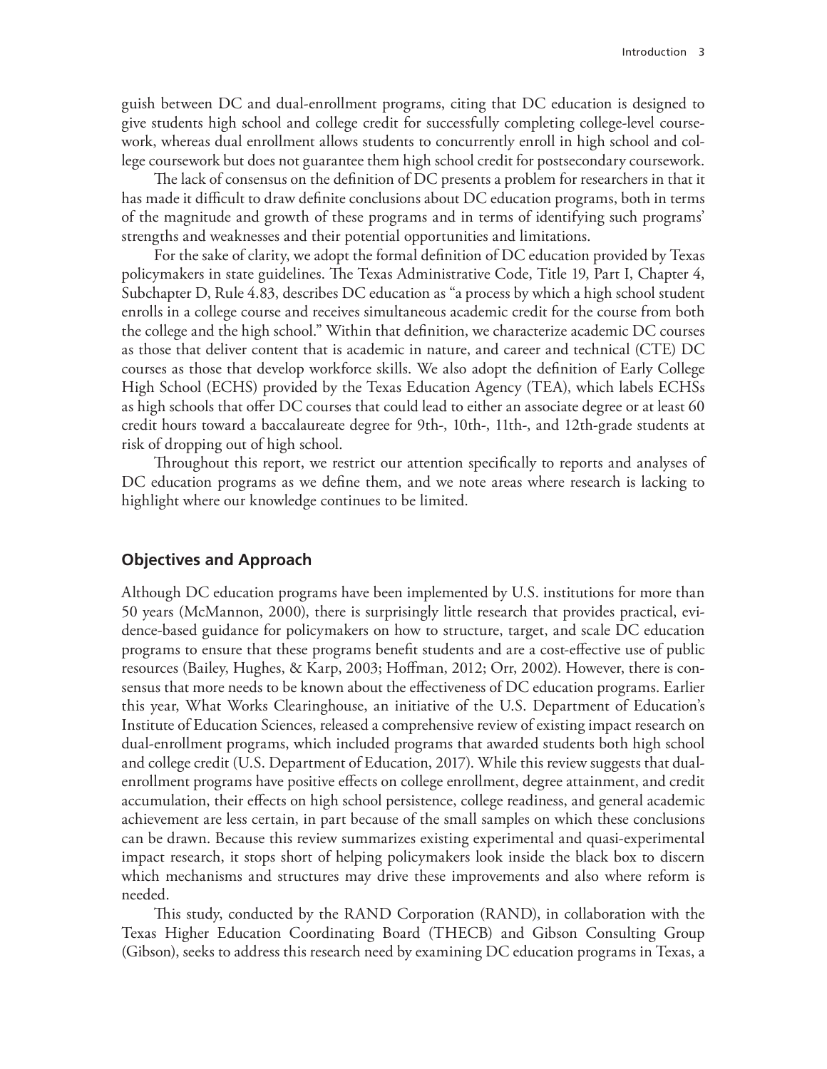guish between DC and dual-enrollment programs, citing that DC education is designed to give students high school and college credit for successfully completing college-level coursework, whereas dual enrollment allows students to concurrently enroll in high school and college coursework but does not guarantee them high school credit for postsecondary coursework.

The lack of consensus on the definition of DC presents a problem for researchers in that it has made it difficult to draw definite conclusions about DC education programs, both in terms of the magnitude and growth of these programs and in terms of identifying such programs' strengths and weaknesses and their potential opportunities and limitations.

For the sake of clarity, we adopt the formal definition of DC education provided by Texas policymakers in state guidelines. The Texas Administrative Code, Title 19, Part I, Chapter 4, Subchapter D, Rule 4.83, describes DC education as "a process by which a high school student enrolls in a college course and receives simultaneous academic credit for the course from both the college and the high school." Within that definition, we characterize academic DC courses as those that deliver content that is academic in nature, and career and technical (CTE) DC courses as those that develop workforce skills. We also adopt the definition of Early College High School (ECHS) provided by the Texas Education Agency (TEA), which labels ECHSs as high schools that offer DC courses that could lead to either an associate degree or at least 60 credit hours toward a baccalaureate degree for 9th-, 10th-, 11th-, and 12th-grade students at risk of dropping out of high school.

Throughout this report, we restrict our attention specifically to reports and analyses of DC education programs as we define them, and we note areas where research is lacking to highlight where our knowledge continues to be limited.

## Objectives and Approach

Although DC education programs have been implemented by U.S. institutions for more than 50 years (McMannon, 2000), there is surprisingly little research that provides practical, evidence-based guidance for policymakers on how to structure, target, and scale DC education programs to ensure that these programs benefit students and are a cost-effective use of public resources (Bailey, Hughes, & Karp, 2003; Hoffman, 2012; Orr, 2002). However, there is consensus that more needs to be known about the effectiveness of DC education programs. Earlier this year, What Works Clearinghouse, an initiative of the U.S. Department of Education's Institute of Education Sciences, released a comprehensive review of existing impact research on dual-enrollment programs, which included programs that awarded students both high school and college credit (U.S. Department of Education, 2017). While this review suggests that dual-enrollment programs have positive effects on college enrollment, degree attainment, and credit accumulation, their effects on high school persistence, college readiness, and general academic achievement are less certain, in part because of the small samples on which these conclusions can be drawn. Because this review summarizes existing experimental and quasi-experimental impact research, it stops short of helping policymakers look inside the black box to discern which mechanisms and structures may drive these improvements and also where reform is needed.

This study, conducted by the RAND Corporation (RAND), in collaboration with the Texas Higher Education Coordinating Board (THECB) and Gibson Consulting Group (Gibson), seeks to address this research need by examining DC education programs in Texas, a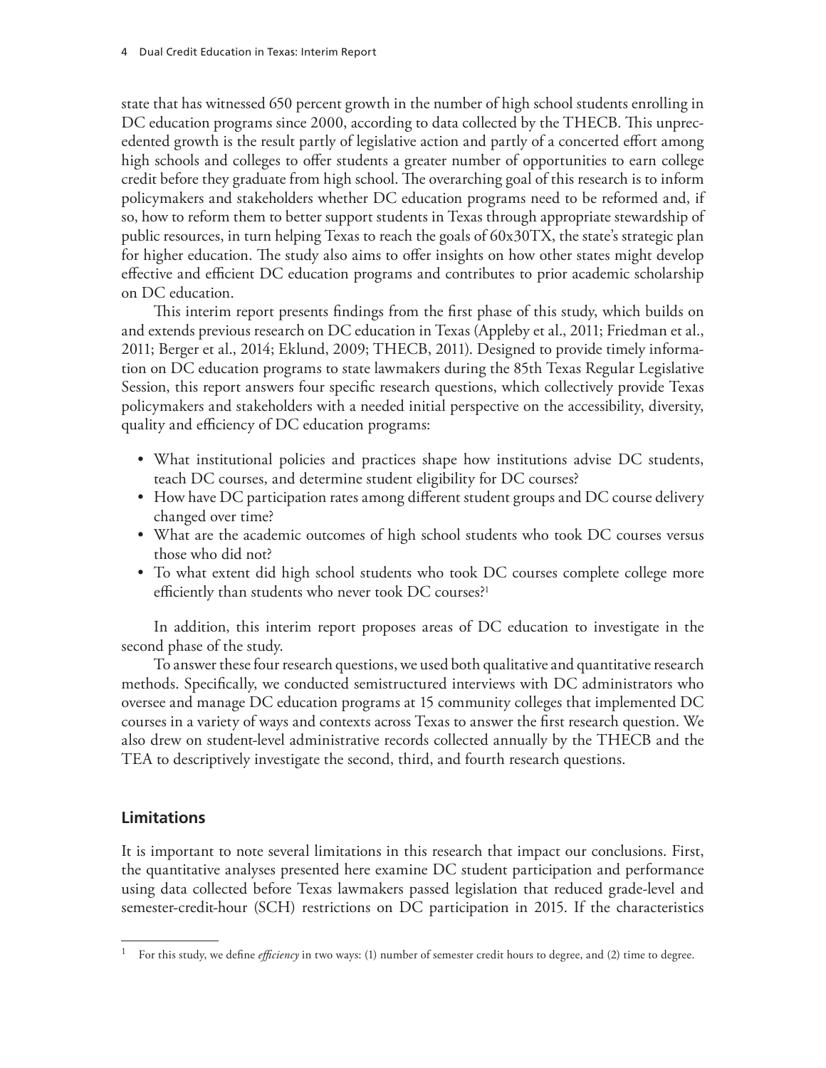state that has witnessed 650 percent growth in the number of high school students enrolling in DC education programs since 2000, according to data collected by the THECB. This unprecedented growth is the result partly of legislative action and partly of a concerted effort among high schools and colleges to offer students a greater number of opportunities to earn college credit before they graduate from high school. The overarching goal of this research is to inform policymakers and stakeholders whether DC education programs need to be reformed and, if so, how to reform them to better support students in Texas through appropriate stewardship of public resources, in turn helping Texas to reach the goals of 60x30TX, the state's strategic plan for higher education. The study also aims to offer insights on how other states might develop effective and efficient DC education programs and contributes to prior academic scholarship on DC education.

This interim report presents findings from the first phase of this study, which builds on and extends previous research on DC education in Texas (Appleby et al., 2011; Friedman et al., 2011; Berger et al., 2014; Eklund, 2009; THECB, 2011). Designed to provide timely information on DC education programs to state lawmakers during the 85th Texas Regular Legislative Session, this report answers four specific research questions, which collectively provide Texas policymakers and stakeholders with a needed initial perspective on the accessibility, diversity, quality and efficiency of DC education programs:

- What institutional policies and practices shape how institutions advise DC students, teach DC courses, and determine student eligibility for DC courses?
- How have DC participation rates among different student groups and DC course delivery changed over time?
- What are the academic outcomes of high school students who took DC courses versus those who did not?
- To what extent did high school students who took DC courses complete college more efficiently than students who never took DC courses?[1]

In addition, this interim report proposes areas of DC education to investigate in the second phase of the study.

To answer these four research questions, we used both qualitative and quantitative research methods. Specifically, we conducted semistructured interviews with DC administrators who oversee and manage DC education programs at 15 community colleges that implemented DC courses in a variety of ways and contexts across Texas to answer the first research question. We also drew on student-level administrative records collected annually by the THECB and the TEA to descriptively investigate the second, third, and fourth research questions.

## Limitations

It is important to note several limitations in this research that impact our conclusions. First, the quantitative analyses presented here examine DC student participation and performance using data collected before Texas lawmakers passed legislation that reduced grade-level and semester-credit-hour (SCH) restrictions on DC participation in 2015. If the characteristics

---

[1] For this study, we define *efficiency* in two ways: (1) number of semester credit hours to degree, and (2) time to degree.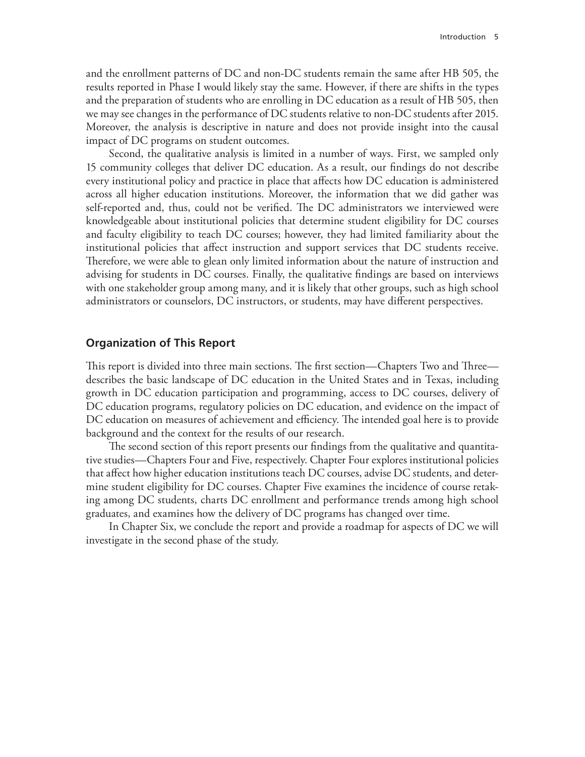and the enrollment patterns of DC and non-DC students remain the same after HB 505, the results reported in Phase I would likely stay the same. However, if there are shifts in the types and the preparation of students who are enrolling in DC education as a result of HB 505, then we may see changes in the performance of DC students relative to non-DC students after 2015. Moreover, the analysis is descriptive in nature and does not provide insight into the causal impact of DC programs on student outcomes.

Second, the qualitative analysis is limited in a number of ways. First, we sampled only 15 community colleges that deliver DC education. As a result, our findings do not describe every institutional policy and practice in place that affects how DC education is administered across all higher education institutions. Moreover, the information that we did gather was self-reported and, thus, could not be verified. The DC administrators we interviewed were knowledgeable about institutional policies that determine student eligibility for DC courses and faculty eligibility to teach DC courses; however, they had limited familiarity about the institutional policies that affect instruction and support services that DC students receive. Therefore, we were able to glean only limited information about the nature of instruction and advising for students in DC courses. Finally, the qualitative findings are based on interviews with one stakeholder group among many, and it is likely that other groups, such as high school administrators or counselors, DC instructors, or students, may have different perspectives.

## Organization of This Report

This report is divided into three main sections. The first section—Chapters Two and Three—describes the basic landscape of DC education in the United States and in Texas, including growth in DC education participation and programming, access to DC courses, delivery of DC education programs, regulatory policies on DC education, and evidence on the impact of DC education on measures of achievement and efficiency. The intended goal here is to provide background and the context for the results of our research.

The second section of this report presents our findings from the qualitative and quantitative studies—Chapters Four and Five, respectively. Chapter Four explores institutional policies that affect how higher education institutions teach DC courses, advise DC students, and determine student eligibility for DC courses. Chapter Five examines the incidence of course retaking among DC students, charts DC enrollment and performance trends among high school graduates, and examines how the delivery of DC programs has changed over time.

In Chapter Six, we conclude the report and provide a roadmap for aspects of DC we will investigate in the second phase of the study.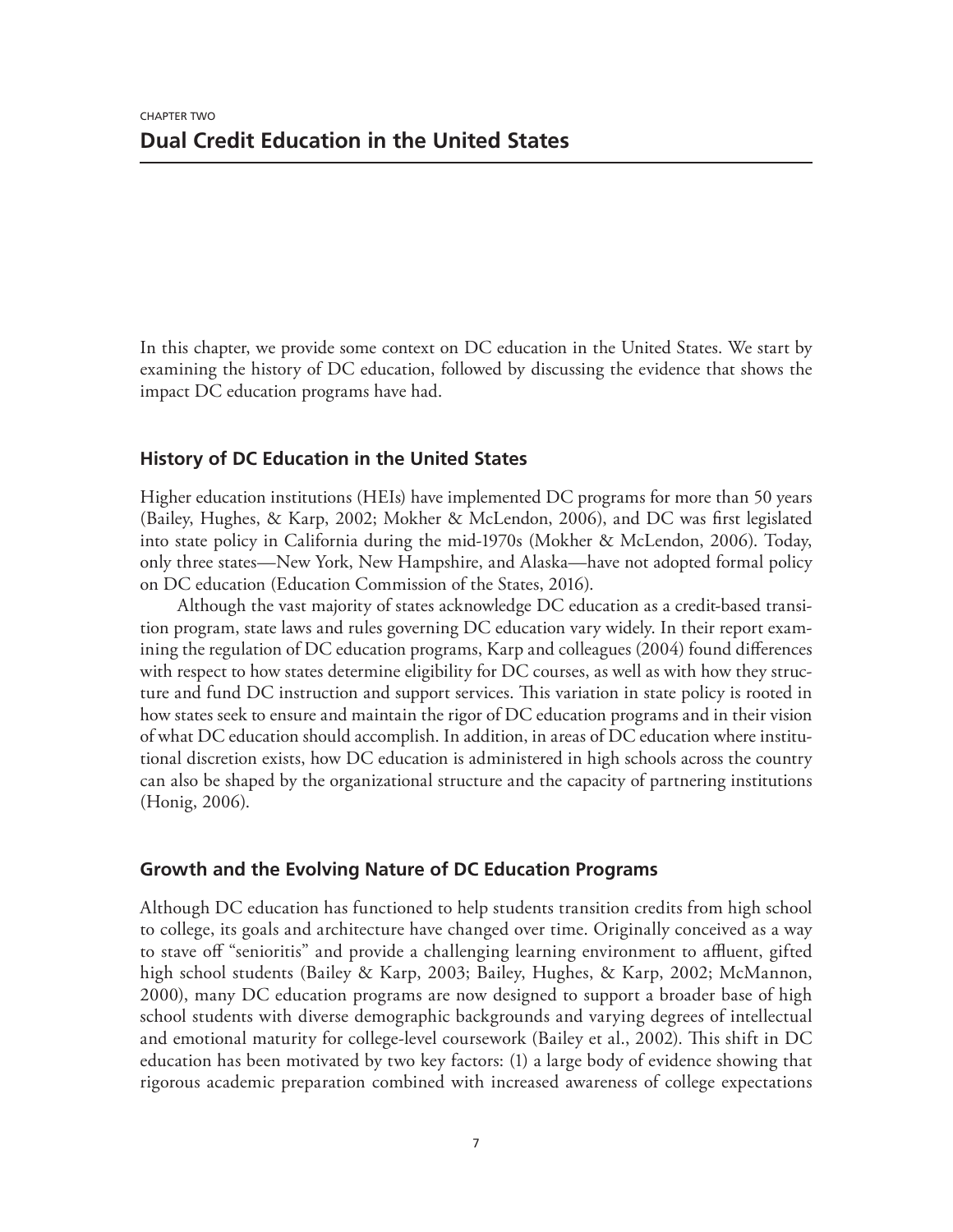CHAPTER TWO

# Dual Credit Education in the United States

In this chapter, we provide some context on DC education in the United States. We start by examining the history of DC education, followed by discussing the evidence that shows the impact DC education programs have had.

## History of DC Education in the United States

Higher education institutions (HEIs) have implemented DC programs for more than 50 years (Bailey, Hughes, & Karp, 2002; Mokher & McLendon, 2006), and DC was first legislated into state policy in California during the mid-1970s (Mokher & McLendon, 2006). Today, only three states—New York, New Hampshire, and Alaska—have not adopted formal policy on DC education (Education Commission of the States, 2016).

Although the vast majority of states acknowledge DC education as a credit-based transition program, state laws and rules governing DC education vary widely. In their report examining the regulation of DC education programs, Karp and colleagues (2004) found differences with respect to how states determine eligibility for DC courses, as well as with how they structure and fund DC instruction and support services. This variation in state policy is rooted in how states seek to ensure and maintain the rigor of DC education programs and in their vision of what DC education should accomplish. In addition, in areas of DC education where institutional discretion exists, how DC education is administered in high schools across the country can also be shaped by the organizational structure and the capacity of partnering institutions (Honig, 2006).

## Growth and the Evolving Nature of DC Education Programs

Although DC education has functioned to help students transition credits from high school to college, its goals and architecture have changed over time. Originally conceived as a way to stave off "senioritis" and provide a challenging learning environment to affluent, gifted high school students (Bailey & Karp, 2003; Bailey, Hughes, & Karp, 2002; McMannon, 2000), many DC education programs are now designed to support a broader base of high school students with diverse demographic backgrounds and varying degrees of intellectual and emotional maturity for college-level coursework (Bailey et al., 2002). This shift in DC education has been motivated by two key factors: (1) a large body of evidence showing that rigorous academic preparation combined with increased awareness of college expectations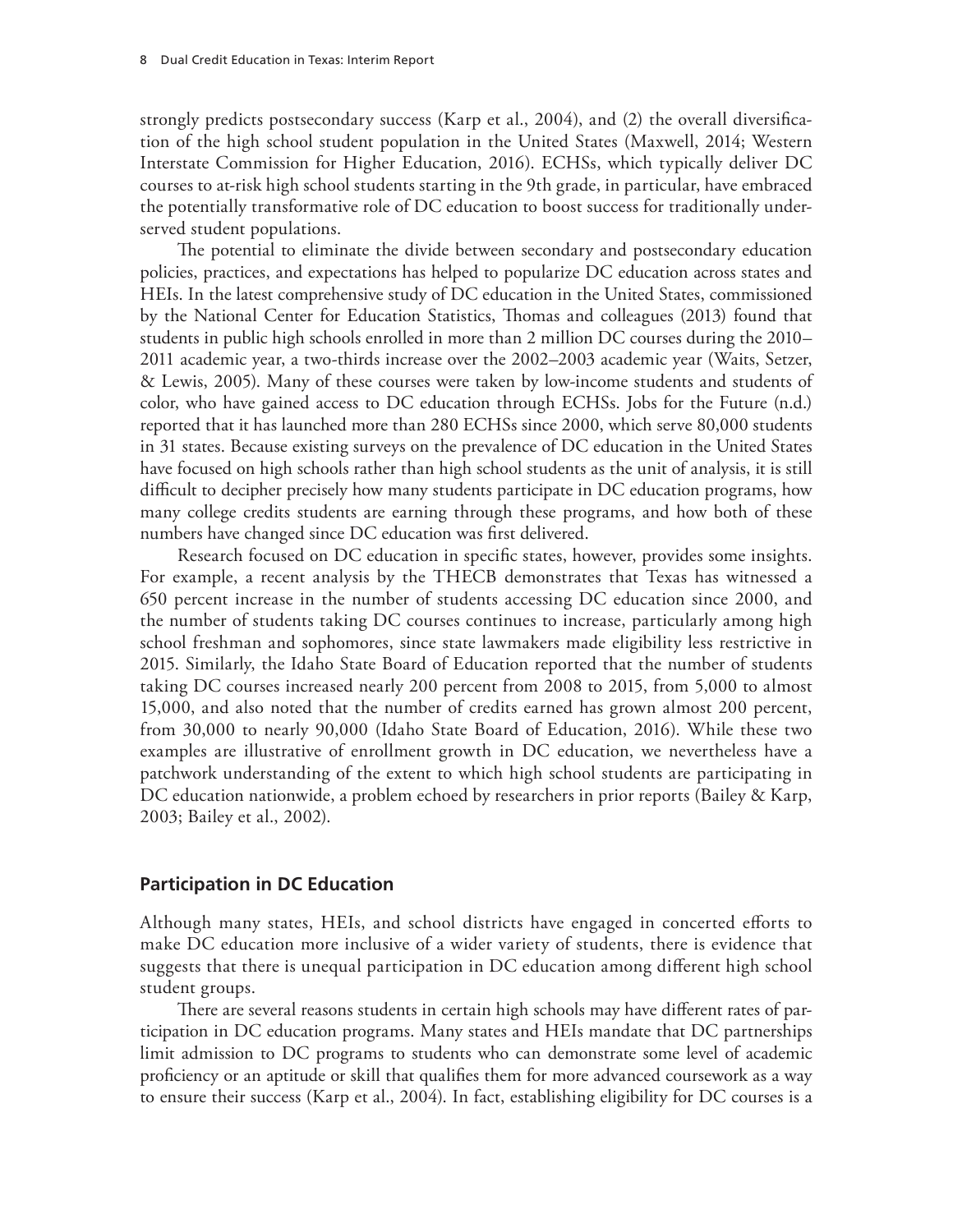strongly predicts postsecondary success (Karp et al., 2004), and (2) the overall diversification of the high school student population in the United States (Maxwell, 2014; Western Interstate Commission for Higher Education, 2016). ECHSs, which typically deliver DC courses to at-risk high school students starting in the 9th grade, in particular, have embraced the potentially transformative role of DC education to boost success for traditionally underserved student populations.

The potential to eliminate the divide between secondary and postsecondary education policies, practices, and expectations has helped to popularize DC education across states and HEIs. In the latest comprehensive study of DC education in the United States, commissioned by the National Center for Education Statistics, Thomas and colleagues (2013) found that students in public high schools enrolled in more than 2 million DC courses during the 2010–2011 academic year, a two-thirds increase over the 2002–2003 academic year (Waits, Setzer, & Lewis, 2005). Many of these courses were taken by low-income students and students of color, who have gained access to DC education through ECHSs. Jobs for the Future (n.d.) reported that it has launched more than 280 ECHSs since 2000, which serve 80,000 students in 31 states. Because existing surveys on the prevalence of DC education in the United States have focused on high schools rather than high school students as the unit of analysis, it is still difficult to decipher precisely how many students participate in DC education programs, how many college credits students are earning through these programs, and how both of these numbers have changed since DC education was first delivered.

Research focused on DC education in specific states, however, provides some insights. For example, a recent analysis by the THECB demonstrates that Texas has witnessed a 650 percent increase in the number of students accessing DC education since 2000, and the number of students taking DC courses continues to increase, particularly among high school freshman and sophomores, since state lawmakers made eligibility less restrictive in 2015. Similarly, the Idaho State Board of Education reported that the number of students taking DC courses increased nearly 200 percent from 2008 to 2015, from 5,000 to almost 15,000, and also noted that the number of credits earned has grown almost 200 percent, from 30,000 to nearly 90,000 (Idaho State Board of Education, 2016). While these two examples are illustrative of enrollment growth in DC education, we nevertheless have a patchwork understanding of the extent to which high school students are participating in DC education nationwide, a problem echoed by researchers in prior reports (Bailey & Karp, 2003; Bailey et al., 2002).

## Participation in DC Education

Although many states, HEIs, and school districts have engaged in concerted efforts to make DC education more inclusive of a wider variety of students, there is evidence that suggests that there is unequal participation in DC education among different high school student groups.

There are several reasons students in certain high schools may have different rates of participation in DC education programs. Many states and HEIs mandate that DC partnerships limit admission to DC programs to students who can demonstrate some level of academic proficiency or an aptitude or skill that qualifies them for more advanced coursework as a way to ensure their success (Karp et al., 2004). In fact, establishing eligibility for DC courses is a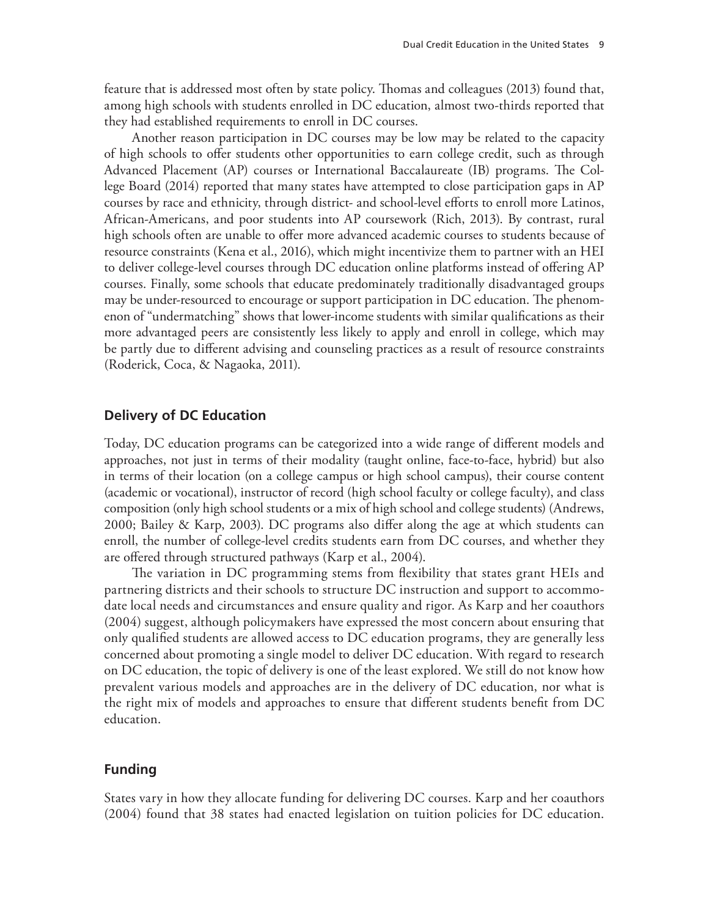feature that is addressed most often by state policy. Thomas and colleagues (2013) found that, among high schools with students enrolled in DC education, almost two-thirds reported that they had established requirements to enroll in DC courses.

Another reason participation in DC courses may be low may be related to the capacity of high schools to offer students other opportunities to earn college credit, such as through Advanced Placement (AP) courses or International Baccalaureate (IB) programs. The College Board (2014) reported that many states have attempted to close participation gaps in AP courses by race and ethnicity, through district- and school-level efforts to enroll more Latinos, African-Americans, and poor students into AP coursework (Rich, 2013). By contrast, rural high schools often are unable to offer more advanced academic courses to students because of resource constraints (Kena et al., 2016), which might incentivize them to partner with an HEI to deliver college-level courses through DC education online platforms instead of offering AP courses. Finally, some schools that educate predominately traditionally disadvantaged groups may be under-resourced to encourage or support participation in DC education. The phenomenon of "undermatching" shows that lower-income students with similar qualifications as their more advantaged peers are consistently less likely to apply and enroll in college, which may be partly due to different advising and counseling practices as a result of resource constraints (Roderick, Coca, & Nagaoka, 2011).

### Delivery of DC Education

Today, DC education programs can be categorized into a wide range of different models and approaches, not just in terms of their modality (taught online, face-to-face, hybrid) but also in terms of their location (on a college campus or high school campus), their course content (academic or vocational), instructor of record (high school faculty or college faculty), and class composition (only high school students or a mix of high school and college students) (Andrews, 2000; Bailey & Karp, 2003). DC programs also differ along the age at which students can enroll, the number of college-level credits students earn from DC courses, and whether they are offered through structured pathways (Karp et al., 2004).

The variation in DC programming stems from flexibility that states grant HEIs and partnering districts and their schools to structure DC instruction and support to accommodate local needs and circumstances and ensure quality and rigor. As Karp and her coauthors (2004) suggest, although policymakers have expressed the most concern about ensuring that only qualified students are allowed access to DC education programs, they are generally less concerned about promoting a single model to deliver DC education. With regard to research on DC education, the topic of delivery is one of the least explored. We still do not know how prevalent various models and approaches are in the delivery of DC education, nor what is the right mix of models and approaches to ensure that different students benefit from DC education.

### Funding

States vary in how they allocate funding for delivering DC courses. Karp and her coauthors (2004) found that 38 states had enacted legislation on tuition policies for DC education.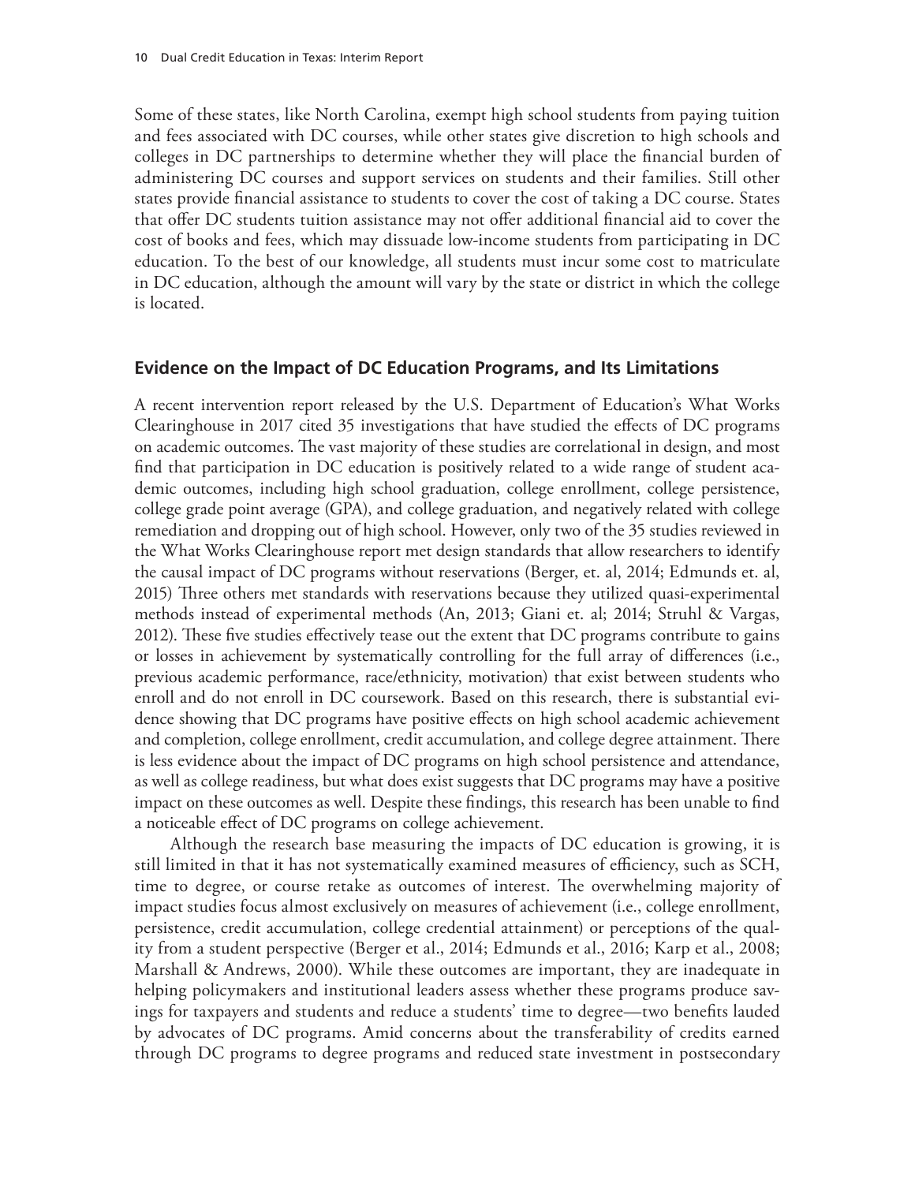Some of these states, like North Carolina, exempt high school students from paying tuition and fees associated with DC courses, while other states give discretion to high schools and colleges in DC partnerships to determine whether they will place the financial burden of administering DC courses and support services on students and their families. Still other states provide financial assistance to students to cover the cost of taking a DC course. States that offer DC students tuition assistance may not offer additional financial aid to cover the cost of books and fees, which may dissuade low-income students from participating in DC education. To the best of our knowledge, all students must incur some cost to matriculate in DC education, although the amount will vary by the state or district in which the college is located.

## Evidence on the Impact of DC Education Programs, and Its Limitations

A recent intervention report released by the U.S. Department of Education's What Works Clearinghouse in 2017 cited 35 investigations that have studied the effects of DC programs on academic outcomes. The vast majority of these studies are correlational in design, and most find that participation in DC education is positively related to a wide range of student academic outcomes, including high school graduation, college enrollment, college persistence, college grade point average (GPA), and college graduation, and negatively related with college remediation and dropping out of high school. However, only two of the 35 studies reviewed in the What Works Clearinghouse report met design standards that allow researchers to identify the causal impact of DC programs without reservations (Berger, et. al, 2014; Edmunds et. al, 2015) Three others met standards with reservations because they utilized quasi-experimental methods instead of experimental methods (An, 2013; Giani et. al; 2014; Struhl & Vargas, 2012). These five studies effectively tease out the extent that DC programs contribute to gains or losses in achievement by systematically controlling for the full array of differences (i.e., previous academic performance, race/ethnicity, motivation) that exist between students who enroll and do not enroll in DC coursework. Based on this research, there is substantial evidence showing that DC programs have positive effects on high school academic achievement and completion, college enrollment, credit accumulation, and college degree attainment. There is less evidence about the impact of DC programs on high school persistence and attendance, as well as college readiness, but what does exist suggests that DC programs may have a positive impact on these outcomes as well. Despite these findings, this research has been unable to find a noticeable effect of DC programs on college achievement.

Although the research base measuring the impacts of DC education is growing, it is still limited in that it has not systematically examined measures of efficiency, such as SCH, time to degree, or course retake as outcomes of interest. The overwhelming majority of impact studies focus almost exclusively on measures of achievement (i.e., college enrollment, persistence, credit accumulation, college credential attainment) or perceptions of the quality from a student perspective (Berger et al., 2014; Edmunds et al., 2016; Karp et al., 2008; Marshall & Andrews, 2000). While these outcomes are important, they are inadequate in helping policymakers and institutional leaders assess whether these programs produce savings for taxpayers and students and reduce a students' time to degree—two benefits lauded by advocates of DC programs. Amid concerns about the transferability of credits earned through DC programs to degree programs and reduced state investment in postsecondary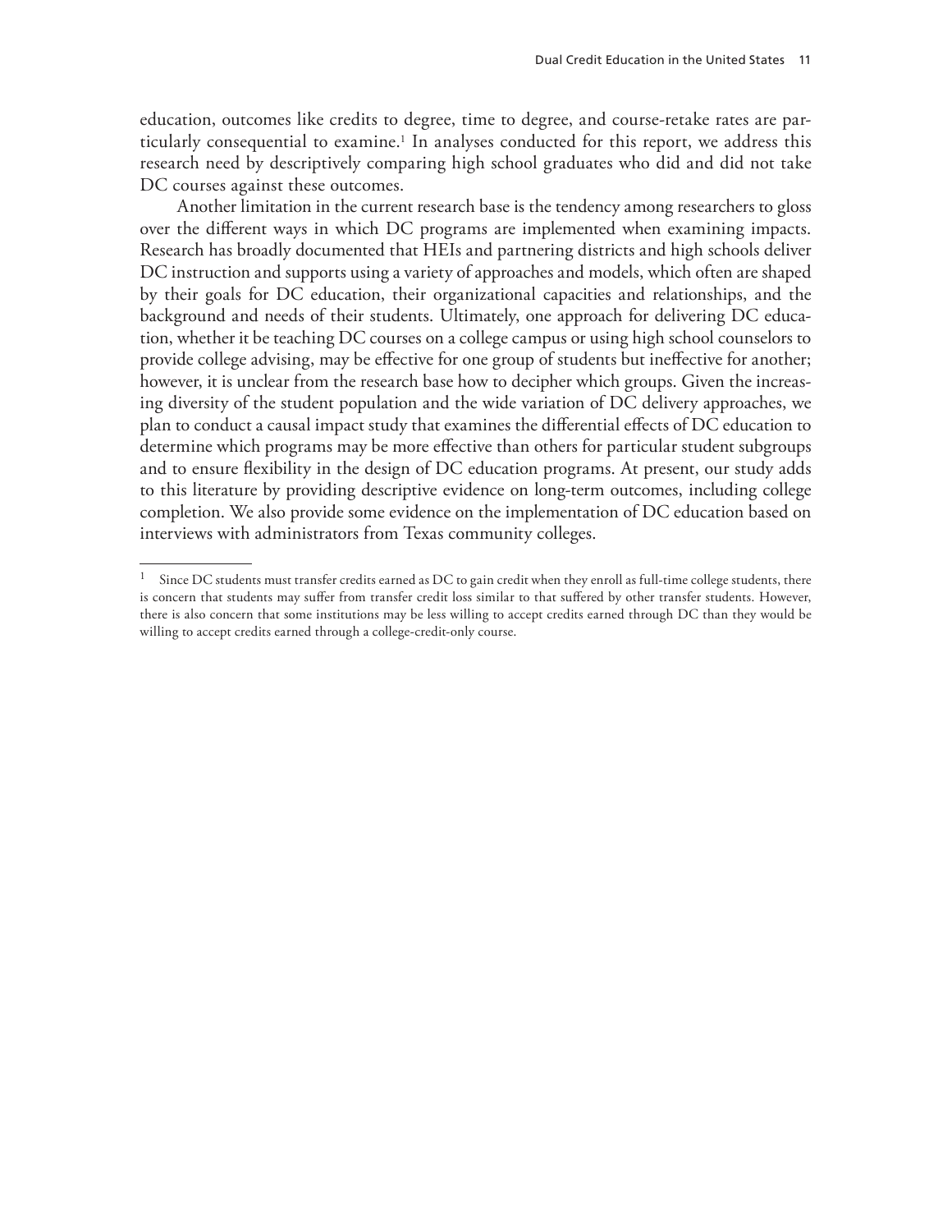education, outcomes like credits to degree, time to degree, and course-retake rates are particularly consequential to examine.[1] In analyses conducted for this report, we address this research need by descriptively comparing high school graduates who did and did not take DC courses against these outcomes.

Another limitation in the current research base is the tendency among researchers to gloss over the different ways in which DC programs are implemented when examining impacts. Research has broadly documented that HEIs and partnering districts and high schools deliver DC instruction and supports using a variety of approaches and models, which often are shaped by their goals for DC education, their organizational capacities and relationships, and the background and needs of their students. Ultimately, one approach for delivering DC education, whether it be teaching DC courses on a college campus or using high school counselors to provide college advising, may be effective for one group of students but ineffective for another; however, it is unclear from the research base how to decipher which groups. Given the increasing diversity of the student population and the wide variation of DC delivery approaches, we plan to conduct a causal impact study that examines the differential effects of DC education to determine which programs may be more effective than others for particular student subgroups and to ensure flexibility in the design of DC education programs. At present, our study adds to this literature by providing descriptive evidence on long-term outcomes, including college completion. We also provide some evidence on the implementation of DC education based on interviews with administrators from Texas community colleges.

---

[1] Since DC students must transfer credits earned as DC to gain credit when they enroll as full-time college students, there is concern that students may suffer from transfer credit loss similar to that suffered by other transfer students. However, there is also concern that some institutions may be less willing to accept credits earned through DC than they would be willing to accept credits earned through a college-credit-only course.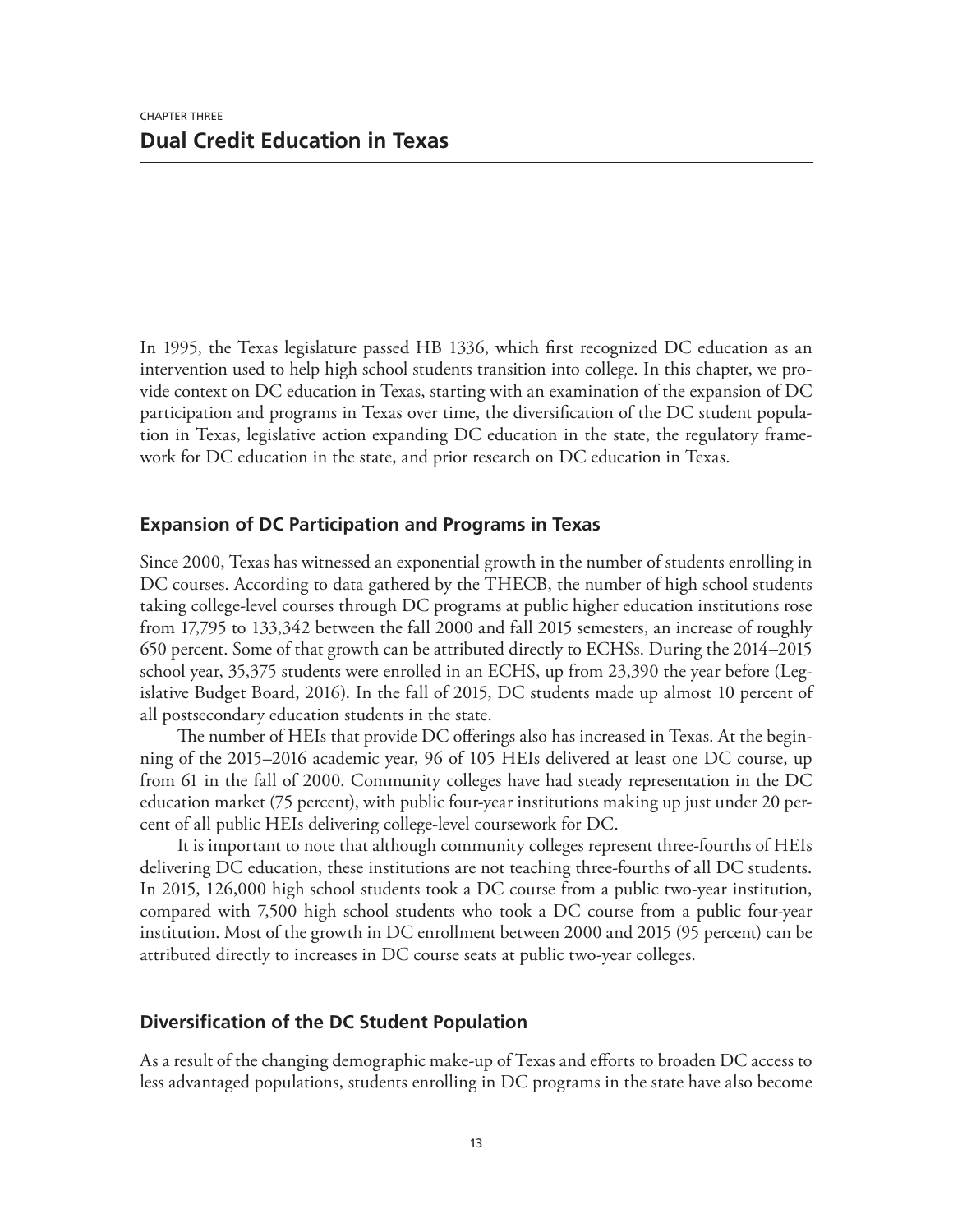CHAPTER THREE

# Dual Credit Education in Texas

In 1995, the Texas legislature passed HB 1336, which first recognized DC education as an intervention used to help high school students transition into college. In this chapter, we provide context on DC education in Texas, starting with an examination of the expansion of DC participation and programs in Texas over time, the diversification of the DC student population in Texas, legislative action expanding DC education in the state, the regulatory framework for DC education in the state, and prior research on DC education in Texas.

## Expansion of DC Participation and Programs in Texas

Since 2000, Texas has witnessed an exponential growth in the number of students enrolling in DC courses. According to data gathered by the THECB, the number of high school students taking college-level courses through DC programs at public higher education institutions rose from 17,795 to 133,342 between the fall 2000 and fall 2015 semesters, an increase of roughly 650 percent. Some of that growth can be attributed directly to ECHSs. During the 2014–2015 school year, 35,375 students were enrolled in an ECHS, up from 23,390 the year before (Legislative Budget Board, 2016). In the fall of 2015, DC students made up almost 10 percent of all postsecondary education students in the state.

The number of HEIs that provide DC offerings also has increased in Texas. At the beginning of the 2015–2016 academic year, 96 of 105 HEIs delivered at least one DC course, up from 61 in the fall of 2000. Community colleges have had steady representation in the DC education market (75 percent), with public four-year institutions making up just under 20 percent of all public HEIs delivering college-level coursework for DC.

It is important to note that although community colleges represent three-fourths of HEIs delivering DC education, these institutions are not teaching three-fourths of all DC students. In 2015, 126,000 high school students took a DC course from a public two-year institution, compared with 7,500 high school students who took a DC course from a public four-year institution. Most of the growth in DC enrollment between 2000 and 2015 (95 percent) can be attributed directly to increases in DC course seats at public two-year colleges.

## Diversification of the DC Student Population

As a result of the changing demographic make-up of Texas and efforts to broaden DC access to less advantaged populations, students enrolling in DC programs in the state have also become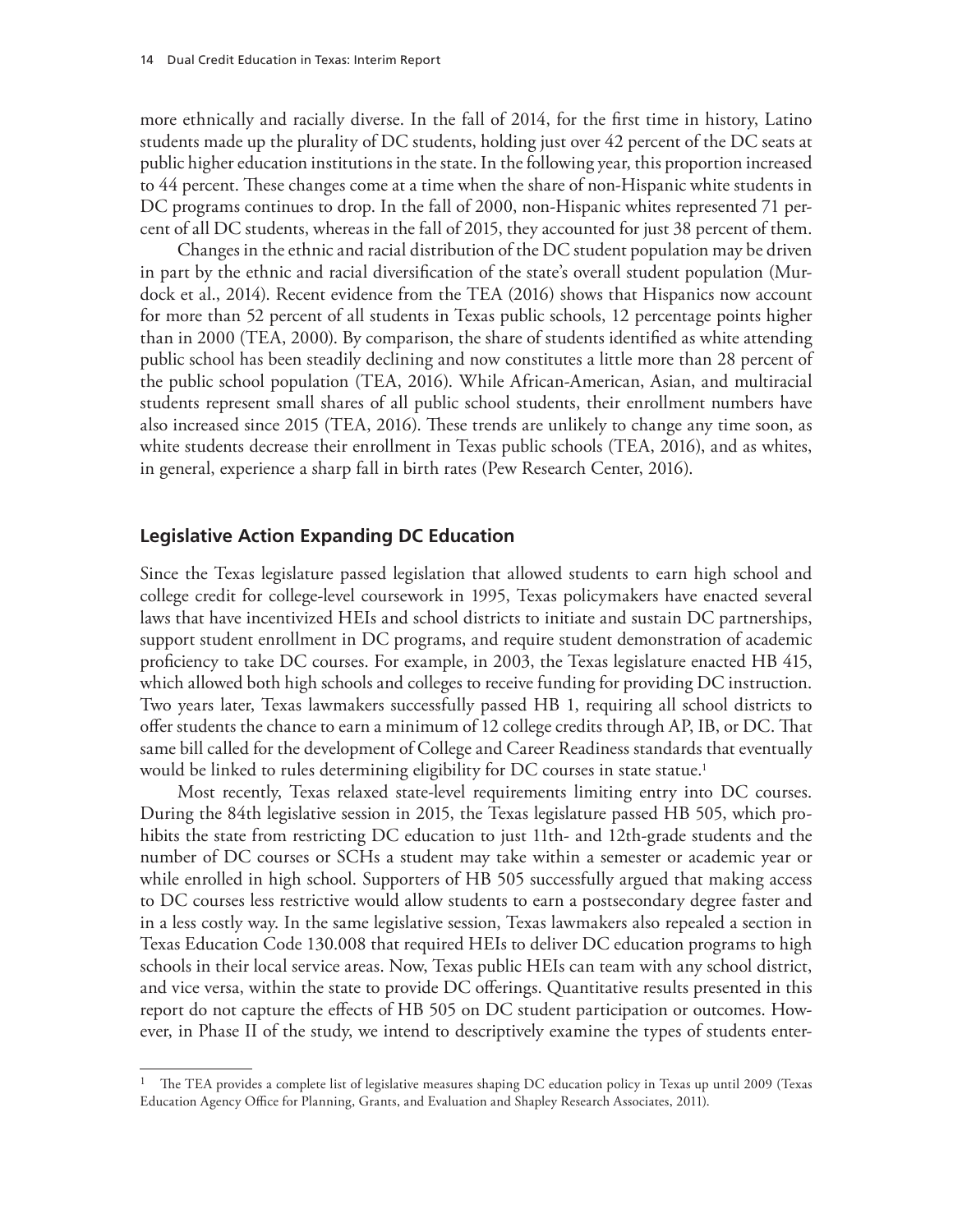more ethnically and racially diverse. In the fall of 2014, for the first time in history, Latino students made up the plurality of DC students, holding just over 42 percent of the DC seats at public higher education institutions in the state. In the following year, this proportion increased to 44 percent. These changes come at a time when the share of non-Hispanic white students in DC programs continues to drop. In the fall of 2000, non-Hispanic whites represented 71 percent of all DC students, whereas in the fall of 2015, they accounted for just 38 percent of them.

Changes in the ethnic and racial distribution of the DC student population may be driven in part by the ethnic and racial diversification of the state's overall student population (Murdock et al., 2014). Recent evidence from the TEA (2016) shows that Hispanics now account for more than 52 percent of all students in Texas public schools, 12 percentage points higher than in 2000 (TEA, 2000). By comparison, the share of students identified as white attending public school has been steadily declining and now constitutes a little more than 28 percent of the public school population (TEA, 2016). While African-American, Asian, and multiracial students represent small shares of all public school students, their enrollment numbers have also increased since 2015 (TEA, 2016). These trends are unlikely to change any time soon, as white students decrease their enrollment in Texas public schools (TEA, 2016), and as whites, in general, experience a sharp fall in birth rates (Pew Research Center, 2016).

## Legislative Action Expanding DC Education

Since the Texas legislature passed legislation that allowed students to earn high school and college credit for college-level coursework in 1995, Texas policymakers have enacted several laws that have incentivized HEIs and school districts to initiate and sustain DC partnerships, support student enrollment in DC programs, and require student demonstration of academic proficiency to take DC courses. For example, in 2003, the Texas legislature enacted HB 415, which allowed both high schools and colleges to receive funding for providing DC instruction. Two years later, Texas lawmakers successfully passed HB 1, requiring all school districts to offer students the chance to earn a minimum of 12 college credits through AP, IB, or DC. That same bill called for the development of College and Career Readiness standards that eventually would be linked to rules determining eligibility for DC courses in state statue.[1]

Most recently, Texas relaxed state-level requirements limiting entry into DC courses. During the 84th legislative session in 2015, the Texas legislature passed HB 505, which prohibits the state from restricting DC education to just 11th- and 12th-grade students and the number of DC courses or SCHs a student may take within a semester or academic year or while enrolled in high school. Supporters of HB 505 successfully argued that making access to DC courses less restrictive would allow students to earn a postsecondary degree faster and in a less costly way. In the same legislative session, Texas lawmakers also repealed a section in Texas Education Code 130.008 that required HEIs to deliver DC education programs to high schools in their local service areas. Now, Texas public HEIs can team with any school district, and vice versa, within the state to provide DC offerings. Quantitative results presented in this report do not capture the effects of HB 505 on DC student participation or outcomes. However, in Phase II of the study, we intend to descriptively examine the types of students enter-

---

[1] The TEA provides a complete list of legislative measures shaping DC education policy in Texas up until 2009 (Texas Education Agency Office for Planning, Grants, and Evaluation and Shapley Research Associates, 2011).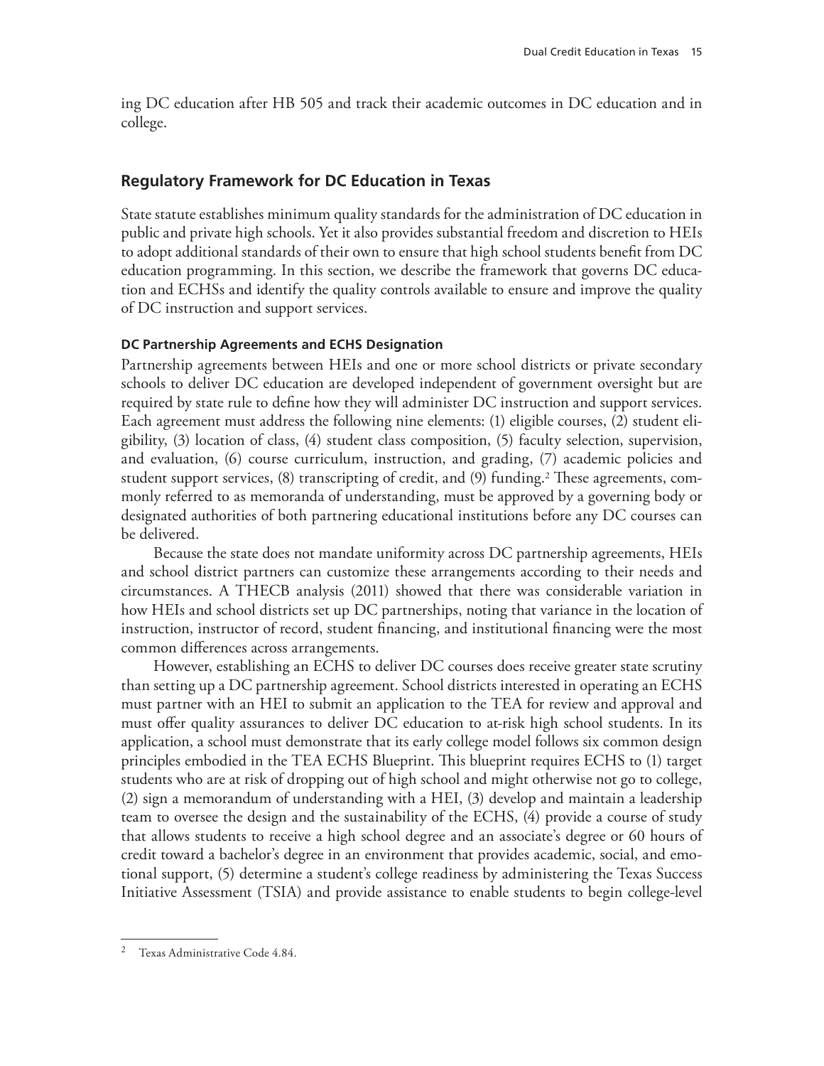ing DC education after HB 505 and track their academic outcomes in DC education and in college.

## Regulatory Framework for DC Education in Texas

State statute establishes minimum quality standards for the administration of DC education in public and private high schools. Yet it also provides substantial freedom and discretion to HEIs to adopt additional standards of their own to ensure that high school students benefit from DC education programming. In this section, we describe the framework that governs DC education and ECHSs and identify the quality controls available to ensure and improve the quality of DC instruction and support services.

### DC Partnership Agreements and ECHS Designation

Partnership agreements between HEIs and one or more school districts or private secondary schools to deliver DC education are developed independent of government oversight but are required by state rule to define how they will administer DC instruction and support services. Each agreement must address the following nine elements: (1) eligible courses, (2) student eligibility, (3) location of class, (4) student class composition, (5) faculty selection, supervision, and evaluation, (6) course curriculum, instruction, and grading, (7) academic policies and student support services, (8) transcripting of credit, and (9) funding.[2] These agreements, commonly referred to as memoranda of understanding, must be approved by a governing body or designated authorities of both partnering educational institutions before any DC courses can be delivered.

Because the state does not mandate uniformity across DC partnership agreements, HEIs and school district partners can customize these arrangements according to their needs and circumstances. A THECB analysis (2011) showed that there was considerable variation in how HEIs and school districts set up DC partnerships, noting that variance in the location of instruction, instructor of record, student financing, and institutional financing were the most common differences across arrangements.

However, establishing an ECHS to deliver DC courses does receive greater state scrutiny than setting up a DC partnership agreement. School districts interested in operating an ECHS must partner with an HEI to submit an application to the TEA for review and approval and must offer quality assurances to deliver DC education to at-risk high school students. In its application, a school must demonstrate that its early college model follows six common design principles embodied in the TEA ECHS Blueprint. This blueprint requires ECHS to (1) target students who are at risk of dropping out of high school and might otherwise not go to college, (2) sign a memorandum of understanding with a HEI, (3) develop and maintain a leadership team to oversee the design and the sustainability of the ECHS, (4) provide a course of study that allows students to receive a high school degree and an associate's degree or 60 hours of credit toward a bachelor's degree in an environment that provides academic, social, and emotional support, (5) determine a student's college readiness by administering the Texas Success Initiative Assessment (TSIA) and provide assistance to enable students to begin college-level

---

[2] Texas Administrative Code 4.84.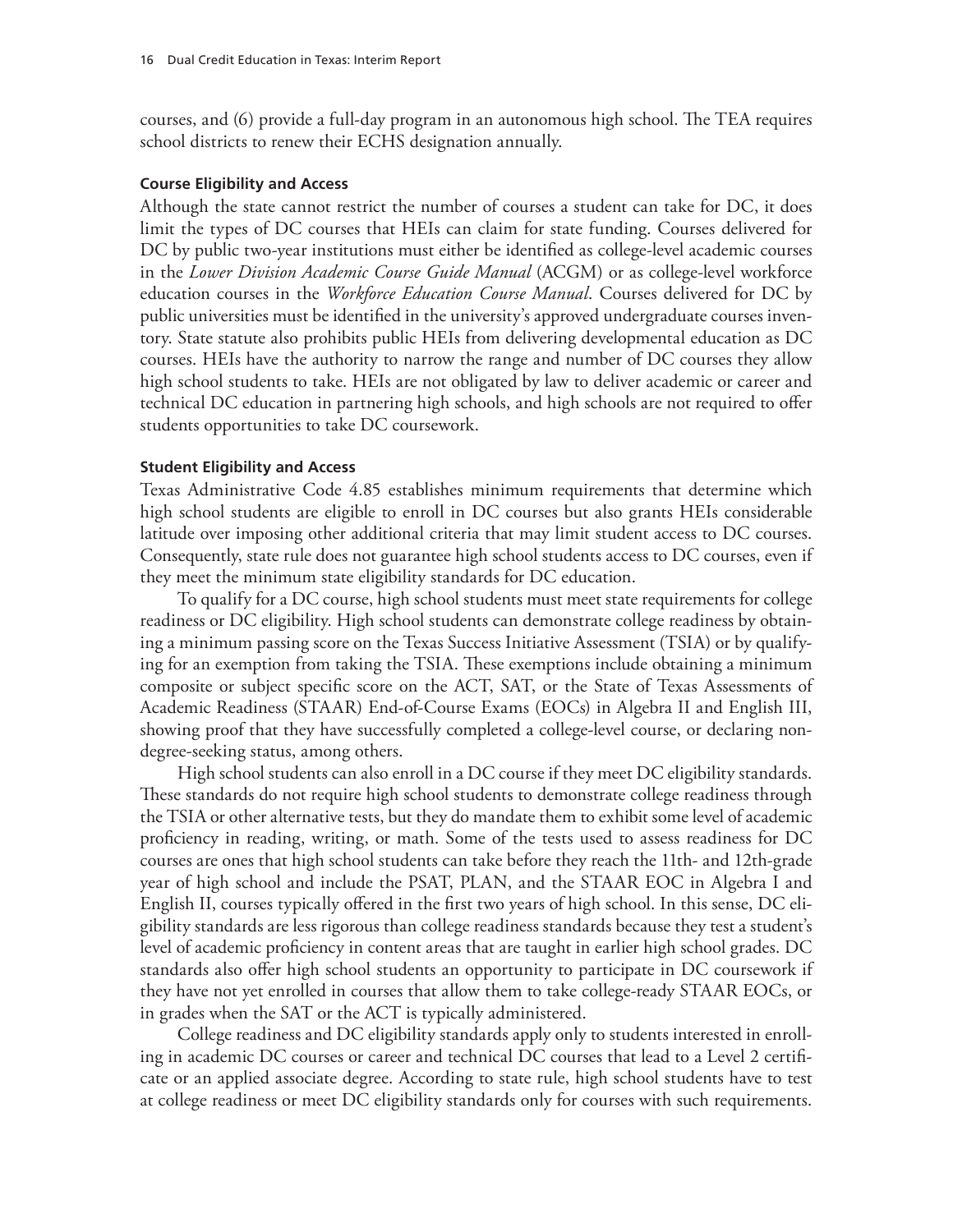courses, and (6) provide a full-day program in an autonomous high school. The TEA requires school districts to renew their ECHS designation annually.

#### Course Eligibility and Access

Although the state cannot restrict the number of courses a student can take for DC, it does limit the types of DC courses that HEIs can claim for state funding. Courses delivered for DC by public two-year institutions must either be identified as college-level academic courses in the *Lower Division Academic Course Guide Manual* (ACGM) or as college-level workforce education courses in the *Workforce Education Course Manual*. Courses delivered for DC by public universities must be identified in the university's approved undergraduate courses inventory. State statute also prohibits public HEIs from delivering developmental education as DC courses. HEIs have the authority to narrow the range and number of DC courses they allow high school students to take. HEIs are not obligated by law to deliver academic or career and technical DC education in partnering high schools, and high schools are not required to offer students opportunities to take DC coursework.

#### Student Eligibility and Access

Texas Administrative Code 4.85 establishes minimum requirements that determine which high school students are eligible to enroll in DC courses but also grants HEIs considerable latitude over imposing other additional criteria that may limit student access to DC courses. Consequently, state rule does not guarantee high school students access to DC courses, even if they meet the minimum state eligibility standards for DC education.

To qualify for a DC course, high school students must meet state requirements for college readiness or DC eligibility. High school students can demonstrate college readiness by obtaining a minimum passing score on the Texas Success Initiative Assessment (TSIA) or by qualifying for an exemption from taking the TSIA. These exemptions include obtaining a minimum composite or subject specific score on the ACT, SAT, or the State of Texas Assessments of Academic Readiness (STAAR) End-of-Course Exams (EOCs) in Algebra II and English III, showing proof that they have successfully completed a college-level course, or declaring non-degree-seeking status, among others.

High school students can also enroll in a DC course if they meet DC eligibility standards. These standards do not require high school students to demonstrate college readiness through the TSIA or other alternative tests, but they do mandate them to exhibit some level of academic proficiency in reading, writing, or math. Some of the tests used to assess readiness for DC courses are ones that high school students can take before they reach the 11th- and 12th-grade year of high school and include the PSAT, PLAN, and the STAAR EOC in Algebra I and English II, courses typically offered in the first two years of high school. In this sense, DC eligibility standards are less rigorous than college readiness standards because they test a student's level of academic proficiency in content areas that are taught in earlier high school grades. DC standards also offer high school students an opportunity to participate in DC coursework if they have not yet enrolled in courses that allow them to take college-ready STAAR EOCs, or in grades when the SAT or the ACT is typically administered.

College readiness and DC eligibility standards apply only to students interested in enrolling in academic DC courses or career and technical DC courses that lead to a Level 2 certificate or an applied associate degree. According to state rule, high school students have to test at college readiness or meet DC eligibility standards only for courses with such requirements.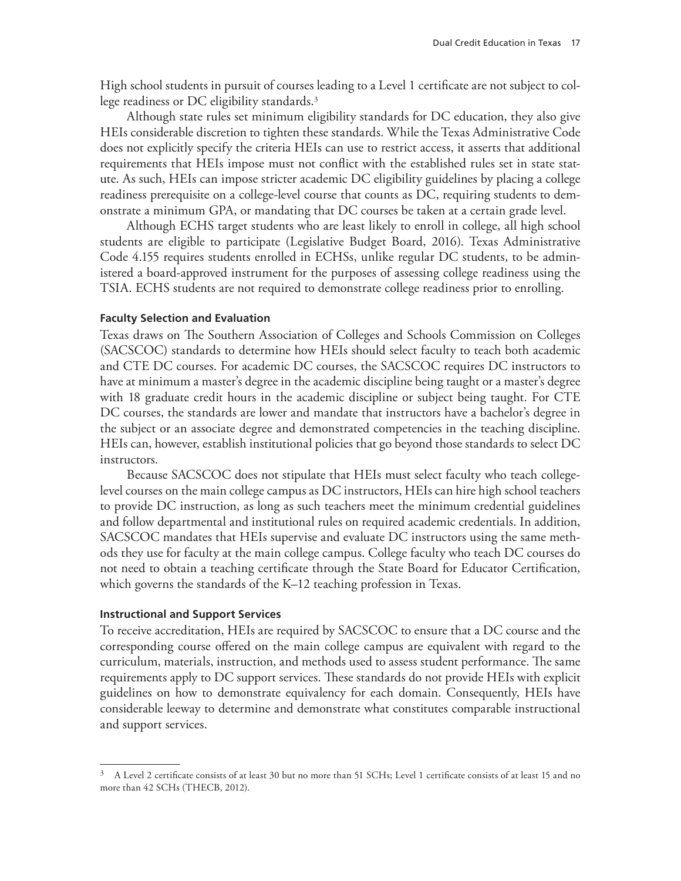High school students in pursuit of courses leading to a Level 1 certificate are not subject to college readiness or DC eligibility standards.[3]

Although state rules set minimum eligibility standards for DC education, they also give HEIs considerable discretion to tighten these standards. While the Texas Administrative Code does not explicitly specify the criteria HEIs can use to restrict access, it asserts that additional requirements that HEIs impose must not conflict with the established rules set in state statute. As such, HEIs can impose stricter academic DC eligibility guidelines by placing a college readiness prerequisite on a college-level course that counts as DC, requiring students to demonstrate a minimum GPA, or mandating that DC courses be taken at a certain grade level.

Although ECHS target students who are least likely to enroll in college, all high school students are eligible to participate (Legislative Budget Board, 2016). Texas Administrative Code 4.155 requires students enrolled in ECHSs, unlike regular DC students, to be administered a board-approved instrument for the purposes of assessing college readiness using the TSIA. ECHS students are not required to demonstrate college readiness prior to enrolling.

#### Faculty Selection and Evaluation

Texas draws on The Southern Association of Colleges and Schools Commission on Colleges (SACSCOC) standards to determine how HEIs should select faculty to teach both academic and CTE DC courses. For academic DC courses, the SACSCOC requires DC instructors to have at minimum a master's degree in the academic discipline being taught or a master's degree with 18 graduate credit hours in the academic discipline or subject being taught. For CTE DC courses, the standards are lower and mandate that instructors have a bachelor's degree in the subject or an associate degree and demonstrated competencies in the teaching discipline. HEIs can, however, establish institutional policies that go beyond those standards to select DC instructors.

Because SACSCOC does not stipulate that HEIs must select faculty who teach college-level courses on the main college campus as DC instructors, HEIs can hire high school teachers to provide DC instruction, as long as such teachers meet the minimum credential guidelines and follow departmental and institutional rules on required academic credentials. In addition, SACSCOC mandates that HEIs supervise and evaluate DC instructors using the same methods they use for faculty at the main college campus. College faculty who teach DC courses do not need to obtain a teaching certificate through the State Board for Educator Certification, which governs the standards of the K–12 teaching profession in Texas.

#### Instructional and Support Services

To receive accreditation, HEIs are required by SACSCOC to ensure that a DC course and the corresponding course offered on the main college campus are equivalent with regard to the curriculum, materials, instruction, and methods used to assess student performance. The same requirements apply to DC support services. These standards do not provide HEIs with explicit guidelines on how to demonstrate equivalency for each domain. Consequently, HEIs have considerable leeway to determine and demonstrate what constitutes comparable instructional and support services.

---

[3] A Level 2 certificate consists of at least 30 but no more than 51 SCHs; Level 1 certificate consists of at least 15 and no more than 42 SCHs (THECB, 2012).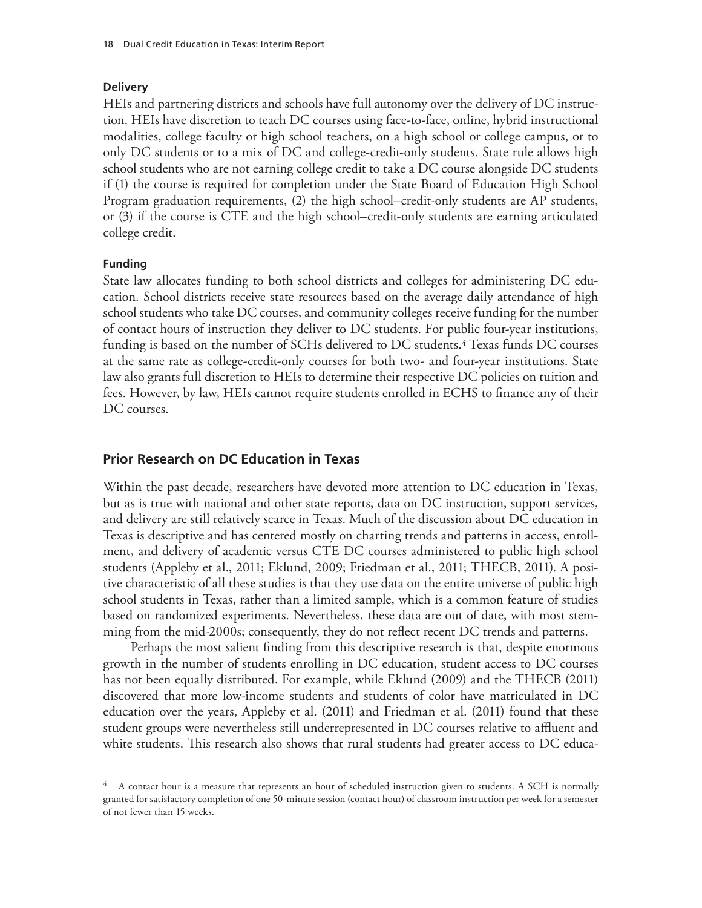#### Delivery

HEIs and partnering districts and schools have full autonomy over the delivery of DC instruction. HEIs have discretion to teach DC courses using face-to-face, online, hybrid instructional modalities, college faculty or high school teachers, on a high school or college campus, or to only DC students or to a mix of DC and college-credit-only students. State rule allows high school students who are not earning college credit to take a DC course alongside DC students if (1) the course is required for completion under the State Board of Education High School Program graduation requirements, (2) the high school–credit-only students are AP students, or (3) if the course is CTE and the high school–credit-only students are earning articulated college credit.

#### Funding

State law allocates funding to both school districts and colleges for administering DC education. School districts receive state resources based on the average daily attendance of high school students who take DC courses, and community colleges receive funding for the number of contact hours of instruction they deliver to DC students. For public four-year institutions, funding is based on the number of SCHs delivered to DC students.[4] Texas funds DC courses at the same rate as college-credit-only courses for both two- and four-year institutions. State law also grants full discretion to HEIs to determine their respective DC policies on tuition and fees. However, by law, HEIs cannot require students enrolled in ECHS to finance any of their DC courses.

## Prior Research on DC Education in Texas

Within the past decade, researchers have devoted more attention to DC education in Texas, but as is true with national and other state reports, data on DC instruction, support services, and delivery are still relatively scarce in Texas. Much of the discussion about DC education in Texas is descriptive and has centered mostly on charting trends and patterns in access, enrollment, and delivery of academic versus CTE DC courses administered to public high school students (Appleby et al., 2011; Eklund, 2009; Friedman et al., 2011; THECB, 2011). A positive characteristic of all these studies is that they use data on the entire universe of public high school students in Texas, rather than a limited sample, which is a common feature of studies based on randomized experiments. Nevertheless, these data are out of date, with most stemming from the mid-2000s; consequently, they do not reflect recent DC trends and patterns.

Perhaps the most salient finding from this descriptive research is that, despite enormous growth in the number of students enrolling in DC education, student access to DC courses has not been equally distributed. For example, while Eklund (2009) and the THECB (2011) discovered that more low-income students and students of color have matriculated in DC education over the years, Appleby et al. (2011) and Friedman et al. (2011) found that these student groups were nevertheless still underrepresented in DC courses relative to affluent and white students. This research also shows that rural students had greater access to DC educa-

---

[4] A contact hour is a measure that represents an hour of scheduled instruction given to students. A SCH is normally granted for satisfactory completion of one 50-minute session (contact hour) of classroom instruction per week for a semester of not fewer than 15 weeks.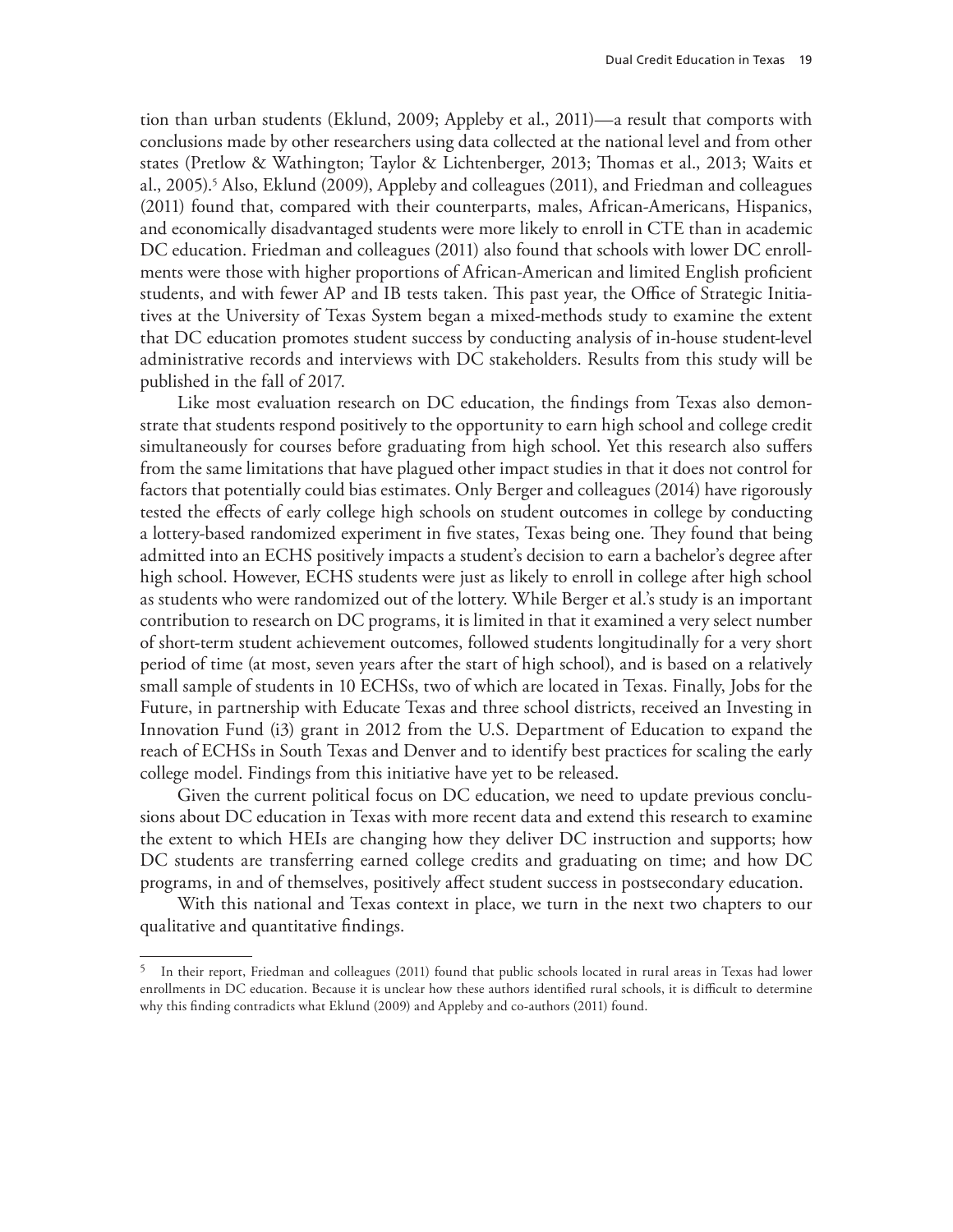tion than urban students (Eklund, 2009; Appleby et al., 2011)—a result that comports with conclusions made by other researchers using data collected at the national level and from other states (Pretlow & Wathington; Taylor & Lichtenberger, 2013; Thomas et al., 2013; Waits et al., 2005).[5] Also, Eklund (2009), Appleby and colleagues (2011), and Friedman and colleagues (2011) found that, compared with their counterparts, males, African-Americans, Hispanics, and economically disadvantaged students were more likely to enroll in CTE than in academic DC education. Friedman and colleagues (2011) also found that schools with lower DC enrollments were those with higher proportions of African-American and limited English proficient students, and with fewer AP and IB tests taken. This past year, the Office of Strategic Initiatives at the University of Texas System began a mixed-methods study to examine the extent that DC education promotes student success by conducting analysis of in-house student-level administrative records and interviews with DC stakeholders. Results from this study will be published in the fall of 2017.

Like most evaluation research on DC education, the findings from Texas also demonstrate that students respond positively to the opportunity to earn high school and college credit simultaneously for courses before graduating from high school. Yet this research also suffers from the same limitations that have plagued other impact studies in that it does not control for factors that potentially could bias estimates. Only Berger and colleagues (2014) have rigorously tested the effects of early college high schools on student outcomes in college by conducting a lottery-based randomized experiment in five states, Texas being one. They found that being admitted into an ECHS positively impacts a student's decision to earn a bachelor's degree after high school. However, ECHS students were just as likely to enroll in college after high school as students who were randomized out of the lottery. While Berger et al.'s study is an important contribution to research on DC programs, it is limited in that it examined a very select number of short-term student achievement outcomes, followed students longitudinally for a very short period of time (at most, seven years after the start of high school), and is based on a relatively small sample of students in 10 ECHSs, two of which are located in Texas. Finally, Jobs for the Future, in partnership with Educate Texas and three school districts, received an Investing in Innovation Fund (i3) grant in 2012 from the U.S. Department of Education to expand the reach of ECHSs in South Texas and Denver and to identify best practices for scaling the early college model. Findings from this initiative have yet to be released.

Given the current political focus on DC education, we need to update previous conclusions about DC education in Texas with more recent data and extend this research to examine the extent to which HEIs are changing how they deliver DC instruction and supports; how DC students are transferring earned college credits and graduating on time; and how DC programs, in and of themselves, positively affect student success in postsecondary education.

With this national and Texas context in place, we turn in the next two chapters to our qualitative and quantitative findings.

---

[5] In their report, Friedman and colleagues (2011) found that public schools located in rural areas in Texas had lower enrollments in DC education. Because it is unclear how these authors identified rural schools, it is difficult to determine why this finding contradicts what Eklund (2009) and Appleby and co-authors (2011) found.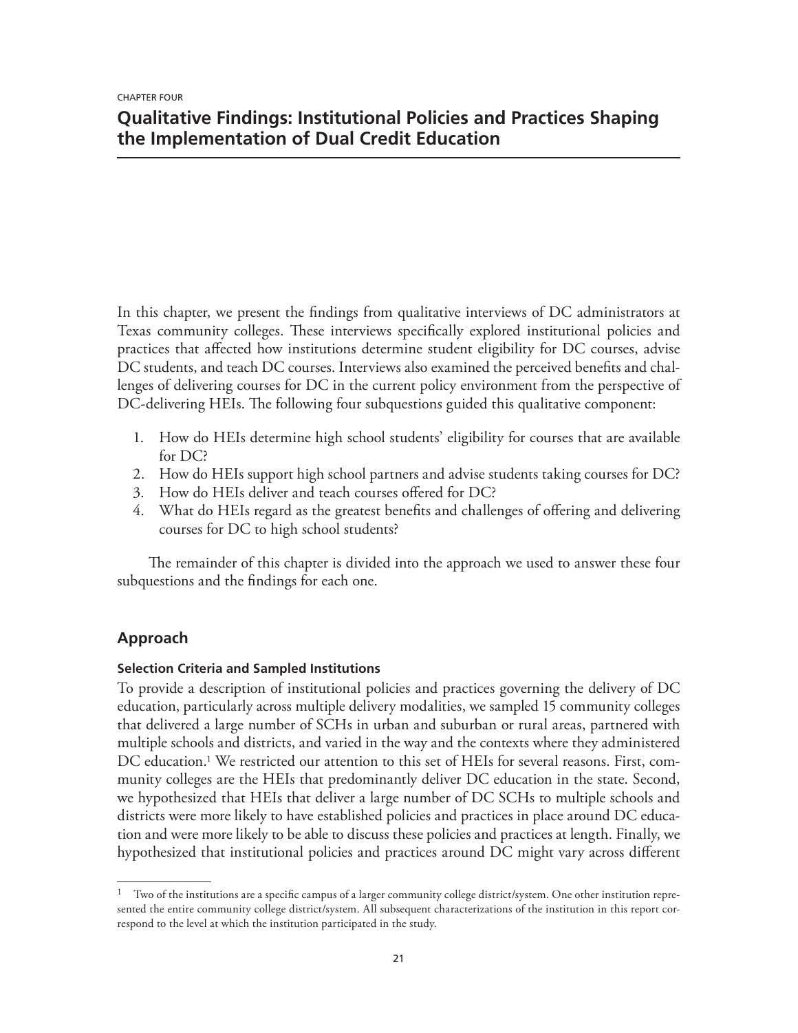CHAPTER FOUR

# Qualitative Findings: Institutional Policies and Practices Shaping the Implementation of Dual Credit Education

In this chapter, we present the findings from qualitative interviews of DC administrators at Texas community colleges. These interviews specifically explored institutional policies and practices that affected how institutions determine student eligibility for DC courses, advise DC students, and teach DC courses. Interviews also examined the perceived benefits and challenges of delivering courses for DC in the current policy environment from the perspective of DC-delivering HEIs. The following four subquestions guided this qualitative component:

1. How do HEIs determine high school students' eligibility for courses that are available for DC?
2. How do HEIs support high school partners and advise students taking courses for DC?
3. How do HEIs deliver and teach courses offered for DC?
4. What do HEIs regard as the greatest benefits and challenges of offering and delivering courses for DC to high school students?

The remainder of this chapter is divided into the approach we used to answer these four subquestions and the findings for each one.

## Approach

### Selection Criteria and Sampled Institutions

To provide a description of institutional policies and practices governing the delivery of DC education, particularly across multiple delivery modalities, we sampled 15 community colleges that delivered a large number of SCHs in urban and suburban or rural areas, partnered with multiple schools and districts, and varied in the way and the contexts where they administered DC education.[1] We restricted our attention to this set of HEIs for several reasons. First, community colleges are the HEIs that predominantly deliver DC education in the state. Second, we hypothesized that HEIs that deliver a large number of DC SCHs to multiple schools and districts were more likely to have established policies and practices in place around DC education and were more likely to be able to discuss these policies and practices at length. Finally, we hypothesized that institutional policies and practices around DC might vary across different

[1] Two of the institutions are a specific campus of a larger community college district/system. One other institution represented the entire community college district/system. All subsequent characterizations of the institution in this report correspond to the level at which the institution participated in the study.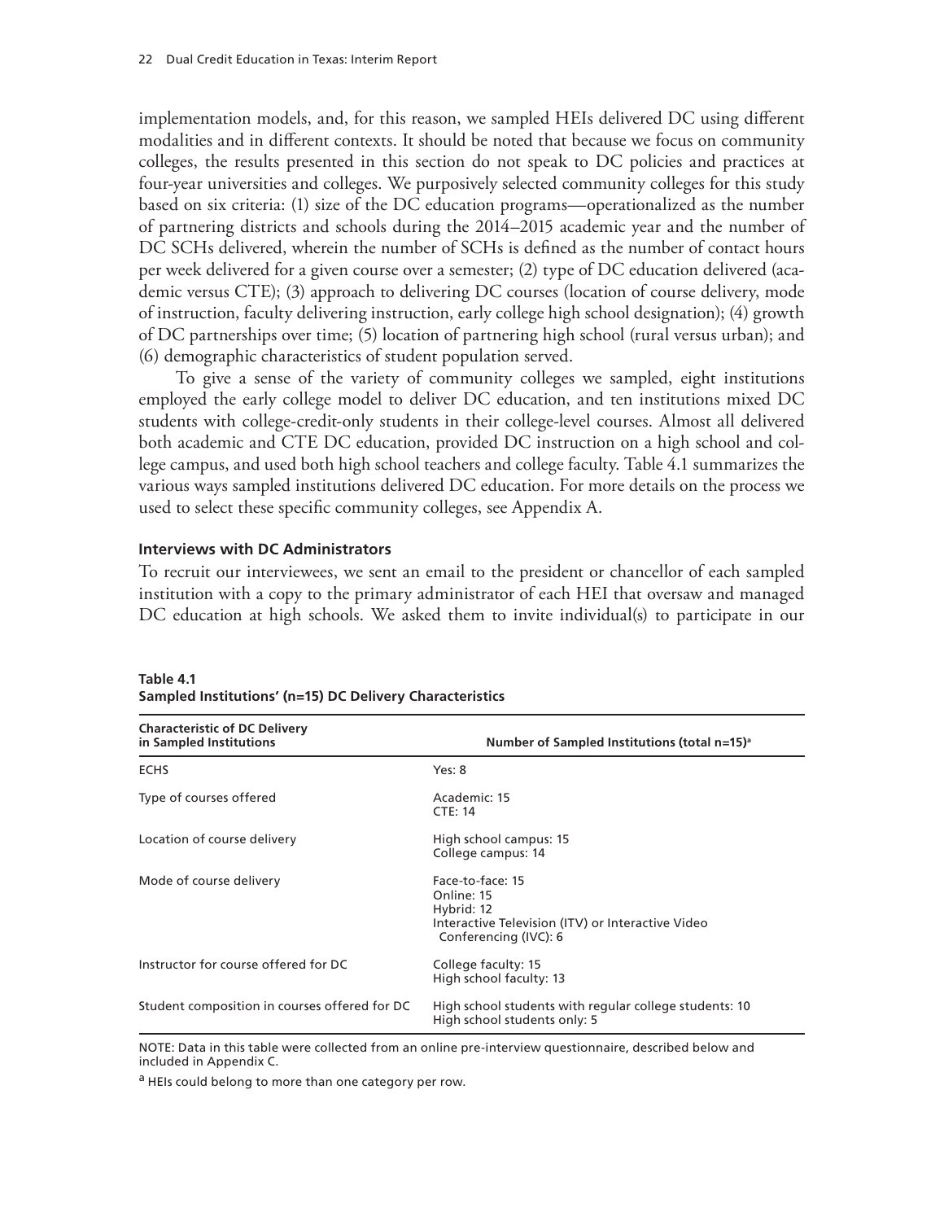implementation models, and, for this reason, we sampled HEIs delivered DC using different modalities and in different contexts. It should be noted that because we focus on community colleges, the results presented in this section do not speak to DC policies and practices at four-year universities and colleges. We purposively selected community colleges for this study based on six criteria: (1) size of the DC education programs—operationalized as the number of partnering districts and schools during the 2014–2015 academic year and the number of DC SCHs delivered, wherein the number of SCHs is defined as the number of contact hours per week delivered for a given course over a semester; (2) type of DC education delivered (academic versus CTE); (3) approach to delivering DC courses (location of course delivery, mode of instruction, faculty delivering instruction, early college high school designation); (4) growth of DC partnerships over time; (5) location of partnering high school (rural versus urban); and (6) demographic characteristics of student population served.

To give a sense of the variety of community colleges we sampled, eight institutions employed the early college model to deliver DC education, and ten institutions mixed DC students with college-credit-only students in their college-level courses. Almost all delivered both academic and CTE DC education, provided DC instruction on a high school and college campus, and used both high school teachers and college faculty. Table 4.1 summarizes the various ways sampled institutions delivered DC education. For more details on the process we used to select these specific community colleges, see Appendix A.

#### Interviews with DC Administrators

To recruit our interviewees, we sent an email to the president or chancellor of each sampled institution with a copy to the primary administrator of each HEI that oversaw and managed DC education at high schools. We asked them to invite individual(s) to participate in our

**Table 4.1**
**Sampled Institutions' (n=15) DC Delivery Characteristics**

| Characteristic of DC Delivery in Sampled Institutions | Number of Sampled Institutions (total n=15)[a] |
|---|---|
| ECHS | Yes: 8 |
| Type of courses offered | Academic: 15<br>CTE: 14 |
| Location of course delivery | High school campus: 15<br>College campus: 14 |
| Mode of course delivery | Face-to-face: 15<br>Online: 15<br>Hybrid: 12<br>Interactive Television (ITV) or Interactive Video Conferencing (IVC): 6 |
| Instructor for course offered for DC | College faculty: 15<br>High school faculty: 13 |
| Student composition in courses offered for DC | High school students with regular college students: 10<br>High school students only: 5 |

NOTE: Data in this table were collected from an online pre-interview questionnaire, described below and included in Appendix C.

[a] HEIs could belong to more than one category per row.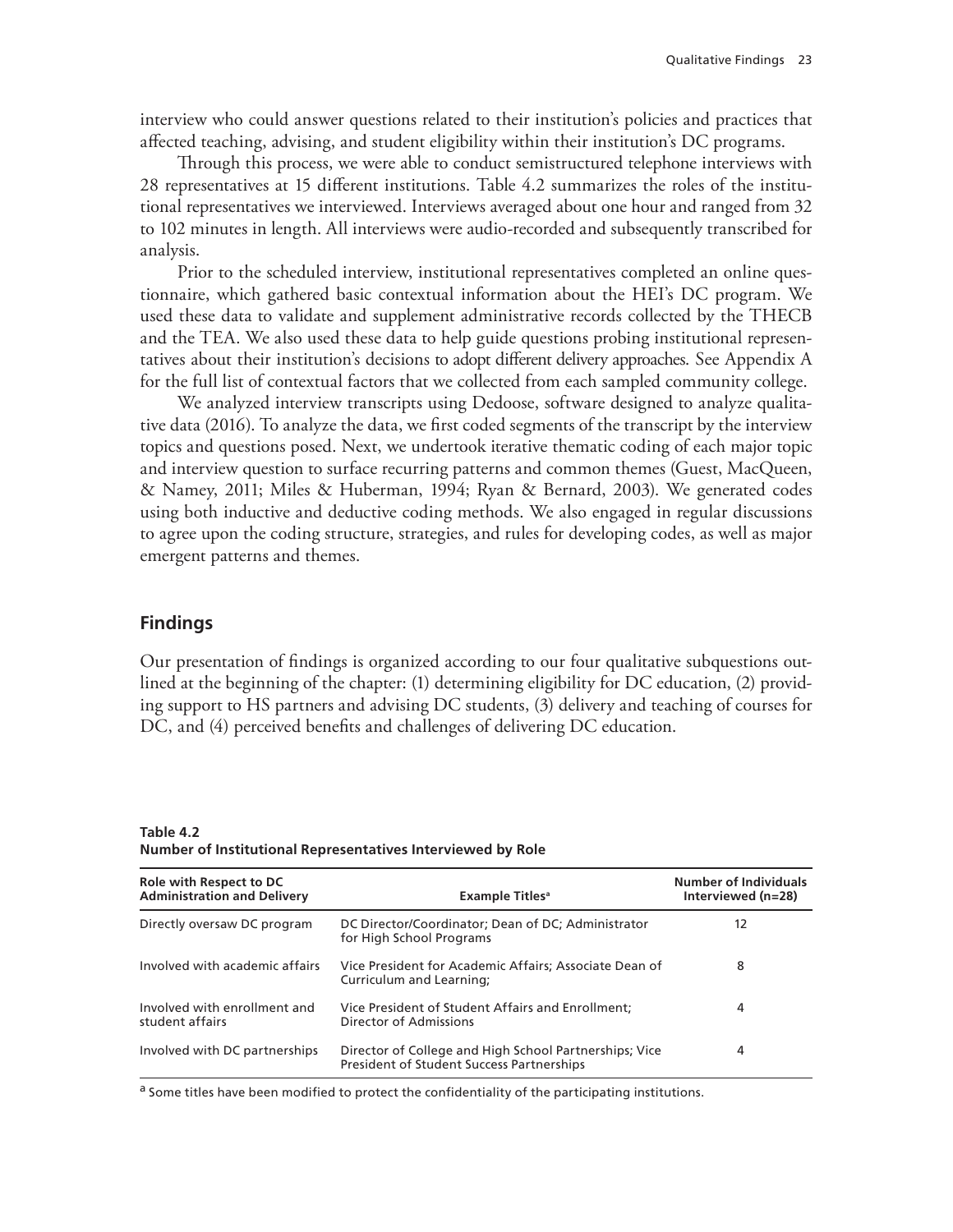interview who could answer questions related to their institution's policies and practices that affected teaching, advising, and student eligibility within their institution's DC programs.

Through this process, we were able to conduct semistructured telephone interviews with 28 representatives at 15 different institutions. Table 4.2 summarizes the roles of the institutional representatives we interviewed. Interviews averaged about one hour and ranged from 32 to 102 minutes in length. All interviews were audio-recorded and subsequently transcribed for analysis.

Prior to the scheduled interview, institutional representatives completed an online questionnaire, which gathered basic contextual information about the HEI's DC program. We used these data to validate and supplement administrative records collected by the THECB and the TEA. We also used these data to help guide questions probing institutional representatives about their institution's decisions to adopt different delivery approaches. See Appendix A for the full list of contextual factors that we collected from each sampled community college.

We analyzed interview transcripts using Dedoose, software designed to analyze qualitative data (2016). To analyze the data, we first coded segments of the transcript by the interview topics and questions posed. Next, we undertook iterative thematic coding of each major topic and interview question to surface recurring patterns and common themes (Guest, MacQueen, & Namey, 2011; Miles & Huberman, 1994; Ryan & Bernard, 2003). We generated codes using both inductive and deductive coding methods. We also engaged in regular discussions to agree upon the coding structure, strategies, and rules for developing codes, as well as major emergent patterns and themes.

## Findings

Our presentation of findings is organized according to our four qualitative subquestions outlined at the beginning of the chapter: (1) determining eligibility for DC education, (2) providing support to HS partners and advising DC students, (3) delivery and teaching of courses for DC, and (4) perceived benefits and challenges of delivering DC education.

**Table 4.2**
**Number of Institutional Representatives Interviewed by Role**

| Role with Respect to DC Administration and Delivery | Example Titles[a] | Number of Individuals Interviewed (n=28) |
|---|---|---|
| Directly oversaw DC program | DC Director/Coordinator; Dean of DC; Administrator for High School Programs | 12 |
| Involved with academic affairs | Vice President for Academic Affairs; Associate Dean of Curriculum and Learning; | 8 |
| Involved with enrollment and student affairs | Vice President of Student Affairs and Enrollment; Director of Admissions | 4 |
| Involved with DC partnerships | Director of College and High School Partnerships; Vice President of Student Success Partnerships | 4 |

[a] Some titles have been modified to protect the confidentiality of the participating institutions.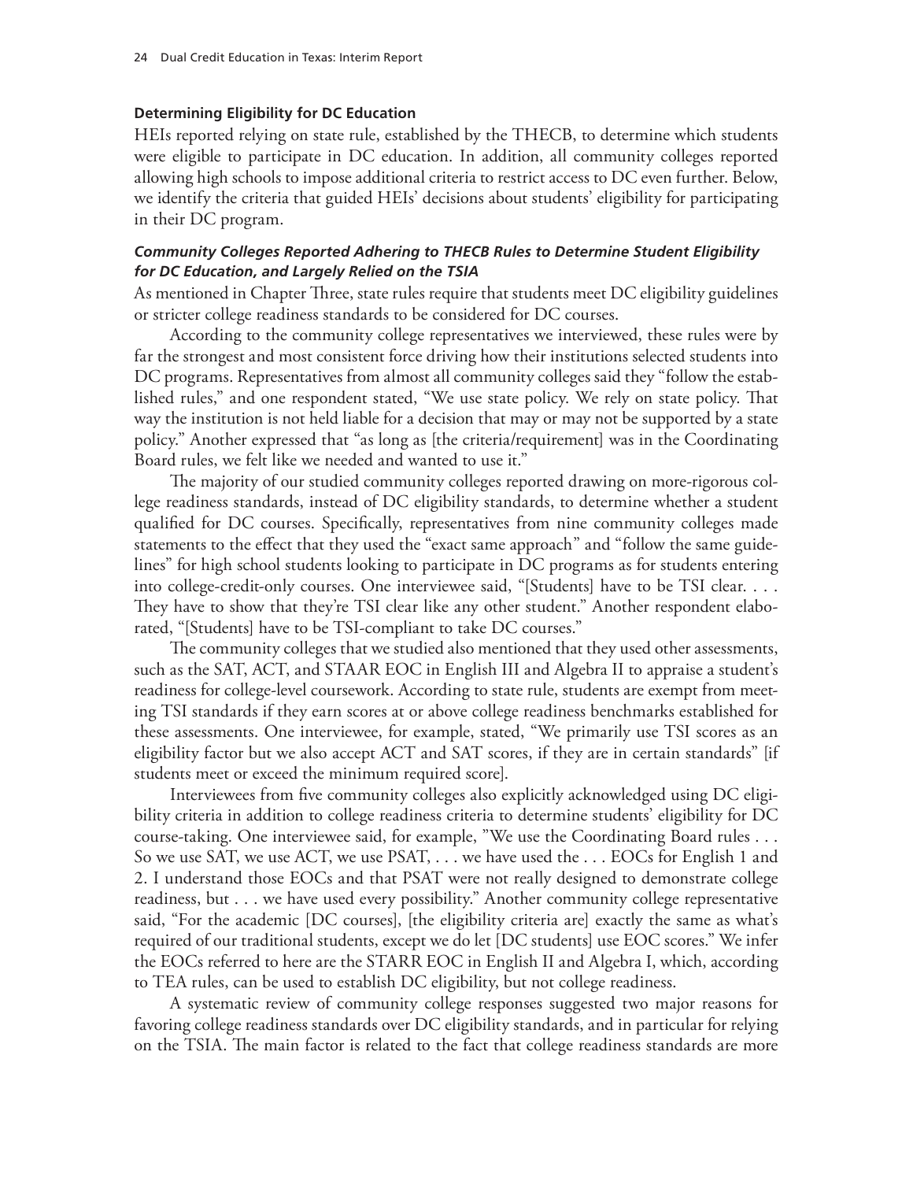### Determining Eligibility for DC Education

HEIs reported relying on state rule, established by the THECB, to determine which students were eligible to participate in DC education. In addition, all community colleges reported allowing high schools to impose additional criteria to restrict access to DC even further. Below, we identify the criteria that guided HEIs' decisions about students' eligibility for participating in their DC program.

#### *Community Colleges Reported Adhering to THECB Rules to Determine Student Eligibility for DC Education, and Largely Relied on the TSIA*

As mentioned in Chapter Three, state rules require that students meet DC eligibility guidelines or stricter college readiness standards to be considered for DC courses.

According to the community college representatives we interviewed, these rules were by far the strongest and most consistent force driving how their institutions selected students into DC programs. Representatives from almost all community colleges said they "follow the established rules," and one respondent stated, "We use state policy. We rely on state policy. That way the institution is not held liable for a decision that may or may not be supported by a state policy." Another expressed that "as long as [the criteria/requirement] was in the Coordinating Board rules, we felt like we needed and wanted to use it."

The majority of our studied community colleges reported drawing on more-rigorous college readiness standards, instead of DC eligibility standards, to determine whether a student qualified for DC courses. Specifically, representatives from nine community colleges made statements to the effect that they used the "exact same approach" and "follow the same guidelines" for high school students looking to participate in DC programs as for students entering into college-credit-only courses. One interviewee said, "[Students] have to be TSI clear. . . . They have to show that they're TSI clear like any other student." Another respondent elaborated, "[Students] have to be TSI-compliant to take DC courses."

The community colleges that we studied also mentioned that they used other assessments, such as the SAT, ACT, and STAAR EOC in English III and Algebra II to appraise a student's readiness for college-level coursework. According to state rule, students are exempt from meeting TSI standards if they earn scores at or above college readiness benchmarks established for these assessments. One interviewee, for example, stated, "We primarily use TSI scores as an eligibility factor but we also accept ACT and SAT scores, if they are in certain standards" [if students meet or exceed the minimum required score].

Interviewees from five community colleges also explicitly acknowledged using DC eligibility criteria in addition to college readiness criteria to determine students' eligibility for DC course-taking. One interviewee said, for example, "We use the Coordinating Board rules . . . So we use SAT, we use ACT, we use PSAT, . . . we have used the . . . EOCs for English 1 and 2. I understand those EOCs and that PSAT were not really designed to demonstrate college readiness, but . . . we have used every possibility." Another community college representative said, "For the academic [DC courses], [the eligibility criteria are] exactly the same as what's required of our traditional students, except we do let [DC students] use EOC scores." We infer the EOCs referred to here are the STARR EOC in English II and Algebra I, which, according to TEA rules, can be used to establish DC eligibility, but not college readiness.

A systematic review of community college responses suggested two major reasons for favoring college readiness standards over DC eligibility standards, and in particular for relying on the TSIA. The main factor is related to the fact that college readiness standards are more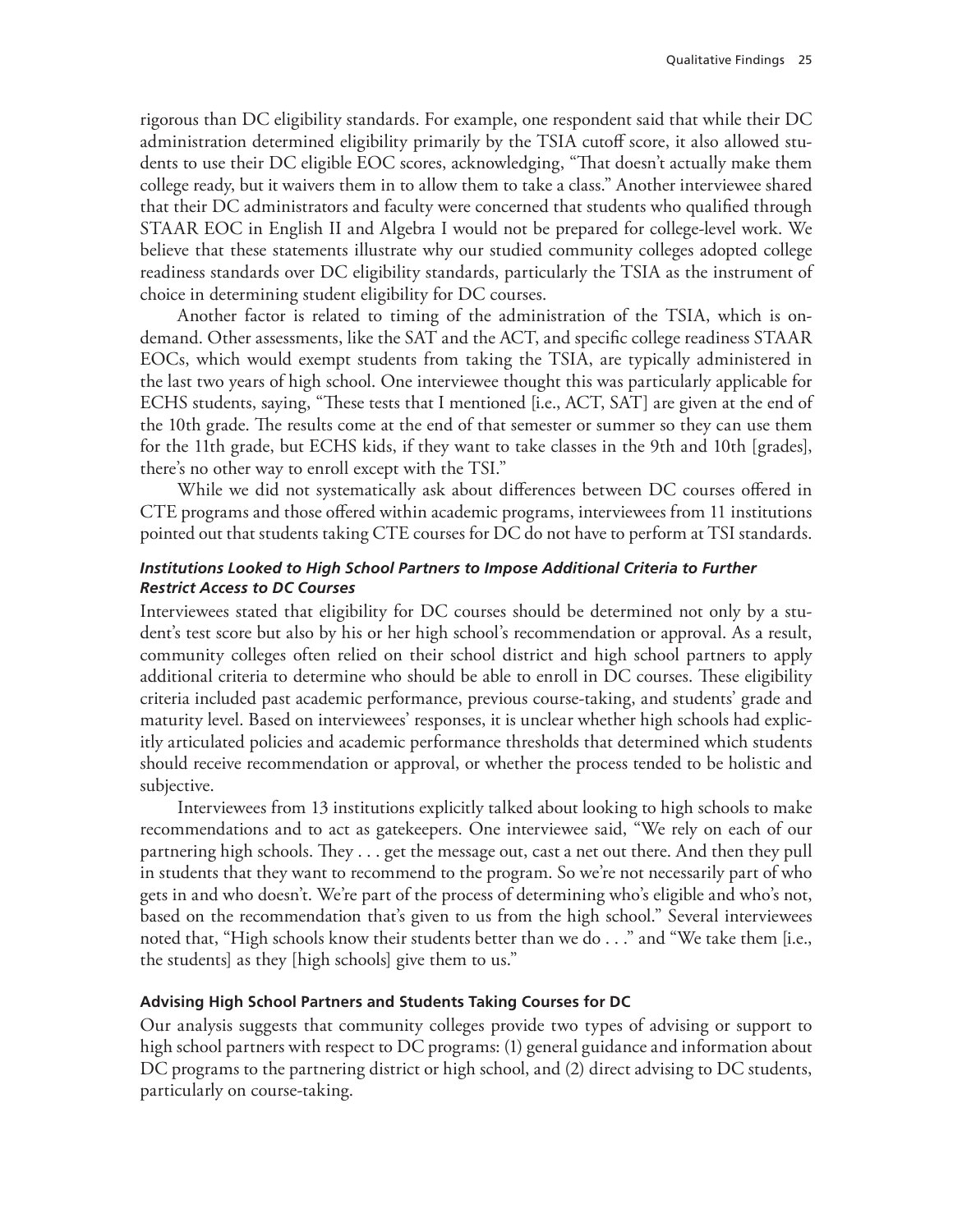rigorous than DC eligibility standards. For example, one respondent said that while their DC administration determined eligibility primarily by the TSIA cutoff score, it also allowed students to use their DC eligible EOC scores, acknowledging, "That doesn't actually make them college ready, but it waivers them in to allow them to take a class." Another interviewee shared that their DC administrators and faculty were concerned that students who qualified through STAAR EOC in English II and Algebra I would not be prepared for college-level work. We believe that these statements illustrate why our studied community colleges adopted college readiness standards over DC eligibility standards, particularly the TSIA as the instrument of choice in determining student eligibility for DC courses.

Another factor is related to timing of the administration of the TSIA, which is on-demand. Other assessments, like the SAT and the ACT, and specific college readiness STAAR EOCs, which would exempt students from taking the TSIA, are typically administered in the last two years of high school. One interviewee thought this was particularly applicable for ECHS students, saying, "These tests that I mentioned [i.e., ACT, SAT] are given at the end of the 10th grade. The results come at the end of that semester or summer so they can use them for the 11th grade, but ECHS kids, if they want to take classes in the 9th and 10th [grades], there's no other way to enroll except with the TSI."

While we did not systematically ask about differences between DC courses offered in CTE programs and those offered within academic programs, interviewees from 11 institutions pointed out that students taking CTE courses for DC do not have to perform at TSI standards.

#### *Institutions Looked to High School Partners to Impose Additional Criteria to Further Restrict Access to DC Courses*

Interviewees stated that eligibility for DC courses should be determined not only by a student's test score but also by his or her high school's recommendation or approval. As a result, community colleges often relied on their school district and high school partners to apply additional criteria to determine who should be able to enroll in DC courses. These eligibility criteria included past academic performance, previous course-taking, and students' grade and maturity level. Based on interviewees' responses, it is unclear whether high schools had explicitly articulated policies and academic performance thresholds that determined which students should receive recommendation or approval, or whether the process tended to be holistic and subjective.

Interviewees from 13 institutions explicitly talked about looking to high schools to make recommendations and to act as gatekeepers. One interviewee said, "We rely on each of our partnering high schools. They . . . get the message out, cast a net out there. And then they pull in students that they want to recommend to the program. So we're not necessarily part of who gets in and who doesn't. We're part of the process of determining who's eligible and who's not, based on the recommendation that's given to us from the high school." Several interviewees noted that, "High schools know their students better than we do . . ." and "We take them [i.e., the students] as they [high schools] give them to us."

### Advising High School Partners and Students Taking Courses for DC

Our analysis suggests that community colleges provide two types of advising or support to high school partners with respect to DC programs: (1) general guidance and information about DC programs to the partnering district or high school, and (2) direct advising to DC students, particularly on course-taking.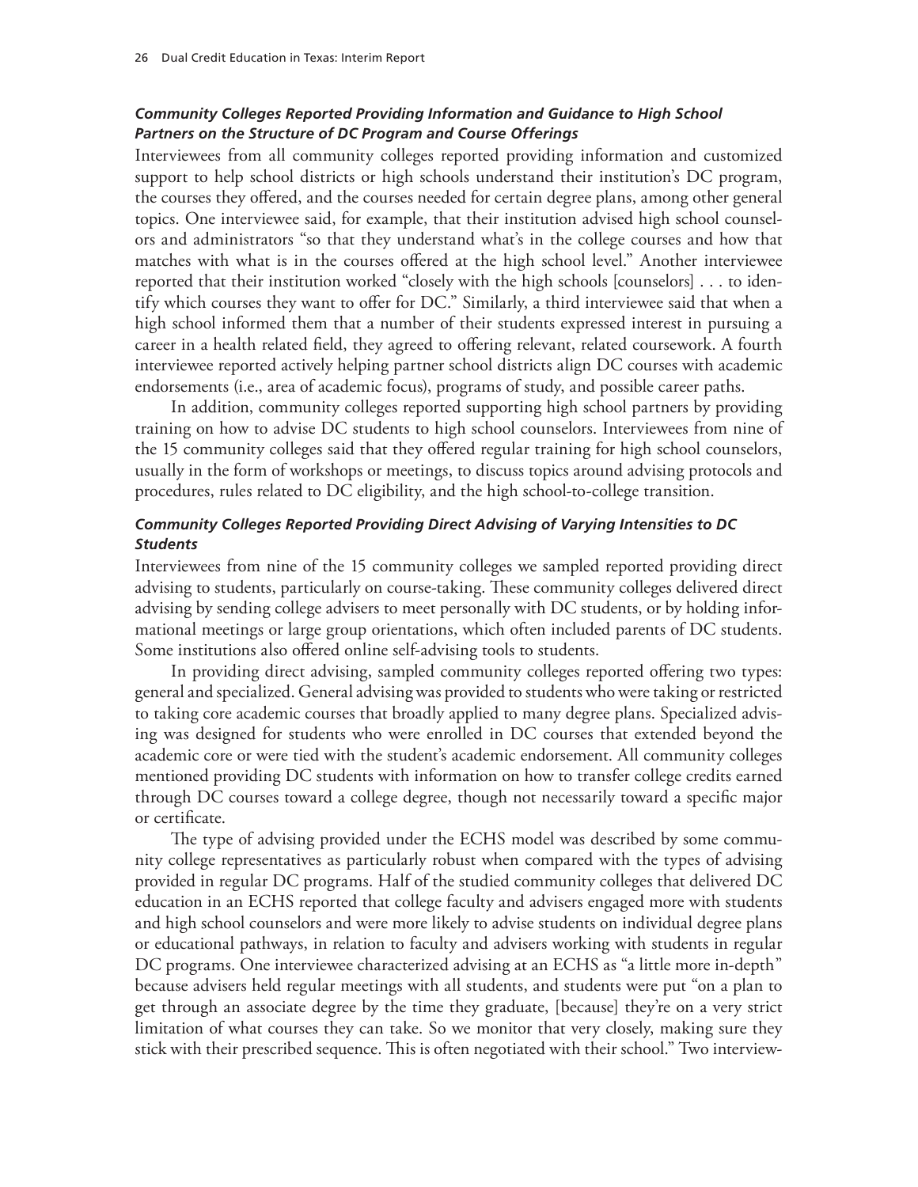### *Community Colleges Reported Providing Information and Guidance to High School Partners on the Structure of DC Program and Course Offerings*

Interviewees from all community colleges reported providing information and customized support to help school districts or high schools understand their institution's DC program, the courses they offered, and the courses needed for certain degree plans, among other general topics. One interviewee said, for example, that their institution advised high school counselors and administrators "so that they understand what's in the college courses and how that matches with what is in the courses offered at the high school level." Another interviewee reported that their institution worked "closely with the high schools [counselors] . . . to identify which courses they want to offer for DC." Similarly, a third interviewee said that when a high school informed them that a number of their students expressed interest in pursuing a career in a health related field, they agreed to offering relevant, related coursework. A fourth interviewee reported actively helping partner school districts align DC courses with academic endorsements (i.e., area of academic focus), programs of study, and possible career paths.

In addition, community colleges reported supporting high school partners by providing training on how to advise DC students to high school counselors. Interviewees from nine of the 15 community colleges said that they offered regular training for high school counselors, usually in the form of workshops or meetings, to discuss topics around advising protocols and procedures, rules related to DC eligibility, and the high school-to-college transition.

### *Community Colleges Reported Providing Direct Advising of Varying Intensities to DC Students*

Interviewees from nine of the 15 community colleges we sampled reported providing direct advising to students, particularly on course-taking. These community colleges delivered direct advising by sending college advisers to meet personally with DC students, or by holding informational meetings or large group orientations, which often included parents of DC students. Some institutions also offered online self-advising tools to students.

In providing direct advising, sampled community colleges reported offering two types: general and specialized. General advising was provided to students who were taking or restricted to taking core academic courses that broadly applied to many degree plans. Specialized advising was designed for students who were enrolled in DC courses that extended beyond the academic core or were tied with the student's academic endorsement. All community colleges mentioned providing DC students with information on how to transfer college credits earned through DC courses toward a college degree, though not necessarily toward a specific major or certificate.

The type of advising provided under the ECHS model was described by some community college representatives as particularly robust when compared with the types of advising provided in regular DC programs. Half of the studied community colleges that delivered DC education in an ECHS reported that college faculty and advisers engaged more with students and high school counselors and were more likely to advise students on individual degree plans or educational pathways, in relation to faculty and advisers working with students in regular DC programs. One interviewee characterized advising at an ECHS as "a little more in-depth" because advisers held regular meetings with all students, and students were put "on a plan to get through an associate degree by the time they graduate, [because] they're on a very strict limitation of what courses they can take. So we monitor that very closely, making sure they stick with their prescribed sequence. This is often negotiated with their school." Two interview-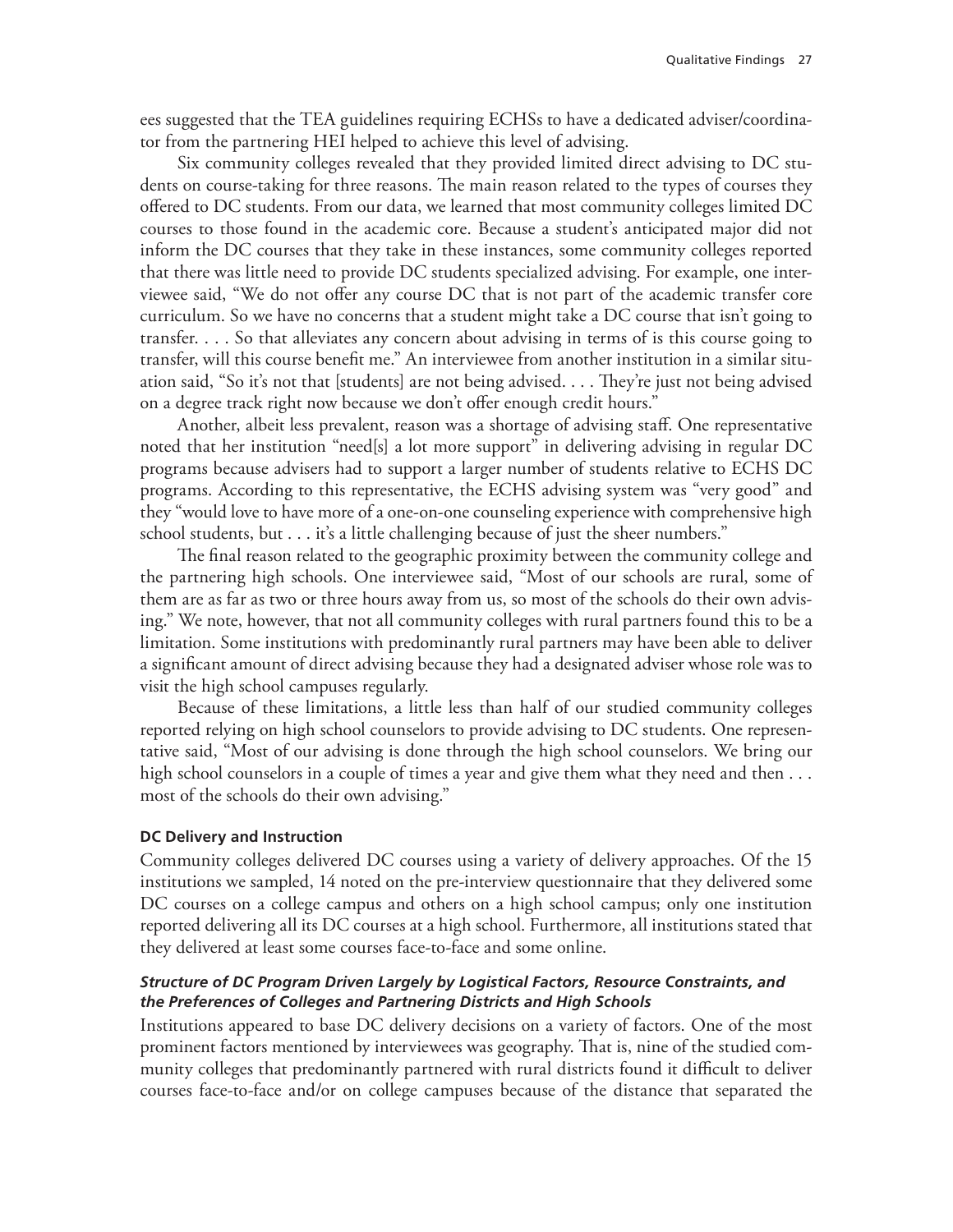ees suggested that the TEA guidelines requiring ECHSs to have a dedicated adviser/coordinator from the partnering HEI helped to achieve this level of advising.

Six community colleges revealed that they provided limited direct advising to DC students on course-taking for three reasons. The main reason related to the types of courses they offered to DC students. From our data, we learned that most community colleges limited DC courses to those found in the academic core. Because a student's anticipated major did not inform the DC courses that they take in these instances, some community colleges reported that there was little need to provide DC students specialized advising. For example, one interviewee said, "We do not offer any course DC that is not part of the academic transfer core curriculum. So we have no concerns that a student might take a DC course that isn't going to transfer. . . . So that alleviates any concern about advising in terms of is this course going to transfer, will this course benefit me." An interviewee from another institution in a similar situation said, "So it's not that [students] are not being advised. . . . They're just not being advised on a degree track right now because we don't offer enough credit hours."

Another, albeit less prevalent, reason was a shortage of advising staff. One representative noted that her institution "need[s] a lot more support" in delivering advising in regular DC programs because advisers had to support a larger number of students relative to ECHS DC programs. According to this representative, the ECHS advising system was "very good" and they "would love to have more of a one-on-one counseling experience with comprehensive high school students, but . . . it's a little challenging because of just the sheer numbers."

The final reason related to the geographic proximity between the community college and the partnering high schools. One interviewee said, "Most of our schools are rural, some of them are as far as two or three hours away from us, so most of the schools do their own advising." We note, however, that not all community colleges with rural partners found this to be a limitation. Some institutions with predominantly rural partners may have been able to deliver a significant amount of direct advising because they had a designated adviser whose role was to visit the high school campuses regularly.

Because of these limitations, a little less than half of our studied community colleges reported relying on high school counselors to provide advising to DC students. One representative said, "Most of our advising is done through the high school counselors. We bring our high school counselors in a couple of times a year and give them what they need and then . . . most of the schools do their own advising."

#### DC Delivery and Instruction

Community colleges delivered DC courses using a variety of delivery approaches. Of the 15 institutions we sampled, 14 noted on the pre-interview questionnaire that they delivered some DC courses on a college campus and others on a high school campus; only one institution reported delivering all its DC courses at a high school. Furthermore, all institutions stated that they delivered at least some courses face-to-face and some online.

##### *Structure of DC Program Driven Largely by Logistical Factors, Resource Constraints, and the Preferences of Colleges and Partnering Districts and High Schools*

Institutions appeared to base DC delivery decisions on a variety of factors. One of the most prominent factors mentioned by interviewees was geography. That is, nine of the studied community colleges that predominantly partnered with rural districts found it difficult to deliver courses face-to-face and/or on college campuses because of the distance that separated the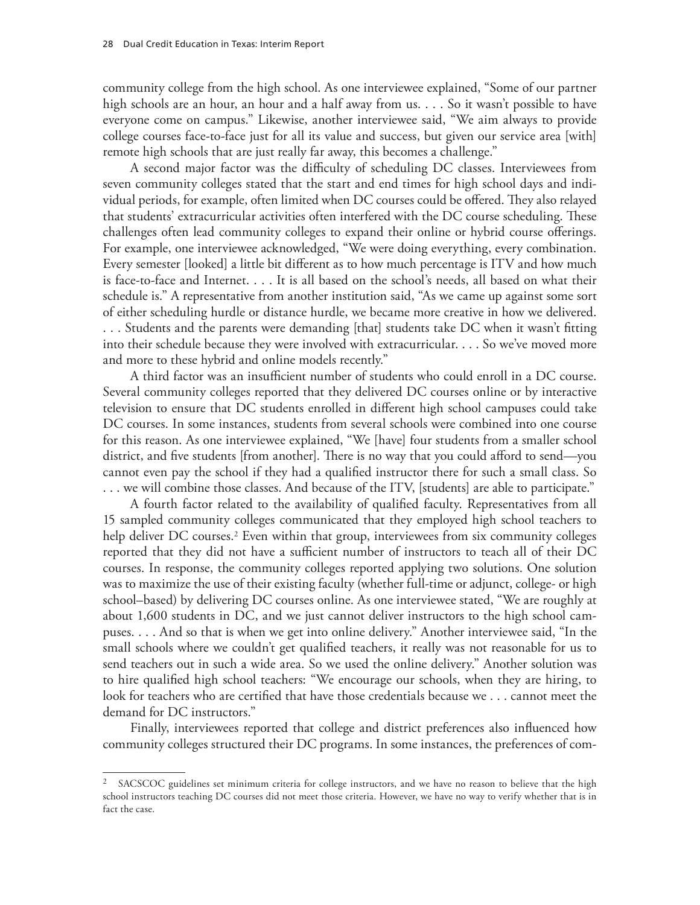community college from the high school. As one interviewee explained, "Some of our partner high schools are an hour, an hour and a half away from us. . . . So it wasn't possible to have everyone come on campus." Likewise, another interviewee said, "We aim always to provide college courses face-to-face just for all its value and success, but given our service area [with] remote high schools that are just really far away, this becomes a challenge."

A second major factor was the difficulty of scheduling DC classes. Interviewees from seven community colleges stated that the start and end times for high school days and individual periods, for example, often limited when DC courses could be offered. They also relayed that students' extracurricular activities often interfered with the DC course scheduling. These challenges often lead community colleges to expand their online or hybrid course offerings. For example, one interviewee acknowledged, "We were doing everything, every combination. Every semester [looked] a little bit different as to how much percentage is ITV and how much is face-to-face and Internet. . . . It is all based on the school's needs, all based on what their schedule is." A representative from another institution said, "As we came up against some sort of either scheduling hurdle or distance hurdle, we became more creative in how we delivered. . . . Students and the parents were demanding [that] students take DC when it wasn't fitting into their schedule because they were involved with extracurricular. . . . So we've moved more and more to these hybrid and online models recently."

A third factor was an insufficient number of students who could enroll in a DC course. Several community colleges reported that they delivered DC courses online or by interactive television to ensure that DC students enrolled in different high school campuses could take DC courses. In some instances, students from several schools were combined into one course for this reason. As one interviewee explained, "We [have] four students from a smaller school district, and five students [from another]. There is no way that you could afford to send—you cannot even pay the school if they had a qualified instructor there for such a small class. So . . . we will combine those classes. And because of the ITV, [students] are able to participate."

A fourth factor related to the availability of qualified faculty. Representatives from all 15 sampled community colleges communicated that they employed high school teachers to help deliver DC courses.[2] Even within that group, interviewees from six community colleges reported that they did not have a sufficient number of instructors to teach all of their DC courses. In response, the community colleges reported applying two solutions. One solution was to maximize the use of their existing faculty (whether full-time or adjunct, college- or high school–based) by delivering DC courses online. As one interviewee stated, "We are roughly at about 1,600 students in DC, and we just cannot deliver instructors to the high school campuses. . . . And so that is when we get into online delivery." Another interviewee said, "In the small schools where we couldn't get qualified teachers, it really was not reasonable for us to send teachers out in such a wide area. So we used the online delivery." Another solution was to hire qualified high school teachers: "We encourage our schools, when they are hiring, to look for teachers who are certified that have those credentials because we . . . cannot meet the demand for DC instructors."

Finally, interviewees reported that college and district preferences also influenced how community colleges structured their DC programs. In some instances, the preferences of com-

---

[2] SACSCOC guidelines set minimum criteria for college instructors, and we have no reason to believe that the high school instructors teaching DC courses did not meet those criteria. However, we have no way to verify whether that is in fact the case.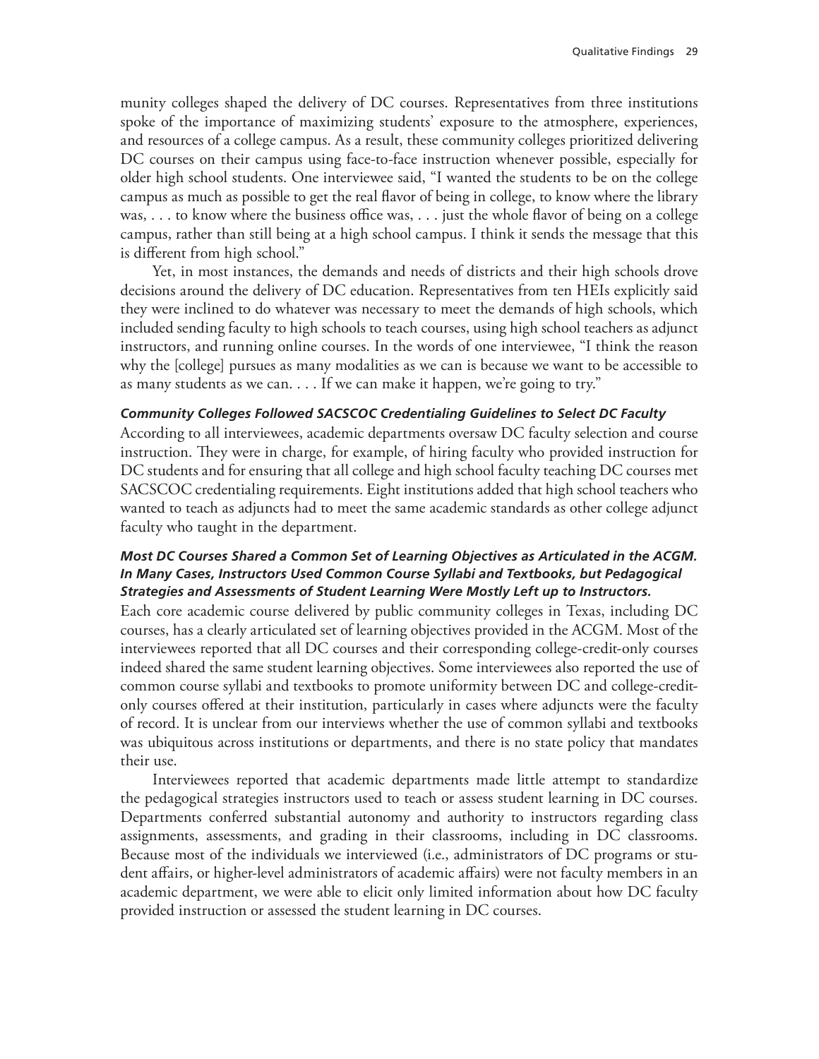munity colleges shaped the delivery of DC courses. Representatives from three institutions spoke of the importance of maximizing students' exposure to the atmosphere, experiences, and resources of a college campus. As a result, these community colleges prioritized delivering DC courses on their campus using face-to-face instruction whenever possible, especially for older high school students. One interviewee said, "I wanted the students to be on the college campus as much as possible to get the real flavor of being in college, to know where the library was, . . . to know where the business office was, . . . just the whole flavor of being on a college campus, rather than still being at a high school campus. I think it sends the message that this is different from high school."

Yet, in most instances, the demands and needs of districts and their high schools drove decisions around the delivery of DC education. Representatives from ten HEIs explicitly said they were inclined to do whatever was necessary to meet the demands of high schools, which included sending faculty to high schools to teach courses, using high school teachers as adjunct instructors, and running online courses. In the words of one interviewee, "I think the reason why the [college] pursues as many modalities as we can is because we want to be accessible to as many students as we can. . . . If we can make it happen, we're going to try."

#### *Community Colleges Followed SACSCOC Credentialing Guidelines to Select DC Faculty*

According to all interviewees, academic departments oversaw DC faculty selection and course instruction. They were in charge, for example, of hiring faculty who provided instruction for DC students and for ensuring that all college and high school faculty teaching DC courses met SACSCOC credentialing requirements. Eight institutions added that high school teachers who wanted to teach as adjuncts had to meet the same academic standards as other college adjunct faculty who taught in the department.

#### *Most DC Courses Shared a Common Set of Learning Objectives as Articulated in the ACGM. In Many Cases, Instructors Used Common Course Syllabi and Textbooks, but Pedagogical Strategies and Assessments of Student Learning Were Mostly Left up to Instructors.*

Each core academic course delivered by public community colleges in Texas, including DC courses, has a clearly articulated set of learning objectives provided in the ACGM. Most of the interviewees reported that all DC courses and their corresponding college-credit-only courses indeed shared the same student learning objectives. Some interviewees also reported the use of common course syllabi and textbooks to promote uniformity between DC and college-credit-only courses offered at their institution, particularly in cases where adjuncts were the faculty of record. It is unclear from our interviews whether the use of common syllabi and textbooks was ubiquitous across institutions or departments, and there is no state policy that mandates their use.

Interviewees reported that academic departments made little attempt to standardize the pedagogical strategies instructors used to teach or assess student learning in DC courses. Departments conferred substantial autonomy and authority to instructors regarding class assignments, assessments, and grading in their classrooms, including in DC classrooms. Because most of the individuals we interviewed (i.e., administrators of DC programs or student affairs, or higher-level administrators of academic affairs) were not faculty members in an academic department, we were able to elicit only limited information about how DC faculty provided instruction or assessed the student learning in DC courses.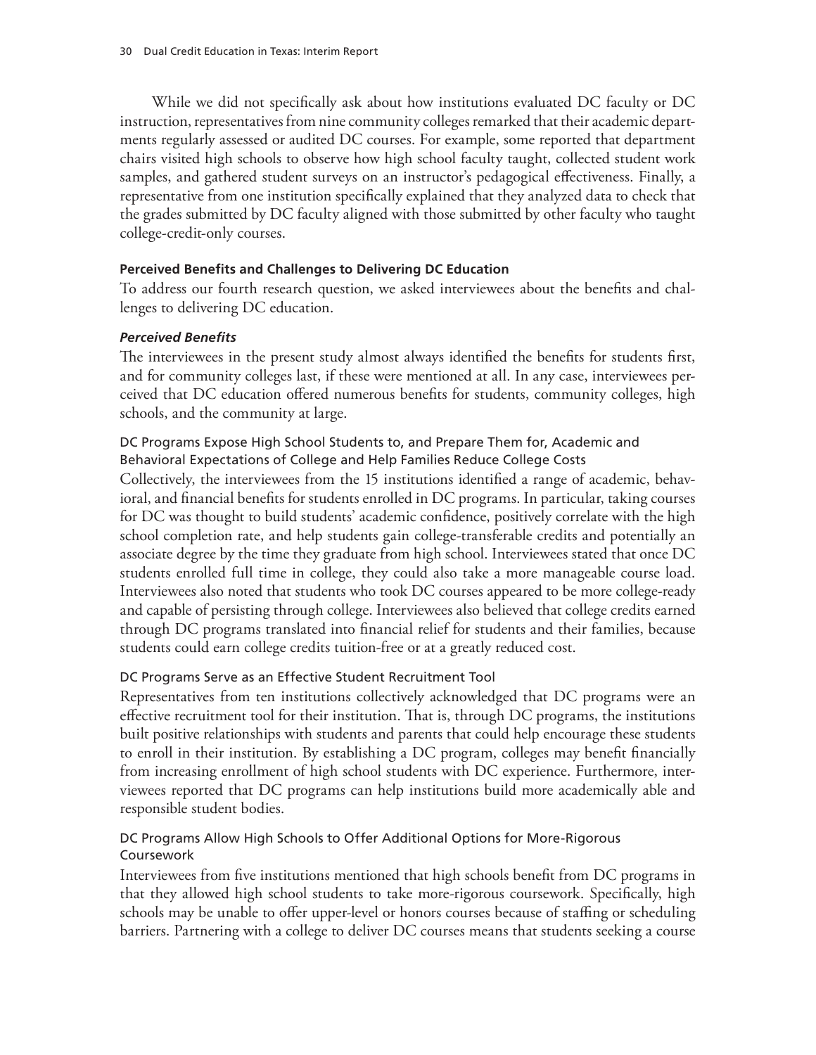While we did not specifically ask about how institutions evaluated DC faculty or DC instruction, representatives from nine community colleges remarked that their academic departments regularly assessed or audited DC courses. For example, some reported that department chairs visited high schools to observe how high school faculty taught, collected student work samples, and gathered student surveys on an instructor's pedagogical effectiveness. Finally, a representative from one institution specifically explained that they analyzed data to check that the grades submitted by DC faculty aligned with those submitted by other faculty who taught college-credit-only courses.

### Perceived Benefits and Challenges to Delivering DC Education

To address our fourth research question, we asked interviewees about the benefits and challenges to delivering DC education.

#### *Perceived Benefits*

The interviewees in the present study almost always identified the benefits for students first, and for community colleges last, if these were mentioned at all. In any case, interviewees perceived that DC education offered numerous benefits for students, community colleges, high schools, and the community at large.

##### DC Programs Expose High School Students to, and Prepare Them for, Academic and Behavioral Expectations of College and Help Families Reduce College Costs

Collectively, the interviewees from the 15 institutions identified a range of academic, behavioral, and financial benefits for students enrolled in DC programs. In particular, taking courses for DC was thought to build students' academic confidence, positively correlate with the high school completion rate, and help students gain college-transferable credits and potentially an associate degree by the time they graduate from high school. Interviewees stated that once DC students enrolled full time in college, they could also take a more manageable course load. Interviewees also noted that students who took DC courses appeared to be more college-ready and capable of persisting through college. Interviewees also believed that college credits earned through DC programs translated into financial relief for students and their families, because students could earn college credits tuition-free or at a greatly reduced cost.

##### DC Programs Serve as an Effective Student Recruitment Tool

Representatives from ten institutions collectively acknowledged that DC programs were an effective recruitment tool for their institution. That is, through DC programs, the institutions built positive relationships with students and parents that could help encourage these students to enroll in their institution. By establishing a DC program, colleges may benefit financially from increasing enrollment of high school students with DC experience. Furthermore, interviewees reported that DC programs can help institutions build more academically able and responsible student bodies.

##### DC Programs Allow High Schools to Offer Additional Options for More-Rigorous Coursework

Interviewees from five institutions mentioned that high schools benefit from DC programs in that they allowed high school students to take more-rigorous coursework. Specifically, high schools may be unable to offer upper-level or honors courses because of staffing or scheduling barriers. Partnering with a college to deliver DC courses means that students seeking a course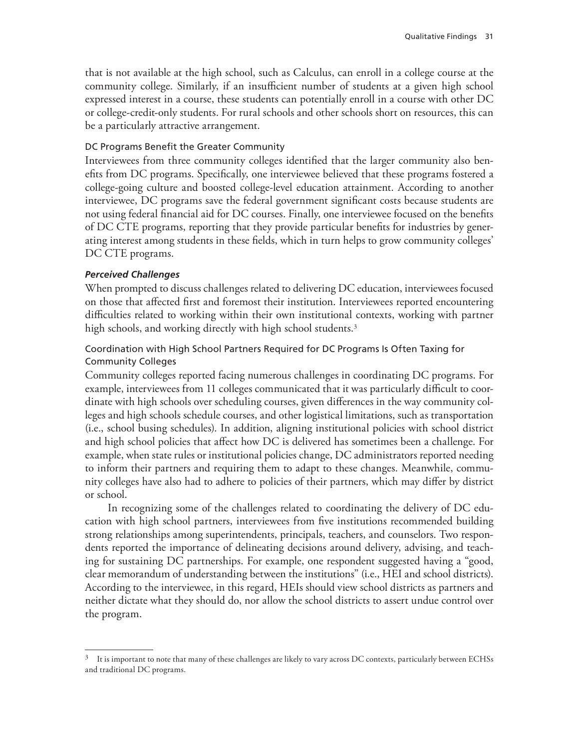that is not available at the high school, such as Calculus, can enroll in a college course at the community college. Similarly, if an insufficient number of students at a given high school expressed interest in a course, these students can potentially enroll in a course with other DC or college-credit-only students. For rural schools and other schools short on resources, this can be a particularly attractive arrangement.

#### DC Programs Benefit the Greater Community

Interviewees from three community colleges identified that the larger community also benefits from DC programs. Specifically, one interviewee believed that these programs fostered a college-going culture and boosted college-level education attainment. According to another interviewee, DC programs save the federal government significant costs because students are not using federal financial aid for DC courses. Finally, one interviewee focused on the benefits of DC CTE programs, reporting that they provide particular benefits for industries by generating interest among students in these fields, which in turn helps to grow community colleges' DC CTE programs.

### ***Perceived Challenges***

When prompted to discuss challenges related to delivering DC education, interviewees focused on those that affected first and foremost their institution. Interviewees reported encountering difficulties related to working within their own institutional contexts, working with partner high schools, and working directly with high school students.[3]

#### Coordination with High School Partners Required for DC Programs Is Often Taxing for Community Colleges

Community colleges reported facing numerous challenges in coordinating DC programs. For example, interviewees from 11 colleges communicated that it was particularly difficult to coordinate with high schools over scheduling courses, given differences in the way community colleges and high schools schedule courses, and other logistical limitations, such as transportation (i.e., school busing schedules). In addition, aligning institutional policies with school district and high school policies that affect how DC is delivered has sometimes been a challenge. For example, when state rules or institutional policies change, DC administrators reported needing to inform their partners and requiring them to adapt to these changes. Meanwhile, community colleges have also had to adhere to policies of their partners, which may differ by district or school.

In recognizing some of the challenges related to coordinating the delivery of DC education with high school partners, interviewees from five institutions recommended building strong relationships among superintendents, principals, teachers, and counselors. Two respondents reported the importance of delineating decisions around delivery, advising, and teaching for sustaining DC partnerships. For example, one respondent suggested having a "good, clear memorandum of understanding between the institutions" (i.e., HEI and school districts). According to the interviewee, in this regard, HEIs should view school districts as partners and neither dictate what they should do, nor allow the school districts to assert undue control over the program.

---

[3] It is important to note that many of these challenges are likely to vary across DC contexts, particularly between ECHSs and traditional DC programs.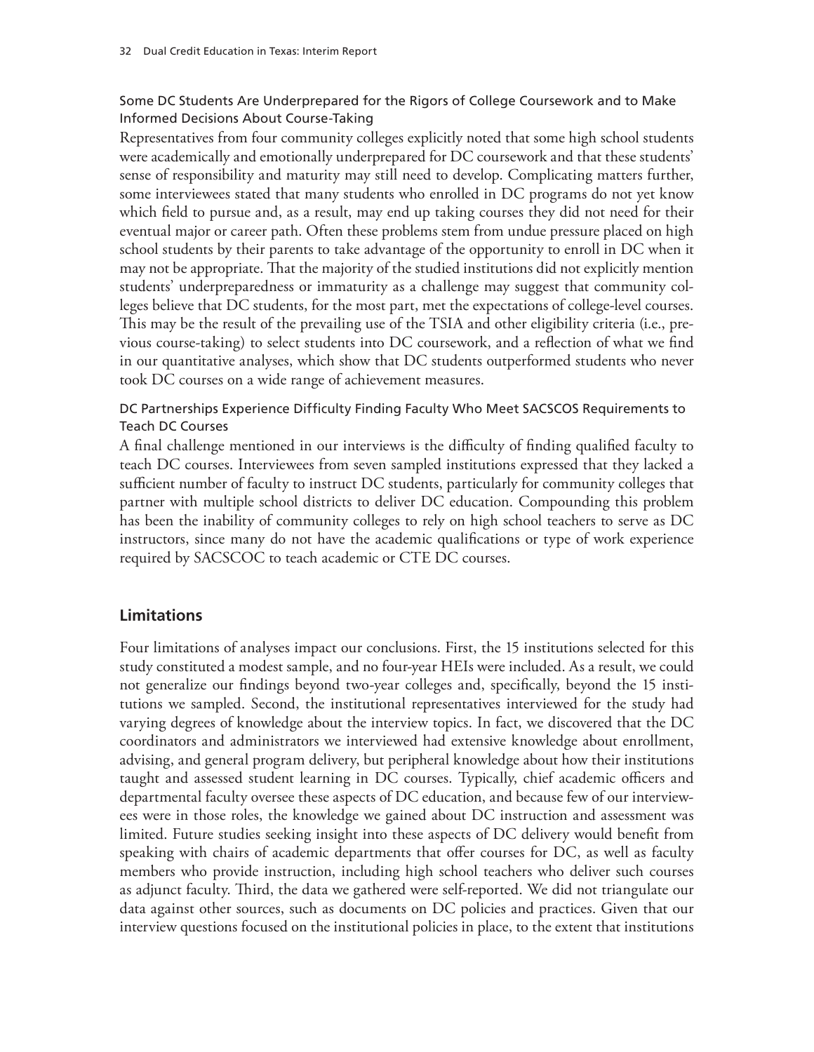### Some DC Students Are Underprepared for the Rigors of College Coursework and to Make Informed Decisions About Course-Taking

Representatives from four community colleges explicitly noted that some high school students were academically and emotionally underprepared for DC coursework and that these students' sense of responsibility and maturity may still need to develop. Complicating matters further, some interviewees stated that many students who enrolled in DC programs do not yet know which field to pursue and, as a result, may end up taking courses they did not need for their eventual major or career path. Often these problems stem from undue pressure placed on high school students by their parents to take advantage of the opportunity to enroll in DC when it may not be appropriate. That the majority of the studied institutions did not explicitly mention students' underpreparedness or immaturity as a challenge may suggest that community colleges believe that DC students, for the most part, met the expectations of college-level courses. This may be the result of the prevailing use of the TSIA and other eligibility criteria (i.e., previous course-taking) to select students into DC coursework, and a reflection of what we find in our quantitative analyses, which show that DC students outperformed students who never took DC courses on a wide range of achievement measures.

### DC Partnerships Experience Difficulty Finding Faculty Who Meet SACSCOS Requirements to Teach DC Courses

A final challenge mentioned in our interviews is the difficulty of finding qualified faculty to teach DC courses. Interviewees from seven sampled institutions expressed that they lacked a sufficient number of faculty to instruct DC students, particularly for community colleges that partner with multiple school districts to deliver DC education. Compounding this problem has been the inability of community colleges to rely on high school teachers to serve as DC instructors, since many do not have the academic qualifications or type of work experience required by SACSCOC to teach academic or CTE DC courses.

## Limitations

Four limitations of analyses impact our conclusions. First, the 15 institutions selected for this study constituted a modest sample, and no four-year HEIs were included. As a result, we could not generalize our findings beyond two-year colleges and, specifically, beyond the 15 institutions we sampled. Second, the institutional representatives interviewed for the study had varying degrees of knowledge about the interview topics. In fact, we discovered that the DC coordinators and administrators we interviewed had extensive knowledge about enrollment, advising, and general program delivery, but peripheral knowledge about how their institutions taught and assessed student learning in DC courses. Typically, chief academic officers and departmental faculty oversee these aspects of DC education, and because few of our interviewees were in those roles, the knowledge we gained about DC instruction and assessment was limited. Future studies seeking insight into these aspects of DC delivery would benefit from speaking with chairs of academic departments that offer courses for DC, as well as faculty members who provide instruction, including high school teachers who deliver such courses as adjunct faculty. Third, the data we gathered were self-reported. We did not triangulate our data against other sources, such as documents on DC policies and practices. Given that our interview questions focused on the institutional policies in place, to the extent that institutions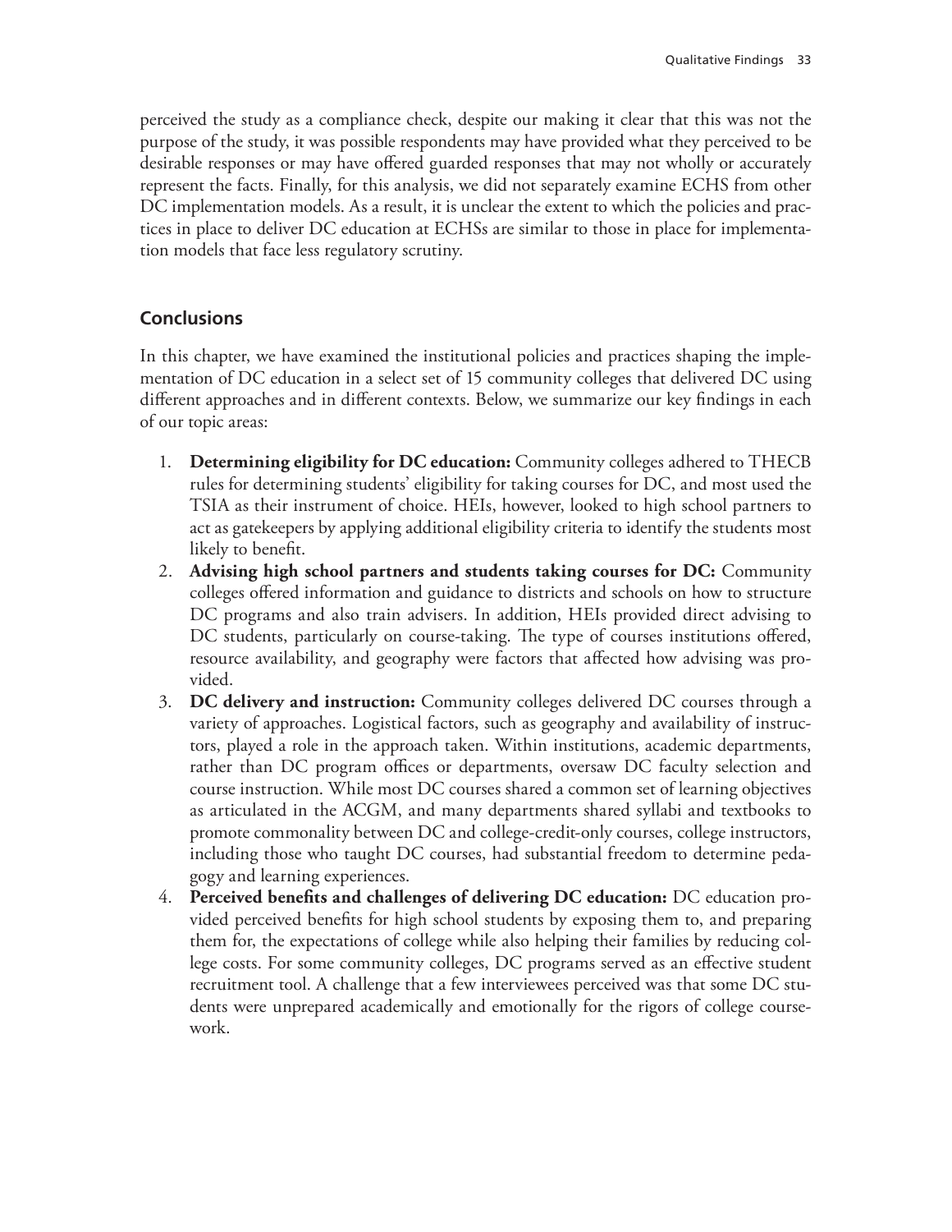perceived the study as a compliance check, despite our making it clear that this was not the purpose of the study, it was possible respondents may have provided what they perceived to be desirable responses or may have offered guarded responses that may not wholly or accurately represent the facts. Finally, for this analysis, we did not separately examine ECHS from other DC implementation models. As a result, it is unclear the extent to which the policies and practices in place to deliver DC education at ECHSs are similar to those in place for implementation models that face less regulatory scrutiny.

## Conclusions

In this chapter, we have examined the institutional policies and practices shaping the implementation of DC education in a select set of 15 community colleges that delivered DC using different approaches and in different contexts. Below, we summarize our key findings in each of our topic areas:

1. **Determining eligibility for DC education:** Community colleges adhered to THECB rules for determining students' eligibility for taking courses for DC, and most used the TSIA as their instrument of choice. HEIs, however, looked to high school partners to act as gatekeepers by applying additional eligibility criteria to identify the students most likely to benefit.
2. **Advising high school partners and students taking courses for DC:** Community colleges offered information and guidance to districts and schools on how to structure DC programs and also train advisers. In addition, HEIs provided direct advising to DC students, particularly on course-taking. The type of courses institutions offered, resource availability, and geography were factors that affected how advising was provided.
3. **DC delivery and instruction:** Community colleges delivered DC courses through a variety of approaches. Logistical factors, such as geography and availability of instructors, played a role in the approach taken. Within institutions, academic departments, rather than DC program offices or departments, oversaw DC faculty selection and course instruction. While most DC courses shared a common set of learning objectives as articulated in the ACGM, and many departments shared syllabi and textbooks to promote commonality between DC and college-credit-only courses, college instructors, including those who taught DC courses, had substantial freedom to determine pedagogy and learning experiences.
4. **Perceived benefits and challenges of delivering DC education:** DC education provided perceived benefits for high school students by exposing them to, and preparing them for, the expectations of college while also helping their families by reducing college costs. For some community colleges, DC programs served as an effective student recruitment tool. A challenge that a few interviewees perceived was that some DC students were unprepared academically and emotionally for the rigors of college coursework.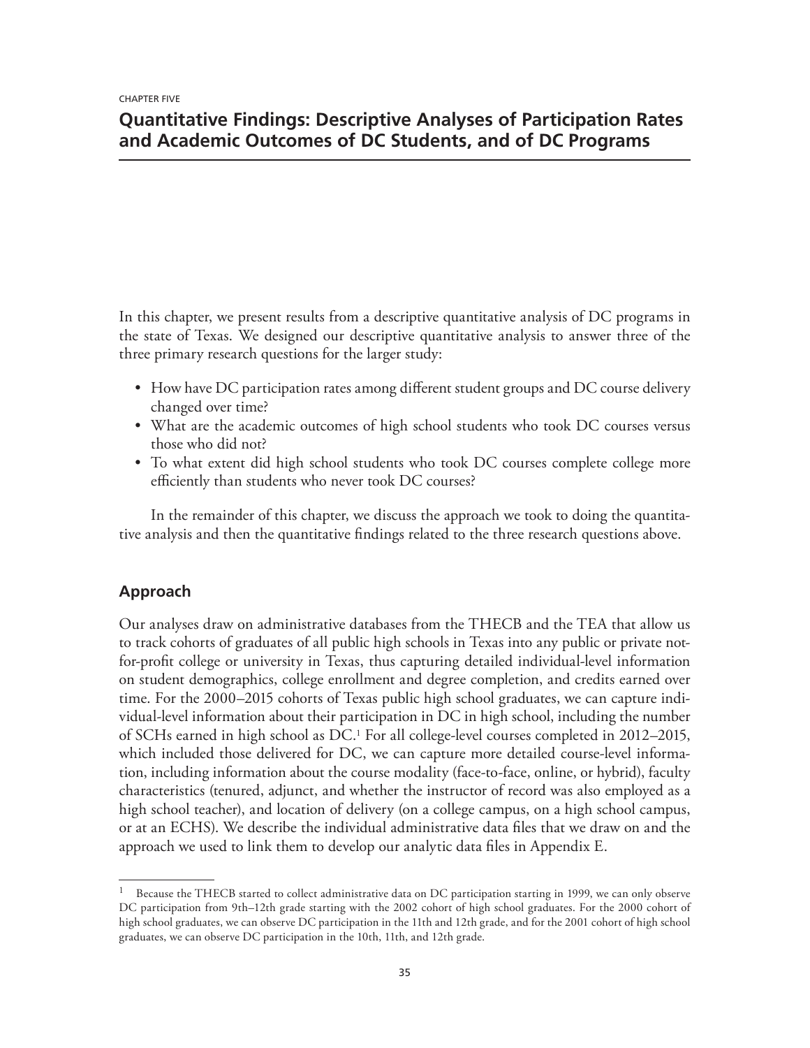CHAPTER FIVE

# Quantitative Findings: Descriptive Analyses of Participation Rates and Academic Outcomes of DC Students, and of DC Programs

In this chapter, we present results from a descriptive quantitative analysis of DC programs in the state of Texas. We designed our descriptive quantitative analysis to answer three of the three primary research questions for the larger study:

- How have DC participation rates among different student groups and DC course delivery changed over time?
- What are the academic outcomes of high school students who took DC courses versus those who did not?
- To what extent did high school students who took DC courses complete college more efficiently than students who never took DC courses?

In the remainder of this chapter, we discuss the approach we took to doing the quantitative analysis and then the quantitative findings related to the three research questions above.

## Approach

Our analyses draw on administrative databases from the THECB and the TEA that allow us to track cohorts of graduates of all public high schools in Texas into any public or private not-for-profit college or university in Texas, thus capturing detailed individual-level information on student demographics, college enrollment and degree completion, and credits earned over time. For the 2000–2015 cohorts of Texas public high school graduates, we can capture individual-level information about their participation in DC in high school, including the number of SCHs earned in high school as DC.[1] For all college-level courses completed in 2012–2015, which included those delivered for DC, we can capture more detailed course-level information, including information about the course modality (face-to-face, online, or hybrid), faculty characteristics (tenured, adjunct, and whether the instructor of record was also employed as a high school teacher), and location of delivery (on a college campus, on a high school campus, or at an ECHS). We describe the individual administrative data files that we draw on and the approach we used to link them to develop our analytic data files in Appendix E.

[1] Because the THECB started to collect administrative data on DC participation starting in 1999, we can only observe DC participation from 9th–12th grade starting with the 2002 cohort of high school graduates. For the 2000 cohort of high school graduates, we can observe DC participation in the 11th and 12th grade, and for the 2001 cohort of high school graduates, we can observe DC participation in the 10th, 11th, and 12th grade.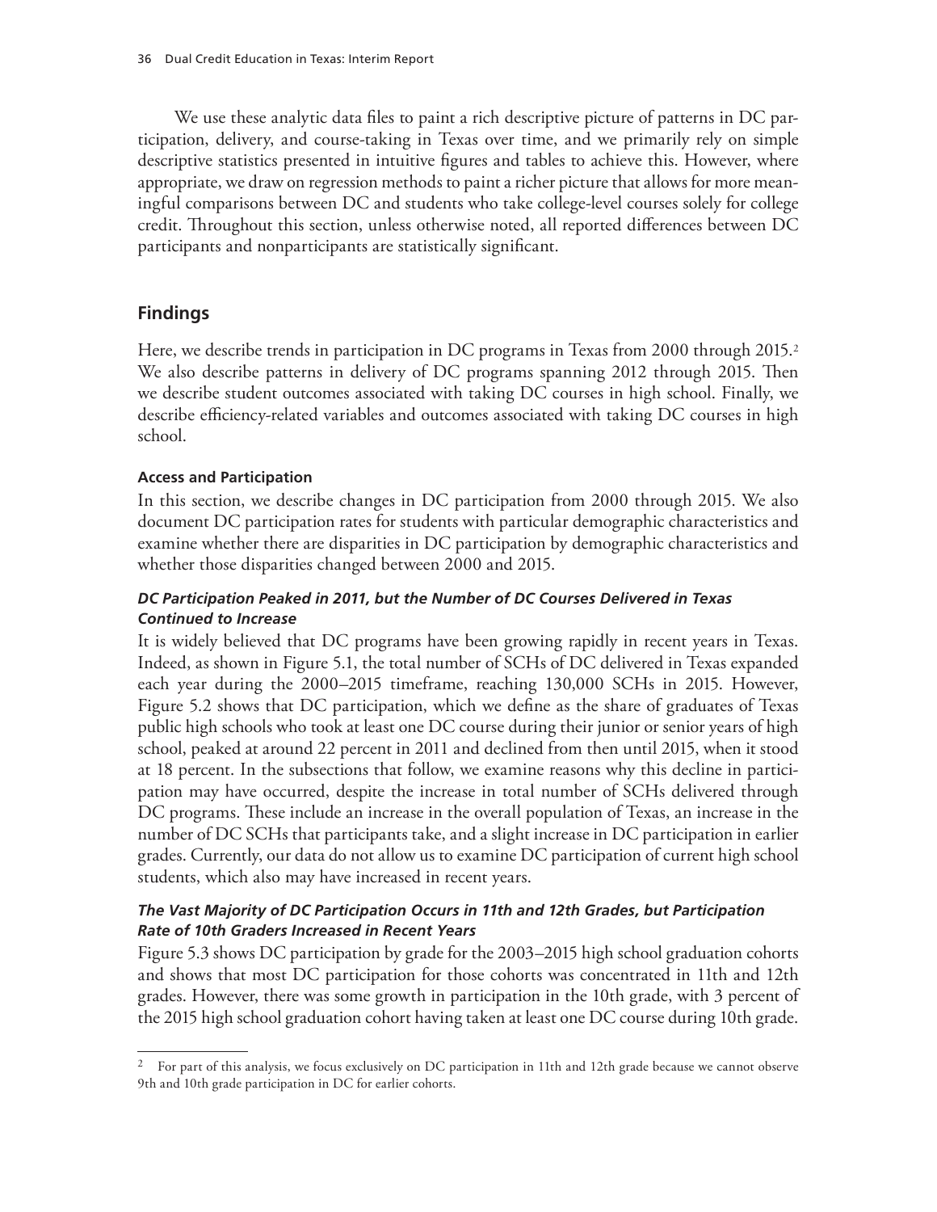We use these analytic data files to paint a rich descriptive picture of patterns in DC participation, delivery, and course-taking in Texas over time, and we primarily rely on simple descriptive statistics presented in intuitive figures and tables to achieve this. However, where appropriate, we draw on regression methods to paint a richer picture that allows for more meaningful comparisons between DC and students who take college-level courses solely for college credit. Throughout this section, unless otherwise noted, all reported differences between DC participants and nonparticipants are statistically significant.

## Findings

Here, we describe trends in participation in DC programs in Texas from 2000 through 2015.[2] We also describe patterns in delivery of DC programs spanning 2012 through 2015. Then we describe student outcomes associated with taking DC courses in high school. Finally, we describe efficiency-related variables and outcomes associated with taking DC courses in high school.

### Access and Participation

In this section, we describe changes in DC participation from 2000 through 2015. We also document DC participation rates for students with particular demographic characteristics and examine whether there are disparities in DC participation by demographic characteristics and whether those disparities changed between 2000 and 2015.

#### *DC Participation Peaked in 2011, but the Number of DC Courses Delivered in Texas Continued to Increase*

It is widely believed that DC programs have been growing rapidly in recent years in Texas. Indeed, as shown in Figure 5.1, the total number of SCHs of DC delivered in Texas expanded each year during the 2000–2015 timeframe, reaching 130,000 SCHs in 2015. However, Figure 5.2 shows that DC participation, which we define as the share of graduates of Texas public high schools who took at least one DC course during their junior or senior years of high school, peaked at around 22 percent in 2011 and declined from then until 2015, when it stood at 18 percent. In the subsections that follow, we examine reasons why this decline in participation may have occurred, despite the increase in total number of SCHs delivered through DC programs. These include an increase in the overall population of Texas, an increase in the number of DC SCHs that participants take, and a slight increase in DC participation in earlier grades. Currently, our data do not allow us to examine DC participation of current high school students, which also may have increased in recent years.

#### *The Vast Majority of DC Participation Occurs in 11th and 12th Grades, but Participation Rate of 10th Graders Increased in Recent Years*

Figure 5.3 shows DC participation by grade for the 2003–2015 high school graduation cohorts and shows that most DC participation for those cohorts was concentrated in 11th and 12th grades. However, there was some growth in participation in the 10th grade, with 3 percent of the 2015 high school graduation cohort having taken at least one DC course during 10th grade.

---

[2] For part of this analysis, we focus exclusively on DC participation in 11th and 12th grade because we cannot observe 9th and 10th grade participation in DC for earlier cohorts.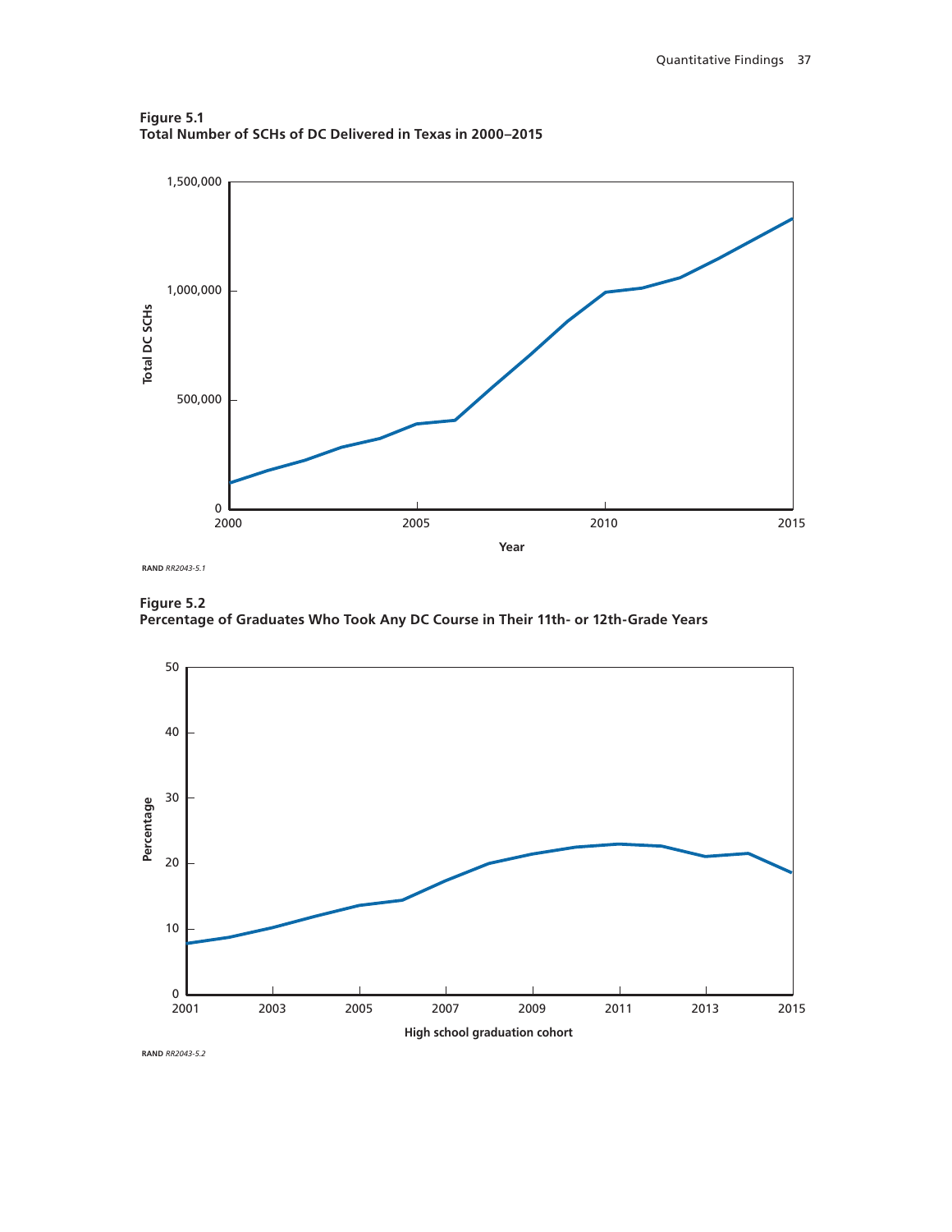**Figure 5.1**
**Total Number of SCHs of DC Delivered in Texas in 2000–2015**

RAND *RR2043-5.1*

**Figure 5.2**
**Percentage of Graduates Who Took Any DC Course in Their 11th- or 12th-Grade Years**

RAND *RR2043-5.2*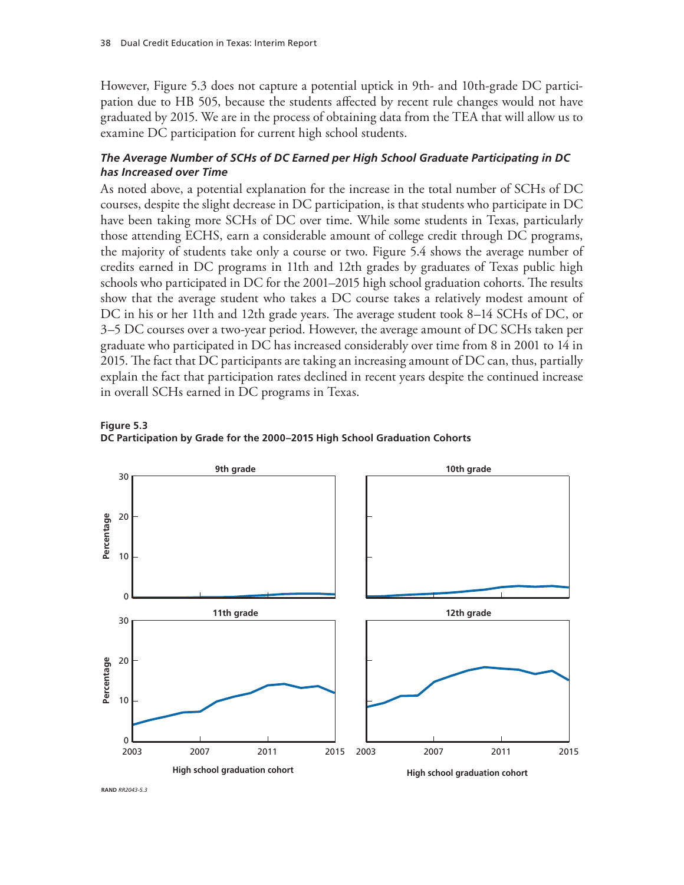However, Figure 5.3 does not capture a potential uptick in 9th- and 10th-grade DC participation due to HB 505, because the students affected by recent rule changes would not have graduated by 2015. We are in the process of obtaining data from the TEA that will allow us to examine DC participation for current high school students.

### *The Average Number of SCHs of DC Earned per High School Graduate Participating in DC has Increased over Time*

As noted above, a potential explanation for the increase in the total number of SCHs of DC courses, despite the slight decrease in DC participation, is that students who participate in DC have been taking more SCHs of DC over time. While some students in Texas, particularly those attending ECHS, earn a considerable amount of college credit through DC programs, the majority of students take only a course or two. Figure 5.4 shows the average number of credits earned in DC programs in 11th and 12th grades by graduates of Texas public high schools who participated in DC for the 2001–2015 high school graduation cohorts. The results show that the average student who takes a DC course takes a relatively modest amount of DC in his or her 11th and 12th grade years. The average student took 8–14 SCHs of DC, or 3–5 DC courses over a two-year period. However, the average amount of DC SCHs taken per graduate who participated in DC has increased considerably over time from 8 in 2001 to 14 in 2015. The fact that DC participants are taking an increasing amount of DC can, thus, partially explain the fact that participation rates declined in recent years despite the continued increase in overall SCHs earned in DC programs in Texas.

**Figure 5.3**
**DC Participation by Grade for the 2000–2015 High School Graduation Cohorts**

RAND *RR2043-5.3*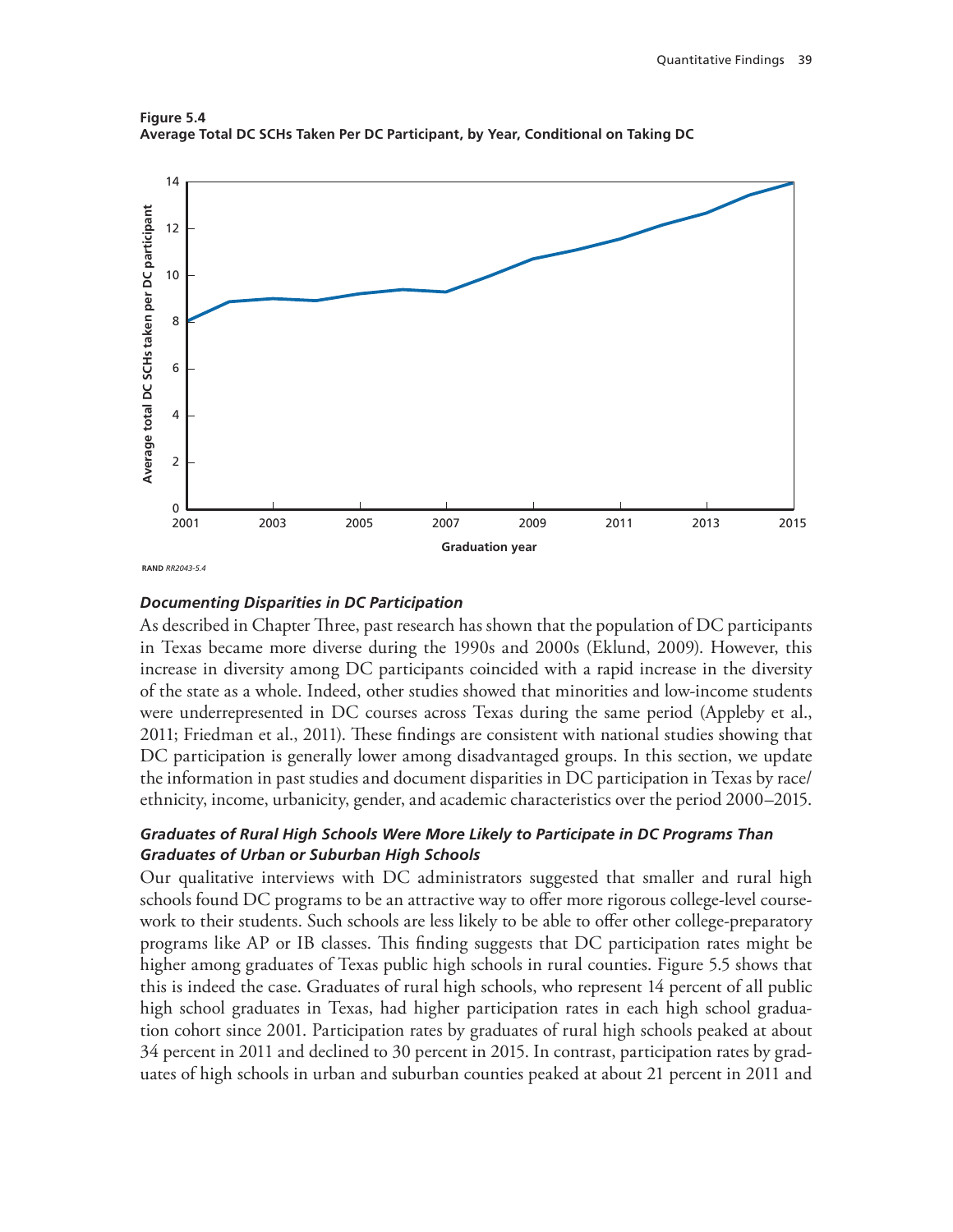**Figure 5.4**
**Average Total DC SCHs Taken Per DC Participant, by Year, Conditional on Taking DC**

RAND *RR2043-5.4*

### *Documenting Disparities in DC Participation*

As described in Chapter Three, past research has shown that the population of DC participants in Texas became more diverse during the 1990s and 2000s (Eklund, 2009). However, this increase in diversity among DC participants coincided with a rapid increase in the diversity of the state as a whole. Indeed, other studies showed that minorities and low-income students were underrepresented in DC courses across Texas during the same period (Appleby et al., 2011; Friedman et al., 2011). These findings are consistent with national studies showing that DC participation is generally lower among disadvantaged groups. In this section, we update the information in past studies and document disparities in DC participation in Texas by race/ethnicity, income, urbanicity, gender, and academic characteristics over the period 2000–2015.

### *Graduates of Rural High Schools Were More Likely to Participate in DC Programs Than Graduates of Urban or Suburban High Schools*

Our qualitative interviews with DC administrators suggested that smaller and rural high schools found DC programs to be an attractive way to offer more rigorous college-level coursework to their students. Such schools are less likely to be able to offer other college-preparatory programs like AP or IB classes. This finding suggests that DC participation rates might be higher among graduates of Texas public high schools in rural counties. Figure 5.5 shows that this is indeed the case. Graduates of rural high schools, who represent 14 percent of all public high school graduates in Texas, had higher participation rates in each high school graduation cohort since 2001. Participation rates by graduates of rural high schools peaked at about 34 percent in 2011 and declined to 30 percent in 2015. In contrast, participation rates by graduates of high schools in urban and suburban counties peaked at about 21 percent in 2011 and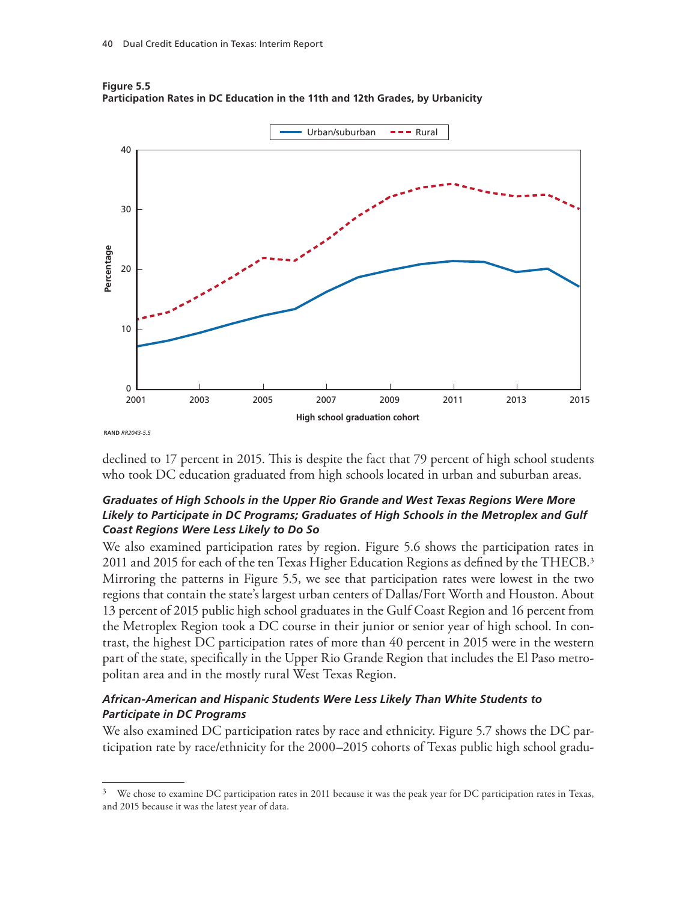**Figure 5.5**
**Participation Rates in DC Education in the 11th and 12th Grades, by Urbanicity**

RAND RR2043-5.5

declined to 17 percent in 2015. This is despite the fact that 79 percent of high school students who took DC education graduated from high schools located in urban and suburban areas.

### *Graduates of High Schools in the Upper Rio Grande and West Texas Regions Were More Likely to Participate in DC Programs; Graduates of High Schools in the Metroplex and Gulf Coast Regions Were Less Likely to Do So*

We also examined participation rates by region. Figure 5.6 shows the participation rates in 2011 and 2015 for each of the ten Texas Higher Education Regions as defined by the THECB.[3] Mirroring the patterns in Figure 5.5, we see that participation rates were lowest in the two regions that contain the state's largest urban centers of Dallas/Fort Worth and Houston. About 13 percent of 2015 public high school graduates in the Gulf Coast Region and 16 percent from the Metroplex Region took a DC course in their junior or senior year of high school. In contrast, the highest DC participation rates of more than 40 percent in 2015 were in the western part of the state, specifically in the Upper Rio Grande Region that includes the El Paso metropolitan area and in the mostly rural West Texas Region.

### *African-American and Hispanic Students Were Less Likely Than White Students to Participate in DC Programs*

We also examined DC participation rates by race and ethnicity. Figure 5.7 shows the DC participation rate by race/ethnicity for the 2000–2015 cohorts of Texas public high school gradu-

---

[3] We chose to examine DC participation rates in 2011 because it was the peak year for DC participation rates in Texas, and 2015 because it was the latest year of data.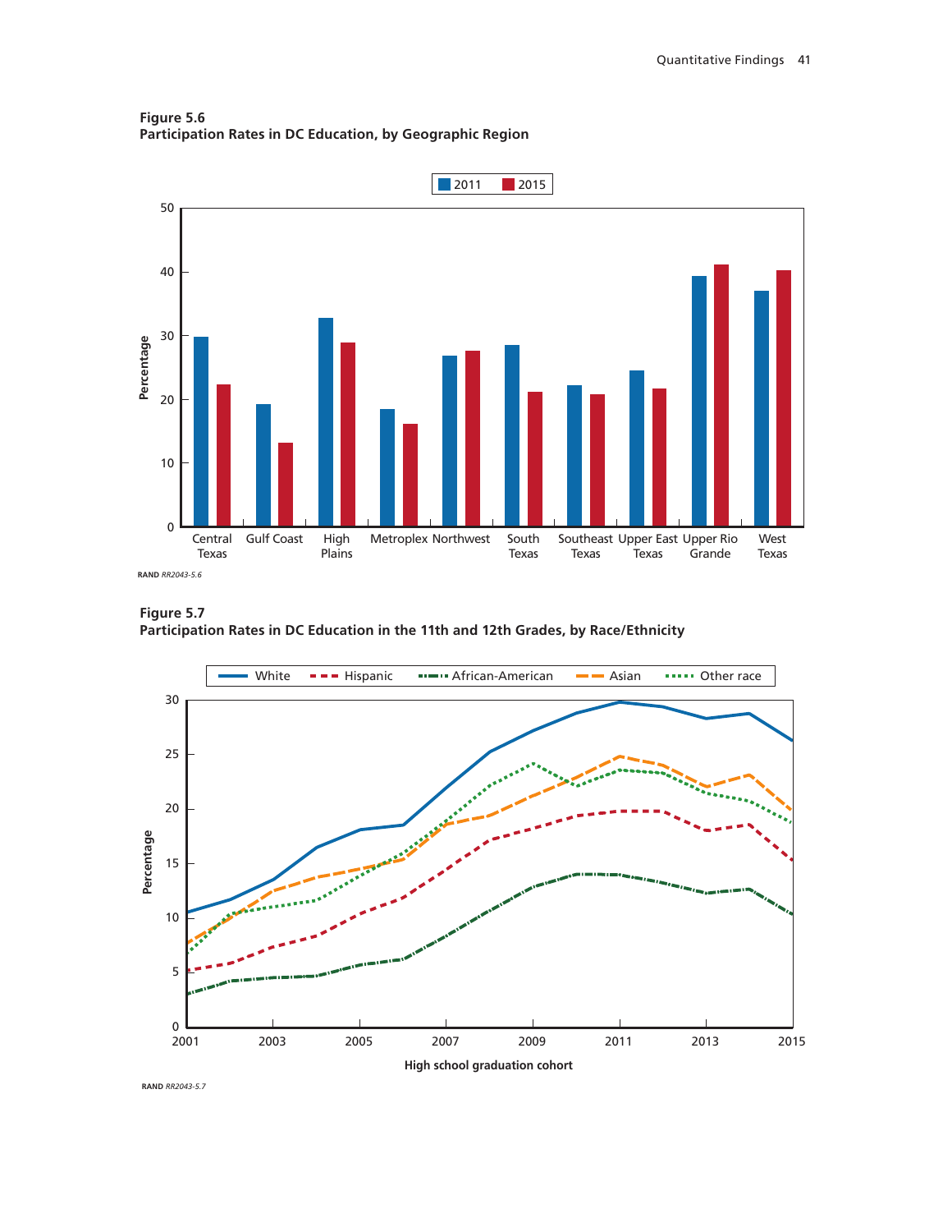**Figure 5.6**
**Participation Rates in DC Education, by Geographic Region**

RAND *RR2043-5.6*

**Figure 5.7**
**Participation Rates in DC Education in the 11th and 12th Grades, by Race/Ethnicity**

RAND *RR2043-5.7*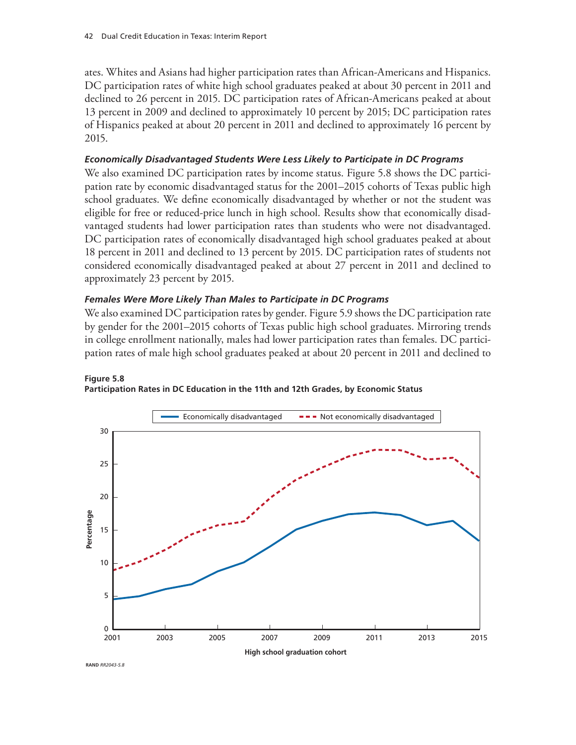ates. Whites and Asians had higher participation rates than African-Americans and Hispanics. DC participation rates of white high school graduates peaked at about 30 percent in 2011 and declined to 26 percent in 2015. DC participation rates of African-Americans peaked at about 13 percent in 2009 and declined to approximately 10 percent by 2015; DC participation rates of Hispanics peaked at about 20 percent in 2011 and declined to approximately 16 percent by 2015.

### *Economically Disadvantaged Students Were Less Likely to Participate in DC Programs*

We also examined DC participation rates by income status. Figure 5.8 shows the DC participation rate by economic disadvantaged status for the 2001–2015 cohorts of Texas public high school graduates. We define economically disadvantaged by whether or not the student was eligible for free or reduced-price lunch in high school. Results show that economically disadvantaged students had lower participation rates than students who were not disadvantaged. DC participation rates of economically disadvantaged high school graduates peaked at about 18 percent in 2011 and declined to 13 percent by 2015. DC participation rates of students not considered economically disadvantaged peaked at about 27 percent in 2011 and declined to approximately 23 percent by 2015.

### *Females Were More Likely Than Males to Participate in DC Programs*

We also examined DC participation rates by gender. Figure 5.9 shows the DC participation rate by gender for the 2001–2015 cohorts of Texas public high school graduates. Mirroring trends in college enrollment nationally, males had lower participation rates than females. DC participation rates of male high school graduates peaked at about 20 percent in 2011 and declined to

**Figure 5.8**
**Participation Rates in DC Education in the 11th and 12th Grades, by Economic Status**

RAND *RR2043-5.8*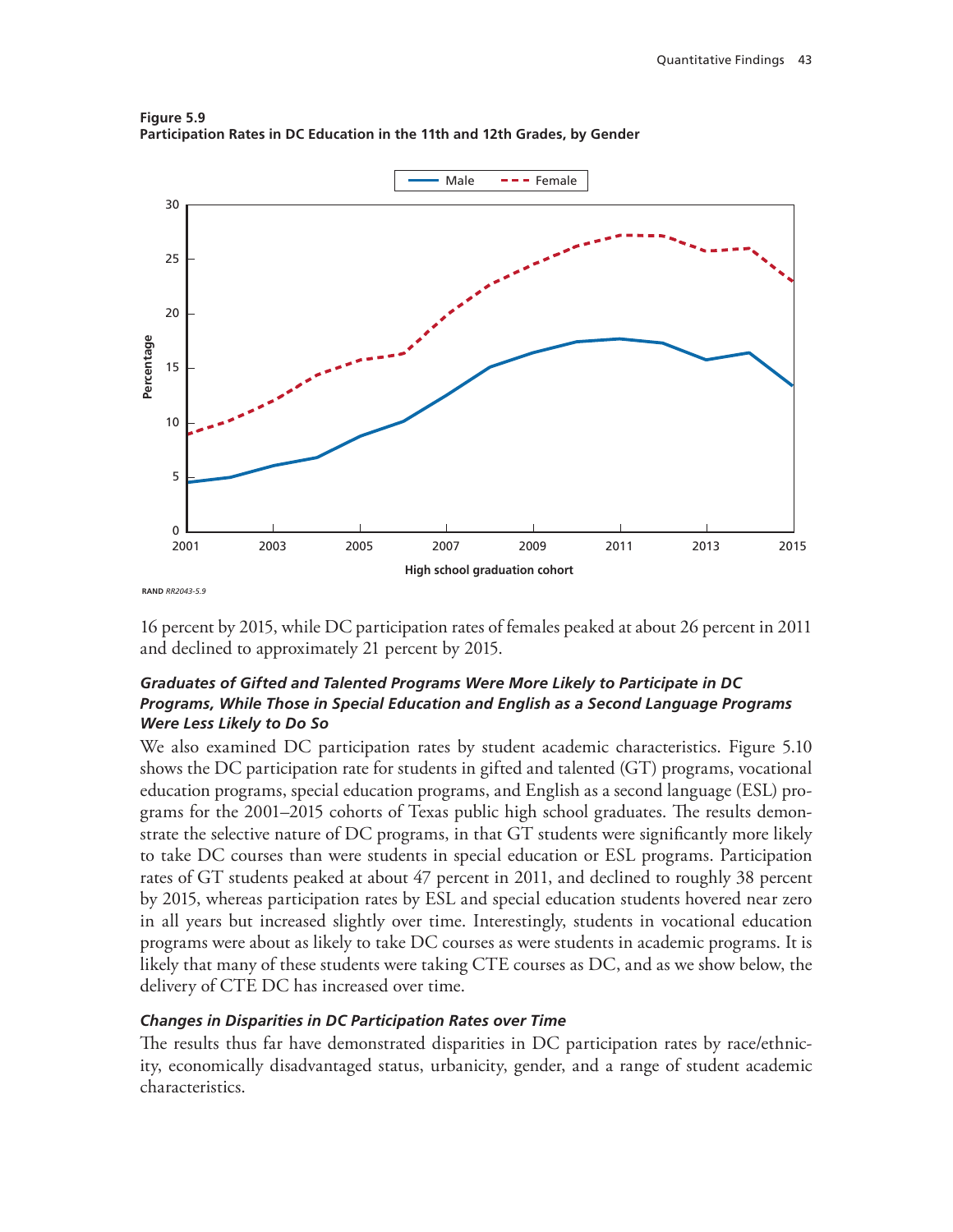**Figure 5.9**
**Participation Rates in DC Education in the 11th and 12th Grades, by Gender**

RAND RR2043-5.9

16 percent by 2015, while DC participation rates of females peaked at about 26 percent in 2011 and declined to approximately 21 percent by 2015.

### *Graduates of Gifted and Talented Programs Were More Likely to Participate in DC Programs, While Those in Special Education and English as a Second Language Programs Were Less Likely to Do So*

We also examined DC participation rates by student academic characteristics. Figure 5.10 shows the DC participation rate for students in gifted and talented (GT) programs, vocational education programs, special education programs, and English as a second language (ESL) programs for the 2001–2015 cohorts of Texas public high school graduates. The results demonstrate the selective nature of DC programs, in that GT students were significantly more likely to take DC courses than were students in special education or ESL programs. Participation rates of GT students peaked at about 47 percent in 2011, and declined to roughly 38 percent by 2015, whereas participation rates by ESL and special education students hovered near zero in all years but increased slightly over time. Interestingly, students in vocational education programs were about as likely to take DC courses as were students in academic programs. It is likely that many of these students were taking CTE courses as DC, and as we show below, the delivery of CTE DC has increased over time.

### *Changes in Disparities in DC Participation Rates over Time*

The results thus far have demonstrated disparities in DC participation rates by race/ethnicity, economically disadvantaged status, urbanicity, gender, and a range of student academic characteristics.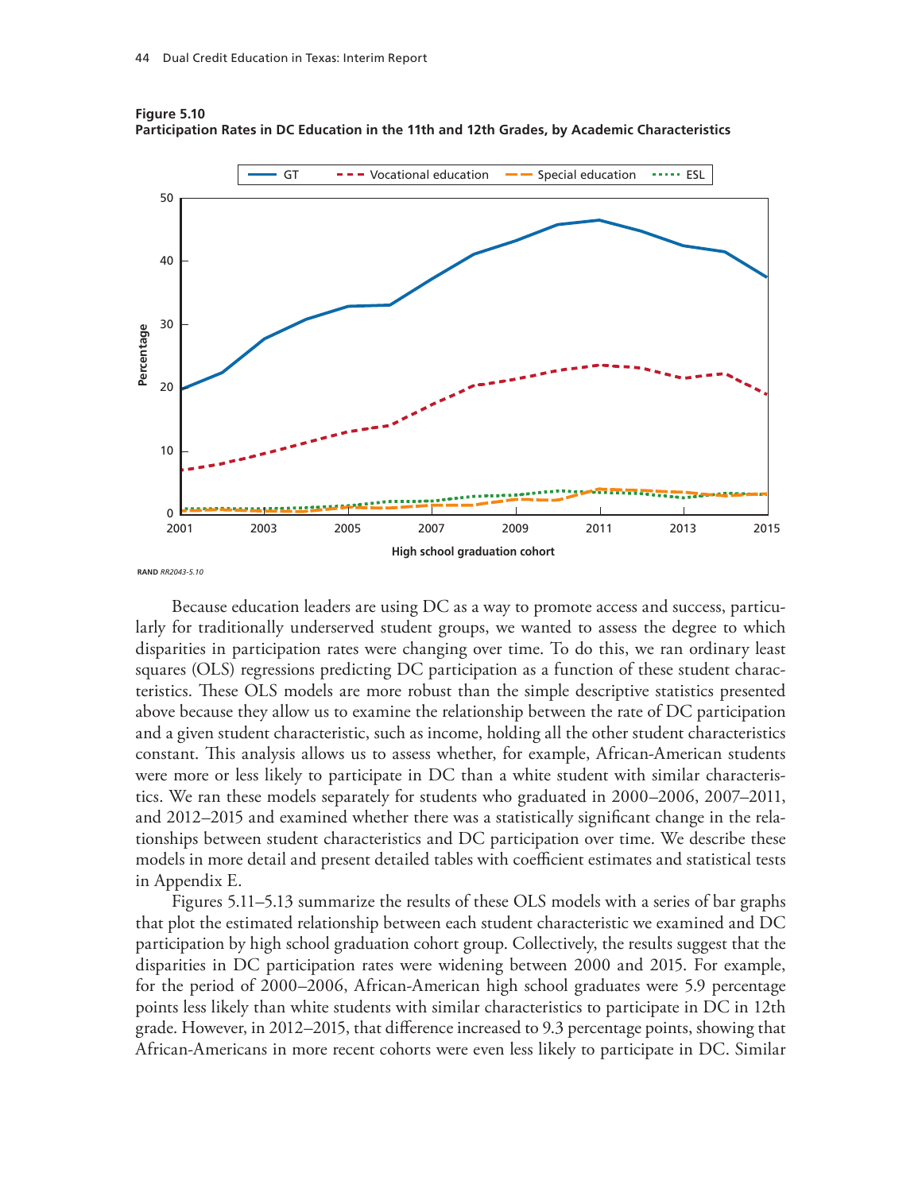**Figure 5.10**
**Participation Rates in DC Education in the 11th and 12th Grades, by Academic Characteristics**

RAND RR2043-5.10

Because education leaders are using DC as a way to promote access and success, particularly for traditionally underserved student groups, we wanted to assess the degree to which disparities in participation rates were changing over time. To do this, we ran ordinary least squares (OLS) regressions predicting DC participation as a function of these student characteristics. These OLS models are more robust than the simple descriptive statistics presented above because they allow us to examine the relationship between the rate of DC participation and a given student characteristic, such as income, holding all the other student characteristics constant. This analysis allows us to assess whether, for example, African-American students were more or less likely to participate in DC than a white student with similar characteristics. We ran these models separately for students who graduated in 2000–2006, 2007–2011, and 2012–2015 and examined whether there was a statistically significant change in the relationships between student characteristics and DC participation over time. We describe these models in more detail and present detailed tables with coefficient estimates and statistical tests in Appendix E.

Figures 5.11–5.13 summarize the results of these OLS models with a series of bar graphs that plot the estimated relationship between each student characteristic we examined and DC participation by high school graduation cohort group. Collectively, the results suggest that the disparities in DC participation rates were widening between 2000 and 2015. For example, for the period of 2000–2006, African-American high school graduates were 5.9 percentage points less likely than white students with similar characteristics to participate in DC in 12th grade. However, in 2012–2015, that difference increased to 9.3 percentage points, showing that African-Americans in more recent cohorts were even less likely to participate in DC. Similar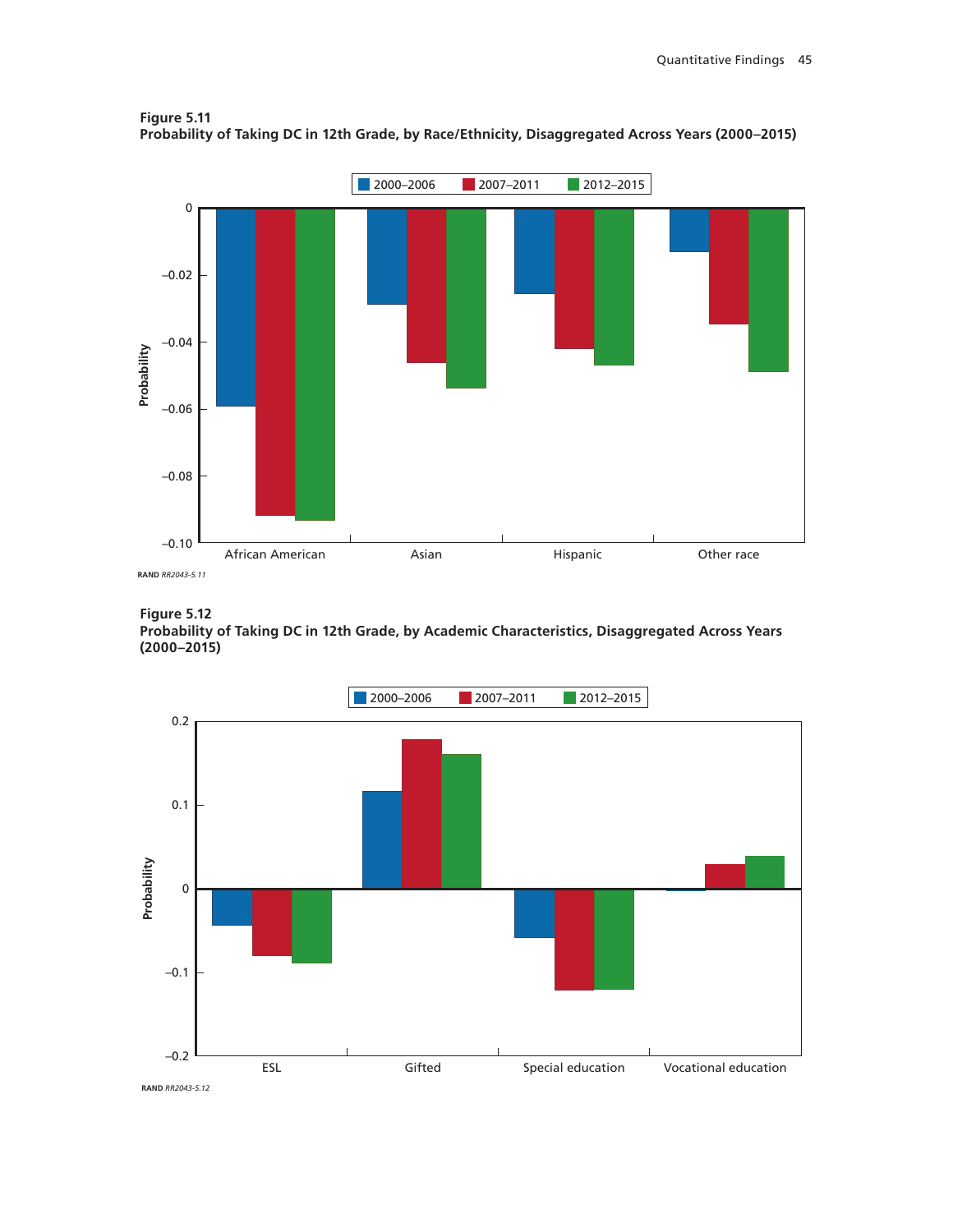**Figure 5.11**
**Probability of Taking DC in 12th Grade, by Race/Ethnicity, Disaggregated Across Years (2000–2015)**

RAND *RR2043-5.11*

**Figure 5.12**
**Probability of Taking DC in 12th Grade, by Academic Characteristics, Disaggregated Across Years (2000–2015)**

RAND *RR2043-5.12*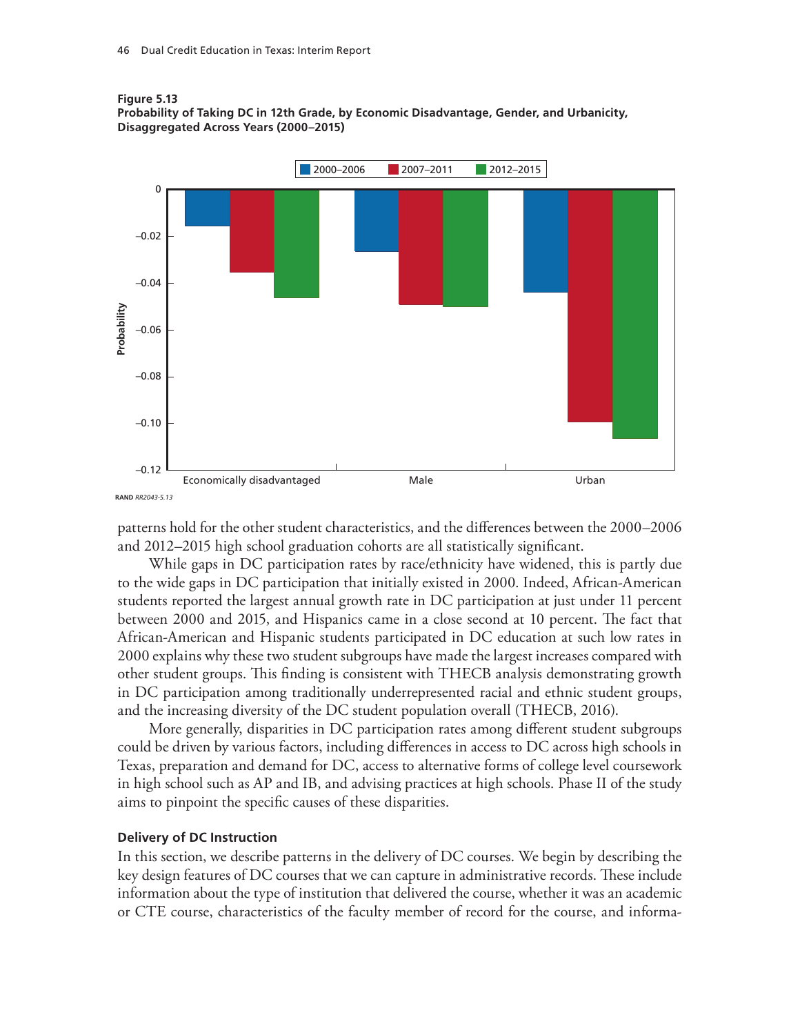**Figure 5.13**
**Probability of Taking DC in 12th Grade, by Economic Disadvantage, Gender, and Urbanicity, Disaggregated Across Years (2000–2015)**

RAND *RR2043-5.13*

patterns hold for the other student characteristics, and the differences between the 2000–2006 and 2012–2015 high school graduation cohorts are all statistically significant.

While gaps in DC participation rates by race/ethnicity have widened, this is partly due to the wide gaps in DC participation that initially existed in 2000. Indeed, African-American students reported the largest annual growth rate in DC participation at just under 11 percent between 2000 and 2015, and Hispanics came in a close second at 10 percent. The fact that African-American and Hispanic students participated in DC education at such low rates in 2000 explains why these two student subgroups have made the largest increases compared with other student groups. This finding is consistent with THECB analysis demonstrating growth in DC participation among traditionally underrepresented racial and ethnic student groups, and the increasing diversity of the DC student population overall (THECB, 2016).

More generally, disparities in DC participation rates among different student subgroups could be driven by various factors, including differences in access to DC across high schools in Texas, preparation and demand for DC, access to alternative forms of college level coursework in high school such as AP and IB, and advising practices at high schools. Phase II of the study aims to pinpoint the specific causes of these disparities.

### Delivery of DC Instruction

In this section, we describe patterns in the delivery of DC courses. We begin by describing the key design features of DC courses that we can capture in administrative records. These include information about the type of institution that delivered the course, whether it was an academic or CTE course, characteristics of the faculty member of record for the course, and informa-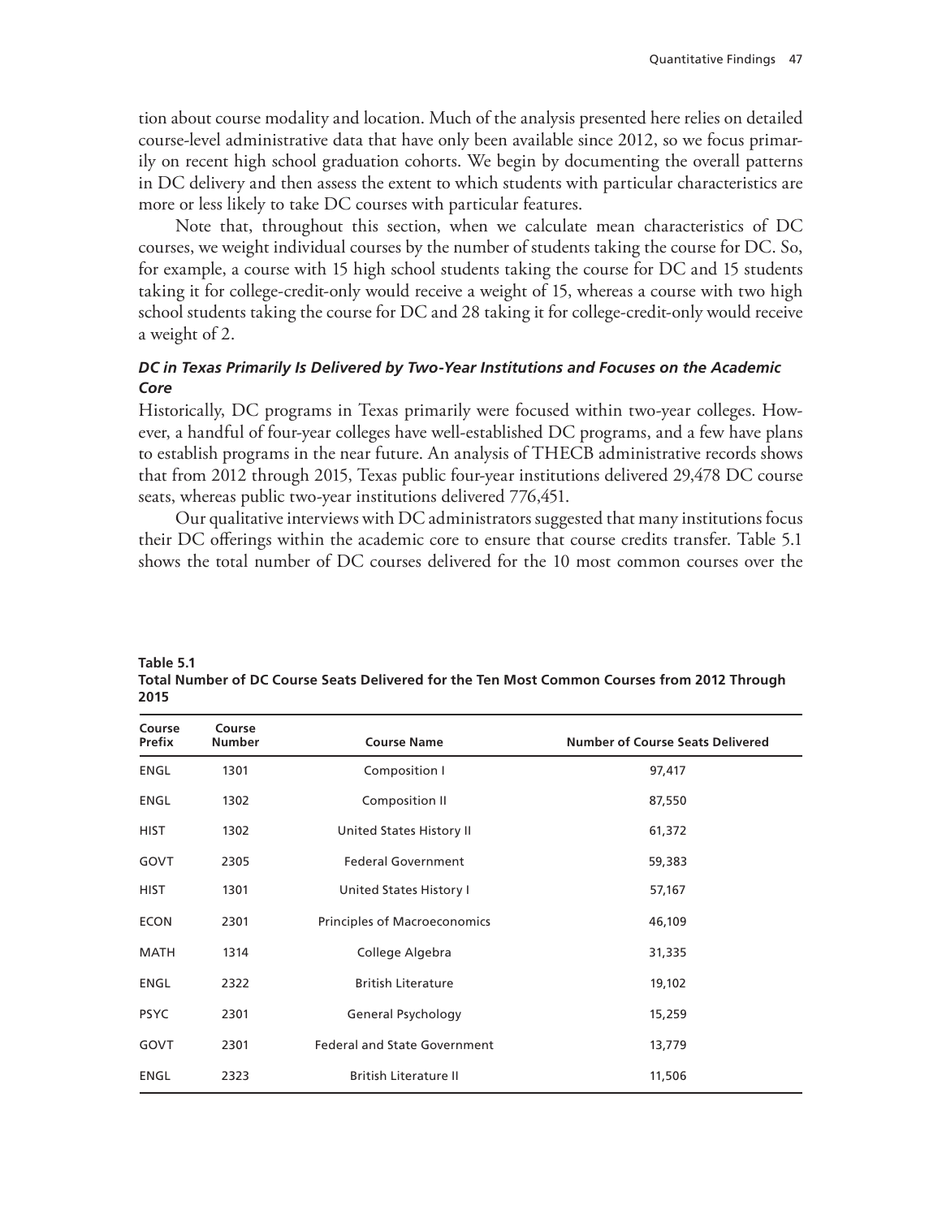tion about course modality and location. Much of the analysis presented here relies on detailed course-level administrative data that have only been available since 2012, so we focus primarily on recent high school graduation cohorts. We begin by documenting the overall patterns in DC delivery and then assess the extent to which students with particular characteristics are more or less likely to take DC courses with particular features.

Note that, throughout this section, when we calculate mean characteristics of DC courses, we weight individual courses by the number of students taking the course for DC. So, for example, a course with 15 high school students taking the course for DC and 15 students taking it for college-credit-only would receive a weight of 15, whereas a course with two high school students taking the course for DC and 28 taking it for college-credit-only would receive a weight of 2.

### *DC in Texas Primarily Is Delivered by Two-Year Institutions and Focuses on the Academic Core*

Historically, DC programs in Texas primarily were focused within two-year colleges. However, a handful of four-year colleges have well-established DC programs, and a few have plans to establish programs in the near future. An analysis of THECB administrative records shows that from 2012 through 2015, Texas public four-year institutions delivered 29,478 DC course seats, whereas public two-year institutions delivered 776,451.

Our qualitative interviews with DC administrators suggested that many institutions focus their DC offerings within the academic core to ensure that course credits transfer. Table 5.1 shows the total number of DC courses delivered for the 10 most common courses over the

**Table 5.1**
**Total Number of DC Course Seats Delivered for the Ten Most Common Courses from 2012 Through 2015**

| Course Prefix | Course Number | Course Name | Number of Course Seats Delivered |
|---|---|---|---|
| ENGL | 1301 | Composition I | 97,417 |
| ENGL | 1302 | Composition II | 87,550 |
| HIST | 1302 | United States History II | 61,372 |
| GOVT | 2305 | Federal Government | 59,383 |
| HIST | 1301 | United States History I | 57,167 |
| ECON | 2301 | Principles of Macroeconomics | 46,109 |
| MATH | 1314 | College Algebra | 31,335 |
| ENGL | 2322 | British Literature | 19,102 |
| PSYC | 2301 | General Psychology | 15,259 |
| GOVT | 2301 | Federal and State Government | 13,779 |
| ENGL | 2323 | British Literature II | 11,506 |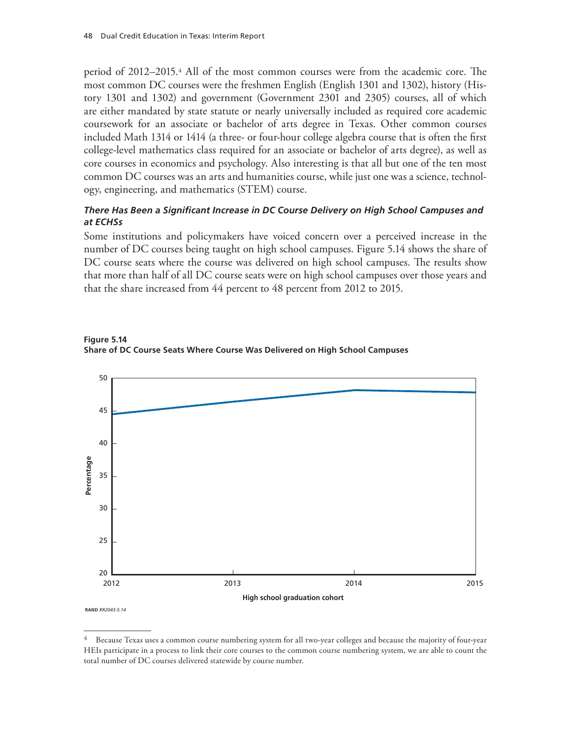period of 2012–2015.[4] All of the most common courses were from the academic core. The most common DC courses were the freshmen English (English 1301 and 1302), history (History 1301 and 1302) and government (Government 2301 and 2305) courses, all of which are either mandated by state statute or nearly universally included as required core academic coursework for an associate or bachelor of arts degree in Texas. Other common courses included Math 1314 or 1414 (a three- or four-hour college algebra course that is often the first college-level mathematics class required for an associate or bachelor of arts degree), as well as core courses in economics and psychology. Also interesting is that all but one of the ten most common DC courses was an arts and humanities course, while just one was a science, technology, engineering, and mathematics (STEM) course.

### *There Has Been a Significant Increase in DC Course Delivery on High School Campuses and at ECHSs*

Some institutions and policymakers have voiced concern over a perceived increase in the number of DC courses being taught on high school campuses. Figure 5.14 shows the share of DC course seats where the course was delivered on high school campuses. The results show that more than half of all DC course seats were on high school campuses over those years and that the share increased from 44 percent to 48 percent from 2012 to 2015.

**Figure 5.14**
**Share of DC Course Seats Where Course Was Delivered on High School Campuses**

RAND *RR2043-5.14*

---

[4] Because Texas uses a common course numbering system for all two-year colleges and because the majority of four-year HEIs participate in a process to link their core courses to the common course numbering system, we are able to count the total number of DC courses delivered statewide by course number.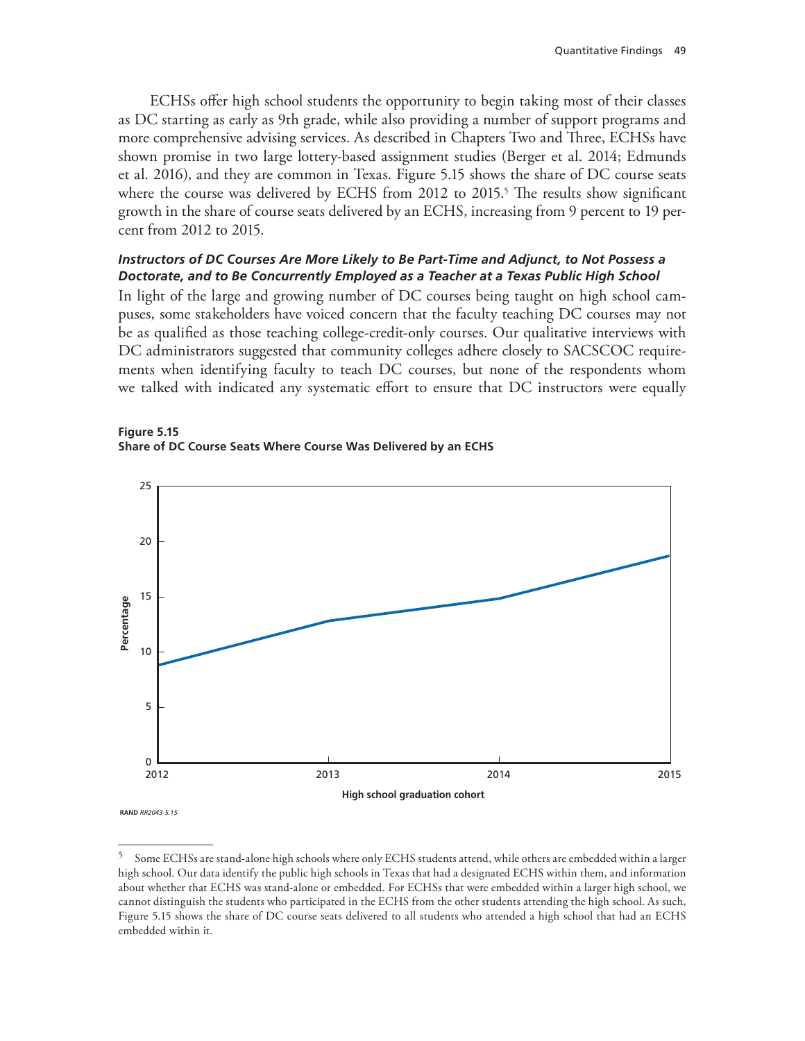ECHSs offer high school students the opportunity to begin taking most of their classes as DC starting as early as 9th grade, while also providing a number of support programs and more comprehensive advising services. As described in Chapters Two and Three, ECHSs have shown promise in two large lottery-based assignment studies (Berger et al. 2014; Edmunds et al. 2016), and they are common in Texas. Figure 5.15 shows the share of DC course seats where the course was delivered by ECHS from 2012 to 2015.[5] The results show significant growth in the share of course seats delivered by an ECHS, increasing from 9 percent to 19 percent from 2012 to 2015.

### *Instructors of DC Courses Are More Likely to Be Part-Time and Adjunct, to Not Possess a Doctorate, and to Be Concurrently Employed as a Teacher at a Texas Public High School*

In light of the large and growing number of DC courses being taught on high school campuses, some stakeholders have voiced concern that the faculty teaching DC courses may not be as qualified as those teaching college-credit-only courses. Our qualitative interviews with DC administrators suggested that community colleges adhere closely to SACSCOC requirements when identifying faculty to teach DC courses, but none of the respondents whom we talked with indicated any systematic effort to ensure that DC instructors were equally

**Figure 5.15**
**Share of DC Course Seats Where Course Was Delivered by an ECHS**

RAND *RR2043-5.15*

[5] Some ECHSs are stand-alone high schools where only ECHS students attend, while others are embedded within a larger high school. Our data identify the public high schools in Texas that had a designated ECHS within them, and information about whether that ECHS was stand-alone or embedded. For ECHSs that were embedded within a larger high school, we cannot distinguish the students who participated in the ECHS from the other students attending the high school. As such, Figure 5.15 shows the share of DC course seats delivered to all students who attended a high school that had an ECHS embedded within it.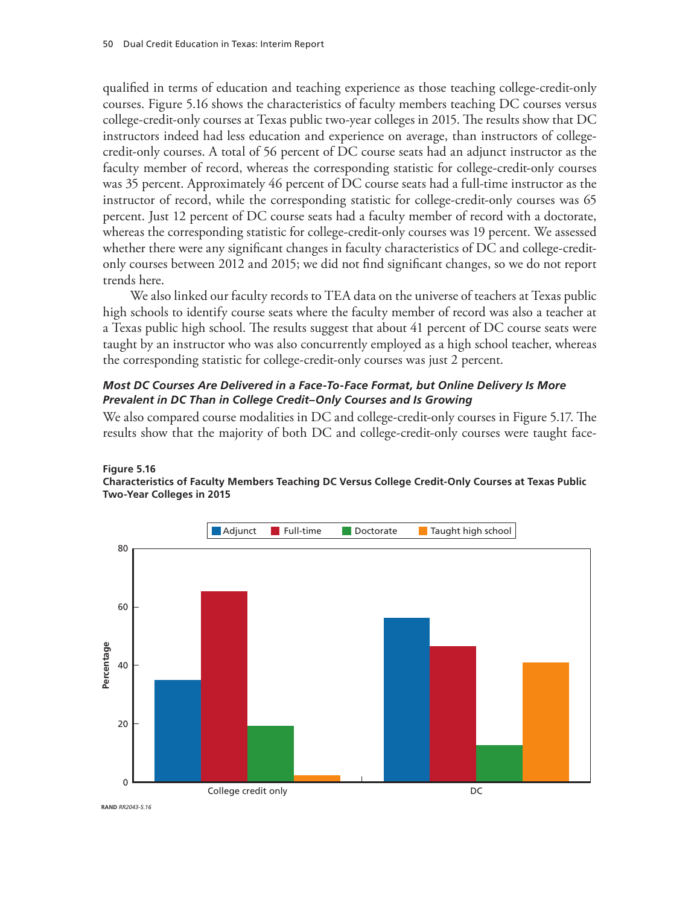qualified in terms of education and teaching experience as those teaching college-credit-only courses. Figure 5.16 shows the characteristics of faculty members teaching DC courses versus college-credit-only courses at Texas public two-year colleges in 2015. The results show that DC instructors indeed had less education and experience on average, than instructors of college-credit-only courses. A total of 56 percent of DC course seats had an adjunct instructor as the faculty member of record, whereas the corresponding statistic for college-credit-only courses was 35 percent. Approximately 46 percent of DC course seats had a full-time instructor as the instructor of record, while the corresponding statistic for college-credit-only courses was 65 percent. Just 12 percent of DC course seats had a faculty member of record with a doctorate, whereas the corresponding statistic for college-credit-only courses was 19 percent. We assessed whether there were any significant changes in faculty characteristics of DC and college-credit-only courses between 2012 and 2015; we did not find significant changes, so we do not report trends here.

We also linked our faculty records to TEA data on the universe of teachers at Texas public high schools to identify course seats where the faculty member of record was also a teacher at a Texas public high school. The results suggest that about 41 percent of DC course seats were taught by an instructor who was also concurrently employed as a high school teacher, whereas the corresponding statistic for college-credit-only courses was just 2 percent.

#### *Most DC Courses Are Delivered in a Face-To-Face Format, but Online Delivery Is More Prevalent in DC Than in College Credit–Only Courses and Is Growing*

We also compared course modalities in DC and college-credit-only courses in Figure 5.17. The results show that the majority of both DC and college-credit-only courses were taught face-

**Figure 5.16**
**Characteristics of Faculty Members Teaching DC Versus College Credit-Only Courses at Texas Public Two-Year Colleges in 2015**

| | Adjunct | Full-time | Doctorate | Taught high school |
|---|---|---|---|---|
| College credit only | 35 | 65 | 19 | 2 |
| DC | 56 | 46 | 12 | 41 |

RAND *RR2043-5.16*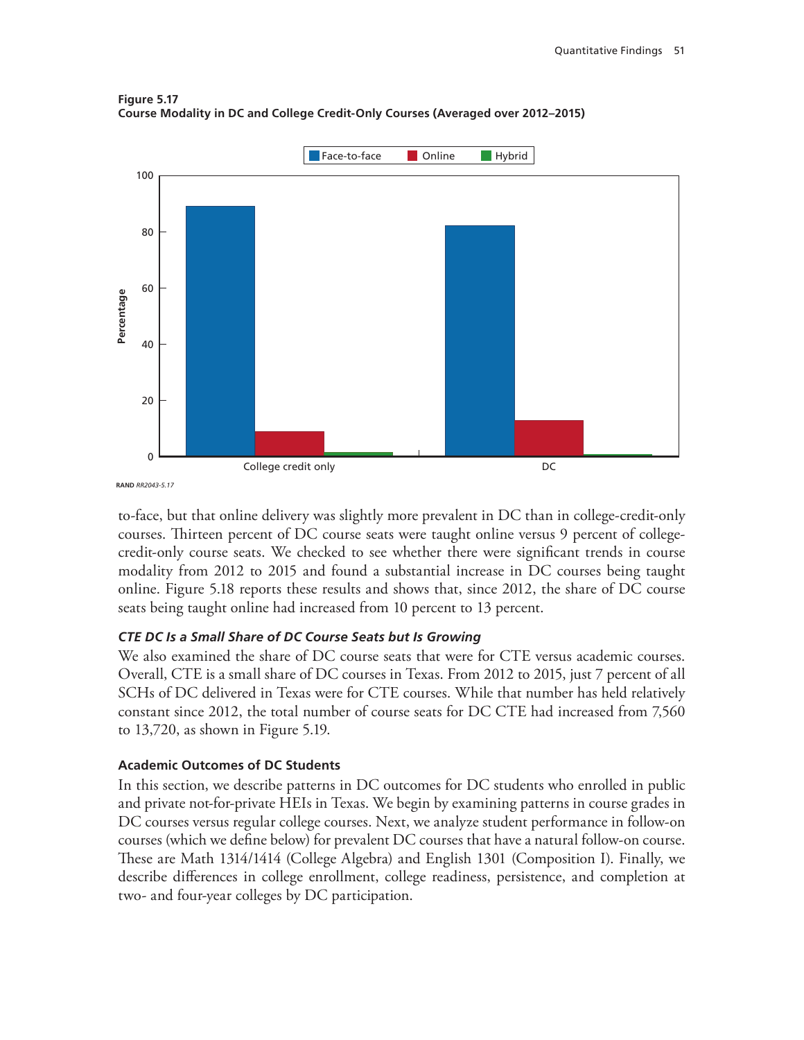**Figure 5.17**
**Course Modality in DC and College Credit-Only Courses (Averaged over 2012–2015)**

RAND *RR2043-5.17*

to-face, but that online delivery was slightly more prevalent in DC than in college-credit-only courses. Thirteen percent of DC course seats were taught online versus 9 percent of college-credit-only course seats. We checked to see whether there were significant trends in course modality from 2012 to 2015 and found a substantial increase in DC courses being taught online. Figure 5.18 reports these results and shows that, since 2012, the share of DC course seats being taught online had increased from 10 percent to 13 percent.

### *CTE DC Is a Small Share of DC Course Seats but Is Growing*

We also examined the share of DC course seats that were for CTE versus academic courses. Overall, CTE is a small share of DC courses in Texas. From 2012 to 2015, just 7 percent of all SCHs of DC delivered in Texas were for CTE courses. While that number has held relatively constant since 2012, the total number of course seats for DC CTE had increased from 7,560 to 13,720, as shown in Figure 5.19.

## Academic Outcomes of DC Students

In this section, we describe patterns in DC outcomes for DC students who enrolled in public and private not-for-private HEIs in Texas. We begin by examining patterns in course grades in DC courses versus regular college courses. Next, we analyze student performance in follow-on courses (which we define below) for prevalent DC courses that have a natural follow-on course. These are Math 1314/1414 (College Algebra) and English 1301 (Composition I). Finally, we describe differences in college enrollment, college readiness, persistence, and completion at two- and four-year colleges by DC participation.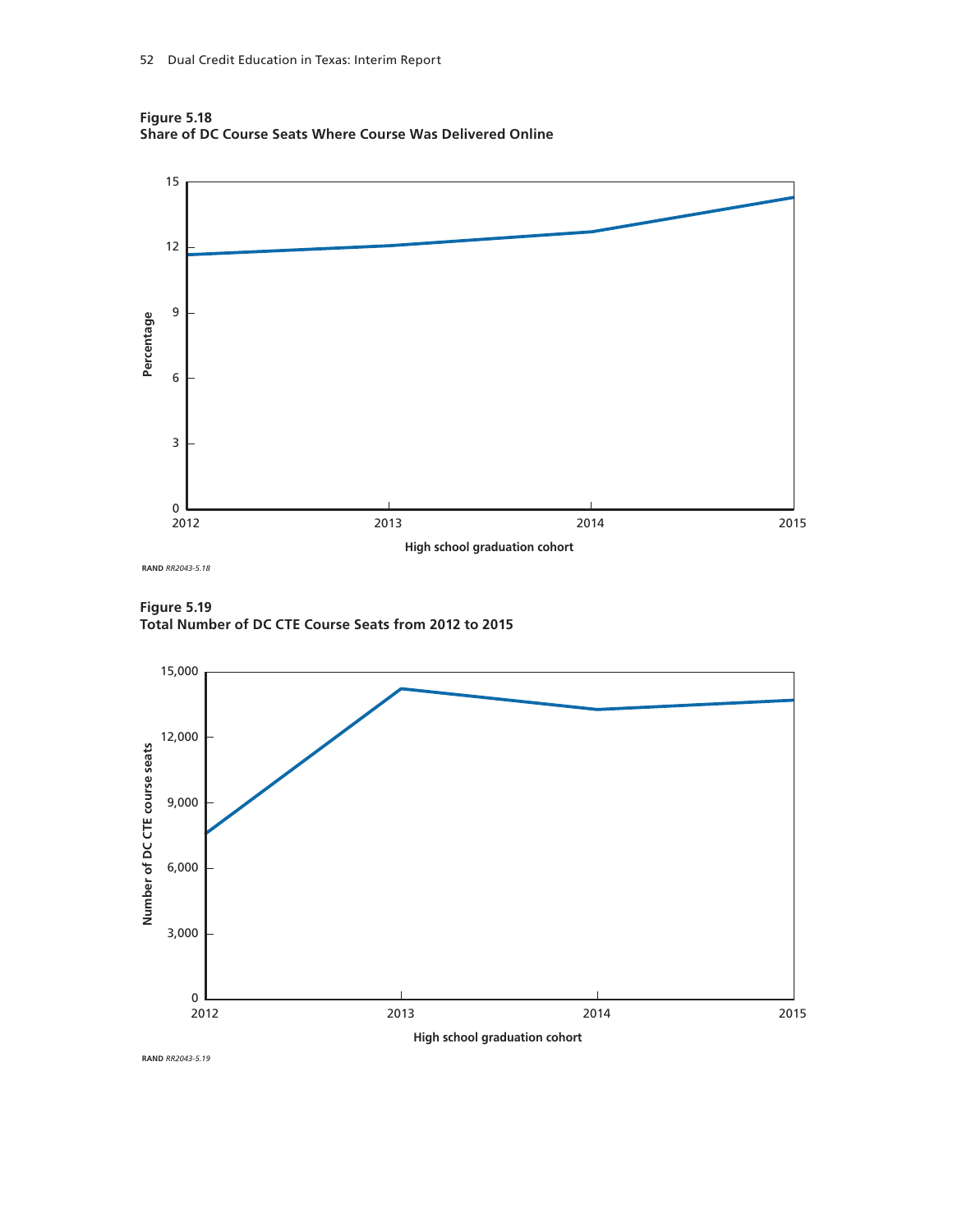**Figure 5.18**
**Share of DC Course Seats Where Course Was Delivered Online**

RAND RR2043-5.18

**Figure 5.19**
**Total Number of DC CTE Course Seats from 2012 to 2015**

RAND RR2043-5.19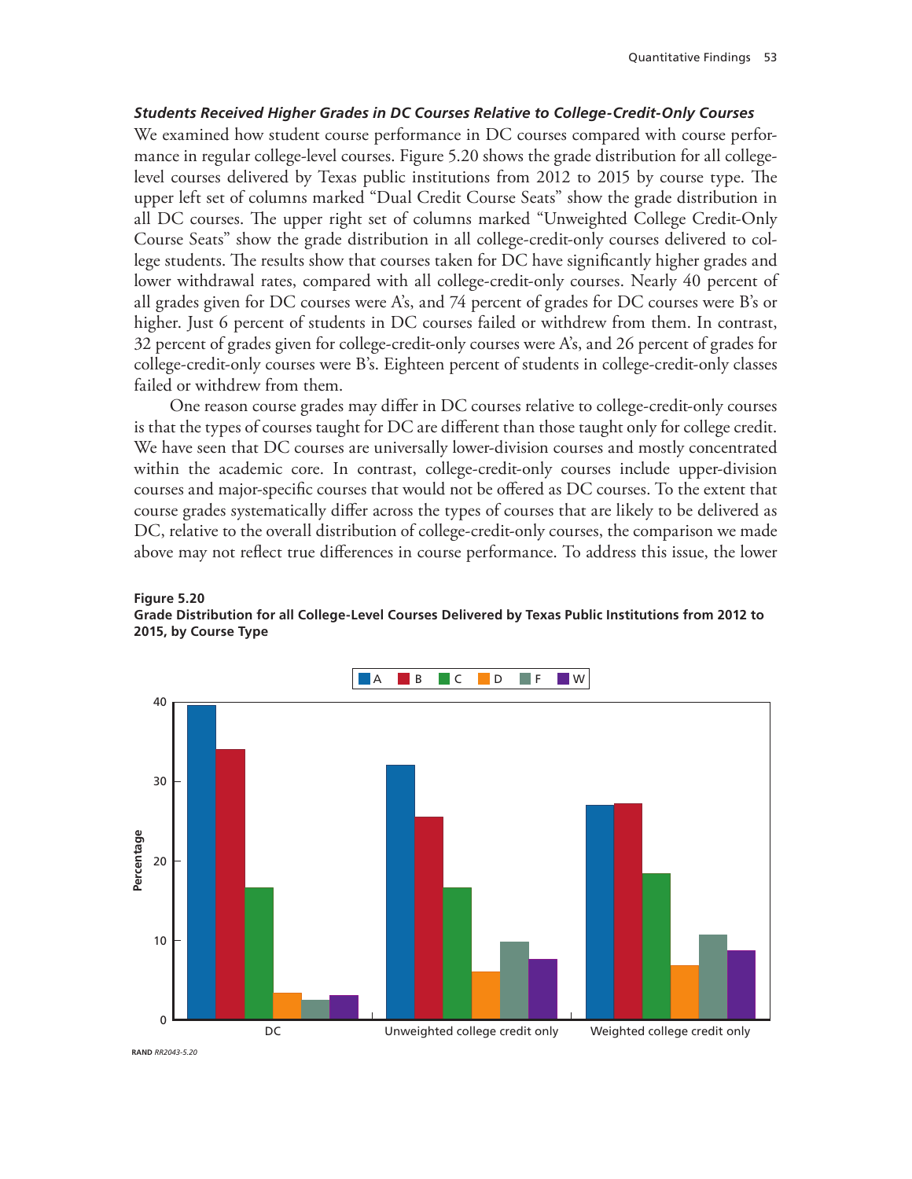### *Students Received Higher Grades in DC Courses Relative to College-Credit-Only Courses*

We examined how student course performance in DC courses compared with course performance in regular college-level courses. Figure 5.20 shows the grade distribution for all college-level courses delivered by Texas public institutions from 2012 to 2015 by course type. The upper left set of columns marked "Dual Credit Course Seats" show the grade distribution in all DC courses. The upper right set of columns marked "Unweighted College Credit-Only Course Seats" show the grade distribution in all college-credit-only courses delivered to college students. The results show that courses taken for DC have significantly higher grades and lower withdrawal rates, compared with all college-credit-only courses. Nearly 40 percent of all grades given for DC courses were A's, and 74 percent of grades for DC courses were B's or higher. Just 6 percent of students in DC courses failed or withdrew from them. In contrast, 32 percent of grades given for college-credit-only courses were A's, and 26 percent of grades for college-credit-only courses were B's. Eighteen percent of students in college-credit-only classes failed or withdrew from them.

One reason course grades may differ in DC courses relative to college-credit-only courses is that the types of courses taught for DC are different than those taught only for college credit. We have seen that DC courses are universally lower-division courses and mostly concentrated within the academic core. In contrast, college-credit-only courses include upper-division courses and major-specific courses that would not be offered as DC courses. To the extent that course grades systematically differ across the types of courses that are likely to be delivered as DC, relative to the overall distribution of college-credit-only courses, the comparison we made above may not reflect true differences in course performance. To address this issue, the lower

**Figure 5.20**
**Grade Distribution for all College-Level Courses Delivered by Texas Public Institutions from 2012 to 2015, by Course Type**

RAND *RR2043-5.20*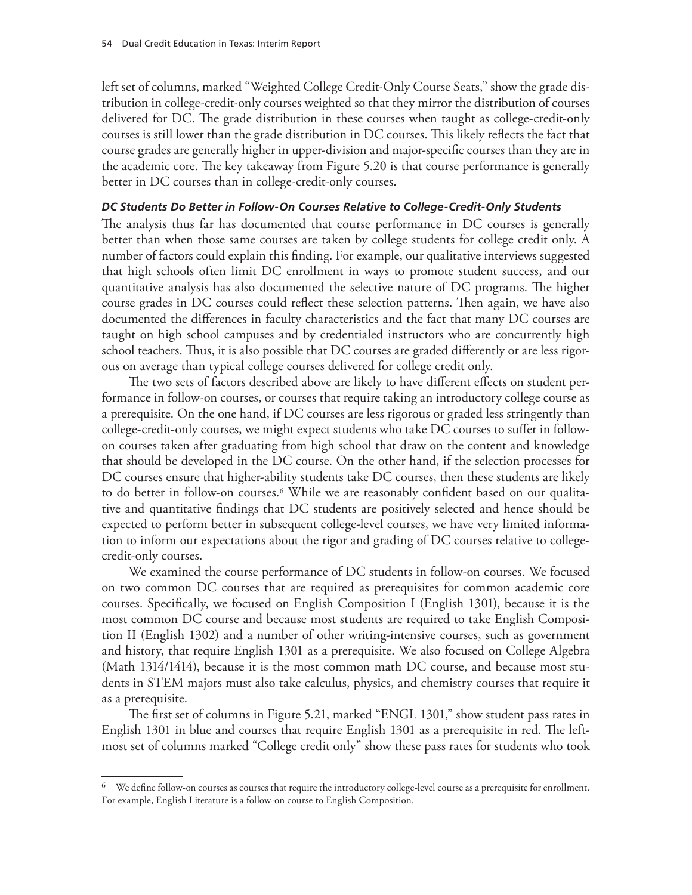left set of columns, marked "Weighted College Credit-Only Course Seats," show the grade distribution in college-credit-only courses weighted so that they mirror the distribution of courses delivered for DC. The grade distribution in these courses when taught as college-credit-only courses is still lower than the grade distribution in DC courses. This likely reflects the fact that course grades are generally higher in upper-division and major-specific courses than they are in the academic core. The key takeaway from Figure 5.20 is that course performance is generally better in DC courses than in college-credit-only courses.

#### *DC Students Do Better in Follow-On Courses Relative to College-Credit-Only Students*

The analysis thus far has documented that course performance in DC courses is generally better than when those same courses are taken by college students for college credit only. A number of factors could explain this finding. For example, our qualitative interviews suggested that high schools often limit DC enrollment in ways to promote student success, and our quantitative analysis has also documented the selective nature of DC programs. The higher course grades in DC courses could reflect these selection patterns. Then again, we have also documented the differences in faculty characteristics and the fact that many DC courses are taught on high school campuses and by credentialed instructors who are concurrently high school teachers. Thus, it is also possible that DC courses are graded differently or are less rigorous on average than typical college courses delivered for college credit only.

The two sets of factors described above are likely to have different effects on student performance in follow-on courses, or courses that require taking an introductory college course as a prerequisite. On the one hand, if DC courses are less rigorous or graded less stringently than college-credit-only courses, we might expect students who take DC courses to suffer in follow-on courses taken after graduating from high school that draw on the content and knowledge that should be developed in the DC course. On the other hand, if the selection processes for DC courses ensure that higher-ability students take DC courses, then these students are likely to do better in follow-on courses.[6] While we are reasonably confident based on our qualitative and quantitative findings that DC students are positively selected and hence should be expected to perform better in subsequent college-level courses, we have very limited information to inform our expectations about the rigor and grading of DC courses relative to college-credit-only courses.

We examined the course performance of DC students in follow-on courses. We focused on two common DC courses that are required as prerequisites for common academic core courses. Specifically, we focused on English Composition I (English 1301), because it is the most common DC course and because most students are required to take English Composition II (English 1302) and a number of other writing-intensive courses, such as government and history, that require English 1301 as a prerequisite. We also focused on College Algebra (Math 1314/1414), because it is the most common math DC course, and because most students in STEM majors must also take calculus, physics, and chemistry courses that require it as a prerequisite.

The first set of columns in Figure 5.21, marked "ENGL 1301," show student pass rates in English 1301 in blue and courses that require English 1301 as a prerequisite in red. The left-most set of columns marked "College credit only" show these pass rates for students who took

---

[6] We define follow-on courses as courses that require the introductory college-level course as a prerequisite for enrollment. For example, English Literature is a follow-on course to English Composition.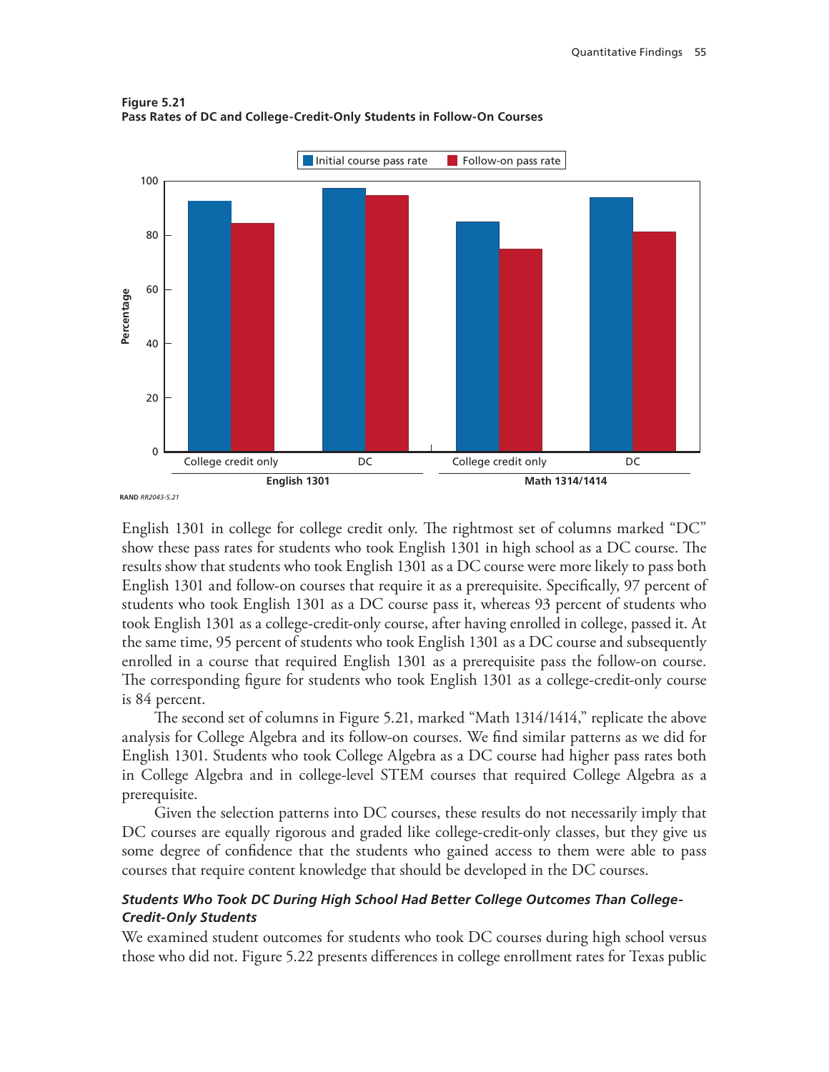**Figure 5.21**
**Pass Rates of DC and College-Credit-Only Students in Follow-On Courses**

RAND *RR2043-5.21*

English 1301 in college for college credit only. The rightmost set of columns marked "DC" show these pass rates for students who took English 1301 in high school as a DC course. The results show that students who took English 1301 as a DC course were more likely to pass both English 1301 and follow-on courses that require it as a prerequisite. Specifically, 97 percent of students who took English 1301 as a DC course pass it, whereas 93 percent of students who took English 1301 as a college-credit-only course, after having enrolled in college, passed it. At the same time, 95 percent of students who took English 1301 as a DC course and subsequently enrolled in a course that required English 1301 as a prerequisite pass the follow-on course. The corresponding figure for students who took English 1301 as a college-credit-only course is 84 percent.

The second set of columns in Figure 5.21, marked "Math 1314/1414," replicate the above analysis for College Algebra and its follow-on courses. We find similar patterns as we did for English 1301. Students who took College Algebra as a DC course had higher pass rates both in College Algebra and in college-level STEM courses that required College Algebra as a prerequisite.

Given the selection patterns into DC courses, these results do not necessarily imply that DC courses are equally rigorous and graded like college-credit-only classes, but they give us some degree of confidence that the students who gained access to them were able to pass courses that require content knowledge that should be developed in the DC courses.

### *Students Who Took DC During High School Had Better College Outcomes Than College-Credit-Only Students*

We examined student outcomes for students who took DC courses during high school versus those who did not. Figure 5.22 presents differences in college enrollment rates for Texas public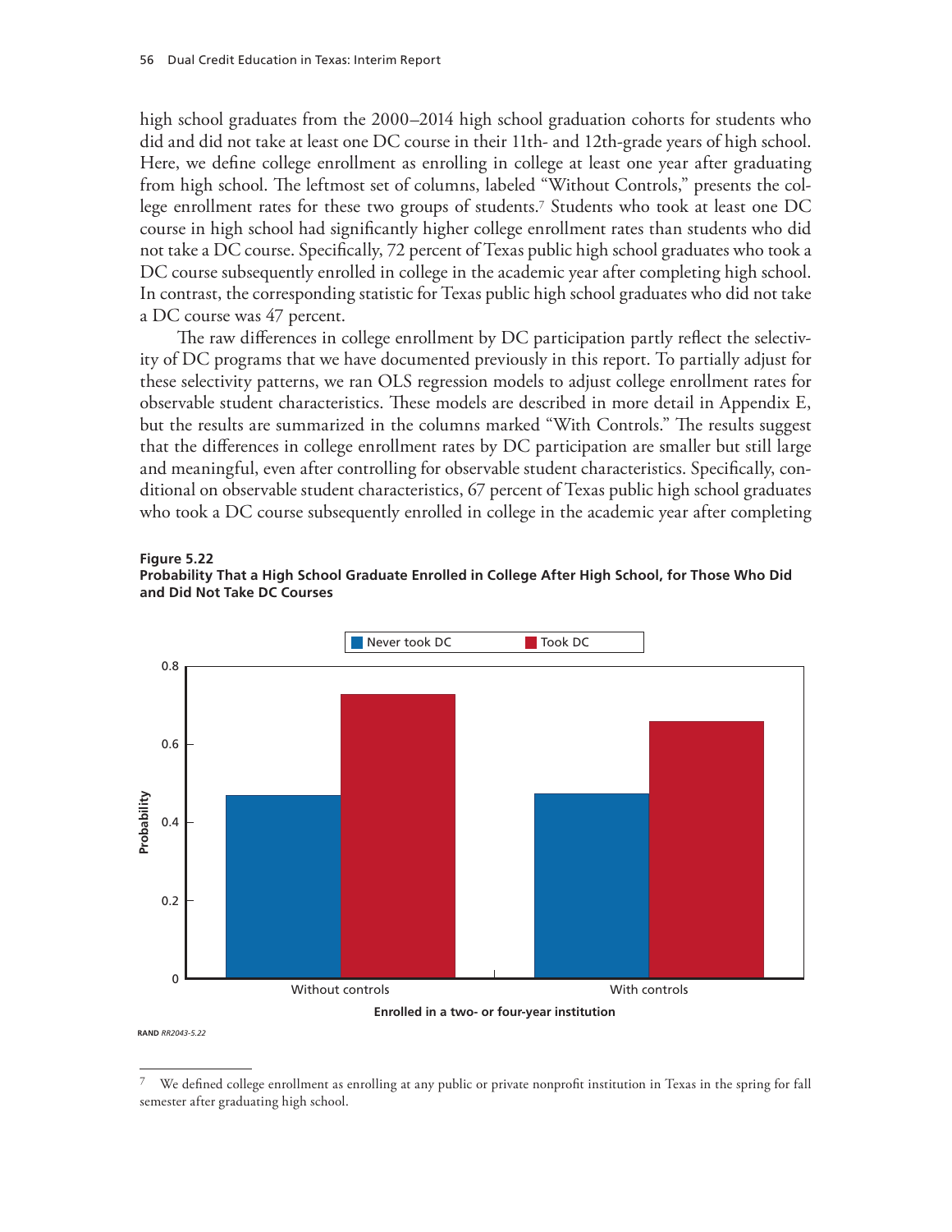high school graduates from the 2000–2014 high school graduation cohorts for students who did and did not take at least one DC course in their 11th- and 12th-grade years of high school. Here, we define college enrollment as enrolling in college at least one year after graduating from high school. The leftmost set of columns, labeled "Without Controls," presents the college enrollment rates for these two groups of students.[7] Students who took at least one DC course in high school had significantly higher college enrollment rates than students who did not take a DC course. Specifically, 72 percent of Texas public high school graduates who took a DC course subsequently enrolled in college in the academic year after completing high school. In contrast, the corresponding statistic for Texas public high school graduates who did not take a DC course was 47 percent.

The raw differences in college enrollment by DC participation partly reflect the selectivity of DC programs that we have documented previously in this report. To partially adjust for these selectivity patterns, we ran OLS regression models to adjust college enrollment rates for observable student characteristics. These models are described in more detail in Appendix E, but the results are summarized in the columns marked "With Controls." The results suggest that the differences in college enrollment rates by DC participation are smaller but still large and meaningful, even after controlling for observable student characteristics. Specifically, conditional on observable student characteristics, 67 percent of Texas public high school graduates who took a DC course subsequently enrolled in college in the academic year after completing

**Figure 5.22**
**Probability That a High School Graduate Enrolled in College After High School, for Those Who Did and Did Not Take DC Courses**

RAND *RR2043-5.22*

---

[7] We defined college enrollment as enrolling at any public or private nonprofit institution in Texas in the spring for fall semester after graduating high school.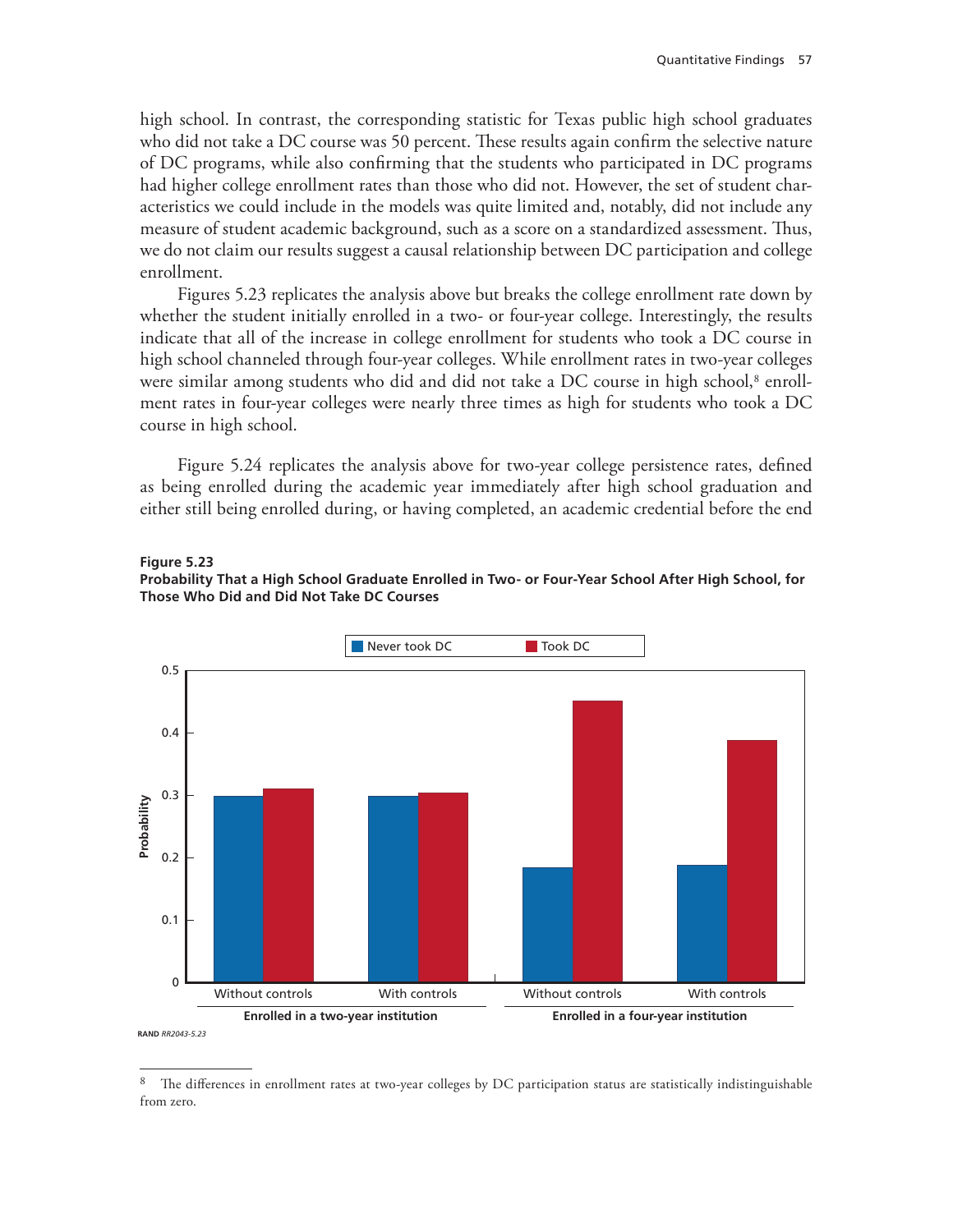high school. In contrast, the corresponding statistic for Texas public high school graduates who did not take a DC course was 50 percent. These results again confirm the selective nature of DC programs, while also confirming that the students who participated in DC programs had higher college enrollment rates than those who did not. However, the set of student characteristics we could include in the models was quite limited and, notably, did not include any measure of student academic background, such as a score on a standardized assessment. Thus, we do not claim our results suggest a causal relationship between DC participation and college enrollment.

Figures 5.23 replicates the analysis above but breaks the college enrollment rate down by whether the student initially enrolled in a two- or four-year college. Interestingly, the results indicate that all of the increase in college enrollment for students who took a DC course in high school channeled through four-year colleges. While enrollment rates in two-year colleges were similar among students who did and did not take a DC course in high school,[8] enrollment rates in four-year colleges were nearly three times as high for students who took a DC course in high school.

Figure 5.24 replicates the analysis above for two-year college persistence rates, defined as being enrolled during the academic year immediately after high school graduation and either still being enrolled during, or having completed, an academic credential before the end

**Figure 5.23**
**Probability That a High School Graduate Enrolled in Two- or Four-Year School After High School, for Those Who Did and Did Not Take DC Courses**

RAND *RR2043-5.23*

---

[8] The differences in enrollment rates at two-year colleges by DC participation status are statistically indistinguishable from zero.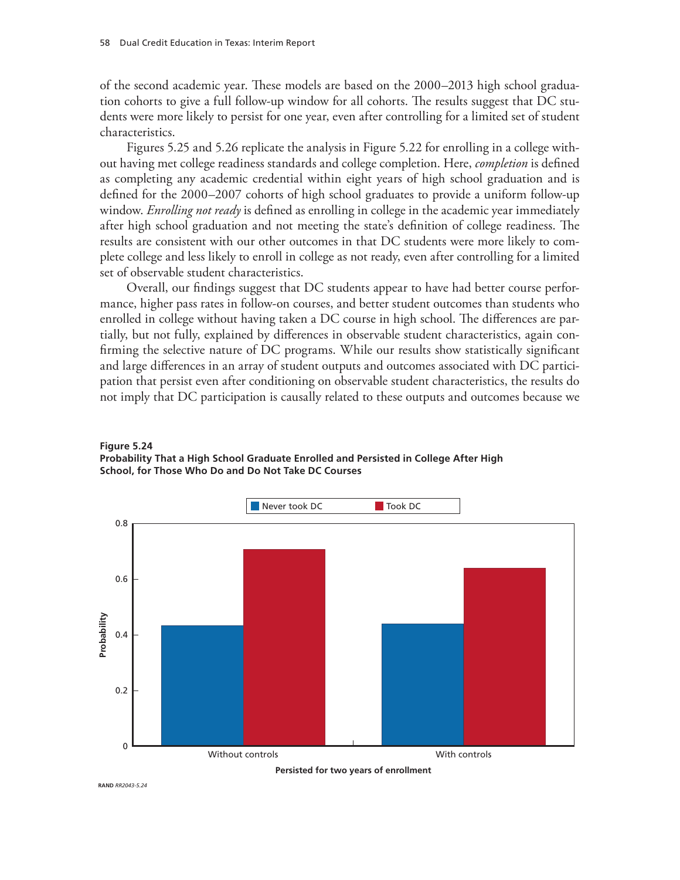of the second academic year. These models are based on the 2000–2013 high school graduation cohorts to give a full follow-up window for all cohorts. The results suggest that DC students were more likely to persist for one year, even after controlling for a limited set of student characteristics.

Figures 5.25 and 5.26 replicate the analysis in Figure 5.22 for enrolling in a college without having met college readiness standards and college completion. Here, *completion* is defined as completing any academic credential within eight years of high school graduation and is defined for the 2000–2007 cohorts of high school graduates to provide a uniform follow-up window. *Enrolling not ready* is defined as enrolling in college in the academic year immediately after high school graduation and not meeting the state's definition of college readiness. The results are consistent with our other outcomes in that DC students were more likely to complete college and less likely to enroll in college as not ready, even after controlling for a limited set of observable student characteristics.

Overall, our findings suggest that DC students appear to have had better course performance, higher pass rates in follow-on courses, and better student outcomes than students who enrolled in college without having taken a DC course in high school. The differences are partially, but not fully, explained by differences in observable student characteristics, again confirming the selective nature of DC programs. While our results show statistically significant and large differences in an array of student outputs and outcomes associated with DC participation that persist even after conditioning on observable student characteristics, the results do not imply that DC participation is causally related to these outputs and outcomes because we

**Figure 5.24**
**Probability That a High School Graduate Enrolled and Persisted in College After High School, for Those Who Do and Do Not Take DC Courses**

RAND *RR2043-5.24*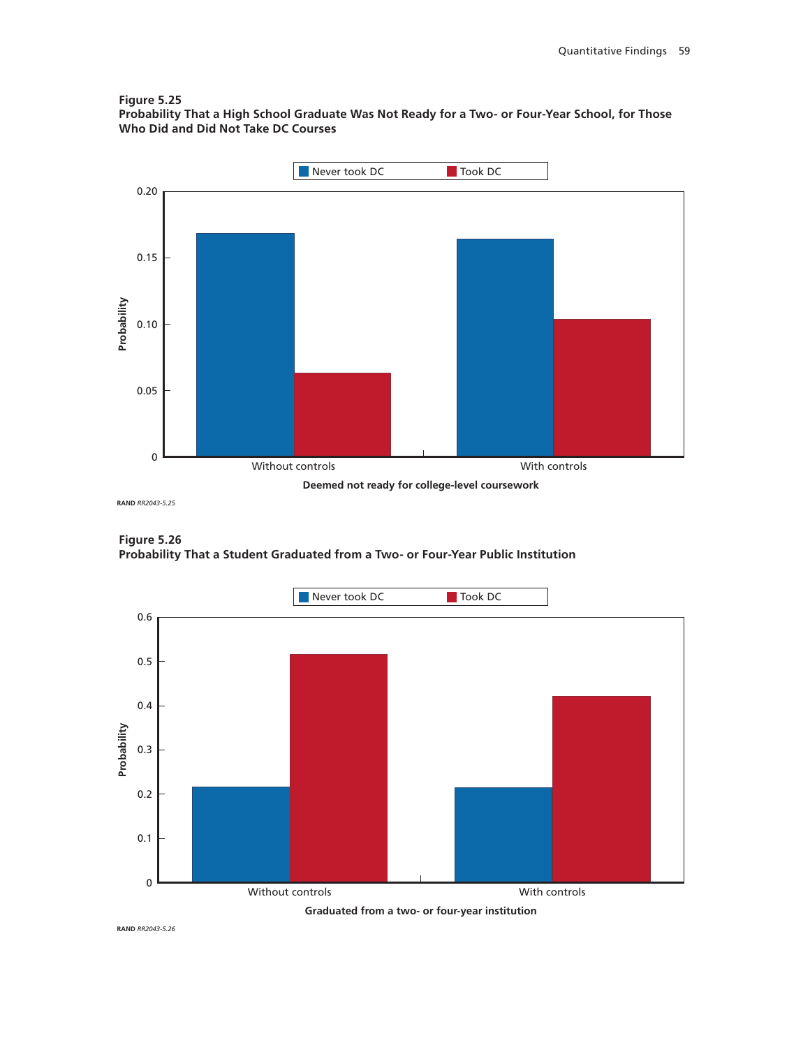**Figure 5.25**
**Probability That a High School Graduate Was Not Ready for a Two- or Four-Year School, for Those Who Did and Did Not Take DC Courses**

RAND *RR2043-5.25*

**Figure 5.26**
**Probability That a Student Graduated from a Two- or Four-Year Public Institution**

RAND *RR2043-5.26*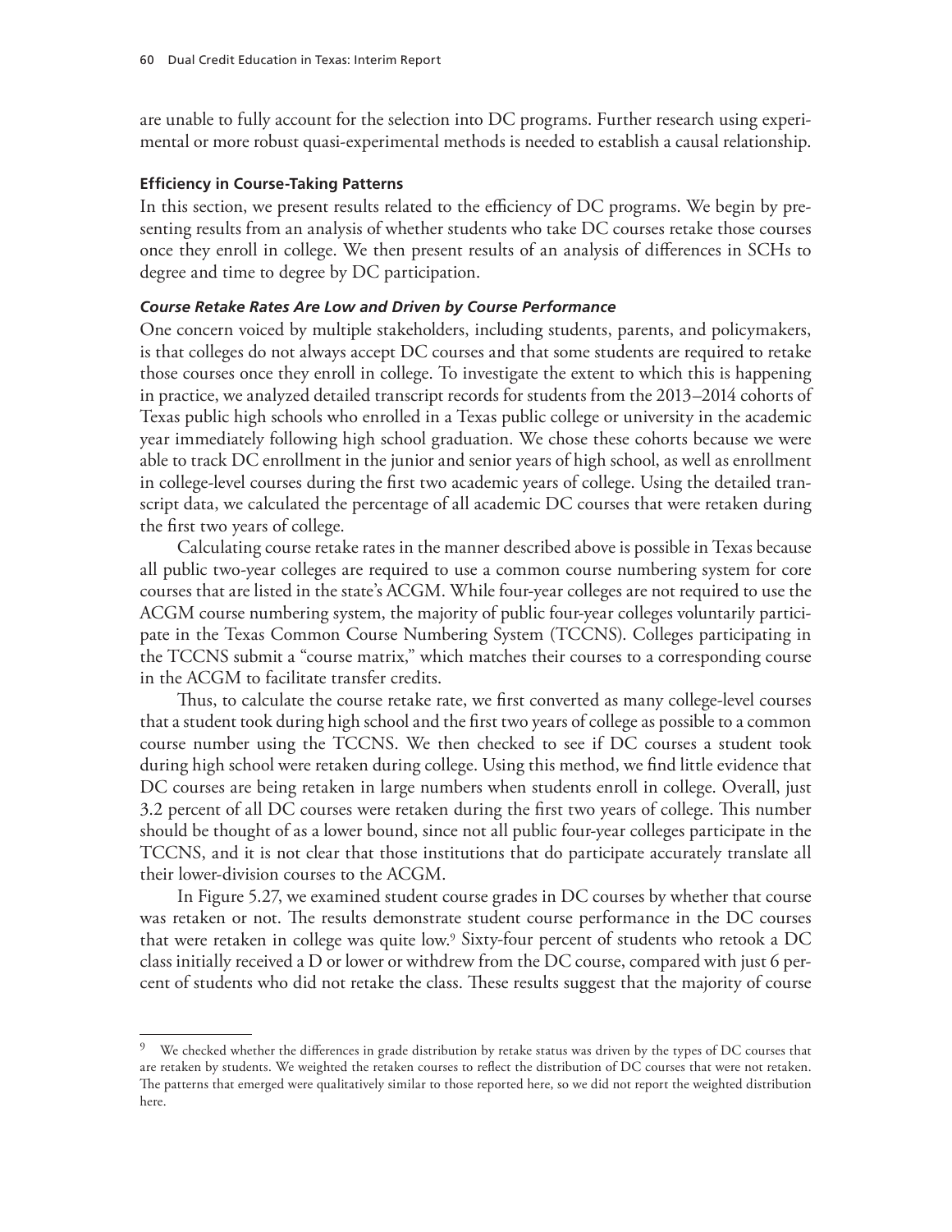are unable to fully account for the selection into DC programs. Further research using experimental or more robust quasi-experimental methods is needed to establish a causal relationship.

#### Efficiency in Course-Taking Patterns

In this section, we present results related to the efficiency of DC programs. We begin by presenting results from an analysis of whether students who take DC courses retake those courses once they enroll in college. We then present results of an analysis of differences in SCHs to degree and time to degree by DC participation.

##### *Course Retake Rates Are Low and Driven by Course Performance*

One concern voiced by multiple stakeholders, including students, parents, and policymakers, is that colleges do not always accept DC courses and that some students are required to retake those courses once they enroll in college. To investigate the extent to which this is happening in practice, we analyzed detailed transcript records for students from the 2013–2014 cohorts of Texas public high schools who enrolled in a Texas public college or university in the academic year immediately following high school graduation. We chose these cohorts because we were able to track DC enrollment in the junior and senior years of high school, as well as enrollment in college-level courses during the first two academic years of college. Using the detailed transcript data, we calculated the percentage of all academic DC courses that were retaken during the first two years of college.

Calculating course retake rates in the manner described above is possible in Texas because all public two-year colleges are required to use a common course numbering system for core courses that are listed in the state's ACGM. While four-year colleges are not required to use the ACGM course numbering system, the majority of public four-year colleges voluntarily participate in the Texas Common Course Numbering System (TCCNS). Colleges participating in the TCCNS submit a "course matrix," which matches their courses to a corresponding course in the ACGM to facilitate transfer credits.

Thus, to calculate the course retake rate, we first converted as many college-level courses that a student took during high school and the first two years of college as possible to a common course number using the TCCNS. We then checked to see if DC courses a student took during high school were retaken during college. Using this method, we find little evidence that DC courses are being retaken in large numbers when students enroll in college. Overall, just 3.2 percent of all DC courses were retaken during the first two years of college. This number should be thought of as a lower bound, since not all public four-year colleges participate in the TCCNS, and it is not clear that those institutions that do participate accurately translate all their lower-division courses to the ACGM.

In Figure 5.27, we examined student course grades in DC courses by whether that course was retaken or not. The results demonstrate student course performance in the DC courses that were retaken in college was quite low.[9] Sixty-four percent of students who retook a DC class initially received a D or lower or withdrew from the DC course, compared with just 6 percent of students who did not retake the class. These results suggest that the majority of course

---

[9] We checked whether the differences in grade distribution by retake status was driven by the types of DC courses that are retaken by students. We weighted the retaken courses to reflect the distribution of DC courses that were not retaken. The patterns that emerged were qualitatively similar to those reported here, so we did not report the weighted distribution here.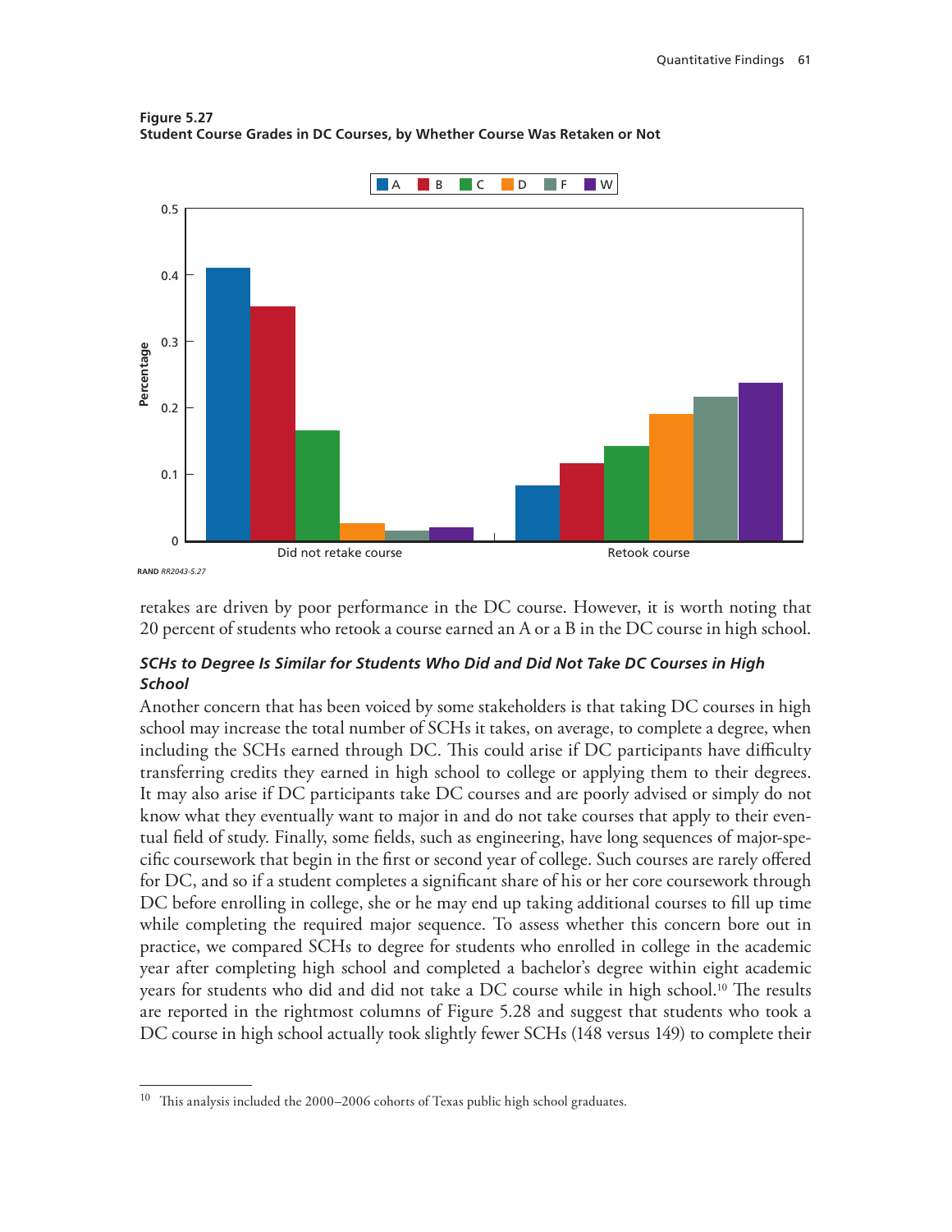**Figure 5.27**
**Student Course Grades in DC Courses, by Whether Course Was Retaken or Not**

RAND *RR2043-5.27*

retakes are driven by poor performance in the DC course. However, it is worth noting that 20 percent of students who retook a course earned an A or a B in the DC course in high school.

### *SCHs to Degree Is Similar for Students Who Did and Did Not Take DC Courses in High School*

Another concern that has been voiced by some stakeholders is that taking DC courses in high school may increase the total number of SCHs it takes, on average, to complete a degree, when including the SCHs earned through DC. This could arise if DC participants have difficulty transferring credits they earned in high school to college or applying them to their degrees. It may also arise if DC participants take DC courses and are poorly advised or simply do not know what they eventually want to major in and do not take courses that apply to their eventual field of study. Finally, some fields, such as engineering, have long sequences of major-specific coursework that begin in the first or second year of college. Such courses are rarely offered for DC, and so if a student completes a significant share of his or her core coursework through DC before enrolling in college, she or he may end up taking additional courses to fill up time while completing the required major sequence. To assess whether this concern bore out in practice, we compared SCHs to degree for students who enrolled in college in the academic year after completing high school and completed a bachelor's degree within eight academic years for students who did and did not take a DC course while in high school.[10] The results are reported in the rightmost columns of Figure 5.28 and suggest that students who took a DC course in high school actually took slightly fewer SCHs (148 versus 149) to complete their

[10] This analysis included the 2000–2006 cohorts of Texas public high school graduates.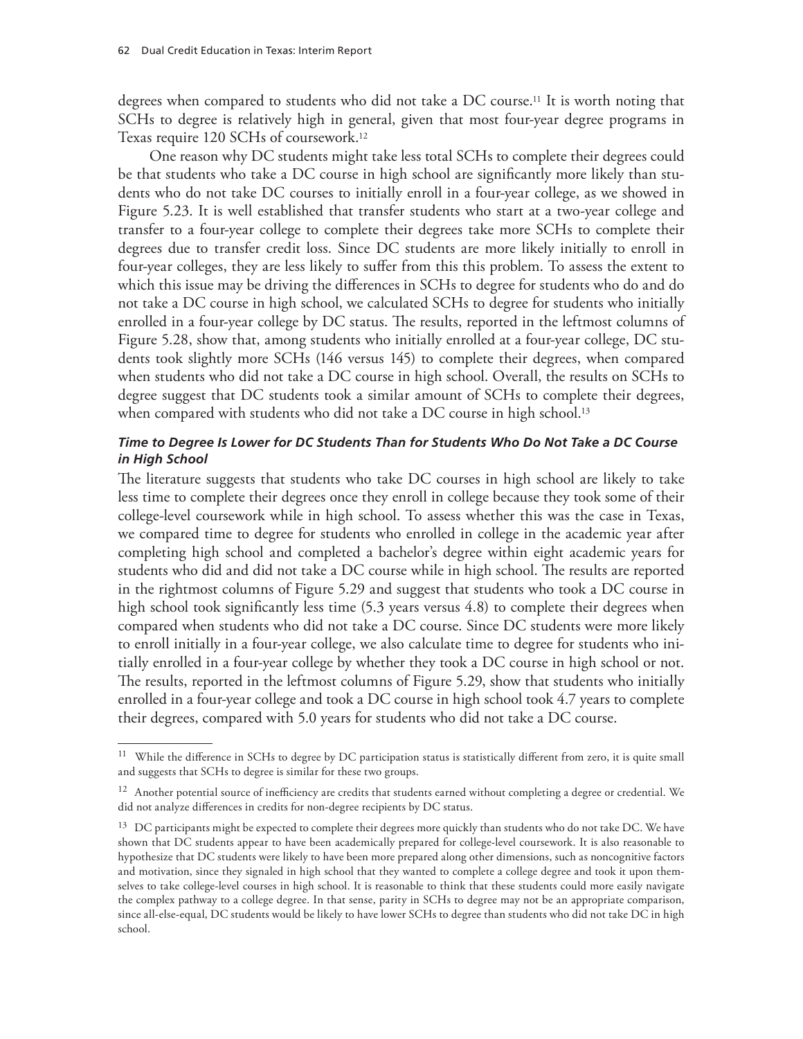degrees when compared to students who did not take a DC course.[11] It is worth noting that SCHs to degree is relatively high in general, given that most four-year degree programs in Texas require 120 SCHs of coursework.[12]

One reason why DC students might take less total SCHs to complete their degrees could be that students who take a DC course in high school are significantly more likely than students who do not take DC courses to initially enroll in a four-year college, as we showed in Figure 5.23. It is well established that transfer students who start at a two-year college and transfer to a four-year college to complete their degrees take more SCHs to complete their degrees due to transfer credit loss. Since DC students are more likely initially to enroll in four-year colleges, they are less likely to suffer from this this problem. To assess the extent to which this issue may be driving the differences in SCHs to degree for students who do and do not take a DC course in high school, we calculated SCHs to degree for students who initially enrolled in a four-year college by DC status. The results, reported in the leftmost columns of Figure 5.28, show that, among students who initially enrolled at a four-year college, DC students took slightly more SCHs (146 versus 145) to complete their degrees, when compared when students who did not take a DC course in high school. Overall, the results on SCHs to degree suggest that DC students took a similar amount of SCHs to complete their degrees, when compared with students who did not take a DC course in high school.[13]

### *Time to Degree Is Lower for DC Students Than for Students Who Do Not Take a DC Course in High School*

The literature suggests that students who take DC courses in high school are likely to take less time to complete their degrees once they enroll in college because they took some of their college-level coursework while in high school. To assess whether this was the case in Texas, we compared time to degree for students who enrolled in college in the academic year after completing high school and completed a bachelor's degree within eight academic years for students who did and did not take a DC course while in high school. The results are reported in the rightmost columns of Figure 5.29 and suggest that students who took a DC course in high school took significantly less time (5.3 years versus 4.8) to complete their degrees when compared when students who did not take a DC course. Since DC students were more likely to enroll initially in a four-year college, we also calculate time to degree for students who initially enrolled in a four-year college by whether they took a DC course in high school or not. The results, reported in the leftmost columns of Figure 5.29, show that students who initially enrolled in a four-year college and took a DC course in high school took 4.7 years to complete their degrees, compared with 5.0 years for students who did not take a DC course.

---

[11] While the difference in SCHs to degree by DC participation status is statistically different from zero, it is quite small and suggests that SCHs to degree is similar for these two groups.

[12] Another potential source of inefficiency are credits that students earned without completing a degree or credential. We did not analyze differences in credits for non-degree recipients by DC status.

[13] DC participants might be expected to complete their degrees more quickly than students who do not take DC. We have shown that DC students appear to have been academically prepared for college-level coursework. It is also reasonable to hypothesize that DC students were likely to have been more prepared along other dimensions, such as noncognitive factors and motivation, since they signaled in high school that they wanted to complete a college degree and took it upon themselves to take college-level courses in high school. It is reasonable to think that these students could more easily navigate the complex pathway to a college degree. In that sense, parity in SCHs to degree may not be an appropriate comparison, since all-else-equal, DC students would be likely to have lower SCHs to degree than students who did not take DC in high school.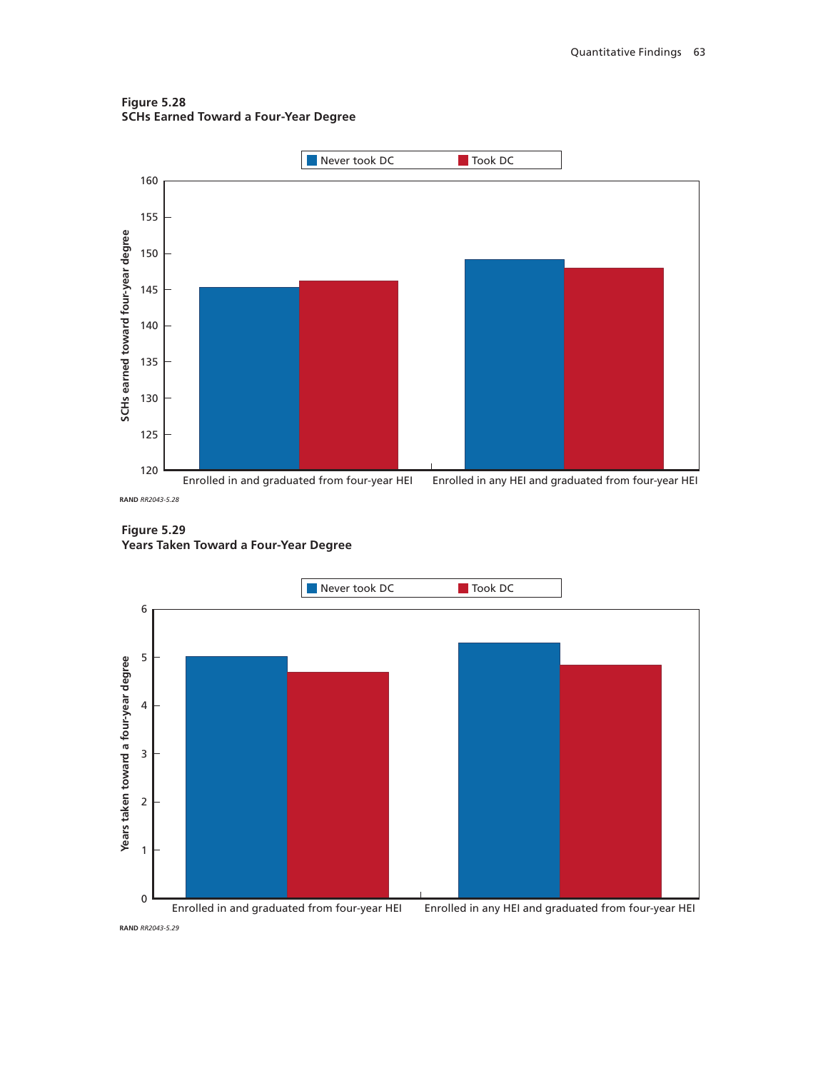**Figure 5.28**
**SCHs Earned Toward a Four-Year Degree**

RAND RR2043-5.28

**Figure 5.29**
**Years Taken Toward a Four-Year Degree**

RAND RR2043-5.29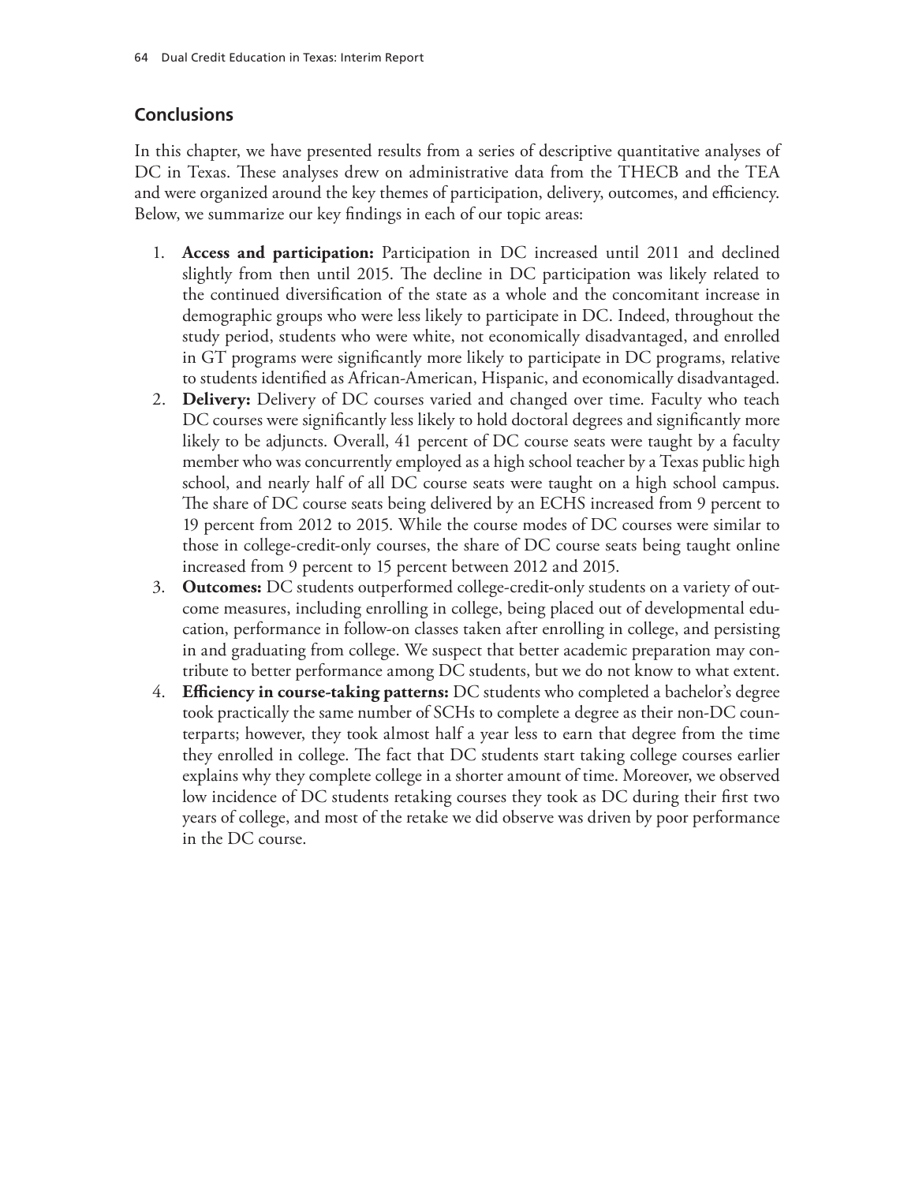## Conclusions

In this chapter, we have presented results from a series of descriptive quantitative analyses of DC in Texas. These analyses drew on administrative data from the THECB and the TEA and were organized around the key themes of participation, delivery, outcomes, and efficiency. Below, we summarize our key findings in each of our topic areas:

1. **Access and participation:** Participation in DC increased until 2011 and declined slightly from then until 2015. The decline in DC participation was likely related to the continued diversification of the state as a whole and the concomitant increase in demographic groups who were less likely to participate in DC. Indeed, throughout the study period, students who were white, not economically disadvantaged, and enrolled in GT programs were significantly more likely to participate in DC programs, relative to students identified as African-American, Hispanic, and economically disadvantaged.
2. **Delivery:** Delivery of DC courses varied and changed over time. Faculty who teach DC courses were significantly less likely to hold doctoral degrees and significantly more likely to be adjuncts. Overall, 41 percent of DC course seats were taught by a faculty member who was concurrently employed as a high school teacher by a Texas public high school, and nearly half of all DC course seats were taught on a high school campus. The share of DC course seats being delivered by an ECHS increased from 9 percent to 19 percent from 2012 to 2015. While the course modes of DC courses were similar to those in college-credit-only courses, the share of DC course seats being taught online increased from 9 percent to 15 percent between 2012 and 2015.
3. **Outcomes:** DC students outperformed college-credit-only students on a variety of outcome measures, including enrolling in college, being placed out of developmental education, performance in follow-on classes taken after enrolling in college, and persisting in and graduating from college. We suspect that better academic preparation may contribute to better performance among DC students, but we do not know to what extent.
4. **Efficiency in course-taking patterns:** DC students who completed a bachelor's degree took practically the same number of SCHs to complete a degree as their non-DC counterparts; however, they took almost half a year less to earn that degree from the time they enrolled in college. The fact that DC students start taking college courses earlier explains why they complete college in a shorter amount of time. Moreover, we observed low incidence of DC students retaking courses they took as DC during their first two years of college, and most of the retake we did observe was driven by poor performance in the DC course.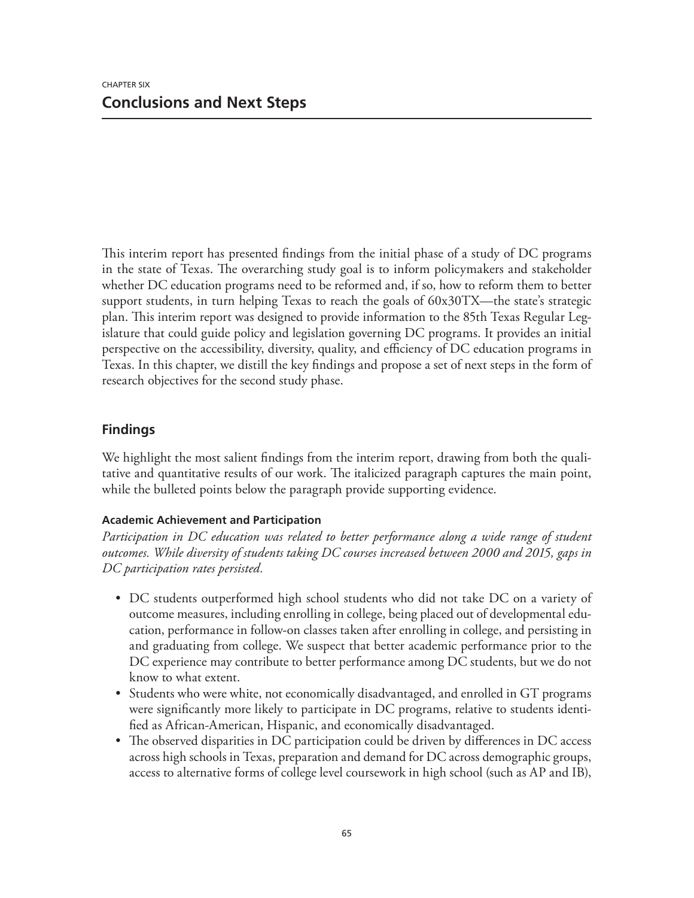CHAPTER SIX

# Conclusions and Next Steps

This interim report has presented findings from the initial phase of a study of DC programs in the state of Texas. The overarching study goal is to inform policymakers and stakeholder whether DC education programs need to be reformed and, if so, how to reform them to better support students, in turn helping Texas to reach the goals of 60x30TX—the state's strategic plan. This interim report was designed to provide information to the 85th Texas Regular Legislature that could guide policy and legislation governing DC programs. It provides an initial perspective on the accessibility, diversity, quality, and efficiency of DC education programs in Texas. In this chapter, we distill the key findings and propose a set of next steps in the form of research objectives for the second study phase.

## Findings

We highlight the most salient findings from the interim report, drawing from both the qualitative and quantitative results of our work. The italicized paragraph captures the main point, while the bulleted points below the paragraph provide supporting evidence.

### Academic Achievement and Participation

*Participation in DC education was related to better performance along a wide range of student outcomes. While diversity of students taking DC courses increased between 2000 and 2015, gaps in DC participation rates persisted.*

- DC students outperformed high school students who did not take DC on a variety of outcome measures, including enrolling in college, being placed out of developmental education, performance in follow-on classes taken after enrolling in college, and persisting in and graduating from college. We suspect that better academic performance prior to the DC experience may contribute to better performance among DC students, but we do not know to what extent.
- Students who were white, not economically disadvantaged, and enrolled in GT programs were significantly more likely to participate in DC programs, relative to students identified as African-American, Hispanic, and economically disadvantaged.
- The observed disparities in DC participation could be driven by differences in DC access across high schools in Texas, preparation and demand for DC across demographic groups, access to alternative forms of college level coursework in high school (such as AP and IB),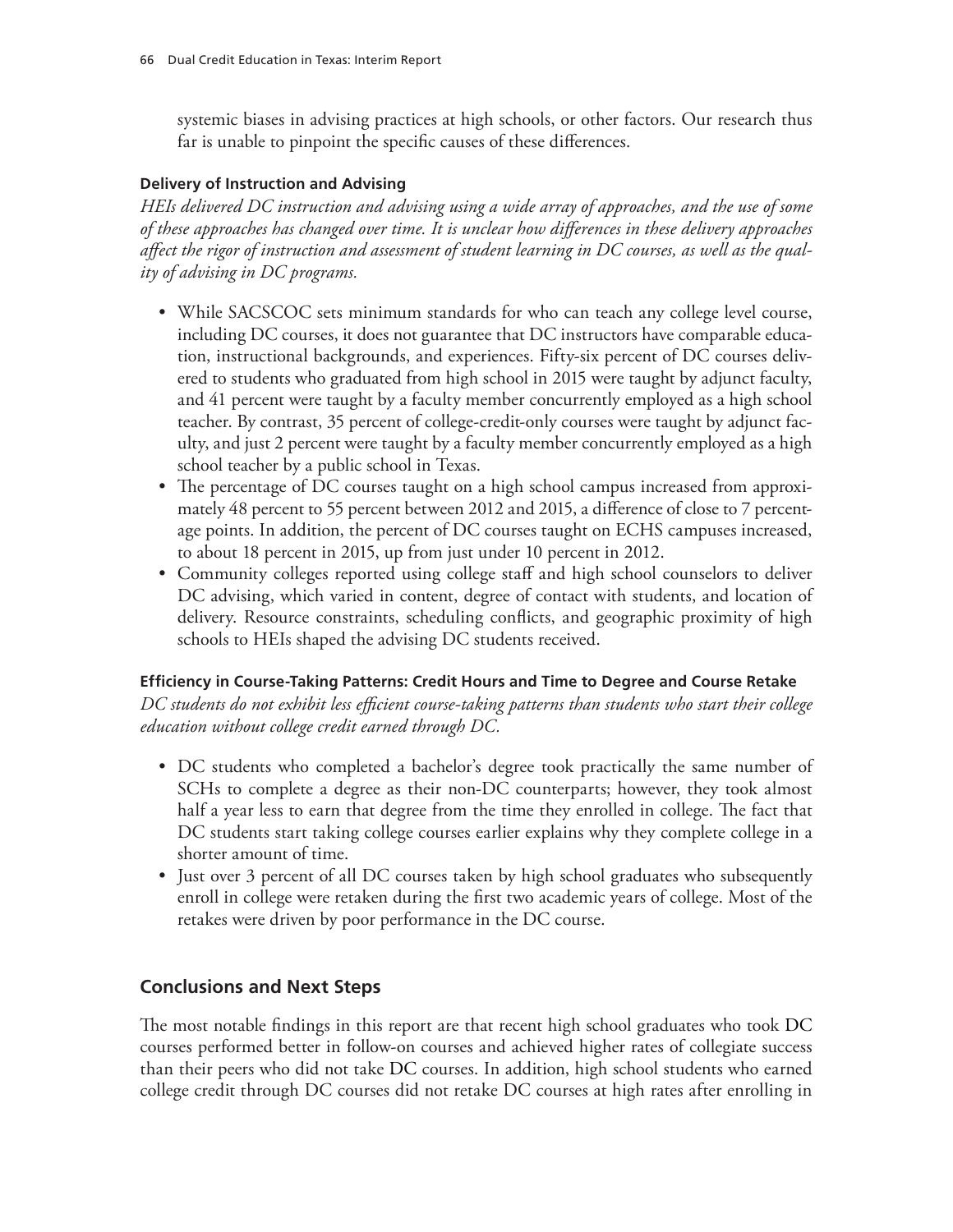systemic biases in advising practices at high schools, or other factors. Our research thus far is unable to pinpoint the specific causes of these differences.

**Delivery of Instruction and Advising**

*HEIs delivered DC instruction and advising using a wide array of approaches, and the use of some of these approaches has changed over time. It is unclear how differences in these delivery approaches affect the rigor of instruction and assessment of student learning in DC courses, as well as the quality of advising in DC programs.*

- While SACSCOC sets minimum standards for who can teach any college level course, including DC courses, it does not guarantee that DC instructors have comparable education, instructional backgrounds, and experiences. Fifty-six percent of DC courses delivered to students who graduated from high school in 2015 were taught by adjunct faculty, and 41 percent were taught by a faculty member concurrently employed as a high school teacher. By contrast, 35 percent of college-credit-only courses were taught by adjunct faculty, and just 2 percent were taught by a faculty member concurrently employed as a high school teacher by a public school in Texas.
- The percentage of DC courses taught on a high school campus increased from approximately 48 percent to 55 percent between 2012 and 2015, a difference of close to 7 percentage points. In addition, the percent of DC courses taught on ECHS campuses increased, to about 18 percent in 2015, up from just under 10 percent in 2012.
- Community colleges reported using college staff and high school counselors to deliver DC advising, which varied in content, degree of contact with students, and location of delivery. Resource constraints, scheduling conflicts, and geographic proximity of high schools to HEIs shaped the advising DC students received.

**Efficiency in Course-Taking Patterns: Credit Hours and Time to Degree and Course Retake**

*DC students do not exhibit less efficient course-taking patterns than students who start their college education without college credit earned through DC.*

- DC students who completed a bachelor's degree took practically the same number of SCHs to complete a degree as their non-DC counterparts; however, they took almost half a year less to earn that degree from the time they enrolled in college. The fact that DC students start taking college courses earlier explains why they complete college in a shorter amount of time.
- Just over 3 percent of all DC courses taken by high school graduates who subsequently enroll in college were retaken during the first two academic years of college. Most of the retakes were driven by poor performance in the DC course.

## Conclusions and Next Steps

The most notable findings in this report are that recent high school graduates who took DC courses performed better in follow-on courses and achieved higher rates of collegiate success than their peers who did not take DC courses. In addition, high school students who earned college credit through DC courses did not retake DC courses at high rates after enrolling in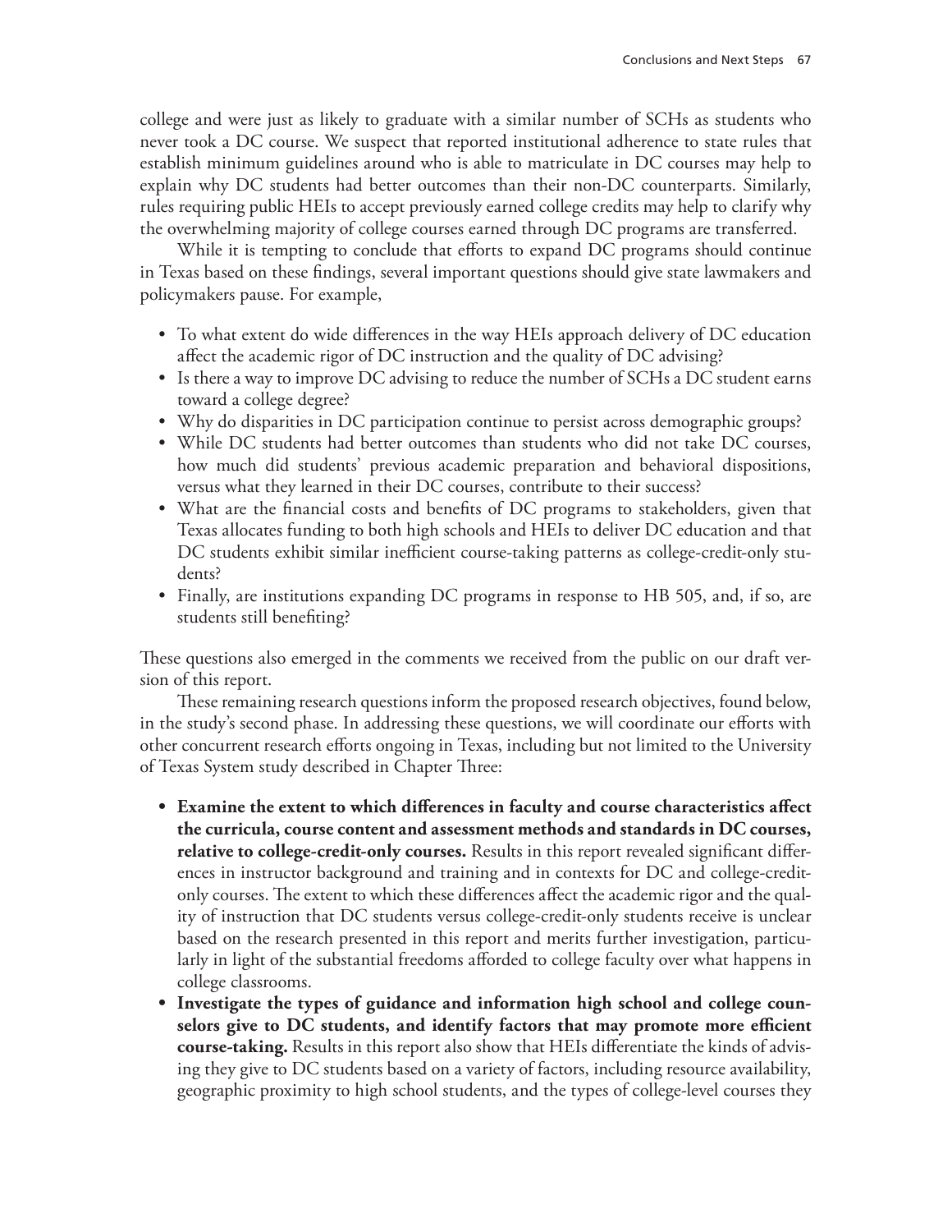college and were just as likely to graduate with a similar number of SCHs as students who never took a DC course. We suspect that reported institutional adherence to state rules that establish minimum guidelines around who is able to matriculate in DC courses may help to explain why DC students had better outcomes than their non-DC counterparts. Similarly, rules requiring public HEIs to accept previously earned college credits may help to clarify why the overwhelming majority of college courses earned through DC programs are transferred.

While it is tempting to conclude that efforts to expand DC programs should continue in Texas based on these findings, several important questions should give state lawmakers and policymakers pause. For example,

- To what extent do wide differences in the way HEIs approach delivery of DC education affect the academic rigor of DC instruction and the quality of DC advising?
- Is there a way to improve DC advising to reduce the number of SCHs a DC student earns toward a college degree?
- Why do disparities in DC participation continue to persist across demographic groups?
- While DC students had better outcomes than students who did not take DC courses, how much did students' previous academic preparation and behavioral dispositions, versus what they learned in their DC courses, contribute to their success?
- What are the financial costs and benefits of DC programs to stakeholders, given that Texas allocates funding to both high schools and HEIs to deliver DC education and that DC students exhibit similar inefficient course-taking patterns as college-credit-only students?
- Finally, are institutions expanding DC programs in response to HB 505, and, if so, are students still benefiting?

These questions also emerged in the comments we received from the public on our draft version of this report.

These remaining research questions inform the proposed research objectives, found below, in the study's second phase. In addressing these questions, we will coordinate our efforts with other concurrent research efforts ongoing in Texas, including but not limited to the University of Texas System study described in Chapter Three:

- **Examine the extent to which differences in faculty and course characteristics affect the curricula, course content and assessment methods and standards in DC courses, relative to college-credit-only courses.** Results in this report revealed significant differences in instructor background and training and in contexts for DC and college-credit-only courses. The extent to which these differences affect the academic rigor and the quality of instruction that DC students versus college-credit-only students receive is unclear based on the research presented in this report and merits further investigation, particularly in light of the substantial freedoms afforded to college faculty over what happens in college classrooms.
- **Investigate the types of guidance and information high school and college counselors give to DC students, and identify factors that may promote more efficient course-taking.** Results in this report also show that HEIs differentiate the kinds of advising they give to DC students based on a variety of factors, including resource availability, geographic proximity to high school students, and the types of college-level courses they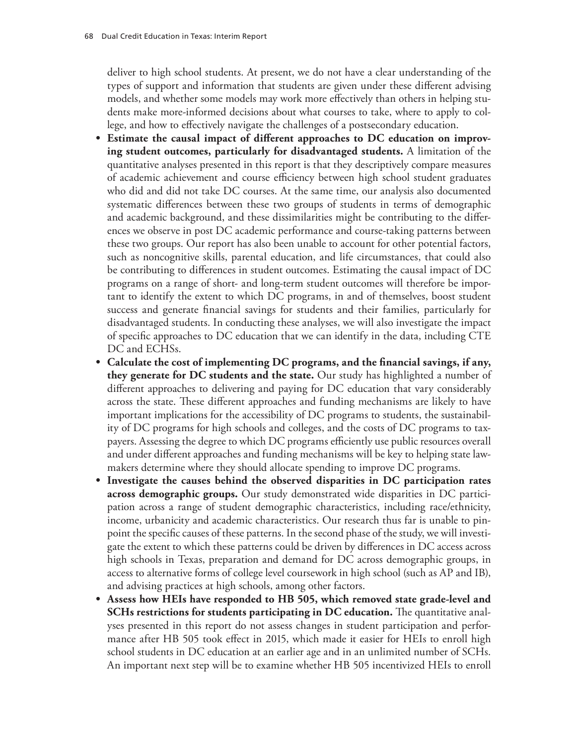deliver to high school students. At present, we do not have a clear understanding of the types of support and information that students are given under these different advising models, and whether some models may work more effectively than others in helping students make more-informed decisions about what courses to take, where to apply to college, and how to effectively navigate the challenges of a postsecondary education.

- **Estimate the causal impact of different approaches to DC education on improving student outcomes, particularly for disadvantaged students.** A limitation of the quantitative analyses presented in this report is that they descriptively compare measures of academic achievement and course efficiency between high school student graduates who did and did not take DC courses. At the same time, our analysis also documented systematic differences between these two groups of students in terms of demographic and academic background, and these dissimilarities might be contributing to the differences we observe in post DC academic performance and course-taking patterns between these two groups. Our report has also been unable to account for other potential factors, such as noncognitive skills, parental education, and life circumstances, that could also be contributing to differences in student outcomes. Estimating the causal impact of DC programs on a range of short- and long-term student outcomes will therefore be important to identify the extent to which DC programs, in and of themselves, boost student success and generate financial savings for students and their families, particularly for disadvantaged students. In conducting these analyses, we will also investigate the impact of specific approaches to DC education that we can identify in the data, including CTE DC and ECHSs.
- **Calculate the cost of implementing DC programs, and the financial savings, if any, they generate for DC students and the state.** Our study has highlighted a number of different approaches to delivering and paying for DC education that vary considerably across the state. These different approaches and funding mechanisms are likely to have important implications for the accessibility of DC programs to students, the sustainability of DC programs for high schools and colleges, and the costs of DC programs to taxpayers. Assessing the degree to which DC programs efficiently use public resources overall and under different approaches and funding mechanisms will be key to helping state lawmakers determine where they should allocate spending to improve DC programs.
- **Investigate the causes behind the observed disparities in DC participation rates across demographic groups.** Our study demonstrated wide disparities in DC participation across a range of student demographic characteristics, including race/ethnicity, income, urbanicity and academic characteristics. Our research thus far is unable to pinpoint the specific causes of these patterns. In the second phase of the study, we will investigate the extent to which these patterns could be driven by differences in DC access across high schools in Texas, preparation and demand for DC across demographic groups, in access to alternative forms of college level coursework in high school (such as AP and IB), and advising practices at high schools, among other factors.
- **Assess how HEIs have responded to HB 505, which removed state grade-level and SCHs restrictions for students participating in DC education.** The quantitative analyses presented in this report do not assess changes in student participation and performance after HB 505 took effect in 2015, which made it easier for HEIs to enroll high school students in DC education at an earlier age and in an unlimited number of SCHs. An important next step will be to examine whether HB 505 incentivized HEIs to enroll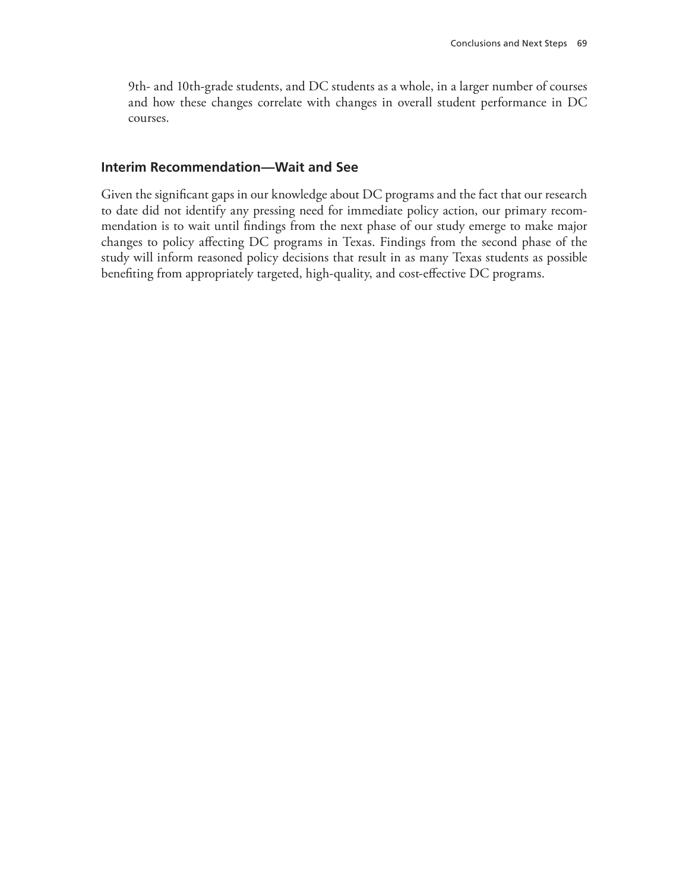9th- and 10th-grade students, and DC students as a whole, in a larger number of courses and how these changes correlate with changes in overall student performance in DC courses.

## Interim Recommendation—Wait and See

Given the significant gaps in our knowledge about DC programs and the fact that our research to date did not identify any pressing need for immediate policy action, our primary recommendation is to wait until findings from the next phase of our study emerge to make major changes to policy affecting DC programs in Texas. Findings from the second phase of the study will inform reasoned policy decisions that result in as many Texas students as possible benefiting from appropriately targeted, high-quality, and cost-effective DC programs.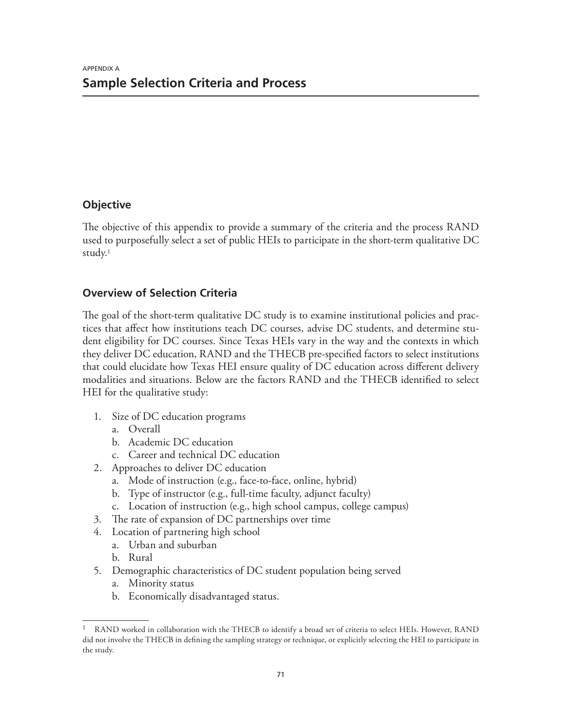APPENDIX A

# Sample Selection Criteria and Process

## Objective

The objective of this appendix to provide a summary of the criteria and the process RAND used to purposefully select a set of public HEIs to participate in the short-term qualitative DC study.[1]

## Overview of Selection Criteria

The goal of the short-term qualitative DC study is to examine institutional policies and practices that affect how institutions teach DC courses, advise DC students, and determine student eligibility for DC courses. Since Texas HEIs vary in the way and the contexts in which they deliver DC education, RAND and the THECB pre-specified factors to select institutions that could elucidate how Texas HEI ensure quality of DC education across different delivery modalities and situations. Below are the factors RAND and the THECB identified to select HEI for the qualitative study:

1. Size of DC education programs
   a. Overall
   b. Academic DC education
   c. Career and technical DC education
2. Approaches to deliver DC education
   a. Mode of instruction (e.g., face-to-face, online, hybrid)
   b. Type of instructor (e.g., full-time faculty, adjunct faculty)
   c. Location of instruction (e.g., high school campus, college campus)
3. The rate of expansion of DC partnerships over time
4. Location of partnering high school
   a. Urban and suburban
   b. Rural
5. Demographic characteristics of DC student population being served
   a. Minority status
   b. Economically disadvantaged status.

---

[1] RAND worked in collaboration with the THECB to identify a broad set of criteria to select HEIs. However, RAND did not involve the THECB in defining the sampling strategy or technique, or explicitly selecting the HEI to participate in the study.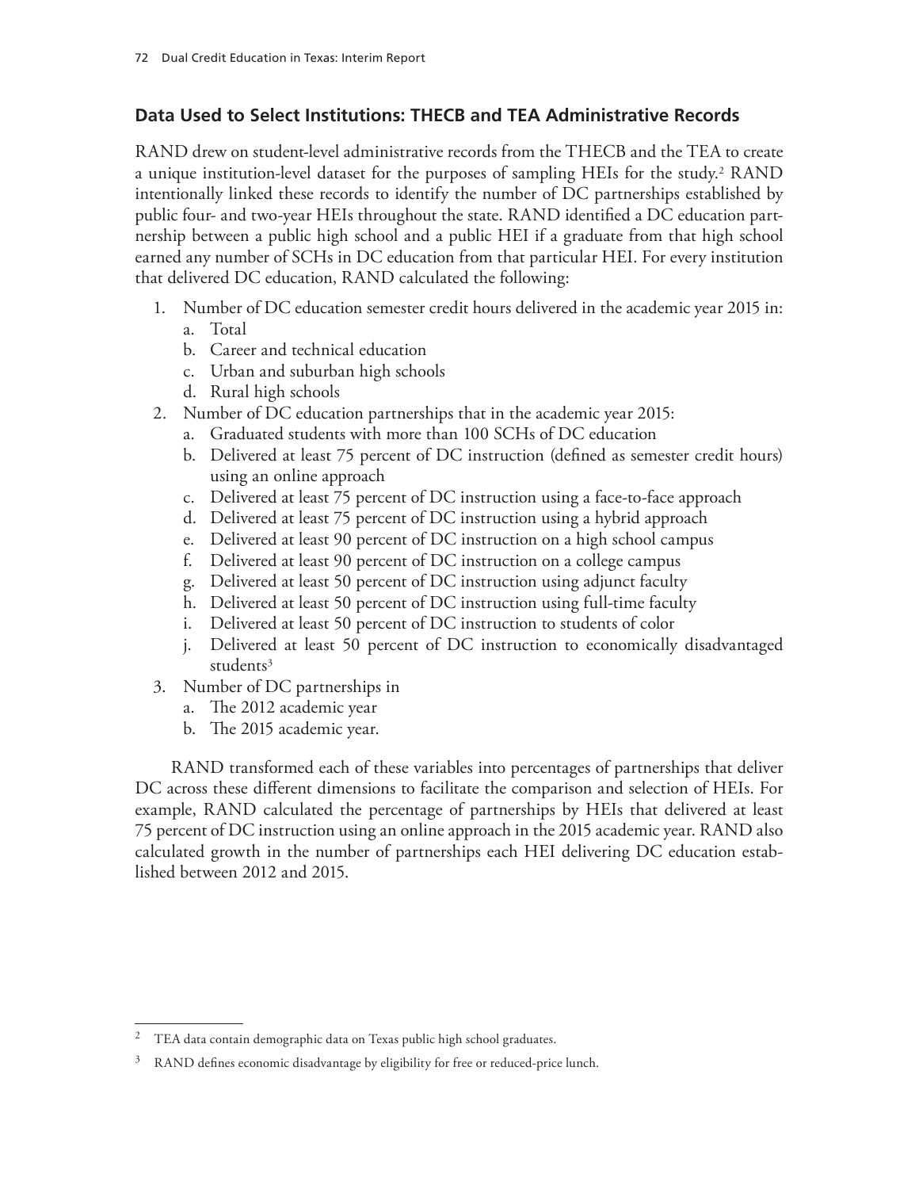## Data Used to Select Institutions: THECB and TEA Administrative Records

RAND drew on student-level administrative records from the THECB and the TEA to create a unique institution-level dataset for the purposes of sampling HEIs for the study.[2] RAND intentionally linked these records to identify the number of DC partnerships established by public four- and two-year HEIs throughout the state. RAND identified a DC education partnership between a public high school and a public HEI if a graduate from that high school earned any number of SCHs in DC education from that particular HEI. For every institution that delivered DC education, RAND calculated the following:

1. Number of DC education semester credit hours delivered in the academic year 2015 in:
   a. Total
   b. Career and technical education
   c. Urban and suburban high schools
   d. Rural high schools
2. Number of DC education partnerships that in the academic year 2015:
   a. Graduated students with more than 100 SCHs of DC education
   b. Delivered at least 75 percent of DC instruction (defined as semester credit hours) using an online approach
   c. Delivered at least 75 percent of DC instruction using a face-to-face approach
   d. Delivered at least 75 percent of DC instruction using a hybrid approach
   e. Delivered at least 90 percent of DC instruction on a high school campus
   f. Delivered at least 90 percent of DC instruction on a college campus
   g. Delivered at least 50 percent of DC instruction using adjunct faculty
   h. Delivered at least 50 percent of DC instruction using full-time faculty
   i. Delivered at least 50 percent of DC instruction to students of color
   j. Delivered at least 50 percent of DC instruction to economically disadvantaged students[3]
3. Number of DC partnerships in
   a. The 2012 academic year
   b. The 2015 academic year.

RAND transformed each of these variables into percentages of partnerships that deliver DC across these different dimensions to facilitate the comparison and selection of HEIs. For example, RAND calculated the percentage of partnerships by HEIs that delivered at least 75 percent of DC instruction using an online approach in the 2015 academic year. RAND also calculated growth in the number of partnerships each HEI delivering DC education established between 2012 and 2015.

---

[2] TEA data contain demographic data on Texas public high school graduates.

[3] RAND defines economic disadvantage by eligibility for free or reduced-price lunch.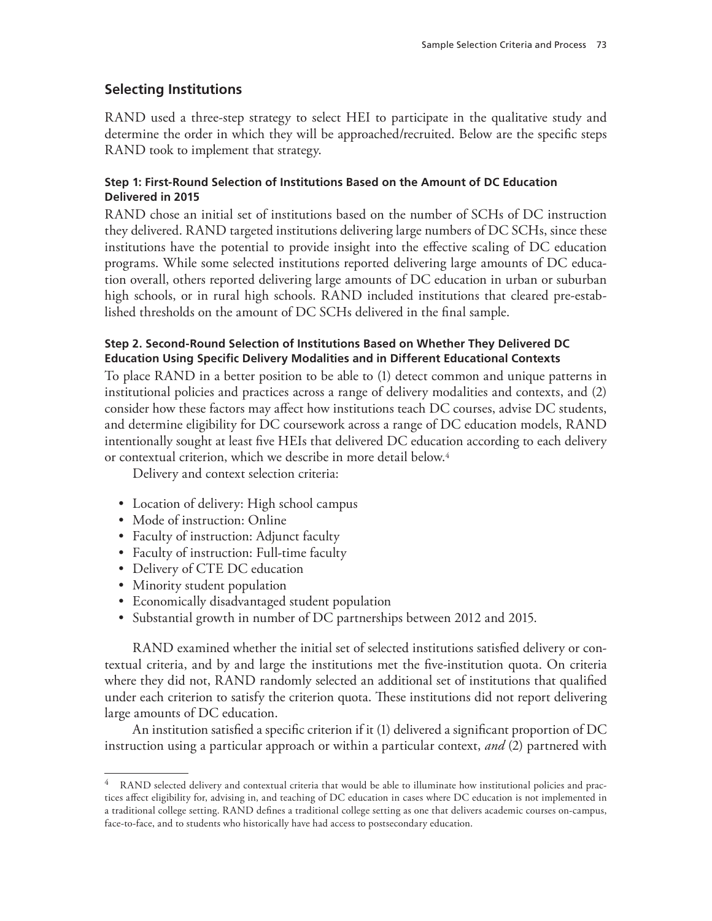## Selecting Institutions

RAND used a three-step strategy to select HEI to participate in the qualitative study and determine the order in which they will be approached/recruited. Below are the specific steps RAND took to implement that strategy.

#### Step 1: First-Round Selection of Institutions Based on the Amount of DC Education Delivered in 2015

RAND chose an initial set of institutions based on the number of SCHs of DC instruction they delivered. RAND targeted institutions delivering large numbers of DC SCHs, since these institutions have the potential to provide insight into the effective scaling of DC education programs. While some selected institutions reported delivering large amounts of DC education overall, others reported delivering large amounts of DC education in urban or suburban high schools, or in rural high schools. RAND included institutions that cleared pre-established thresholds on the amount of DC SCHs delivered in the final sample.

#### Step 2. Second-Round Selection of Institutions Based on Whether They Delivered DC Education Using Specific Delivery Modalities and in Different Educational Contexts

To place RAND in a better position to be able to (1) detect common and unique patterns in institutional policies and practices across a range of delivery modalities and contexts, and (2) consider how these factors may affect how institutions teach DC courses, advise DC students, and determine eligibility for DC coursework across a range of DC education models, RAND intentionally sought at least five HEIs that delivered DC education according to each delivery or contextual criterion, which we describe in more detail below.[4]

Delivery and context selection criteria:

- Location of delivery: High school campus
- Mode of instruction: Online
- Faculty of instruction: Adjunct faculty
- Faculty of instruction: Full-time faculty
- Delivery of CTE DC education
- Minority student population
- Economically disadvantaged student population
- Substantial growth in number of DC partnerships between 2012 and 2015.

RAND examined whether the initial set of selected institutions satisfied delivery or contextual criteria, and by and large the institutions met the five-institution quota. On criteria where they did not, RAND randomly selected an additional set of institutions that qualified under each criterion to satisfy the criterion quota. These institutions did not report delivering large amounts of DC education.

An institution satisfied a specific criterion if it (1) delivered a significant proportion of DC instruction using a particular approach or within a particular context, *and* (2) partnered with

---

[4] RAND selected delivery and contextual criteria that would be able to illuminate how institutional policies and practices affect eligibility for, advising in, and teaching of DC education in cases where DC education is not implemented in a traditional college setting. RAND defines a traditional college setting as one that delivers academic courses on-campus, face-to-face, and to students who historically have had access to postsecondary education.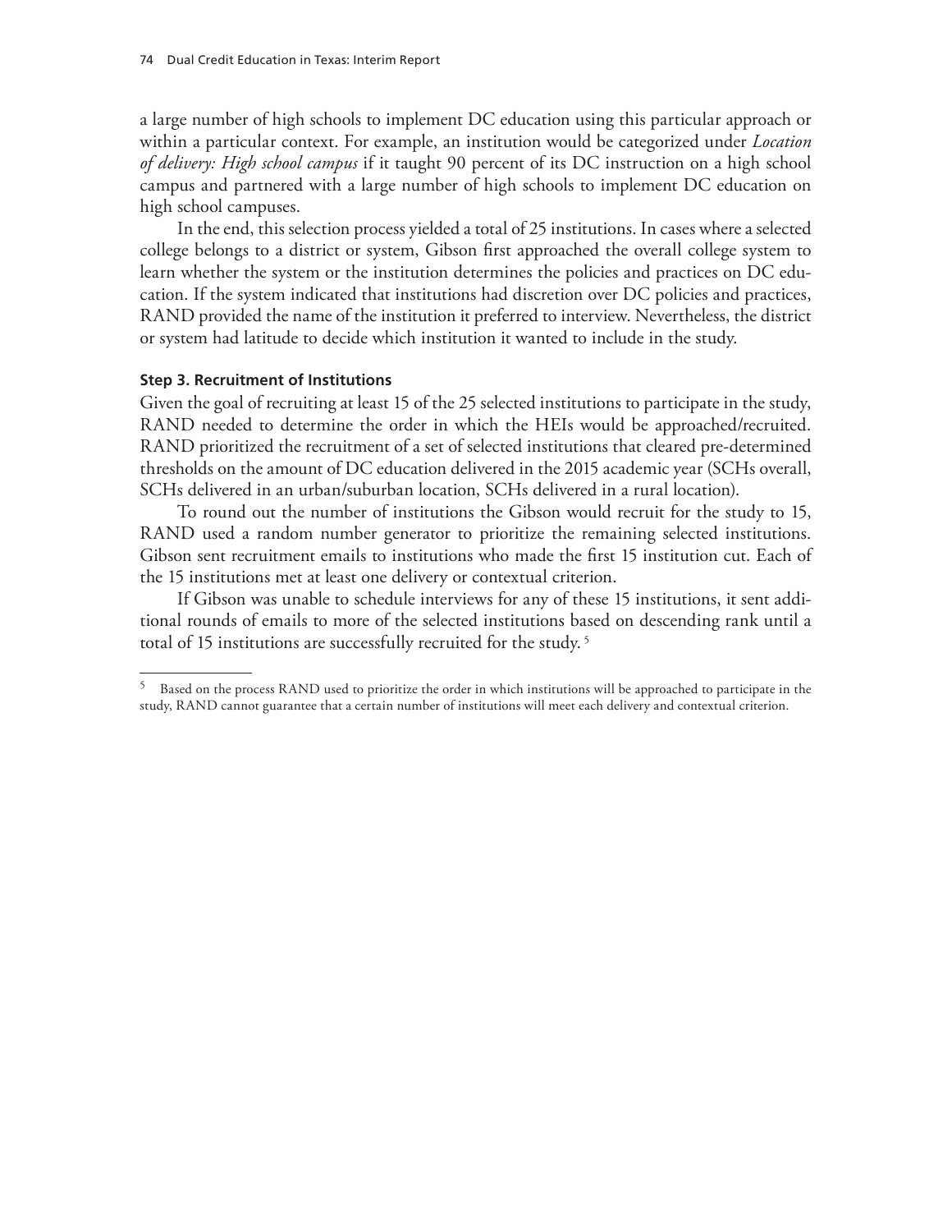a large number of high schools to implement DC education using this particular approach or within a particular context. For example, an institution would be categorized under *Location of delivery: High school campus* if it taught 90 percent of its DC instruction on a high school campus and partnered with a large number of high schools to implement DC education on high school campuses.

In the end, this selection process yielded a total of 25 institutions. In cases where a selected college belongs to a district or system, Gibson first approached the overall college system to learn whether the system or the institution determines the policies and practices on DC education. If the system indicated that institutions had discretion over DC policies and practices, RAND provided the name of the institution it preferred to interview. Nevertheless, the district or system had latitude to decide which institution it wanted to include in the study.

#### Step 3. Recruitment of Institutions

Given the goal of recruiting at least 15 of the 25 selected institutions to participate in the study, RAND needed to determine the order in which the HEIs would be approached/recruited. RAND prioritized the recruitment of a set of selected institutions that cleared pre-determined thresholds on the amount of DC education delivered in the 2015 academic year (SCHs overall, SCHs delivered in an urban/suburban location, SCHs delivered in a rural location).

To round out the number of institutions the Gibson would recruit for the study to 15, RAND used a random number generator to prioritize the remaining selected institutions. Gibson sent recruitment emails to institutions who made the first 15 institution cut. Each of the 15 institutions met at least one delivery or contextual criterion.

If Gibson was unable to schedule interviews for any of these 15 institutions, it sent additional rounds of emails to more of the selected institutions based on descending rank until a total of 15 institutions are successfully recruited for the study. [5]

---

[5] Based on the process RAND used to prioritize the order in which institutions will be approached to participate in the study, RAND cannot guarantee that a certain number of institutions will meet each delivery and contextual criterion.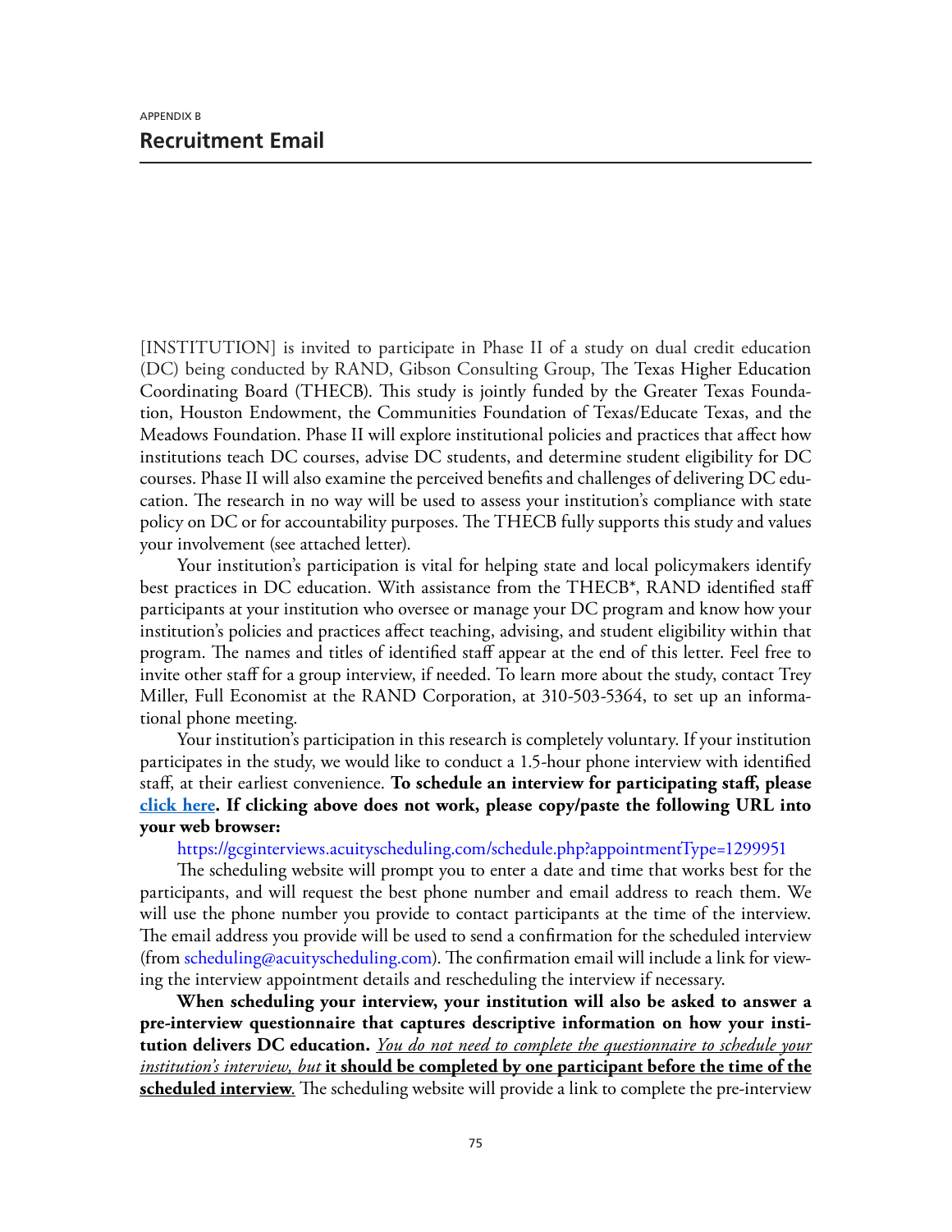APPENDIX B

# Recruitment Email

[INSTITUTION] is invited to participate in Phase II of a study on dual credit education (DC) being conducted by RAND, Gibson Consulting Group, The Texas Higher Education Coordinating Board (THECB). This study is jointly funded by the Greater Texas Foundation, Houston Endowment, the Communities Foundation of Texas/Educate Texas, and the Meadows Foundation. Phase II will explore institutional policies and practices that affect how institutions teach DC courses, advise DC students, and determine student eligibility for DC courses. Phase II will also examine the perceived benefits and challenges of delivering DC education. The research in no way will be used to assess your institution's compliance with state policy on DC or for accountability purposes. The THECB fully supports this study and values your involvement (see attached letter).

Your institution's participation is vital for helping state and local policymakers identify best practices in DC education. With assistance from the THECB*, RAND identified staff participants at your institution who oversee or manage your DC program and know how your institution's policies and practices affect teaching, advising, and student eligibility within that program. The names and titles of identified staff appear at the end of this letter. Feel free to invite other staff for a group interview, if needed. To learn more about the study, contact Trey Miller, Full Economist at the RAND Corporation, at 310-503-5364, to set up an informational phone meeting.

Your institution's participation in this research is completely voluntary. If your institution participates in the study, we would like to conduct a 1.5-hour phone interview with identified staff, at their earliest convenience. **To schedule an interview for participating staff, please click here. If clicking above does not work, please copy/paste the following URL into your web browser:**

https://gcginterviews.acuityscheduling.com/schedule.php?appointmentType=1299951

The scheduling website will prompt you to enter a date and time that works best for the participants, and will request the best phone number and email address to reach them. We will use the phone number you provide to contact participants at the time of the interview. The email address you provide will be used to send a confirmation for the scheduled interview (from scheduling@acuityscheduling.com). The confirmation email will include a link for viewing the interview appointment details and rescheduling the interview if necessary.

**When scheduling your interview, your institution will also be asked to answer a pre-interview questionnaire that captures descriptive information on how your institution delivers DC education.** *You do not need to complete the questionnaire to schedule your institution's interview, but* **it should be completed by one participant before the time of the scheduled interview**. The scheduling website will provide a link to complete the pre-interview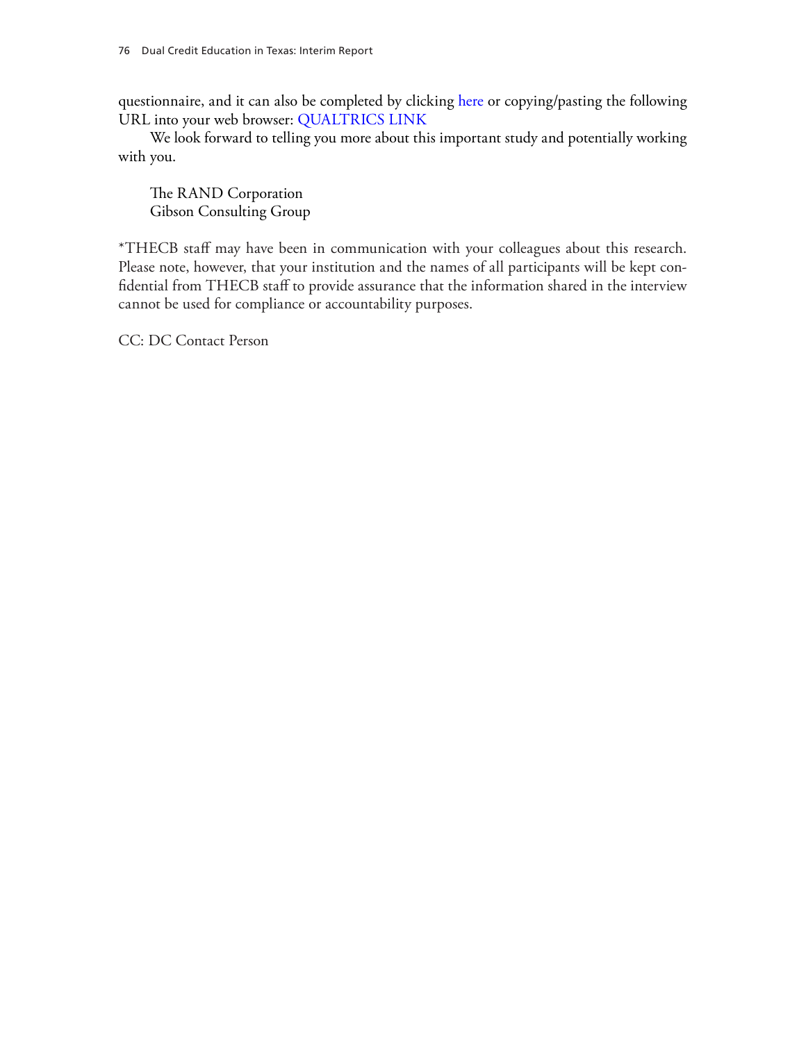questionnaire, and it can also be completed by clicking here or copying/pasting the following URL into your web browser: QUALTRICS LINK

We look forward to telling you more about this important study and potentially working with you.

The RAND Corporation
Gibson Consulting Group

*THECB staff may have been in communication with your colleagues about this research. Please note, however, that your institution and the names of all participants will be kept confidential from THECB staff to provide assurance that the information shared in the interview cannot be used for compliance or accountability purposes.

CC: DC Contact Person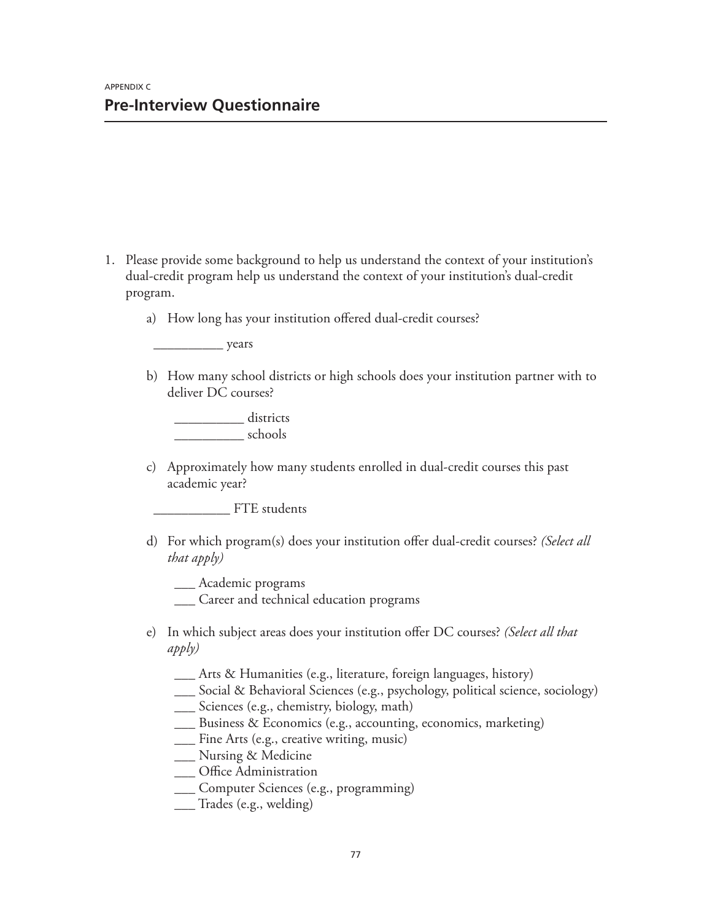APPENDIX C

## Pre-Interview Questionnaire

1. Please provide some background to help us understand the context of your institution's dual-credit program help us understand the context of your institution's dual-credit program.

    a) How long has your institution offered dual-credit courses?

    __________ years

    b) How many school districts or high schools does your institution partner with to deliver DC courses?

    __________ districts
    __________ schools

    c) Approximately how many students enrolled in dual-credit courses this past academic year?

    ___________ FTE students

    d) For which program(s) does your institution offer dual-credit courses? *(Select all that apply)*

    ___ Academic programs
    ___ Career and technical education programs

    e) In which subject areas does your institution offer DC courses? *(Select all that apply)*

    ___ Arts & Humanities (e.g., literature, foreign languages, history)
    ___ Social & Behavioral Sciences (e.g., psychology, political science, sociology)
    ___ Sciences (e.g., chemistry, biology, math)
    ___ Business & Economics (e.g., accounting, economics, marketing)
    ___ Fine Arts (e.g., creative writing, music)
    ___ Nursing & Medicine
    ___ Office Administration
    ___ Computer Sciences (e.g., programming)
    ___ Trades (e.g., welding)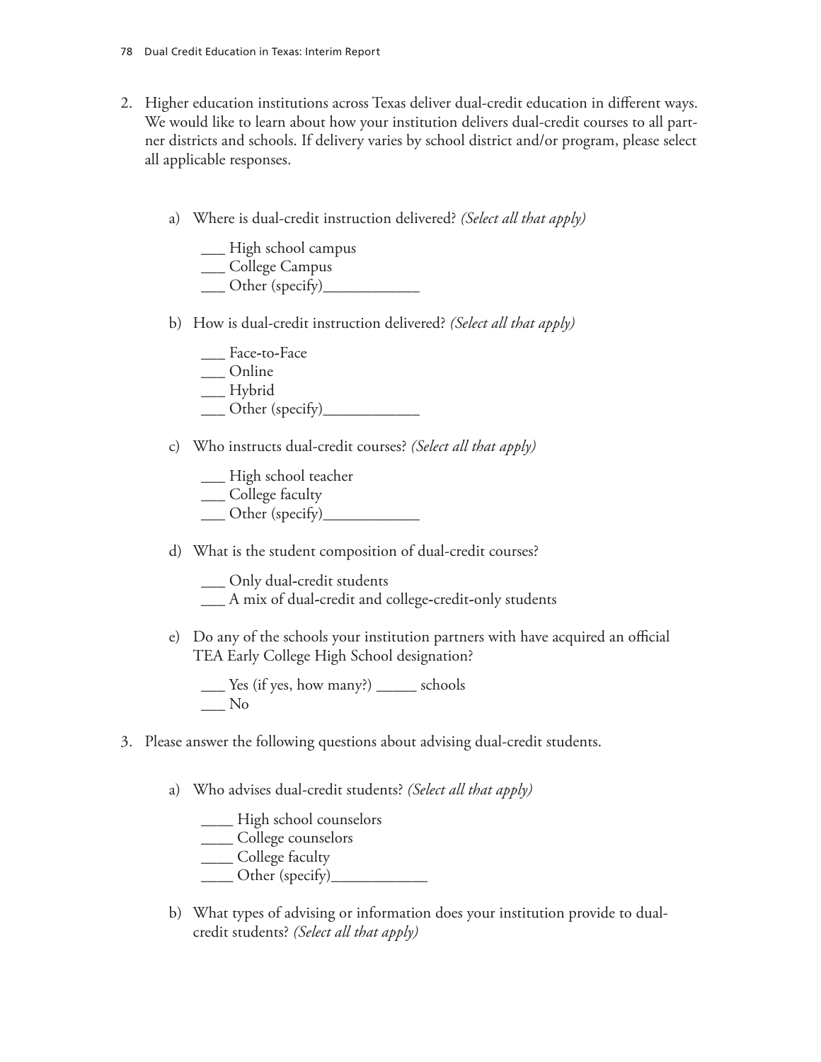2. Higher education institutions across Texas deliver dual-credit education in different ways. We would like to learn about how your institution delivers dual-credit courses to all partner districts and schools. If delivery varies by school district and/or program, please select all applicable responses.

   a) Where is dual-credit instruction delivered? *(Select all that apply)*

      ___ High school campus
      ___ College Campus
      ___ Other (specify)____________

   b) How is dual-credit instruction delivered? *(Select all that apply)*

      ___ Face-to-Face
      ___ Online
      ___ Hybrid
      ___ Other (specify)____________

   c) Who instructs dual-credit courses? *(Select all that apply)*

      ___ High school teacher
      ___ College faculty
      ___ Other (specify)____________

   d) What is the student composition of dual-credit courses?

      ___ Only dual-credit students
      ___ A mix of dual-credit and college-credit-only students

   e) Do any of the schools your institution partners with have acquired an official TEA Early College High School designation?

      ___ Yes (if yes, how many?) _____ schools
      ___ No

3. Please answer the following questions about advising dual-credit students.

   a) Who advises dual-credit students? *(Select all that apply)*

      ____ High school counselors
      ____ College counselors
      ____ College faculty
      ____ Other (specify)____________

   b) What types of advising or information does your institution provide to dual-credit students? *(Select all that apply)*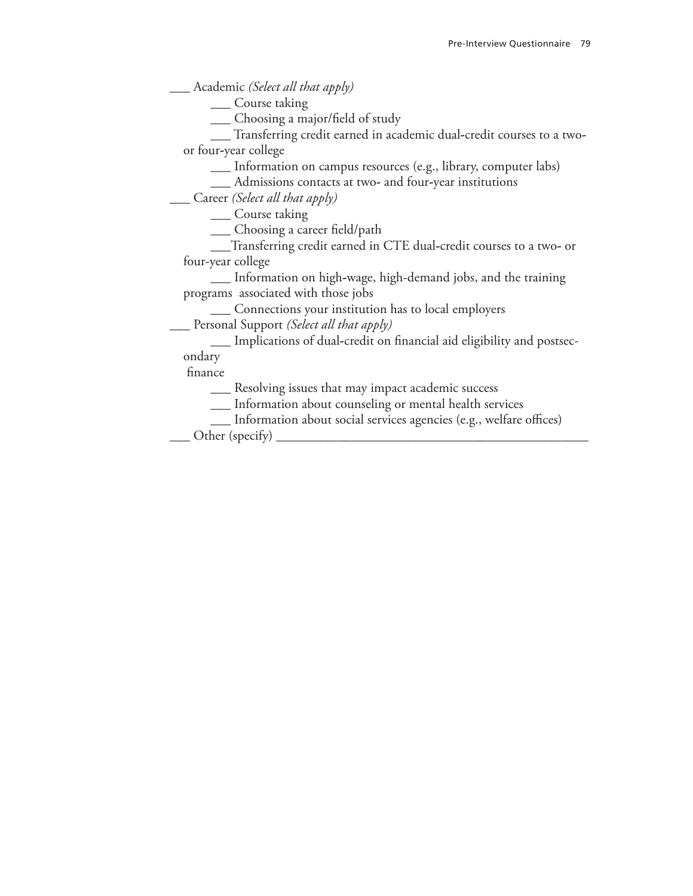___ Academic *(Select all that apply)*

  ___ Course taking

  ___ Choosing a major/field of study

  ___ Transferring credit earned in academic dual-credit courses to a two- or four-year college

  ___ Information on campus resources (e.g., library, computer labs)

  ___ Admissions contacts at two- and four-year institutions

___ Career *(Select all that apply)*

  ___ Course taking

  ___ Choosing a career field/path

  ___Transferring credit earned in CTE dual-credit courses to a two- or four-year college

  ___ Information on high-wage, high-demand jobs, and the training programs associated with those jobs

  ___ Connections your institution has to local employers

___ Personal Support *(Select all that apply)*

  ___ Implications of dual-credit on financial aid eligibility and postsecondary finance

  ___ Resolving issues that may impact academic success

  ___ Information about counseling or mental health services

  ___ Information about social services agencies (e.g., welfare offices)

___ Other (specify) ______________________________________________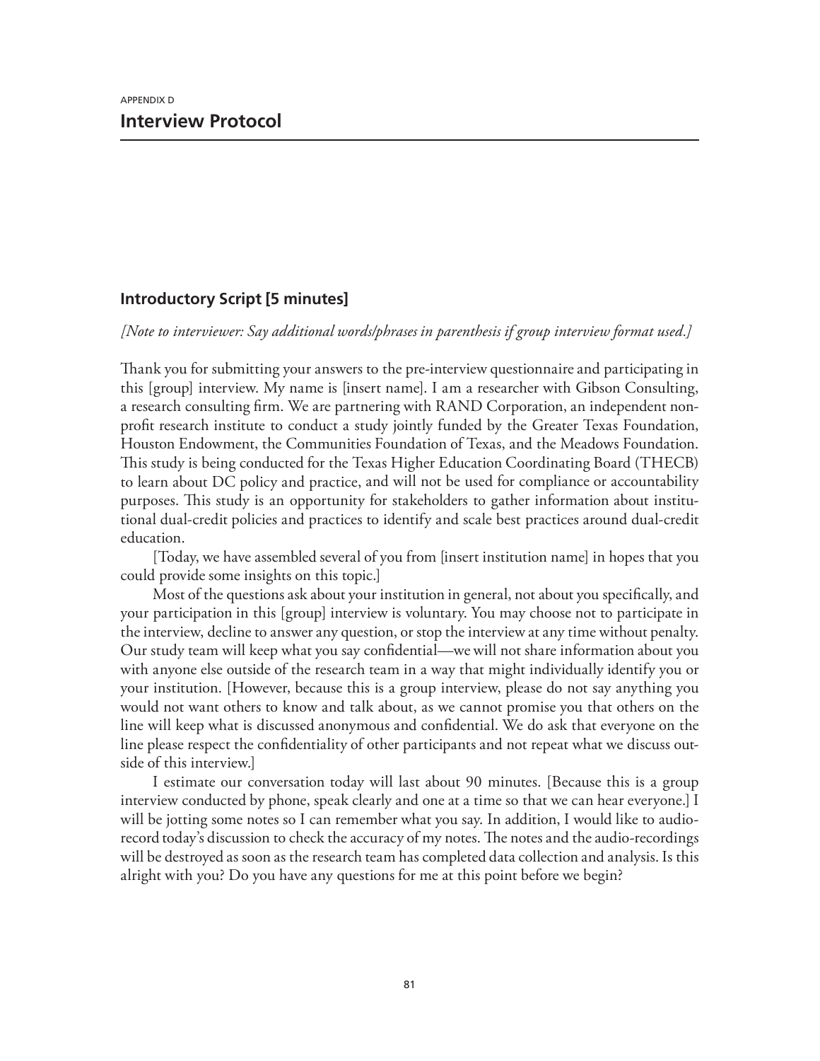APPENDIX D

# Interview Protocol

## Introductory Script [5 minutes]

*[Note to interviewer: Say additional words/phrases in parenthesis if group interview format used.]*

Thank you for submitting your answers to the pre-interview questionnaire and participating in this [group] interview. My name is [insert name]. I am a researcher with Gibson Consulting, a research consulting firm. We are partnering with RAND Corporation, an independent non-profit research institute to conduct a study jointly funded by the Greater Texas Foundation, Houston Endowment, the Communities Foundation of Texas, and the Meadows Foundation. This study is being conducted for the Texas Higher Education Coordinating Board (THECB) to learn about DC policy and practice, and will not be used for compliance or accountability purposes. This study is an opportunity for stakeholders to gather information about institutional dual-credit policies and practices to identify and scale best practices around dual-credit education.

[Today, we have assembled several of you from [insert institution name] in hopes that you could provide some insights on this topic.]

Most of the questions ask about your institution in general, not about you specifically, and your participation in this [group] interview is voluntary. You may choose not to participate in the interview, decline to answer any question, or stop the interview at any time without penalty. Our study team will keep what you say confidential—we will not share information about you with anyone else outside of the research team in a way that might individually identify you or your institution. [However, because this is a group interview, please do not say anything you would not want others to know and talk about, as we cannot promise you that others on the line will keep what is discussed anonymous and confidential. We do ask that everyone on the line please respect the confidentiality of other participants and not repeat what we discuss outside of this interview.]

I estimate our conversation today will last about 90 minutes. [Because this is a group interview conducted by phone, speak clearly and one at a time so that we can hear everyone.] I will be jotting some notes so I can remember what you say. In addition, I would like to audio-record today's discussion to check the accuracy of my notes. The notes and the audio-recordings will be destroyed as soon as the research team has completed data collection and analysis. Is this alright with you? Do you have any questions for me at this point before we begin?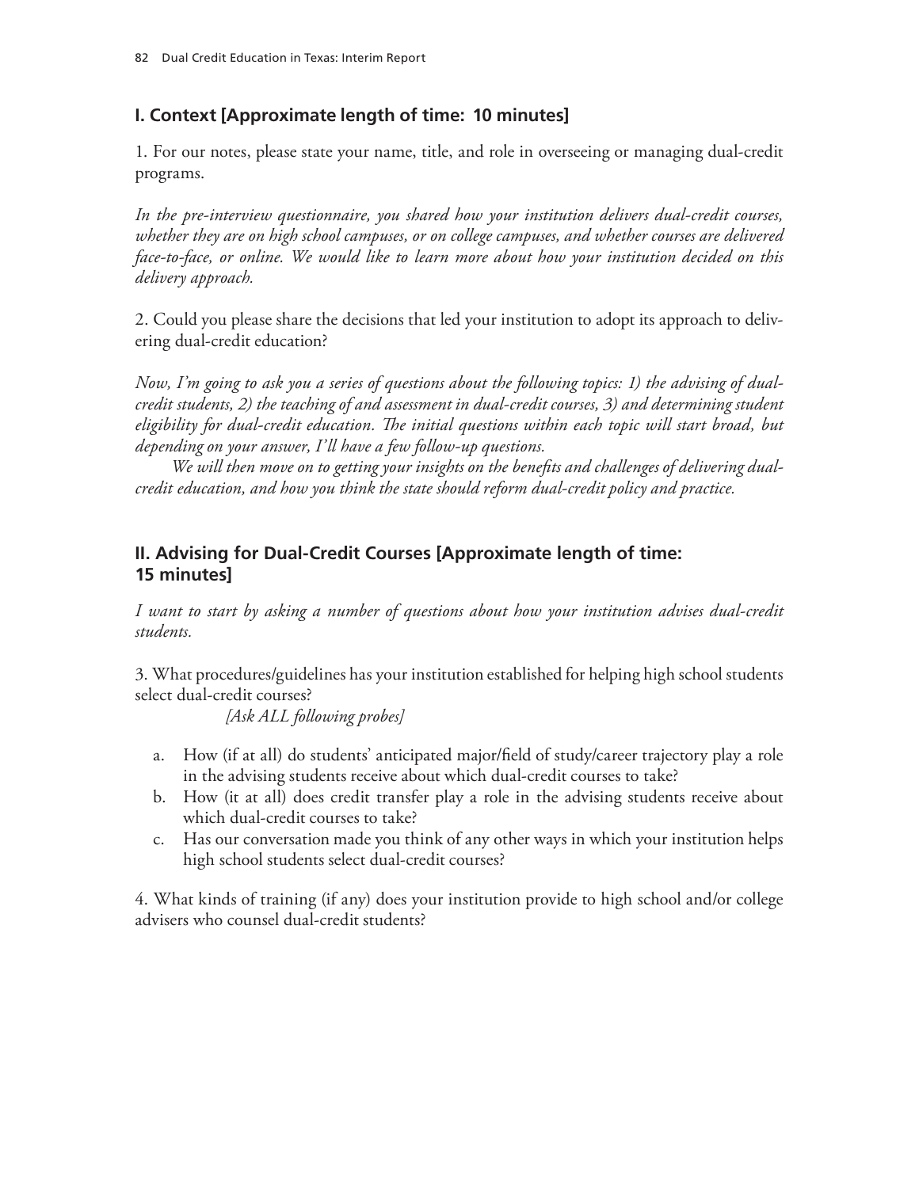## I. Context [Approximate length of time: 10 minutes]

1. For our notes, please state your name, title, and role in overseeing or managing dual-credit programs.

*In the pre-interview questionnaire, you shared how your institution delivers dual-credit courses, whether they are on high school campuses, or on college campuses, and whether courses are delivered face-to-face, or online. We would like to learn more about how your institution decided on this delivery approach.*

2. Could you please share the decisions that led your institution to adopt its approach to delivering dual-credit education?

*Now, I'm going to ask you a series of questions about the following topics: 1) the advising of dual-credit students, 2) the teaching of and assessment in dual-credit courses, 3) and determining student eligibility for dual-credit education. The initial questions within each topic will start broad, but depending on your answer, I'll have a few follow-up questions.*

*We will then move on to getting your insights on the benefits and challenges of delivering dual-credit education, and how you think the state should reform dual-credit policy and practice.*

## II. Advising for Dual-Credit Courses [Approximate length of time: 15 minutes]

*I want to start by asking a number of questions about how your institution advises dual-credit students.*

3. What procedures/guidelines has your institution established for helping high school students select dual-credit courses?

*[Ask ALL following probes]*

a. How (if at all) do students' anticipated major/field of study/career trajectory play a role in the advising students receive about which dual-credit courses to take?
b. How (it at all) does credit transfer play a role in the advising students receive about which dual-credit courses to take?
c. Has our conversation made you think of any other ways in which your institution helps high school students select dual-credit courses?

4. What kinds of training (if any) does your institution provide to high school and/or college advisers who counsel dual-credit students?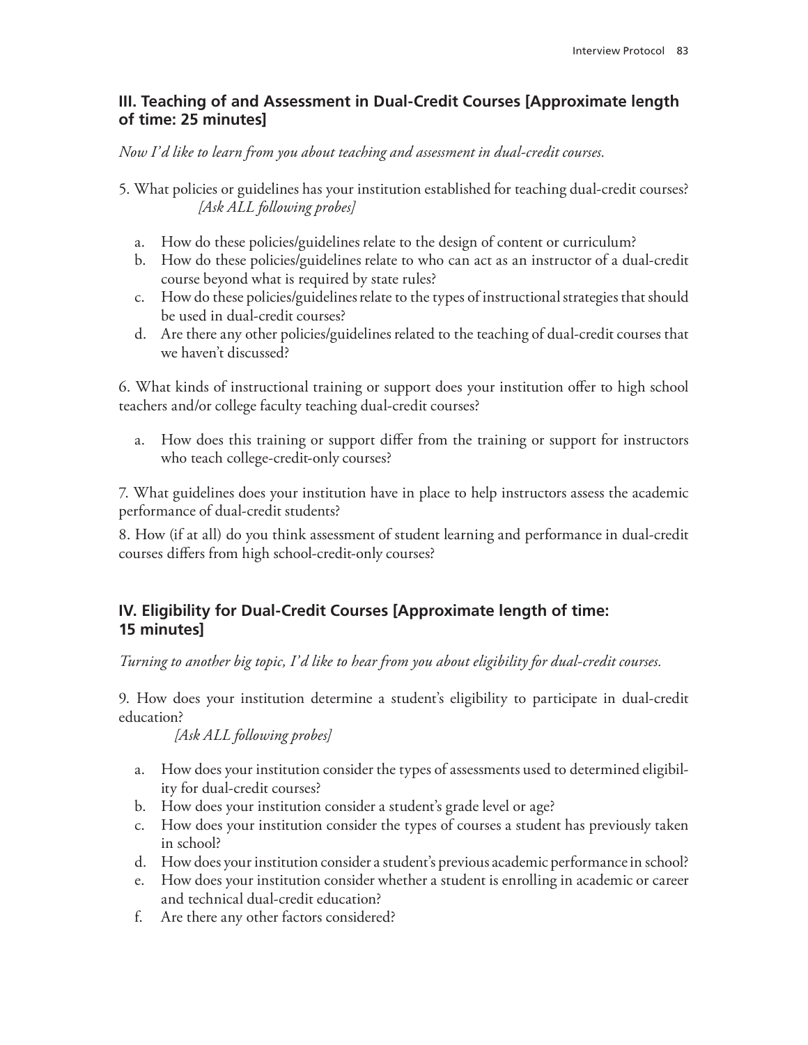### III. Teaching of and Assessment in Dual-Credit Courses [Approximate length of time: 25 minutes]

*Now I'd like to learn from you about teaching and assessment in dual-credit courses.*

5. What policies or guidelines has your institution established for teaching dual-credit courses?
   *[Ask ALL following probes]*

   a. How do these policies/guidelines relate to the design of content or curriculum?
   b. How do these policies/guidelines relate to who can act as an instructor of a dual-credit course beyond what is required by state rules?
   c. How do these policies/guidelines relate to the types of instructional strategies that should be used in dual-credit courses?
   d. Are there any other policies/guidelines related to the teaching of dual-credit courses that we haven't discussed?

6. What kinds of instructional training or support does your institution offer to high school teachers and/or college faculty teaching dual-credit courses?

   a. How does this training or support differ from the training or support for instructors who teach college-credit-only courses?

7. What guidelines does your institution have in place to help instructors assess the academic performance of dual-credit students?

8. How (if at all) do you think assessment of student learning and performance in dual-credit courses differs from high school-credit-only courses?

### IV. Eligibility for Dual-Credit Courses [Approximate length of time: 15 minutes]

*Turning to another big topic, I'd like to hear from you about eligibility for dual-credit courses.*

9. How does your institution determine a student's eligibility to participate in dual-credit education?
   *[Ask ALL following probes]*

   a. How does your institution consider the types of assessments used to determined eligibility for dual-credit courses?
   b. How does your institution consider a student's grade level or age?
   c. How does your institution consider the types of courses a student has previously taken in school?
   d. How does your institution consider a student's previous academic performance in school?
   e. How does your institution consider whether a student is enrolling in academic or career and technical dual-credit education?
   f. Are there any other factors considered?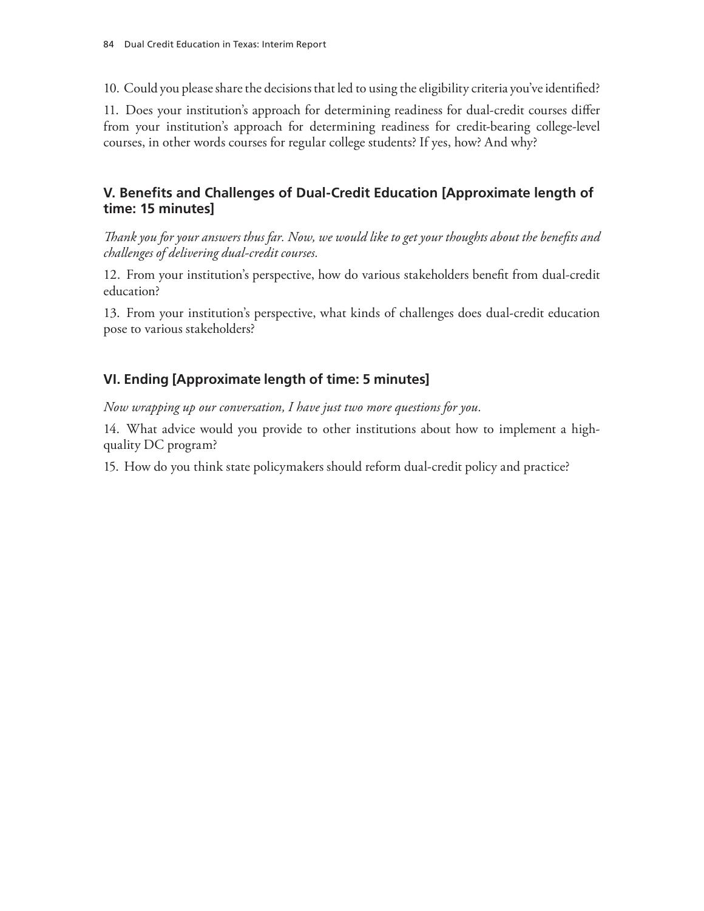10. Could you please share the decisions that led to using the eligibility criteria you've identified?

11. Does your institution's approach for determining readiness for dual-credit courses differ from your institution's approach for determining readiness for credit-bearing college-level courses, in other words courses for regular college students? If yes, how? And why?

### V. Benefits and Challenges of Dual-Credit Education [Approximate length of time: 15 minutes]

*Thank you for your answers thus far. Now, we would like to get your thoughts about the benefits and challenges of delivering dual-credit courses.*

12. From your institution's perspective, how do various stakeholders benefit from dual-credit education?

13. From your institution's perspective, what kinds of challenges does dual-credit education pose to various stakeholders?

### VI. Ending [Approximate length of time: 5 minutes]

*Now wrapping up our conversation, I have just two more questions for you.*

14. What advice would you provide to other institutions about how to implement a high-quality DC program?

15. How do you think state policymakers should reform dual-credit policy and practice?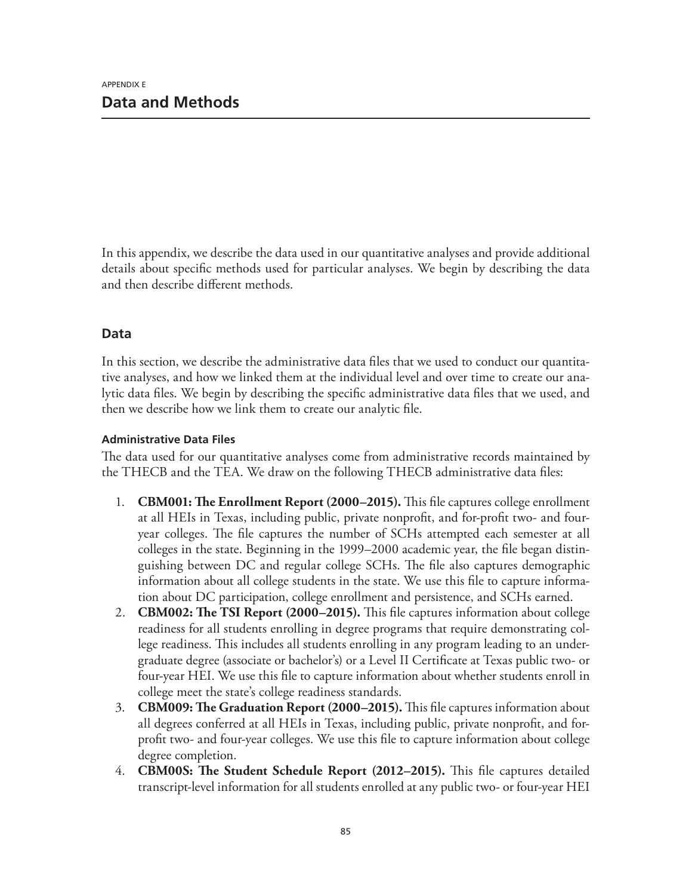APPENDIX E

# Data and Methods

In this appendix, we describe the data used in our quantitative analyses and provide additional details about specific methods used for particular analyses. We begin by describing the data and then describe different methods.

## Data

In this section, we describe the administrative data files that we used to conduct our quantitative analyses, and how we linked them at the individual level and over time to create our analytic data files. We begin by describing the specific administrative data files that we used, and then we describe how we link them to create our analytic file.

### Administrative Data Files

The data used for our quantitative analyses come from administrative records maintained by the THECB and the TEA. We draw on the following THECB administrative data files:

1. **CBM001: The Enrollment Report (2000–2015).** This file captures college enrollment at all HEIs in Texas, including public, private nonprofit, and for-profit two- and four-year colleges. The file captures the number of SCHs attempted each semester at all colleges in the state. Beginning in the 1999–2000 academic year, the file began distinguishing between DC and regular college SCHs. The file also captures demographic information about all college students in the state. We use this file to capture information about DC participation, college enrollment and persistence, and SCHs earned.
2. **CBM002: The TSI Report (2000–2015).** This file captures information about college readiness for all students enrolling in degree programs that require demonstrating college readiness. This includes all students enrolling in any program leading to an undergraduate degree (associate or bachelor's) or a Level II Certificate at Texas public two- or four-year HEI. We use this file to capture information about whether students enroll in college meet the state's college readiness standards.
3. **CBM009: The Graduation Report (2000–2015).** This file captures information about all degrees conferred at all HEIs in Texas, including public, private nonprofit, and for-profit two- and four-year colleges. We use this file to capture information about college degree completion.
4. **CBM00S: The Student Schedule Report (2012–2015).** This file captures detailed transcript-level information for all students enrolled at any public two- or four-year HEI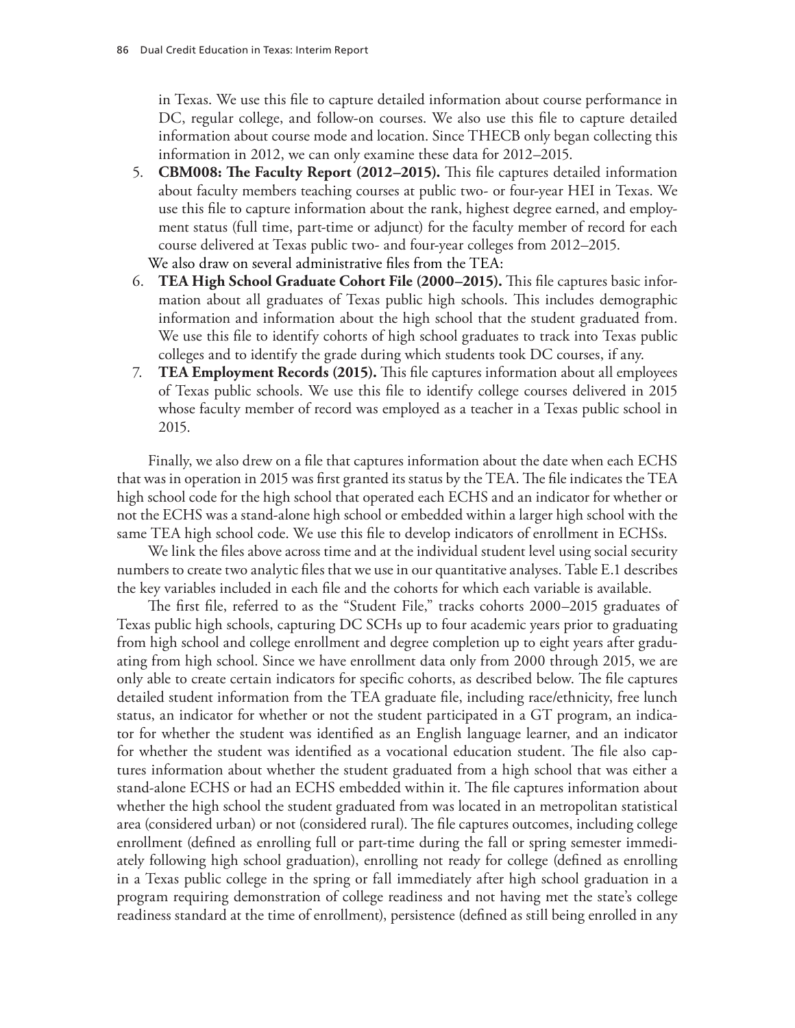in Texas. We use this file to capture detailed information about course performance in DC, regular college, and follow-on courses. We also use this file to capture detailed information about course mode and location. Since THECB only began collecting this information in 2012, we can only examine these data for 2012–2015.

5. **CBM008: The Faculty Report (2012–2015).** This file captures detailed information about faculty members teaching courses at public two- or four-year HEI in Texas. We use this file to capture information about the rank, highest degree earned, and employment status (full time, part-time or adjunct) for the faculty member of record for each course delivered at Texas public two- and four-year colleges from 2012–2015.

We also draw on several administrative files from the TEA:

6. **TEA High School Graduate Cohort File (2000–2015).** This file captures basic information about all graduates of Texas public high schools. This includes demographic information and information about the high school that the student graduated from. We use this file to identify cohorts of high school graduates to track into Texas public colleges and to identify the grade during which students took DC courses, if any.
7. **TEA Employment Records (2015).** This file captures information about all employees of Texas public schools. We use this file to identify college courses delivered in 2015 whose faculty member of record was employed as a teacher in a Texas public school in 2015.

Finally, we also drew on a file that captures information about the date when each ECHS that was in operation in 2015 was first granted its status by the TEA. The file indicates the TEA high school code for the high school that operated each ECHS and an indicator for whether or not the ECHS was a stand-alone high school or embedded within a larger high school with the same TEA high school code. We use this file to develop indicators of enrollment in ECHSs.

We link the files above across time and at the individual student level using social security numbers to create two analytic files that we use in our quantitative analyses. Table E.1 describes the key variables included in each file and the cohorts for which each variable is available.

The first file, referred to as the "Student File," tracks cohorts 2000–2015 graduates of Texas public high schools, capturing DC SCHs up to four academic years prior to graduating from high school and college enrollment and degree completion up to eight years after graduating from high school. Since we have enrollment data only from 2000 through 2015, we are only able to create certain indicators for specific cohorts, as described below. The file captures detailed student information from the TEA graduate file, including race/ethnicity, free lunch status, an indicator for whether or not the student participated in a GT program, an indicator for whether the student was identified as an English language learner, and an indicator for whether the student was identified as a vocational education student. The file also captures information about whether the student graduated from a high school that was either a stand-alone ECHS or had an ECHS embedded within it. The file captures information about whether the high school the student graduated from was located in an metropolitan statistical area (considered urban) or not (considered rural). The file captures outcomes, including college enrollment (defined as enrolling full or part-time during the fall or spring semester immediately following high school graduation), enrolling not ready for college (defined as enrolling in a Texas public college in the spring or fall immediately after high school graduation in a program requiring demonstration of college readiness and not having met the state's college readiness standard at the time of enrollment), persistence (defined as still being enrolled in any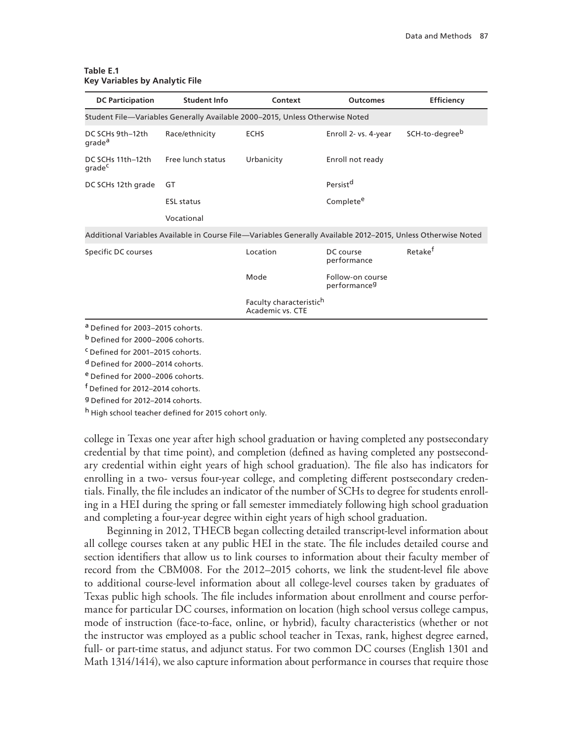**Table E.1**
**Key Variables by Analytic File**

| DC Participation | Student Info | Context | Outcomes | Efficiency |
|---|---|---|---|---|
| Student File—Variables Generally Available 2000–2015, Unless Otherwise Noted | | | | |
| DC SCHs 9th–12th grade[a] | Race/ethnicity | ECHS | Enroll 2- vs. 4-year | SCH-to-degree[b] |
| DC SCHs 11th–12th grade[c] | Free lunch status | Urbanicity | Enroll not ready | |
| DC SCHs 12th grade | GT | | Persist[d] | |
| | ESL status | | Complete[e] | |
| | Vocational | | | |
| Additional Variables Available in Course File—Variables Generally Available 2012–2015, Unless Otherwise Noted | | | | |
| Specific DC courses | | Location | DC course performance | Retake[f] |
| | | Mode | Follow-on course performance[g] | |
| | | Faculty characteristic[h] Academic vs. CTE | | |

[a] Defined for 2003–2015 cohorts.
[b] Defined for 2000–2006 cohorts.
[c] Defined for 2001–2015 cohorts.
[d] Defined for 2000–2014 cohorts.
[e] Defined for 2000–2006 cohorts.
[f] Defined for 2012–2014 cohorts.
[g] Defined for 2012–2014 cohorts.
[h] High school teacher defined for 2015 cohort only.

college in Texas one year after high school graduation or having completed any postsecondary credential by that time point), and completion (defined as having completed any postsecondary credential within eight years of high school graduation). The file also has indicators for enrolling in a two- versus four-year college, and completing different postsecondary credentials. Finally, the file includes an indicator of the number of SCHs to degree for students enrolling in a HEI during the spring or fall semester immediately following high school graduation and completing a four-year degree within eight years of high school graduation.

Beginning in 2012, THECB began collecting detailed transcript-level information about all college courses taken at any public HEI in the state. The file includes detailed course and section identifiers that allow us to link courses to information about their faculty member of record from the CBM008. For the 2012–2015 cohorts, we link the student-level file above to additional course-level information about all college-level courses taken by graduates of Texas public high schools. The file includes information about enrollment and course performance for particular DC courses, information on location (high school versus college campus, mode of instruction (face-to-face, online, or hybrid), faculty characteristics (whether or not the instructor was employed as a public school teacher in Texas, rank, highest degree earned, full- or part-time status, and adjunct status. For two common DC courses (English 1301 and Math 1314/1414), we also capture information about performance in courses that require those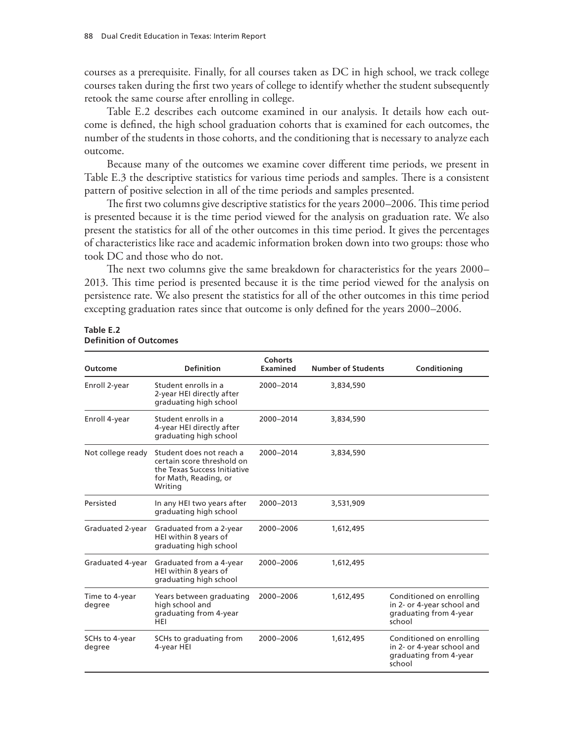courses as a prerequisite. Finally, for all courses taken as DC in high school, we track college courses taken during the first two years of college to identify whether the student subsequently retook the same course after enrolling in college.

Table E.2 describes each outcome examined in our analysis. It details how each outcome is defined, the high school graduation cohorts that is examined for each outcomes, the number of the students in those cohorts, and the conditioning that is necessary to analyze each outcome.

Because many of the outcomes we examine cover different time periods, we present in Table E.3 the descriptive statistics for various time periods and samples. There is a consistent pattern of positive selection in all of the time periods and samples presented.

The first two columns give descriptive statistics for the years 2000–2006. This time period is presented because it is the time period viewed for the analysis on graduation rate. We also present the statistics for all of the other outcomes in this time period. It gives the percentages of characteristics like race and academic information broken down into two groups: those who took DC and those who do not.

The next two columns give the same breakdown for characteristics for the years 2000–2013. This time period is presented because it is the time period viewed for the analysis on persistence rate. We also present the statistics for all of the other outcomes in this time period excepting graduation rates since that outcome is only defined for the years 2000–2006.

**Table E.2**
**Definition of Outcomes**

| Outcome | Definition | Cohorts Examined | Number of Students | Conditioning |
|---|---|---|---|---|
| Enroll 2-year | Student enrolls in a 2-year HEI directly after graduating high school | 2000–2014 | 3,834,590 | |
| Enroll 4-year | Student enrolls in a 4-year HEI directly after graduating high school | 2000–2014 | 3,834,590 | |
| Not college ready | Student does not reach a certain score threshold on the Texas Success Initiative for Math, Reading, or Writing | 2000–2014 | 3,834,590 | |
| Persisted | In any HEI two years after graduating high school | 2000–2013 | 3,531,909 | |
| Graduated 2-year | Graduated from a 2-year HEI within 8 years of graduating high school | 2000–2006 | 1,612,495 | |
| Graduated 4-year | Graduated from a 4-year HEI within 8 years of graduating high school | 2000–2006 | 1,612,495 | |
| Time to 4-year degree | Years between graduating high school and graduating from 4-year HEI | 2000–2006 | 1,612,495 | Conditioned on enrolling in 2- or 4-year school and graduating from 4-year school |
| SCHs to 4-year degree | SCHs to graduating from 4-year HEI | 2000–2006 | 1,612,495 | Conditioned on enrolling in 2- or 4-year school and graduating from 4-year school |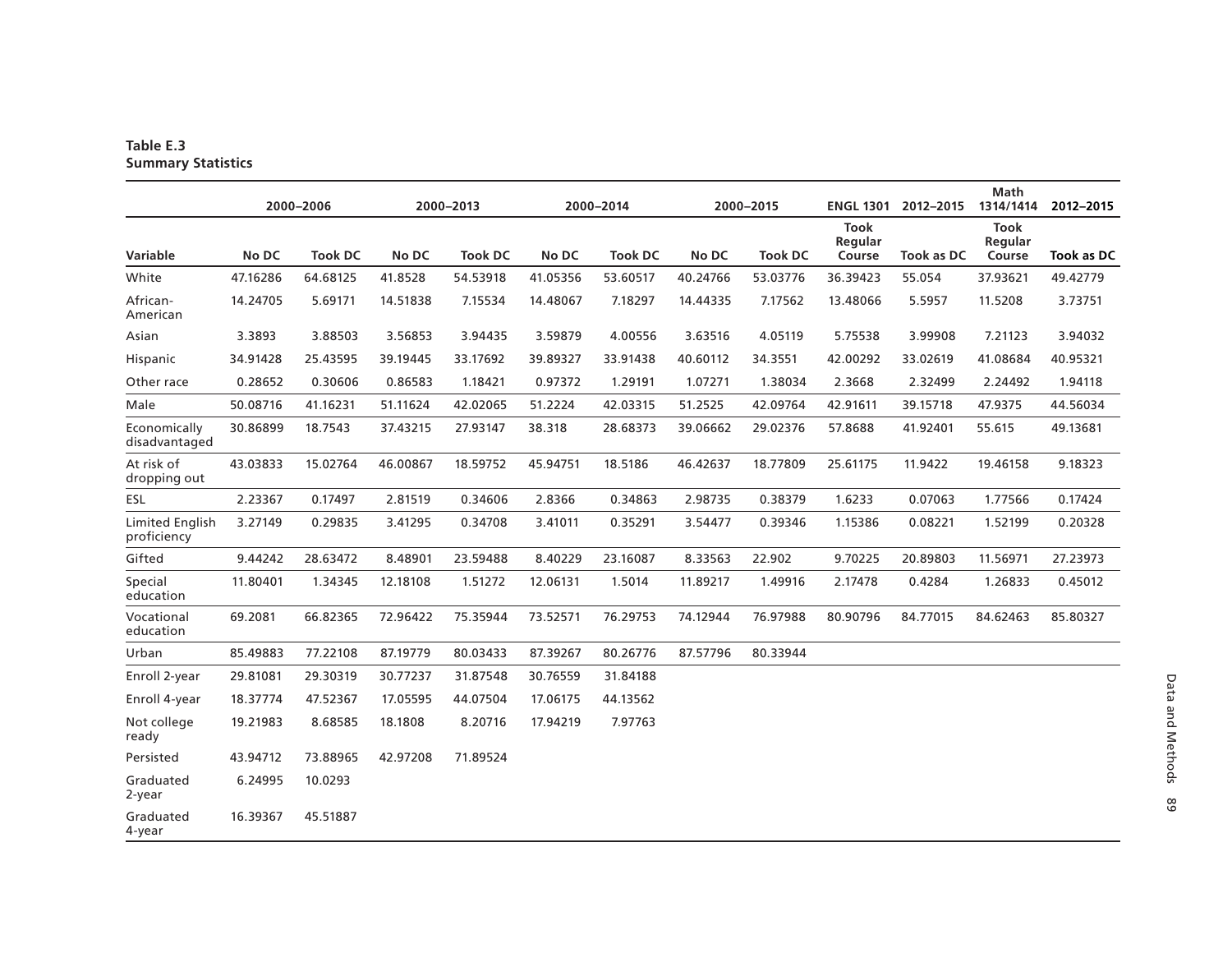**Table E.3**
**Summary Statistics**

| | 2000–2006 | | 2000–2013 | | 2000–2014 | | 2000–2015 | | ENGL 1301 | 2012–2015 | Math 1314/1414 | 2012–2015 |
|---|---|---|---|---|---|---|---|---|---|---|---|---|
| Variable | No DC | Took DC | No DC | Took DC | No DC | Took DC | No DC | Took DC | Took Regular Course | Took as DC | Took Regular Course | Took as DC |
| White | 47.16286 | 64.68125 | 41.8528 | 54.53918 | 41.05356 | 53.60517 | 40.24766 | 53.03776 | 36.39423 | 55.054 | 37.93621 | 49.42779 |
| African-American | 14.24705 | 5.69171 | 14.51838 | 7.15534 | 14.48067 | 7.18297 | 14.44335 | 7.17562 | 13.48066 | 5.5957 | 11.5208 | 3.73751 |
| Asian | 3.3893 | 3.88503 | 3.56853 | 3.94435 | 3.59879 | 4.00556 | 3.63516 | 4.05119 | 5.75538 | 3.99908 | 7.21123 | 3.94032 |
| Hispanic | 34.91428 | 25.43595 | 39.19445 | 33.17692 | 39.89327 | 33.91438 | 40.60112 | 34.3551 | 42.00292 | 33.02619 | 41.08684 | 40.95321 |
| Other race | 0.28652 | 0.30606 | 0.86583 | 1.18421 | 0.97372 | 1.29191 | 1.07271 | 1.38034 | 2.3668 | 2.32499 | 2.24492 | 1.94118 |
| Male | 50.08716 | 41.16231 | 51.11624 | 42.02065 | 51.2224 | 42.03315 | 51.2525 | 42.09764 | 42.91611 | 39.15718 | 47.9375 | 44.56034 |
| Economically disadvantaged | 30.86899 | 18.7543 | 37.43215 | 27.93147 | 38.318 | 28.68373 | 39.06662 | 29.02376 | 57.8688 | 41.92401 | 55.615 | 49.13681 |
| At risk of dropping out | 43.03833 | 15.02764 | 46.00867 | 18.59752 | 45.94751 | 18.5186 | 46.42637 | 18.77809 | 25.61175 | 11.9422 | 19.46158 | 9.18323 |
| ESL | 2.23367 | 0.17497 | 2.81519 | 0.34606 | 2.8366 | 0.34863 | 2.98735 | 0.38379 | 1.6233 | 0.07063 | 1.77566 | 0.17424 |
| Limited English proficiency | 3.27149 | 0.29835 | 3.41295 | 0.34708 | 3.41011 | 0.35291 | 3.54477 | 0.39346 | 1.15386 | 0.08221 | 1.52199 | 0.20328 |
| Gifted | 9.44242 | 28.63472 | 8.48901 | 23.59488 | 8.40229 | 23.16087 | 8.33563 | 22.902 | 9.70225 | 20.89803 | 11.56971 | 27.23973 |
| Special education | 11.80401 | 1.34345 | 12.18108 | 1.51272 | 12.06131 | 1.5014 | 11.89217 | 1.49916 | 2.17478 | 0.4284 | 1.26833 | 0.45012 |
| Vocational education | 69.2081 | 66.82365 | 72.96422 | 75.35944 | 73.52571 | 76.29753 | 74.12944 | 76.97988 | 80.90796 | 84.77015 | 84.62463 | 85.80327 |
| Urban | 85.49883 | 77.22108 | 87.19779 | 80.03433 | 87.39267 | 80.26776 | 87.57796 | 80.33944 | | | | |
| Enroll 2-year | 29.81081 | 29.30319 | 30.77237 | 31.87548 | 30.76559 | 31.84188 | | | | | | |
| Enroll 4-year | 18.37774 | 47.52367 | 17.05595 | 44.07504 | 17.06175 | 44.13562 | | | | | | |
| Not college ready | 19.21983 | 8.68585 | 18.1808 | 8.20716 | 17.94219 | 7.97763 | | | | | | |
| Persisted | 43.94712 | 73.88965 | 42.97208 | 71.89524 | | | | | | | | |
| Graduated 2-year | 6.24995 | 10.0293 | | | | | | | | | | |
| Graduated 4-year | 16.39367 | 45.51887 | | | | | | | | | | |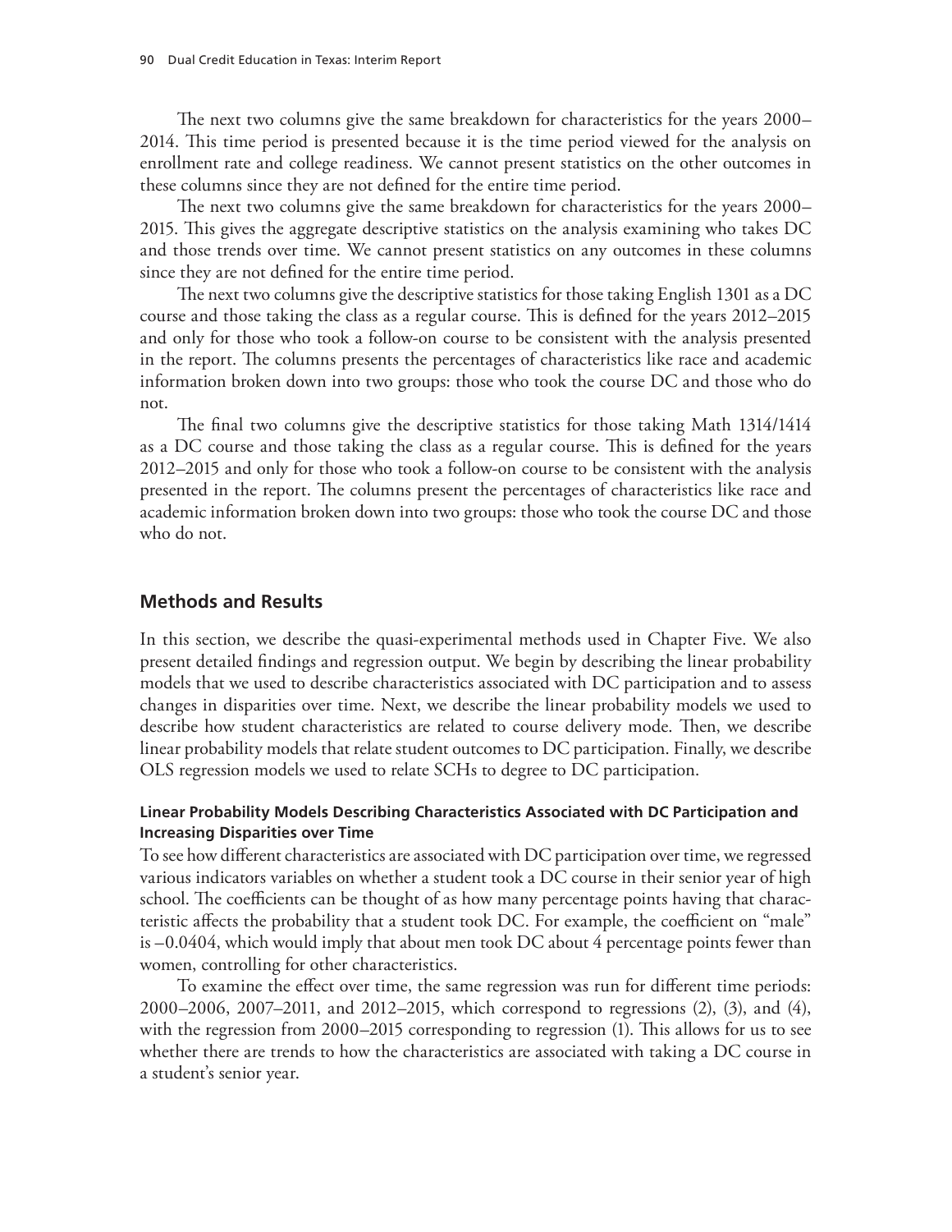The next two columns give the same breakdown for characteristics for the years 2000–2014. This time period is presented because it is the time period viewed for the analysis on enrollment rate and college readiness. We cannot present statistics on the other outcomes in these columns since they are not defined for the entire time period.

The next two columns give the same breakdown for characteristics for the years 2000–2015. This gives the aggregate descriptive statistics on the analysis examining who takes DC and those trends over time. We cannot present statistics on any outcomes in these columns since they are not defined for the entire time period.

The next two columns give the descriptive statistics for those taking English 1301 as a DC course and those taking the class as a regular course. This is defined for the years 2012–2015 and only for those who took a follow-on course to be consistent with the analysis presented in the report. The columns presents the percentages of characteristics like race and academic information broken down into two groups: those who took the course DC and those who do not.

The final two columns give the descriptive statistics for those taking Math 1314/1414 as a DC course and those taking the class as a regular course. This is defined for the years 2012–2015 and only for those who took a follow-on course to be consistent with the analysis presented in the report. The columns present the percentages of characteristics like race and academic information broken down into two groups: those who took the course DC and those who do not.

## Methods and Results

In this section, we describe the quasi-experimental methods used in Chapter Five. We also present detailed findings and regression output. We begin by describing the linear probability models that we used to describe characteristics associated with DC participation and to assess changes in disparities over time. Next, we describe the linear probability models we used to describe how student characteristics are related to course delivery mode. Then, we describe linear probability models that relate student outcomes to DC participation. Finally, we describe OLS regression models we used to relate SCHs to degree to DC participation.

### Linear Probability Models Describing Characteristics Associated with DC Participation and Increasing Disparities over Time

To see how different characteristics are associated with DC participation over time, we regressed various indicators variables on whether a student took a DC course in their senior year of high school. The coefficients can be thought of as how many percentage points having that characteristic affects the probability that a student took DC. For example, the coefficient on "male" is –0.0404, which would imply that about men took DC about 4 percentage points fewer than women, controlling for other characteristics.

To examine the effect over time, the same regression was run for different time periods: 2000–2006, 2007–2011, and 2012–2015, which correspond to regressions (2), (3), and (4), with the regression from 2000–2015 corresponding to regression (1). This allows for us to see whether there are trends to how the characteristics are associated with taking a DC course in a student's senior year.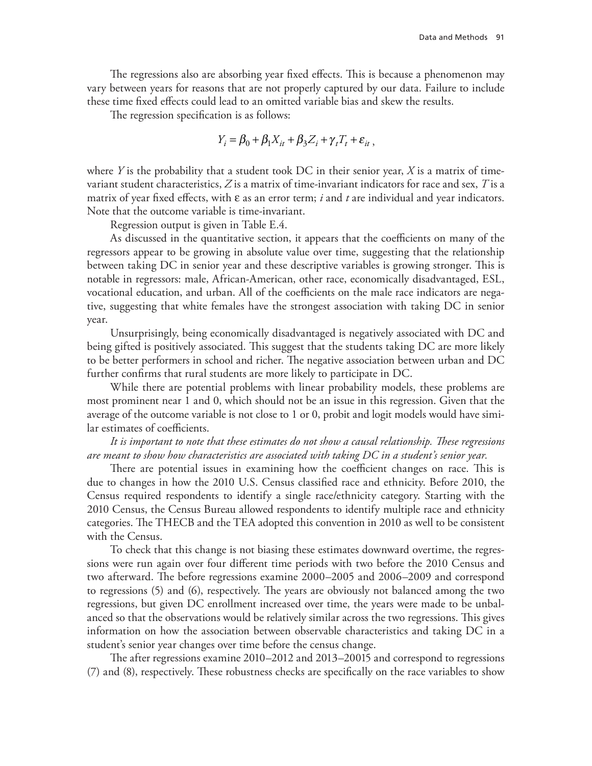The regressions also are absorbing year fixed effects. This is because a phenomenon may vary between years for reasons that are not properly captured by our data. Failure to include these time fixed effects could lead to an omitted variable bias and skew the results.

The regression specification is as follows:

$$Y_i = \beta_0 + \beta_1 X_{it} + \beta_3 Z_i + \gamma_t T_t + \varepsilon_{it},$$

where $Y$ is the probability that a student took DC in their senior year, $X$ is a matrix of time-variant student characteristics, $Z$ is a matrix of time-invariant indicators for race and sex, $T$ is a matrix of year fixed effects, with $\varepsilon$ as an error term; $i$ and $t$ are individual and year indicators. Note that the outcome variable is time-invariant.

Regression output is given in Table E.4.

As discussed in the quantitative section, it appears that the coefficients on many of the regressors appear to be growing in absolute value over time, suggesting that the relationship between taking DC in senior year and these descriptive variables is growing stronger. This is notable in regressors: male, African-American, other race, economically disadvantaged, ESL, vocational education, and urban. All of the coefficients on the male race indicators are negative, suggesting that white females have the strongest association with taking DC in senior year.

Unsurprisingly, being economically disadvantaged is negatively associated with DC and being gifted is positively associated. This suggest that the students taking DC are more likely to be better performers in school and richer. The negative association between urban and DC further confirms that rural students are more likely to participate in DC.

While there are potential problems with linear probability models, these problems are most prominent near 1 and 0, which should not be an issue in this regression. Given that the average of the outcome variable is not close to 1 or 0, probit and logit models would have similar estimates of coefficients.

*It is important to note that these estimates do not show a causal relationship. These regressions are meant to show how characteristics are associated with taking DC in a student's senior year.*

There are potential issues in examining how the coefficient changes on race. This is due to changes in how the 2010 U.S. Census classified race and ethnicity. Before 2010, the Census required respondents to identify a single race/ethnicity category. Starting with the 2010 Census, the Census Bureau allowed respondents to identify multiple race and ethnicity categories. The THECB and the TEA adopted this convention in 2010 as well to be consistent with the Census.

To check that this change is not biasing these estimates downward overtime, the regressions were run again over four different time periods with two before the 2010 Census and two afterward. The before regressions examine 2000–2005 and 2006–2009 and correspond to regressions (5) and (6), respectively. The years are obviously not balanced among the two regressions, but given DC enrollment increased over time, the years were made to be unbalanced so that the observations would be relatively similar across the two regressions. This gives information on how the association between observable characteristics and taking DC in a student's senior year changes over time before the census change.

The after regressions examine 2010–2012 and 2013–20015 and correspond to regressions (7) and (8), respectively. These robustness checks are specifically on the race variables to show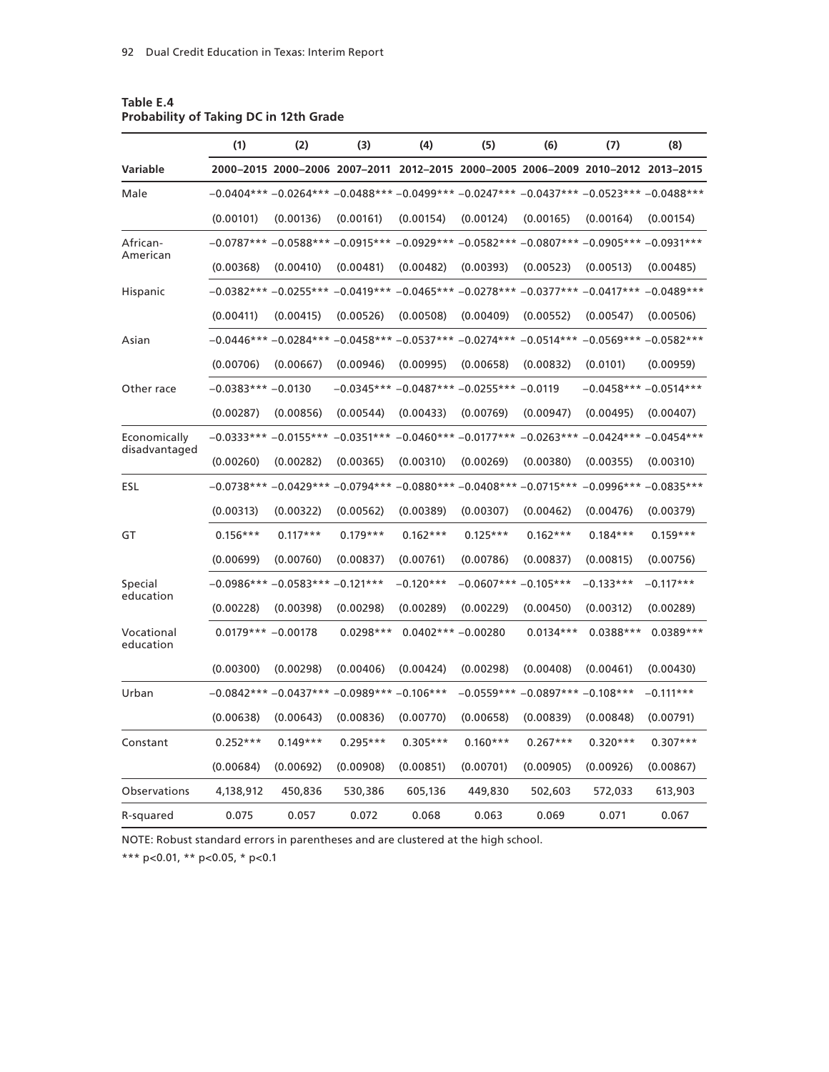**Table E.4**
**Probability of Taking DC in 12th Grade**

| | (1) | (2) | (3) | (4) | (5) | (6) | (7) | (8) |
|---|---|---|---|---|---|---|---|---|
| Variable | 2000–2015 | 2000–2006 | 2007–2011 | 2012–2015 | 2000–2005 | 2006–2009 | 2010–2012 | 2013–2015 |
| Male | −0.0404*** | −0.0264*** | −0.0488*** | −0.0499*** | −0.0247*** | −0.0437*** | −0.0523*** | −0.0488*** |
| | (0.00101) | (0.00136) | (0.00161) | (0.00154) | (0.00124) | (0.00165) | (0.00164) | (0.00154) |
| African-American | −0.0787*** | −0.0588*** | −0.0915*** | −0.0929*** | −0.0582*** | −0.0807*** | −0.0905*** | −0.0931*** |
| | (0.00368) | (0.00410) | (0.00481) | (0.00482) | (0.00393) | (0.00523) | (0.00513) | (0.00485) |
| Hispanic | −0.0382*** | −0.0255*** | −0.0419*** | −0.0465*** | −0.0278*** | −0.0377*** | −0.0417*** | −0.0489*** |
| | (0.00411) | (0.00415) | (0.00526) | (0.00508) | (0.00409) | (0.00552) | (0.00547) | (0.00506) |
| Asian | −0.0446*** | −0.0284*** | −0.0458*** | −0.0537*** | −0.0274*** | −0.0514*** | −0.0569*** | −0.0582*** |
| | (0.00706) | (0.00667) | (0.00946) | (0.00995) | (0.00658) | (0.00832) | (0.0101) | (0.00959) |
| Other race | −0.0383*** | −0.0130 | −0.0345*** | −0.0487*** | −0.0255*** | −0.0119 | −0.0458*** | −0.0514*** |
| | (0.00287) | (0.00856) | (0.00544) | (0.00433) | (0.00769) | (0.00947) | (0.00495) | (0.00407) |
| Economically disadvantaged | −0.0333*** | −0.0155*** | −0.0351*** | −0.0460*** | −0.0177*** | −0.0263*** | −0.0424*** | −0.0454*** |
| | (0.00260) | (0.00282) | (0.00365) | (0.00310) | (0.00269) | (0.00380) | (0.00355) | (0.00310) |
| ESL | −0.0738*** | −0.0429*** | −0.0794*** | −0.0880*** | −0.0408*** | −0.0715*** | −0.0996*** | −0.0835*** |
| | (0.00313) | (0.00322) | (0.00562) | (0.00389) | (0.00307) | (0.00462) | (0.00476) | (0.00379) |
| GT | 0.156*** | 0.117*** | 0.179*** | 0.162*** | 0.125*** | 0.162*** | 0.184*** | 0.159*** |
| | (0.00699) | (0.00760) | (0.00837) | (0.00761) | (0.00786) | (0.00837) | (0.00815) | (0.00756) |
| Special education | −0.0986*** | −0.0583*** | −0.121*** | −0.120*** | −0.0607*** | −0.105*** | −0.133*** | −0.117*** |
| | (0.00228) | (0.00398) | (0.00298) | (0.00289) | (0.00229) | (0.00450) | (0.00312) | (0.00289) |
| Vocational education | 0.0179*** | −0.00178 | 0.0298*** | 0.0402*** | −0.00280 | 0.0134*** | 0.0388*** | 0.0389*** |
| | (0.00300) | (0.00298) | (0.00406) | (0.00424) | (0.00298) | (0.00408) | (0.00461) | (0.00430) |
| Urban | −0.0842*** | −0.0437*** | −0.0989*** | −0.106*** | −0.0559*** | −0.0897*** | −0.108*** | −0.111*** |
| | (0.00638) | (0.00643) | (0.00836) | (0.00770) | (0.00658) | (0.00839) | (0.00848) | (0.00791) |
| Constant | 0.252*** | 0.149*** | 0.295*** | 0.305*** | 0.160*** | 0.267*** | 0.320*** | 0.307*** |
| | (0.00684) | (0.00692) | (0.00908) | (0.00851) | (0.00701) | (0.00905) | (0.00926) | (0.00867) |
| Observations | 4,138,912 | 450,836 | 530,386 | 605,136 | 449,830 | 502,603 | 572,033 | 613,903 |
| R-squared | 0.075 | 0.057 | 0.072 | 0.068 | 0.063 | 0.069 | 0.071 | 0.067 |

NOTE: Robust standard errors in parentheses and are clustered at the high school.

*** p<0.01, ** p<0.05, * p<0.1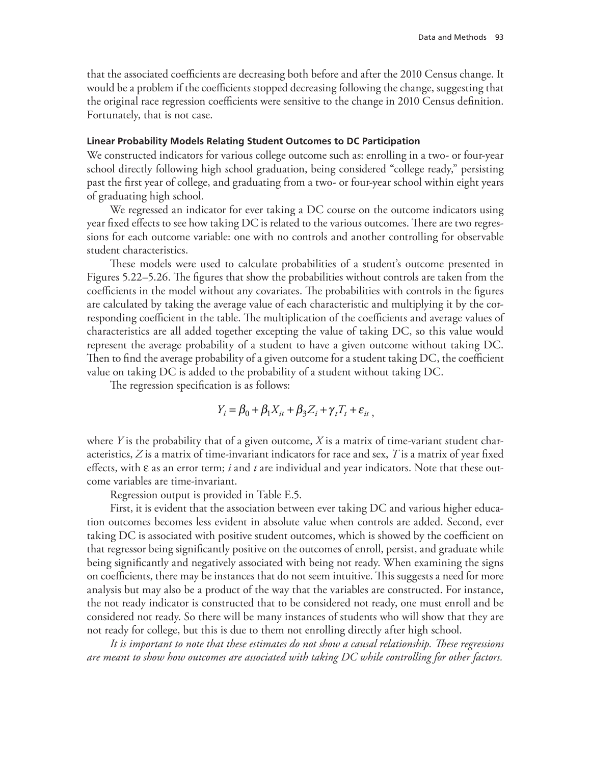that the associated coefficients are decreasing both before and after the 2010 Census change. It would be a problem if the coefficients stopped decreasing following the change, suggesting that the original race regression coefficients were sensitive to the change in 2010 Census definition. Fortunately, that is not case.

#### Linear Probability Models Relating Student Outcomes to DC Participation

We constructed indicators for various college outcome such as: enrolling in a two- or four-year school directly following high school graduation, being considered "college ready," persisting past the first year of college, and graduating from a two- or four-year school within eight years of graduating high school.

We regressed an indicator for ever taking a DC course on the outcome indicators using year fixed effects to see how taking DC is related to the various outcomes. There are two regressions for each outcome variable: one with no controls and another controlling for observable student characteristics.

These models were used to calculate probabilities of a student's outcome presented in Figures 5.22–5.26. The figures that show the probabilities without controls are taken from the coefficients in the model without any covariates. The probabilities with controls in the figures are calculated by taking the average value of each characteristic and multiplying it by the corresponding coefficient in the table. The multiplication of the coefficients and average values of characteristics are all added together excepting the value of taking DC, so this value would represent the average probability of a student to have a given outcome without taking DC. Then to find the average probability of a given outcome for a student taking DC, the coefficient value on taking DC is added to the probability of a student without taking DC.

The regression specification is as follows:

$$Y_i = \beta_0 + \beta_1 X_{it} + \beta_3 Z_i + \gamma_t T_t + \varepsilon_{it} \,,$$

where $Y$ is the probability that of a given outcome, $X$ is a matrix of time-variant student characteristics, $Z$ is a matrix of time-invariant indicators for race and sex, $T$ is a matrix of year fixed effects, with $\varepsilon$ as an error term; $i$ and $t$ are individual and year indicators. Note that these outcome variables are time-invariant.

Regression output is provided in Table E.5.

First, it is evident that the association between ever taking DC and various higher education outcomes becomes less evident in absolute value when controls are added. Second, ever taking DC is associated with positive student outcomes, which is showed by the coefficient on that regressor being significantly positive on the outcomes of enroll, persist, and graduate while being significantly and negatively associated with being not ready. When examining the signs on coefficients, there may be instances that do not seem intuitive. This suggests a need for more analysis but may also be a product of the way that the variables are constructed. For instance, the not ready indicator is constructed that to be considered not ready, one must enroll and be considered not ready. So there will be many instances of students who will show that they are not ready for college, but this is due to them not enrolling directly after high school.

*It is important to note that these estimates do not show a causal relationship. These regressions are meant to show how outcomes are associated with taking DC while controlling for other factors.*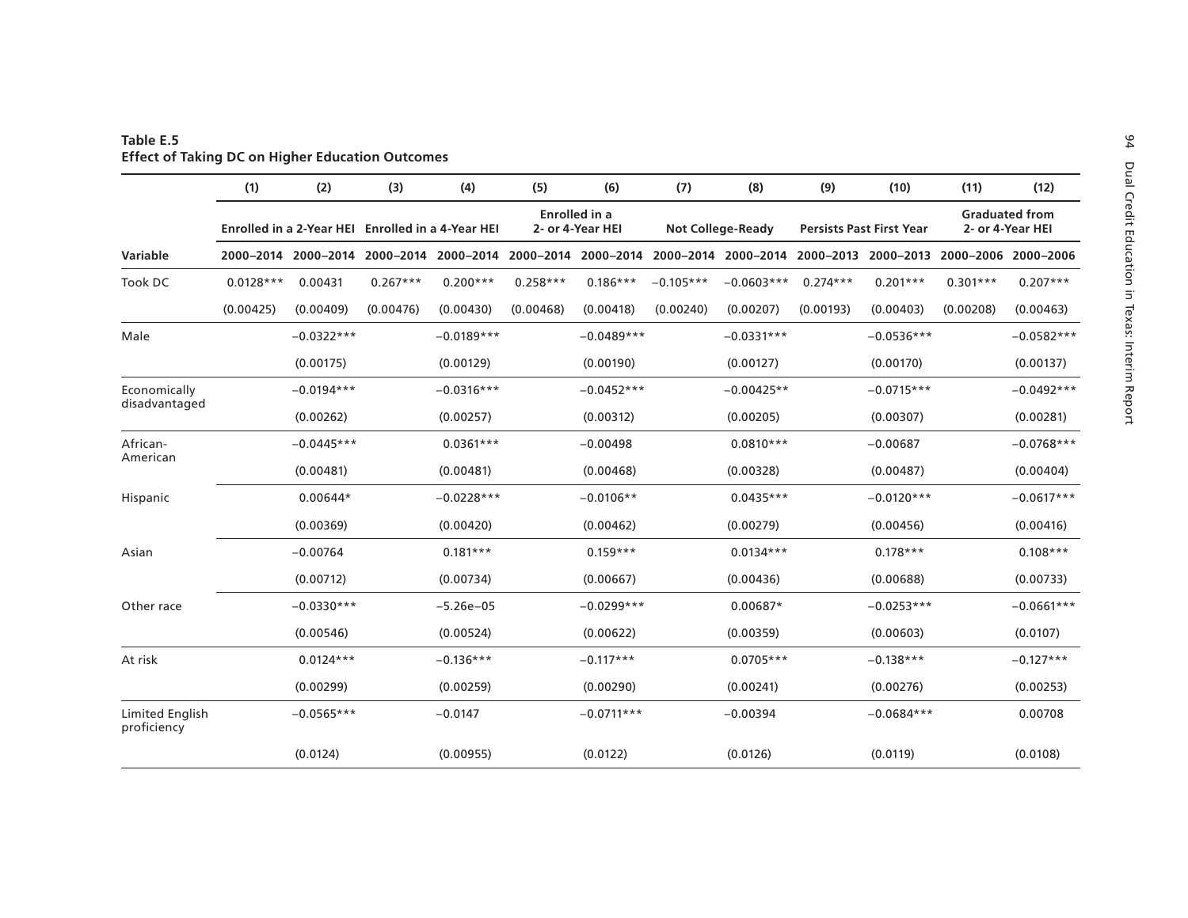**Table E.5**
**Effect of Taking DC on Higher Education Outcomes**

| | (1) | (2) | (3) | (4) | (5) | (6) | (7) | (8) | (9) | (10) | (11) | (12) |
|---|---|---|---|---|---|---|---|---|---|---|---|---|
| | Enrolled in a 2-Year HEI | | Enrolled in a 4-Year HEI | | Enrolled in a 2- or 4-Year HEI | | Not College-Ready | | Persists Past First Year | | Graduated from 2- or 4-Year HEI | |
| **Variable** | 2000–2014 | 2000–2014 | 2000–2014 | 2000–2014 | 2000–2014 | 2000–2014 | 2000–2014 | 2000–2014 | 2000–2013 | 2000–2013 | 2000–2006 | 2000–2006 |
| Took DC | 0.0128*** | 0.00431 | 0.267*** | 0.200*** | 0.258*** | 0.186*** | −0.105*** | −0.0603*** | 0.274*** | 0.201*** | 0.301*** | 0.207*** |
| | (0.00425) | (0.00409) | (0.00476) | (0.00430) | (0.00468) | (0.00418) | (0.00240) | (0.00207) | (0.00193) | (0.00403) | (0.00208) | (0.00463) |
| Male | | −0.0322*** | | −0.0189*** | | −0.0489*** | | −0.0331*** | | −0.0536*** | | −0.0582*** |
| | | (0.00175) | | (0.00129) | | (0.00190) | | (0.00127) | | (0.00170) | | (0.00137) |
| Economically disadvantaged | | −0.0194*** | | −0.0316*** | | −0.0452*** | | −0.00425** | | −0.0715*** | | −0.0492*** |
| | | (0.00262) | | (0.00257) | | (0.00312) | | (0.00205) | | (0.00307) | | (0.00281) |
| African-American | | −0.0445*** | | 0.0361*** | | −0.00498 | | 0.0810*** | | −0.00687 | | −0.0768*** |
| | | (0.00481) | | (0.00481) | | (0.00468) | | (0.00328) | | (0.00487) | | (0.00404) |
| Hispanic | | 0.00644* | | −0.0228*** | | −0.0106** | | 0.0435*** | | −0.0120*** | | −0.0617*** |
| | | (0.00369) | | (0.00420) | | (0.00462) | | (0.00279) | | (0.00456) | | (0.00416) |
| Asian | | −0.00764 | | 0.181*** | | 0.159*** | | 0.0134*** | | 0.178*** | | 0.108*** |
| | | (0.00712) | | (0.00734) | | (0.00667) | | (0.00436) | | (0.00688) | | (0.00733) |
| Other race | | −0.0330*** | | −5.26e−05 | | −0.0299*** | | 0.00687* | | −0.0253*** | | −0.0661*** |
| | | (0.00546) | | (0.00524) | | (0.00622) | | (0.00359) | | (0.00603) | | (0.0107) |
| At risk | | 0.0124*** | | −0.136*** | | −0.117*** | | 0.0705*** | | −0.138*** | | −0.127*** |
| | | (0.00299) | | (0.00259) | | (0.00290) | | (0.00241) | | (0.00276) | | (0.00253) |
| Limited English proficiency | | −0.0565*** | | −0.0147 | | −0.0711*** | | −0.00394 | | −0.0684*** | | 0.00708 |
| | | (0.0124) | | (0.00955) | | (0.0122) | | (0.0126) | | (0.0119) | | (0.0108) |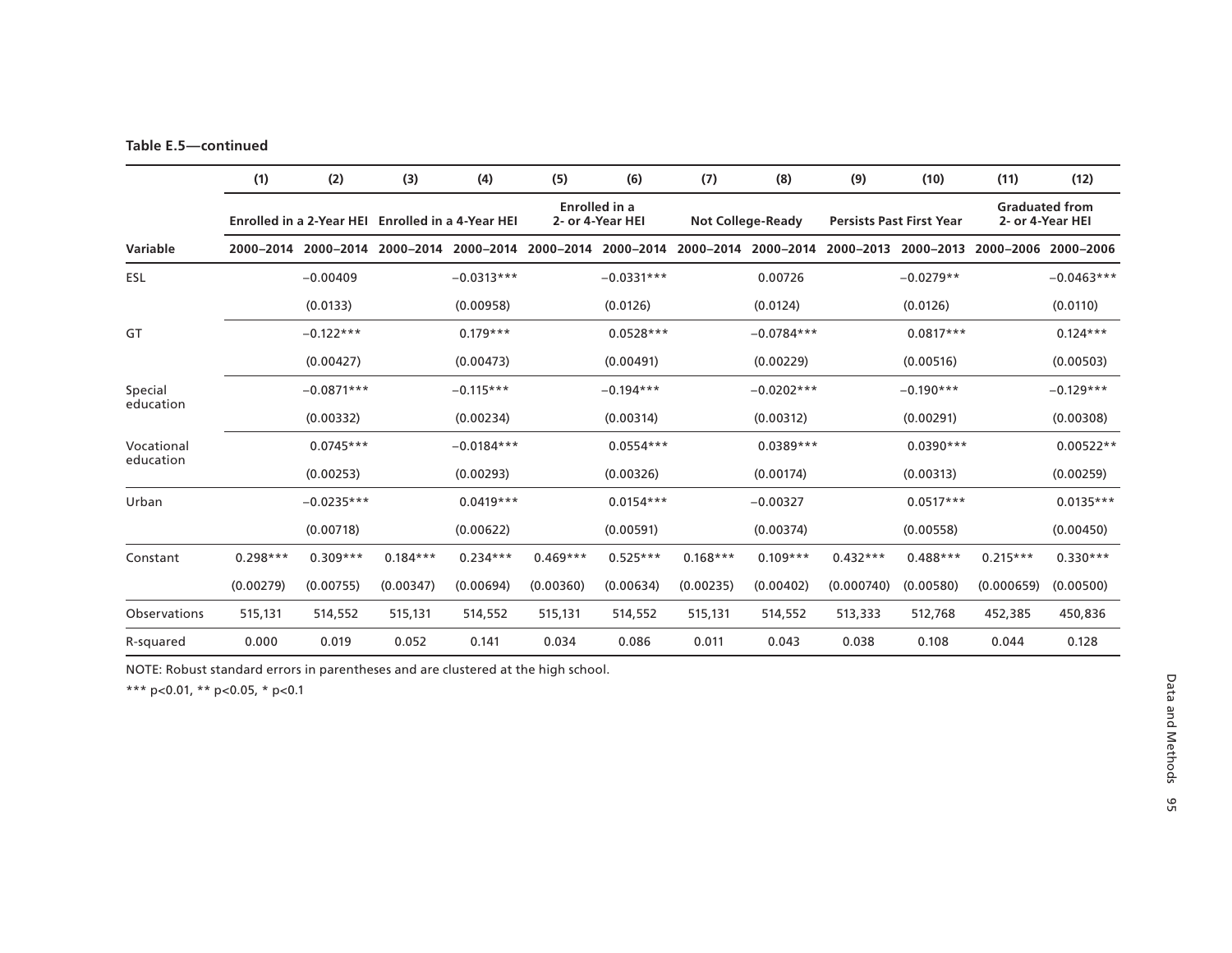**Table E.5—continued**

| | (1) | (2) | (3) | (4) | (5) | (6) | (7) | (8) | (9) | (10) | (11) | (12) |
|---|---|---|---|---|---|---|---|---|---|---|---|---|
| | Enrolled in a 2-Year HEI | | Enrolled in a 4-Year HEI | | Enrolled in a 2- or 4-Year HEI | | Not College-Ready | | Persists Past First Year | | Graduated from 2- or 4-Year HEI | |
| Variable | 2000–2014 | 2000–2014 | 2000–2014 | 2000–2014 | 2000–2014 | 2000–2014 | 2000–2014 | 2000–2014 | 2000–2013 | 2000–2013 | 2000–2006 | 2000–2006 |
| ESL | | −0.00409 | | −0.0313*** | | −0.0331*** | | 0.00726 | | −0.0279** | | −0.0463*** |
| | | (0.0133) | | (0.00958) | | (0.0126) | | (0.0124) | | (0.0126) | | (0.0110) |
| GT | | −0.122*** | | 0.179*** | | 0.0528*** | | −0.0784*** | | 0.0817*** | | 0.124*** |
| | | (0.00427) | | (0.00473) | | (0.00491) | | (0.00229) | | (0.00516) | | (0.00503) |
| Special education | | −0.0871*** | | −0.115*** | | −0.194*** | | −0.0202*** | | −0.190*** | | −0.129*** |
| | | (0.00332) | | (0.00234) | | (0.00314) | | (0.00312) | | (0.00291) | | (0.00308) |
| Vocational education | | 0.0745*** | | −0.0184*** | | 0.0554*** | | 0.0389*** | | 0.0390*** | | 0.00522** |
| | | (0.00253) | | (0.00293) | | (0.00326) | | (0.00174) | | (0.00313) | | (0.00259) |
| Urban | | −0.0235*** | | 0.0419*** | | 0.0154*** | | −0.00327 | | 0.0517*** | | 0.0135*** |
| | | (0.00718) | | (0.00622) | | (0.00591) | | (0.00374) | | (0.00558) | | (0.00450) |
| Constant | 0.298*** | 0.309*** | 0.184*** | 0.234*** | 0.469*** | 0.525*** | 0.168*** | 0.109*** | 0.432*** | 0.488*** | 0.215*** | 0.330*** |
| | (0.00279) | (0.00755) | (0.00347) | (0.00694) | (0.00360) | (0.00634) | (0.00235) | (0.00402) | (0.000740) | (0.00580) | (0.000659) | (0.00500) |
| Observations | 515,131 | 514,552 | 515,131 | 514,552 | 515,131 | 514,552 | 515,131 | 514,552 | 513,333 | 512,768 | 452,385 | 450,836 |
| R-squared | 0.000 | 0.019 | 0.052 | 0.141 | 0.034 | 0.086 | 0.011 | 0.043 | 0.038 | 0.108 | 0.044 | 0.128 |

NOTE: Robust standard errors in parentheses and are clustered at the high school.

*** p<0.01, ** p<0.05, * p<0.1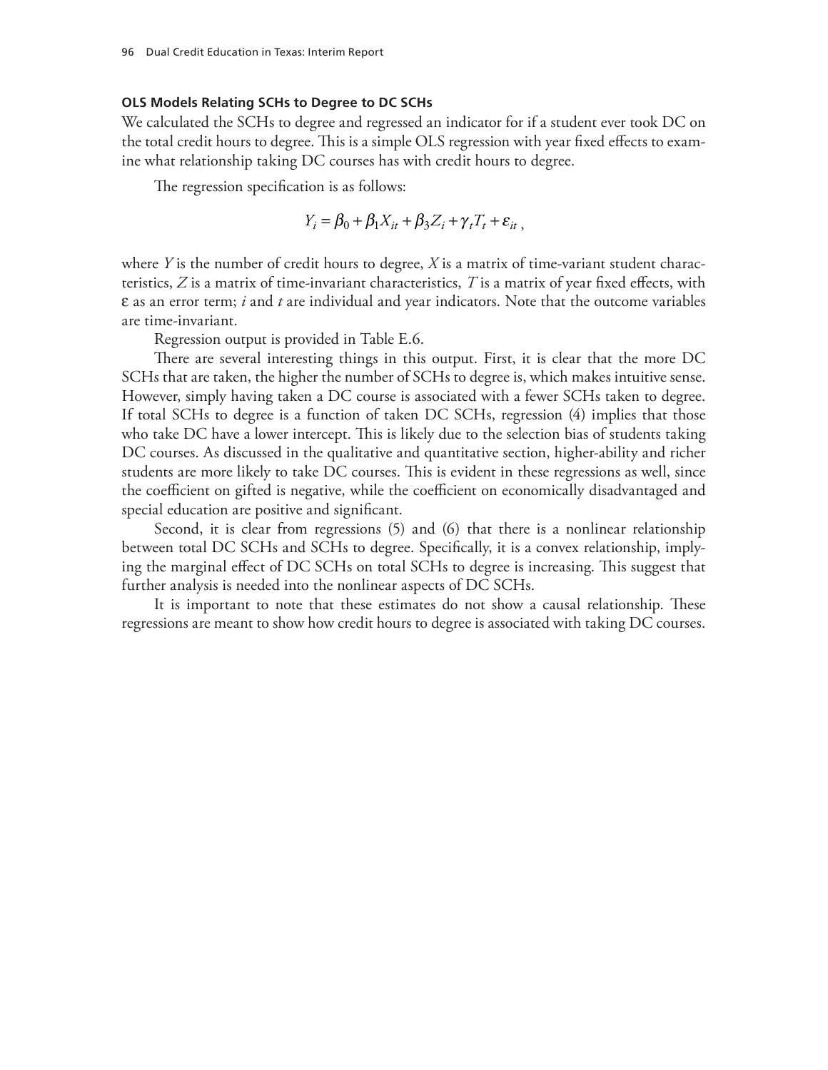**OLS Models Relating SCHs to Degree to DC SCHs**

We calculated the SCHs to degree and regressed an indicator for if a student ever took DC on the total credit hours to degree. This is a simple OLS regression with year fixed effects to examine what relationship taking DC courses has with credit hours to degree.

The regression specification is as follows:

$$Y_i = \beta_0 + \beta_1 X_{it} + \beta_3 Z_i + \gamma_t T_t + \varepsilon_{it} \, ,$$

where $Y$ is the number of credit hours to degree, $X$ is a matrix of time-variant student characteristics, $Z$ is a matrix of time-invariant characteristics, $T$ is a matrix of year fixed effects, with $\varepsilon$ as an error term; $i$ and $t$ are individual and year indicators. Note that the outcome variables are time-invariant.

Regression output is provided in Table E.6.

There are several interesting things in this output. First, it is clear that the more DC SCHs that are taken, the higher the number of SCHs to degree is, which makes intuitive sense. However, simply having taken a DC course is associated with a fewer SCHs taken to degree. If total SCHs to degree is a function of taken DC SCHs, regression (4) implies that those who take DC have a lower intercept. This is likely due to the selection bias of students taking DC courses. As discussed in the qualitative and quantitative section, higher-ability and richer students are more likely to take DC courses. This is evident in these regressions as well, since the coefficient on gifted is negative, while the coefficient on economically disadvantaged and special education are positive and significant.

Second, it is clear from regressions (5) and (6) that there is a nonlinear relationship between total DC SCHs and SCHs to degree. Specifically, it is a convex relationship, implying the marginal effect of DC SCHs on total SCHs to degree is increasing. This suggest that further analysis is needed into the nonlinear aspects of DC SCHs.

It is important to note that these estimates do not show a causal relationship. These regressions are meant to show how credit hours to degree is associated with taking DC courses.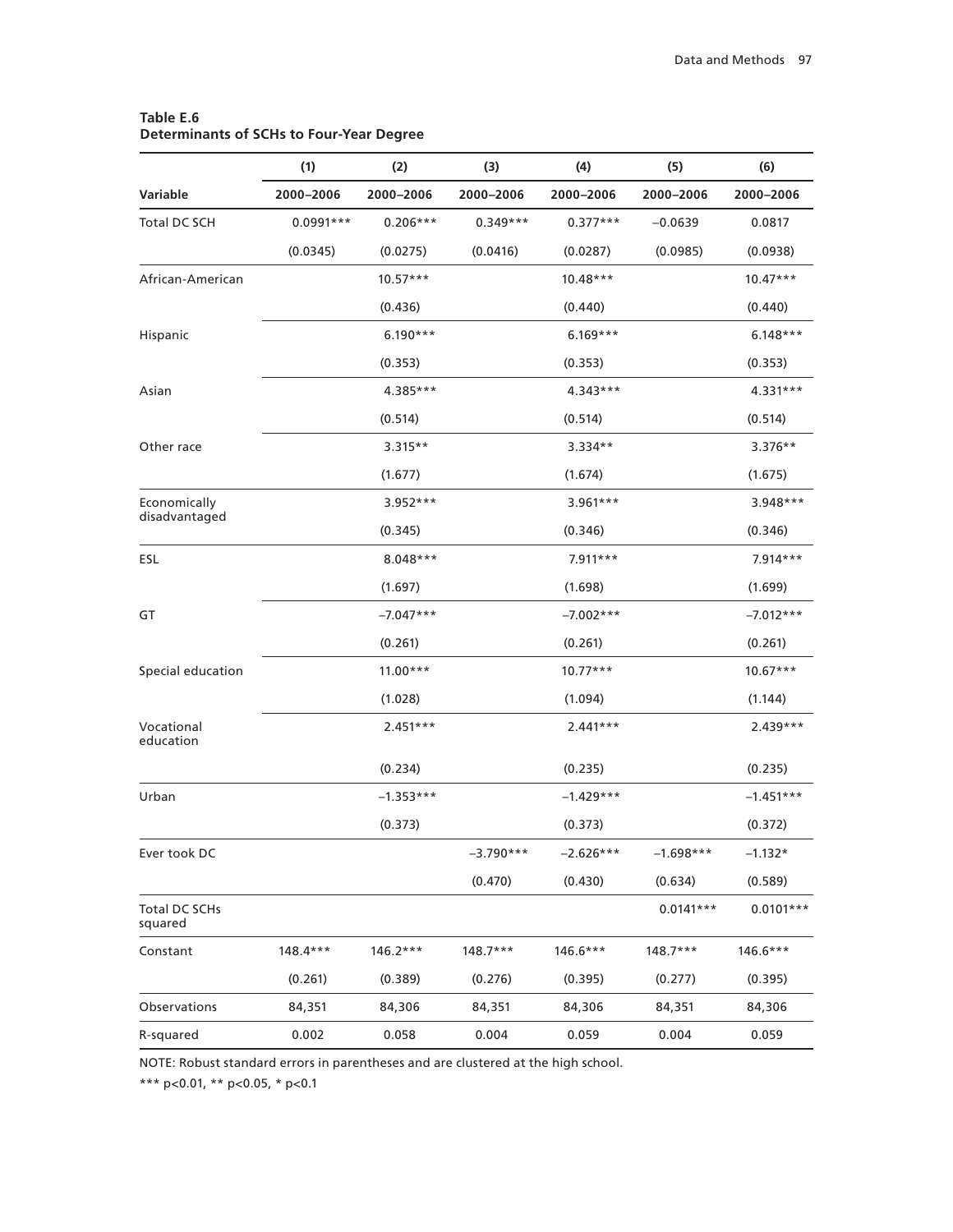**Table E.6**
**Determinants of SCHs to Four-Year Degree**

| | (1) | (2) | (3) | (4) | (5) | (6) |
|---|---|---|---|---|---|---|
| **Variable** | **2000–2006** | **2000–2006** | **2000–2006** | **2000–2006** | **2000–2006** | **2000–2006** |
| Total DC SCH | 0.0991*** | 0.206*** | 0.349*** | 0.377*** | –0.0639 | 0.0817 |
| | (0.0345) | (0.0275) | (0.0416) | (0.0287) | (0.0985) | (0.0938) |
| African-American | | 10.57*** | | 10.48*** | | 10.47*** |
| | | (0.436) | | (0.440) | | (0.440) |
| Hispanic | | 6.190*** | | 6.169*** | | 6.148*** |
| | | (0.353) | | (0.353) | | (0.353) |
| Asian | | 4.385*** | | 4.343*** | | 4.331*** |
| | | (0.514) | | (0.514) | | (0.514) |
| Other race | | 3.315** | | 3.334** | | 3.376** |
| | | (1.677) | | (1.674) | | (1.675) |
| Economically disadvantaged | | 3.952*** | | 3.961*** | | 3.948*** |
| | | (0.345) | | (0.346) | | (0.346) |
| ESL | | 8.048*** | | 7.911*** | | 7.914*** |
| | | (1.697) | | (1.698) | | (1.699) |
| GT | | –7.047*** | | –7.002*** | | –7.012*** |
| | | (0.261) | | (0.261) | | (0.261) |
| Special education | | 11.00*** | | 10.77*** | | 10.67*** |
| | | (1.028) | | (1.094) | | (1.144) |
| Vocational education | | 2.451*** | | 2.441*** | | 2.439*** |
| | | (0.234) | | (0.235) | | (0.235) |
| Urban | | –1.353*** | | –1.429*** | | –1.451*** |
| | | (0.373) | | (0.373) | | (0.372) |
| Ever took DC | | | –3.790*** | –2.626*** | –1.698*** | –1.132* |
| | | | (0.470) | (0.430) | (0.634) | (0.589) |
| Total DC SCHs squared | | | | | 0.0141*** | 0.0101*** |
| Constant | 148.4*** | 146.2*** | 148.7*** | 146.6*** | 148.7*** | 146.6*** |
| | (0.261) | (0.389) | (0.276) | (0.395) | (0.277) | (0.395) |
| Observations | 84,351 | 84,306 | 84,351 | 84,306 | 84,351 | 84,306 |
| R-squared | 0.002 | 0.058 | 0.004 | 0.059 | 0.004 | 0.059 |

NOTE: Robust standard errors in parentheses and are clustered at the high school.

*** p<0.01, ** p<0.05, * p<0.1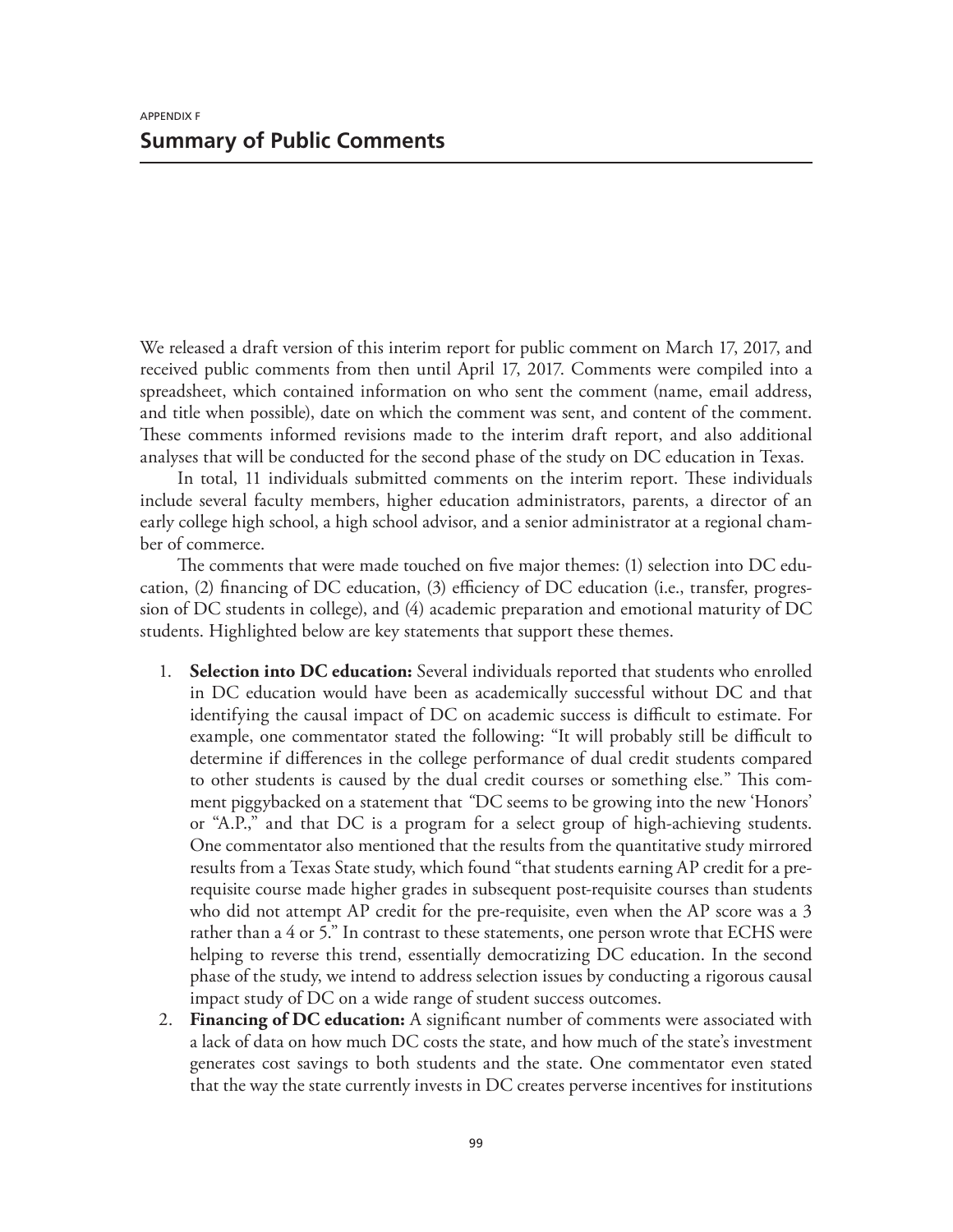APPENDIX F

# Summary of Public Comments

We released a draft version of this interim report for public comment on March 17, 2017, and received public comments from then until April 17, 2017. Comments were compiled into a spreadsheet, which contained information on who sent the comment (name, email address, and title when possible), date on which the comment was sent, and content of the comment. These comments informed revisions made to the interim draft report, and also additional analyses that will be conducted for the second phase of the study on DC education in Texas.

In total, 11 individuals submitted comments on the interim report. These individuals include several faculty members, higher education administrators, parents, a director of an early college high school, a high school advisor, and a senior administrator at a regional chamber of commerce.

The comments that were made touched on five major themes: (1) selection into DC education, (2) financing of DC education, (3) efficiency of DC education (i.e., transfer, progression of DC students in college), and (4) academic preparation and emotional maturity of DC students. Highlighted below are key statements that support these themes.

1. **Selection into DC education:** Several individuals reported that students who enrolled in DC education would have been as academically successful without DC and that identifying the causal impact of DC on academic success is difficult to estimate. For example, one commentator stated the following: "It will probably still be difficult to determine if differences in the college performance of dual credit students compared to other students is caused by the dual credit courses or something else." This comment piggybacked on a statement that "DC seems to be growing into the new 'Honors' or "A.P.," and that DC is a program for a select group of high-achieving students. One commentator also mentioned that the results from the quantitative study mirrored results from a Texas State study, which found "that students earning AP credit for a prerequisite course made higher grades in subsequent post-requisite courses than students who did not attempt AP credit for the pre-requisite, even when the AP score was a 3 rather than a 4 or 5." In contrast to these statements, one person wrote that ECHS were helping to reverse this trend, essentially democratizing DC education. In the second phase of the study, we intend to address selection issues by conducting a rigorous causal impact study of DC on a wide range of student success outcomes.
2. **Financing of DC education:** A significant number of comments were associated with a lack of data on how much DC costs the state, and how much of the state's investment generates cost savings to both students and the state. One commentator even stated that the way the state currently invests in DC creates perverse incentives for institutions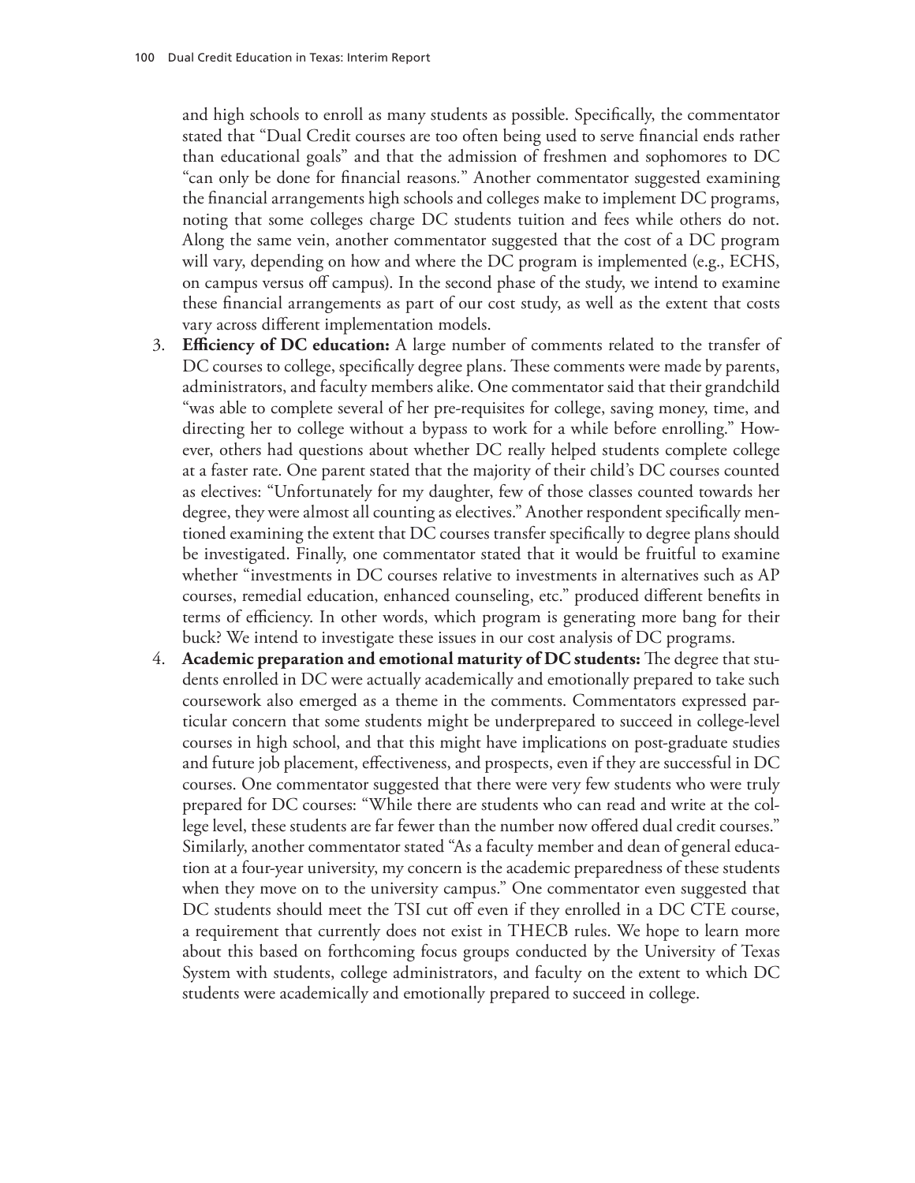and high schools to enroll as many students as possible. Specifically, the commentator stated that "Dual Credit courses are too often being used to serve financial ends rather than educational goals" and that the admission of freshmen and sophomores to DC "can only be done for financial reasons." Another commentator suggested examining the financial arrangements high schools and colleges make to implement DC programs, noting that some colleges charge DC students tuition and fees while others do not. Along the same vein, another commentator suggested that the cost of a DC program will vary, depending on how and where the DC program is implemented (e.g., ECHS, on campus versus off campus). In the second phase of the study, we intend to examine these financial arrangements as part of our cost study, as well as the extent that costs vary across different implementation models.

3. **Efficiency of DC education:** A large number of comments related to the transfer of DC courses to college, specifically degree plans. These comments were made by parents, administrators, and faculty members alike. One commentator said that their grandchild "was able to complete several of her pre-requisites for college, saving money, time, and directing her to college without a bypass to work for a while before enrolling." However, others had questions about whether DC really helped students complete college at a faster rate. One parent stated that the majority of their child's DC courses counted as electives: "Unfortunately for my daughter, few of those classes counted towards her degree, they were almost all counting as electives." Another respondent specifically mentioned examining the extent that DC courses transfer specifically to degree plans should be investigated. Finally, one commentator stated that it would be fruitful to examine whether "investments in DC courses relative to investments in alternatives such as AP courses, remedial education, enhanced counseling, etc." produced different benefits in terms of efficiency. In other words, which program is generating more bang for their buck? We intend to investigate these issues in our cost analysis of DC programs.
4. **Academic preparation and emotional maturity of DC students:** The degree that students enrolled in DC were actually academically and emotionally prepared to take such coursework also emerged as a theme in the comments. Commentators expressed particular concern that some students might be underprepared to succeed in college-level courses in high school, and that this might have implications on post-graduate studies and future job placement, effectiveness, and prospects, even if they are successful in DC courses. One commentator suggested that there were very few students who were truly prepared for DC courses: "While there are students who can read and write at the college level, these students are far fewer than the number now offered dual credit courses." Similarly, another commentator stated "As a faculty member and dean of general education at a four-year university, my concern is the academic preparedness of these students when they move on to the university campus." One commentator even suggested that DC students should meet the TSI cut off even if they enrolled in a DC CTE course, a requirement that currently does not exist in THECB rules. We hope to learn more about this based on forthcoming focus groups conducted by the University of Texas System with students, college administrators, and faculty on the extent to which DC students were academically and emotionally prepared to succeed in college.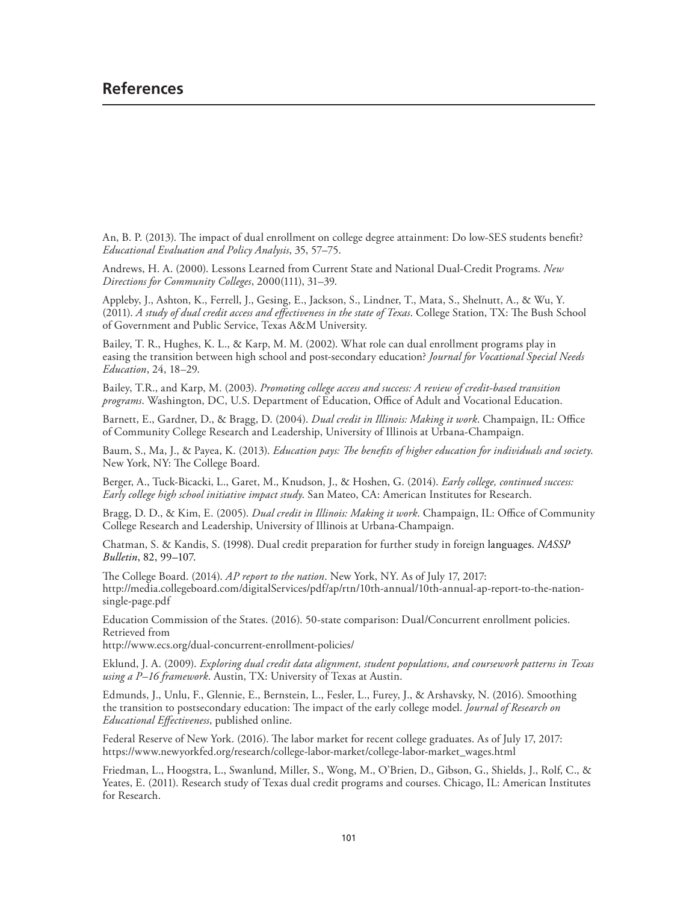## References

An, B. P. (2013). The impact of dual enrollment on college degree attainment: Do low-SES students benefit? *Educational Evaluation and Policy Analysis*, 35, 57–75.

Andrews, H. A. (2000). Lessons Learned from Current State and National Dual-Credit Programs. *New Directions for Community Colleges*, 2000(111), 31–39.

Appleby, J., Ashton, K., Ferrell, J., Gesing, E., Jackson, S., Lindner, T., Mata, S., Shelnutt, A., & Wu, Y. (2011). *A study of dual credit access and effectiveness in the state of Texas*. College Station, TX: The Bush School of Government and Public Service, Texas A&M University.

Bailey, T. R., Hughes, K. L., & Karp, M. M. (2002). What role can dual enrollment programs play in easing the transition between high school and post-secondary education? *Journal for Vocational Special Needs Education*, 24, 18–29.

Bailey, T.R., and Karp, M. (2003). *Promoting college access and success: A review of credit-based transition programs*. Washington, DC, U.S. Department of Education, Office of Adult and Vocational Education.

Barnett, E., Gardner, D., & Bragg, D. (2004). *Dual credit in Illinois: Making it work*. Champaign, IL: Office of Community College Research and Leadership, University of Illinois at Urbana-Champaign.

Baum, S., Ma, J., & Payea, K. (2013). *Education pays: The benefits of higher education for individuals and society*. New York, NY: The College Board.

Berger, A., Tuck-Bicacki, L., Garet, M., Knudson, J., & Hoshen, G. (2014). *Early college, continued success: Early college high school initiative impact study*. San Mateo, CA: American Institutes for Research.

Bragg, D. D., & Kim, E. (2005). *Dual credit in Illinois: Making it work*. Champaign, IL: Office of Community College Research and Leadership, University of Illinois at Urbana-Champaign.

Chatman, S. & Kandis, S. (1998). Dual credit preparation for further study in foreign languages. *NASSP Bulletin*, 82, 99–107.

The College Board. (2014). *AP report to the nation*. New York, NY. As of July 17, 2017: http://media.collegeboard.com/digitalServices/pdf/ap/rtn/10th-annual/10th-annual-ap-report-to-the-nation-single-page.pdf

Education Commission of the States. (2016). 50-state comparison: Dual/Concurrent enrollment policies. Retrieved from http://www.ecs.org/dual-concurrent-enrollment-policies/

Eklund, J. A. (2009). *Exploring dual credit data alignment, student populations, and coursework patterns in Texas using a P–16 framework*. Austin, TX: University of Texas at Austin.

Edmunds, J., Unlu, F., Glennie, E., Bernstein, L., Fesler, L., Furey, J., & Arshavsky, N. (2016). Smoothing the transition to postsecondary education: The impact of the early college model. *Journal of Research on Educational Effectiveness*, published online.

Federal Reserve of New York. (2016). The labor market for recent college graduates. As of July 17, 2017: https://www.newyorkfed.org/research/college-labor-market/college-labor-market_wages.html

Friedman, L., Hoogstra, L., Swanlund, Miller, S., Wong, M., O'Brien, D., Gibson, G., Shields, J., Rolf, C., & Yeates, E. (2011). Research study of Texas dual credit programs and courses. Chicago, IL: American Institutes for Research.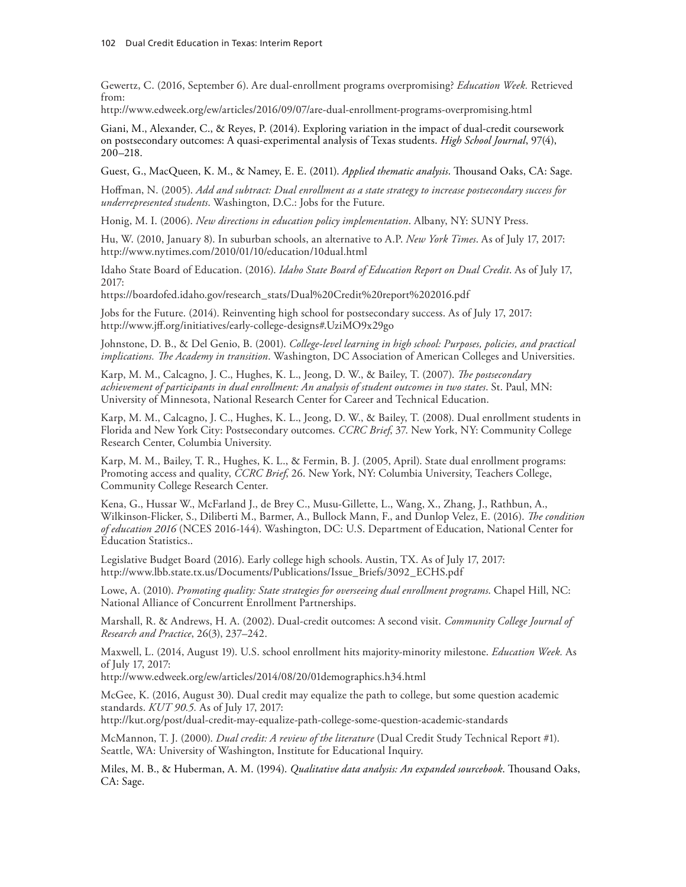Gewertz, C. (2016, September 6). Are dual-enrollment programs overpromising? *Education Week.* Retrieved from:
http://www.edweek.org/ew/articles/2016/09/07/are-dual-enrollment-programs-overpromising.html

Giani, M., Alexander, C., & Reyes, P. (2014). Exploring variation in the impact of dual-credit coursework on postsecondary outcomes: A quasi-experimental analysis of Texas students. *High School Journal*, 97(4), 200–218.

Guest, G., MacQueen, K. M., & Namey, E. E. (2011). *Applied thematic analysis*. Thousand Oaks, CA: Sage.

Hoffman, N. (2005). *Add and subtract: Dual enrollment as a state strategy to increase postsecondary success for underrepresented students*. Washington, D.C.: Jobs for the Future.

Honig, M. I. (2006). *New directions in education policy implementation*. Albany, NY: SUNY Press.

Hu, W. (2010, January 8). In suburban schools, an alternative to A.P. *New York Times*. As of July 17, 2017: http://www.nytimes.com/2010/01/10/education/10dual.html

Idaho State Board of Education. (2016). *Idaho State Board of Education Report on Dual Credit*. As of July 17, 2017:
https://boardofed.idaho.gov/research_stats/Dual%20Credit%20report%202016.pdf

Jobs for the Future. (2014). Reinventing high school for postsecondary success. As of July 17, 2017: http://www.jff.org/initiatives/early-college-designs#.UziMO9x29go

Johnstone, D. B., & Del Genio, B. (2001). *College-level learning in high school: Purposes, policies, and practical implications. The Academy in transition*. Washington, DC Association of American Colleges and Universities.

Karp, M. M., Calcagno, J. C., Hughes, K. L., Jeong, D. W., & Bailey, T. (2007). *The postsecondary achievement of participants in dual enrollment: An analysis of student outcomes in two states*. St. Paul, MN: University of Minnesota, National Research Center for Career and Technical Education.

Karp, M. M., Calcagno, J. C., Hughes, K. L., Jeong, D. W., & Bailey, T. (2008). Dual enrollment students in Florida and New York City: Postsecondary outcomes. *CCRC Brief*, 37. New York, NY: Community College Research Center, Columbia University.

Karp, M. M., Bailey, T. R., Hughes, K. L., & Fermin, B. J. (2005, April). State dual enrollment programs: Promoting access and quality, *CCRC Brief*, 26. New York, NY: Columbia University, Teachers College, Community College Research Center.

Kena, G., Hussar W., McFarland J., de Brey C., Musu-Gillette, L., Wang, X., Zhang, J., Rathbun, A., Wilkinson-Flicker, S., Diliberti M., Barmer, A., Bullock Mann, F., and Dunlop Velez, E. (2016). *The condition of education 2016* (NCES 2016-144). Washington, DC: U.S. Department of Education, National Center for Education Statistics..

Legislative Budget Board (2016). Early college high schools. Austin, TX. As of July 17, 2017: http://www.lbb.state.tx.us/Documents/Publications/Issue_Briefs/3092_ECHS.pdf

Lowe, A. (2010). *Promoting quality: State strategies for overseeing dual enrollment programs*. Chapel Hill, NC: National Alliance of Concurrent Enrollment Partnerships.

Marshall, R. & Andrews, H. A. (2002). Dual-credit outcomes: A second visit. *Community College Journal of Research and Practice*, 26(3), 237–242.

Maxwell, L. (2014, August 19). U.S. school enrollment hits majority-minority milestone. *Education Week.* As of July 17, 2017:
http://www.edweek.org/ew/articles/2014/08/20/01demographics.h34.html

McGee, K. (2016, August 30). Dual credit may equalize the path to college, but some question academic standards. *KUT 90.5.* As of July 17, 2017:
http://kut.org/post/dual-credit-may-equalize-path-college-some-question-academic-standards

McMannon, T. J. (2000). *Dual credit: A review of the literature* (Dual Credit Study Technical Report #1). Seattle, WA: University of Washington, Institute for Educational Inquiry.

Miles, M. B., & Huberman, A. M. (1994). *Qualitative data analysis: An expanded sourcebook*. Thousand Oaks, CA: Sage.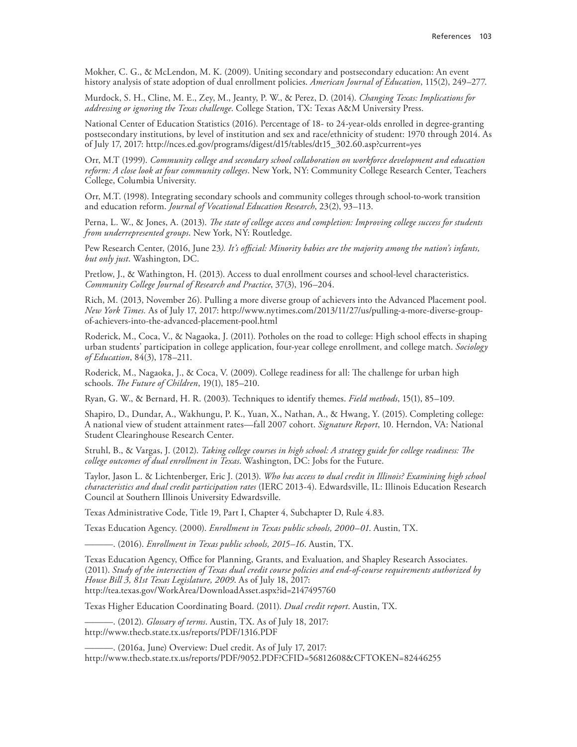Mokher, C. G., & McLendon, M. K. (2009). Uniting secondary and postsecondary education: An event history analysis of state adoption of dual enrollment policies. *American Journal of Education*, 115(2), 249–277.

Murdock, S. H., Cline, M. E., Zey, M., Jeanty, P. W., & Perez, D. (2014). *Changing Texas: Implications for addressing or ignoring the Texas challenge*. College Station, TX: Texas A&M University Press.

National Center of Education Statistics (2016). Percentage of 18- to 24-year-olds enrolled in degree-granting postsecondary institutions, by level of institution and sex and race/ethnicity of student: 1970 through 2014. As of July 17, 2017: http://nces.ed.gov/programs/digest/d15/tables/dt15_302.60.asp?current=yes

Orr, M.T (1999). *Community college and secondary school collaboration on workforce development and education reform: A close look at four community colleges*. New York, NY: Community College Research Center, Teachers College, Columbia University.

Orr, M.T. (1998). Integrating secondary schools and community colleges through school-to-work transition and education reform. *Journal of Vocational Education Research*, 23(2), 93–113.

Perna, L. W., & Jones, A. (2013). *The state of college access and completion: Improving college success for students from underrepresented groups*. New York, NY: Routledge.

Pew Research Center, (2016, June 23*). It's official: Minority babies are the majority among the nation's infants, but only just*. Washington, DC.

Pretlow, J., & Wathington, H. (2013). Access to dual enrollment courses and school-level characteristics. *Community College Journal of Research and Practice*, 37(3), 196–204.

Rich, M. (2013, November 26). Pulling a more diverse group of achievers into the Advanced Placement pool. *New York Times.* As of July 17, 2017: http://www.nytimes.com/2013/11/27/us/pulling-a-more-diverse-group-of-achievers-into-the-advanced-placement-pool.html

Roderick, M., Coca, V., & Nagaoka, J. (2011). Potholes on the road to college: High school effects in shaping urban students' participation in college application, four-year college enrollment, and college match. *Sociology of Education*, 84(3), 178–211.

Roderick, M., Nagaoka, J., & Coca, V. (2009). College readiness for all: The challenge for urban high schools. *The Future of Children*, 19(1), 185–210.

Ryan, G. W., & Bernard, H. R. (2003). Techniques to identify themes. *Field methods*, 15(1), 85–109.

Shapiro, D., Dundar, A., Wakhungu, P. K., Yuan, X., Nathan, A., & Hwang, Y. (2015). Completing college: A national view of student attainment rates—fall 2007 cohort. *Signature Report*, 10. Herndon, VA: National Student Clearinghouse Research Center.

Struhl, B., & Vargas, J. (2012). *Taking college courses in high school: A strategy guide for college readiness: The college outcomes of dual enrollment in Texas*. Washington, DC: Jobs for the Future.

Taylor, Jason L. & Lichtenberger, Eric J. (2013). *Who has access to dual credit in Illinois? Examining high school characteristics and dual credit participation rates* (IERC 2013-4). Edwardsville, IL: Illinois Education Research Council at Southern Illinois University Edwardsville.

Texas Administrative Code, Title 19, Part I, Chapter 4, Subchapter D, Rule 4.83.

Texas Education Agency. (2000). *Enrollment in Texas public schools, 2000–01*. Austin, TX.

———. (2016). *Enrollment in Texas public schools, 2015–16*. Austin, TX.

Texas Education Agency, Office for Planning, Grants, and Evaluation, and Shapley Research Associates. (2011). *Study of the intersection of Texas dual credit course policies and end-of-course requirements authorized by House Bill 3, 81st Texas Legislature, 2009*. As of July 18, 2017: http://tea.texas.gov/WorkArea/DownloadAsset.aspx?id=2147495760

Texas Higher Education Coordinating Board. (2011). *Dual credit report*. Austin, TX.

———. (2012). *Glossary of terms*. Austin, TX. As of July 18, 2017: http://www.thecb.state.tx.us/reports/PDF/1316.PDF

———. (2016a, June) Overview: Duel credit. As of July 17, 2017: http://www.thecb.state.tx.us/reports/PDF/9052.PDF?CFID=56812608&CFTOKEN=82446255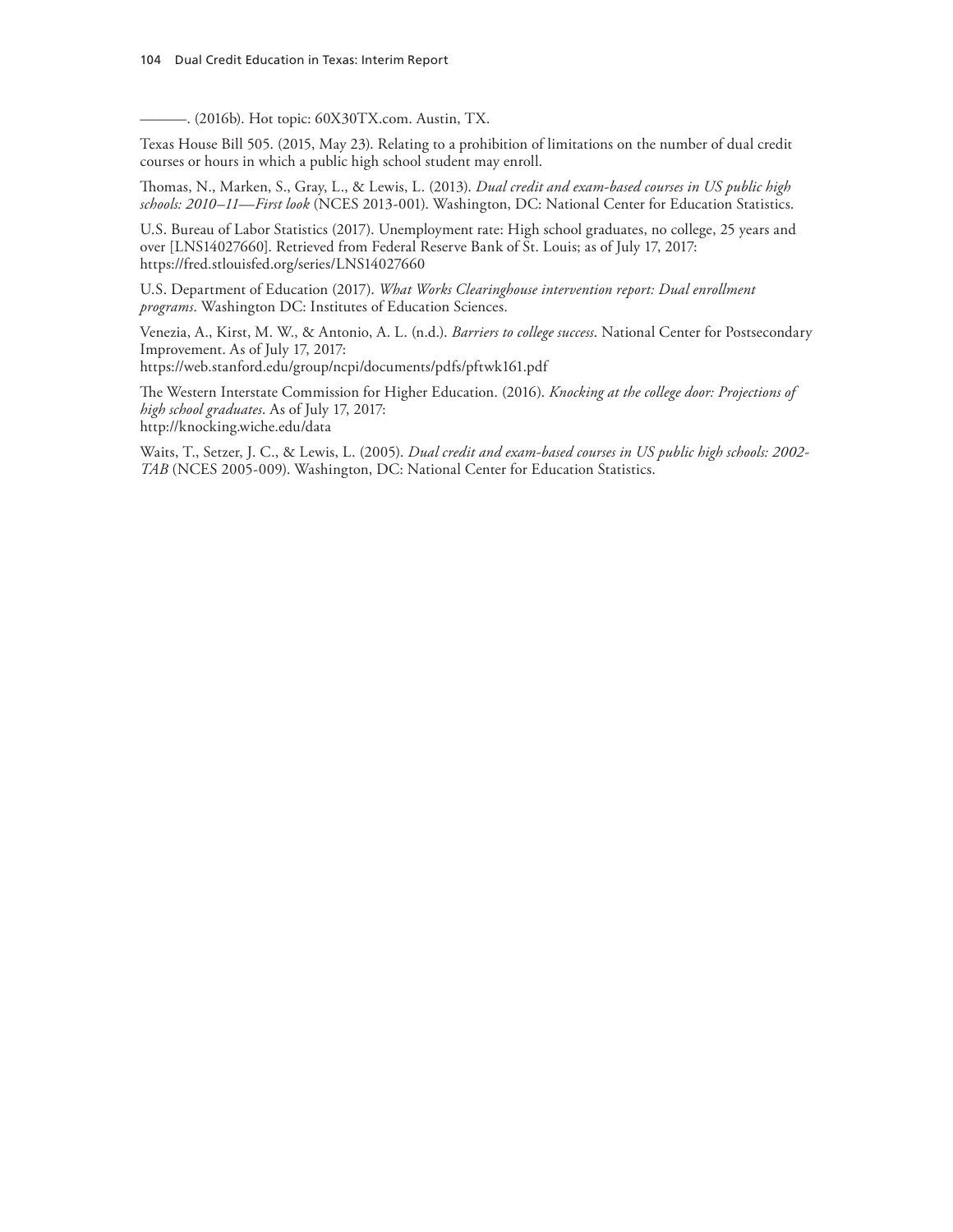———. (2016b). Hot topic: 60X30TX.com. Austin, TX.

Texas House Bill 505. (2015, May 23). Relating to a prohibition of limitations on the number of dual credit courses or hours in which a public high school student may enroll.

Thomas, N., Marken, S., Gray, L., & Lewis, L. (2013). *Dual credit and exam-based courses in US public high schools: 2010–11—First look* (NCES 2013-001). Washington, DC: National Center for Education Statistics.

U.S. Bureau of Labor Statistics (2017). Unemployment rate: High school graduates, no college, 25 years and over [LNS14027660]. Retrieved from Federal Reserve Bank of St. Louis; as of July 17, 2017: https://fred.stlouisfed.org/series/LNS14027660

U.S. Department of Education (2017). *What Works Clearinghouse intervention report: Dual enrollment programs*. Washington DC: Institutes of Education Sciences.

Venezia, A., Kirst, M. W., & Antonio, A. L. (n.d.). *Barriers to college success*. National Center for Postsecondary Improvement. As of July 17, 2017:
https://web.stanford.edu/group/ncpi/documents/pdfs/pftwk161.pdf

The Western Interstate Commission for Higher Education. (2016). *Knocking at the college door: Projections of high school graduates*. As of July 17, 2017:
http://knocking.wiche.edu/data

Waits, T., Setzer, J. C., & Lewis, L. (2005). *Dual credit and exam-based courses in US public high schools: 2002-TAB* (NCES 2005-009). Washington, DC: National Center for Education Statistics.